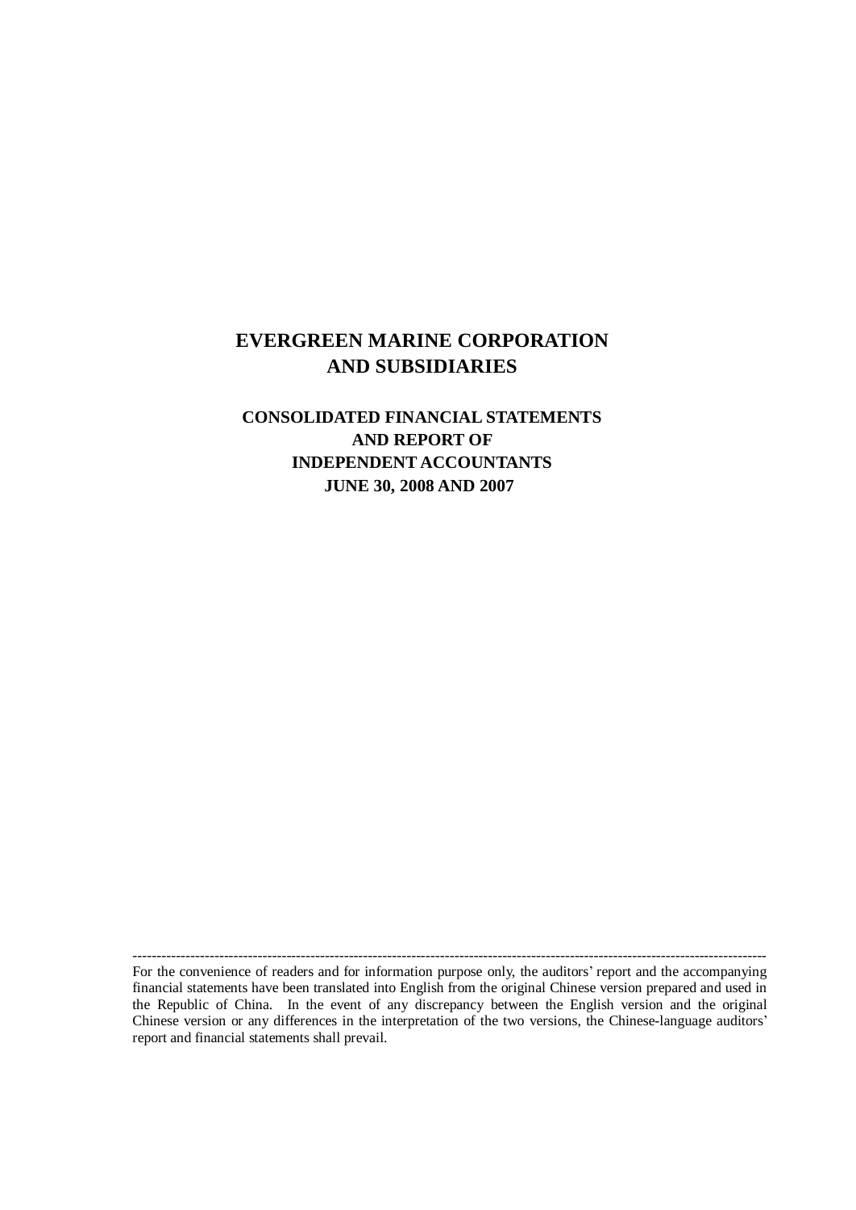# EVERGREEN MARINE CORPORATION AND SUBSIDIARIES

## CONSOLIDATED FINANCIAL STATEMENTS AND REPORT OF INDEPENDENT ACCOUNTANTS JUNE 30, 2008 AND 2007

---

For the convenience of readers and for information purpose only, the auditors' report and the accompanying financial statements have been translated into English from the original Chinese version prepared and used in the Republic of China. In the event of any discrepancy between the English version and the original Chinese version or any differences in the interpretation of the two versions, the Chinese-language auditors' report and financial statements shall prevail.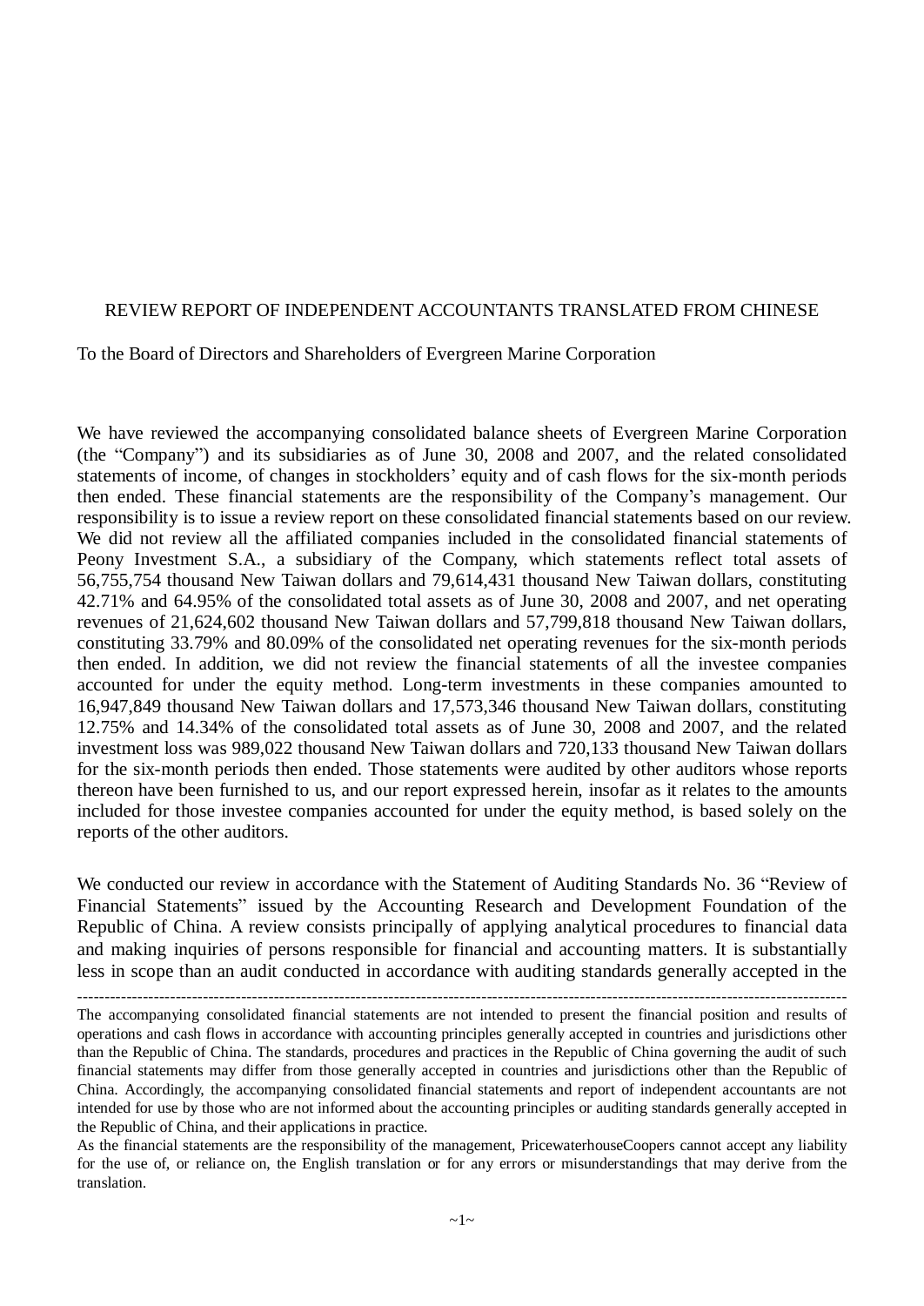# REVIEW REPORT OF INDEPENDENT ACCOUNTANTS TRANSLATED FROM CHINESE

To the Board of Directors and Shareholders of Evergreen Marine Corporation

We have reviewed the accompanying consolidated balance sheets of Evergreen Marine Corporation (the "Company") and its subsidiaries as of June 30, 2008 and 2007, and the related consolidated statements of income, of changes in stockholders' equity and of cash flows for the six-month periods then ended. These financial statements are the responsibility of the Company's management. Our responsibility is to issue a review report on these consolidated financial statements based on our review. We did not review all the affiliated companies included in the consolidated financial statements of Peony Investment S.A., a subsidiary of the Company, which statements reflect total assets of 56,755,754 thousand New Taiwan dollars and 79,614,431 thousand New Taiwan dollars, constituting 42.71% and 64.95% of the consolidated total assets as of June 30, 2008 and 2007, and net operating revenues of 21,624,602 thousand New Taiwan dollars and 57,799,818 thousand New Taiwan dollars, constituting 33.79% and 80.09% of the consolidated net operating revenues for the six-month periods then ended. In addition, we did not review the financial statements of all the investee companies accounted for under the equity method. Long-term investments in these companies amounted to 16,947,849 thousand New Taiwan dollars and 17,573,346 thousand New Taiwan dollars, constituting 12.75% and 14.34% of the consolidated total assets as of June 30, 2008 and 2007, and the related investment loss was 989,022 thousand New Taiwan dollars and 720,133 thousand New Taiwan dollars for the six-month periods then ended. Those statements were audited by other auditors whose reports thereon have been furnished to us, and our report expressed herein, insofar as it relates to the amounts included for those investee companies accounted for under the equity method, is based solely on the reports of the other auditors.

We conducted our review in accordance with the Statement of Auditing Standards No. 36 "Review of Financial Statements" issued by the Accounting Research and Development Foundation of the Republic of China. A review consists principally of applying analytical procedures to financial data and making inquiries of persons responsible for financial and accounting matters. It is substantially less in scope than an audit conducted in accordance with auditing standards generally accepted in the

---

The accompanying consolidated financial statements are not intended to present the financial position and results of operations and cash flows in accordance with accounting principles generally accepted in countries and jurisdictions other than the Republic of China. The standards, procedures and practices in the Republic of China governing the audit of such financial statements may differ from those generally accepted in countries and jurisdictions other than the Republic of China. Accordingly, the accompanying consolidated financial statements and report of independent accountants are not intended for use by those who are not informed about the accounting principles or auditing standards generally accepted in the Republic of China, and their applications in practice.

As the financial statements are the responsibility of the management, PricewaterhouseCoopers cannot accept any liability for the use of, or reliance on, the English translation or for any errors or misunderstandings that may derive from the translation.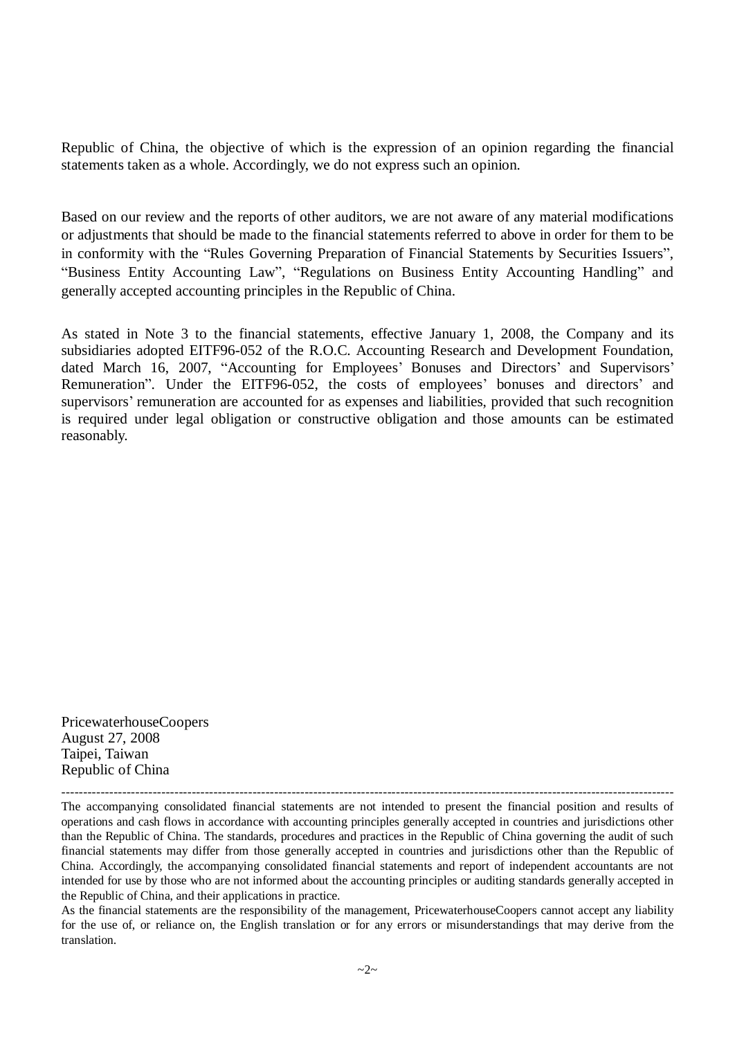Republic of China, the objective of which is the expression of an opinion regarding the financial statements taken as a whole. Accordingly, we do not express such an opinion.

Based on our review and the reports of other auditors, we are not aware of any material modifications or adjustments that should be made to the financial statements referred to above in order for them to be in conformity with the "Rules Governing Preparation of Financial Statements by Securities Issuers", "Business Entity Accounting Law", "Regulations on Business Entity Accounting Handling" and generally accepted accounting principles in the Republic of China.

As stated in Note 3 to the financial statements, effective January 1, 2008, the Company and its subsidiaries adopted EITF96-052 of the R.O.C. Accounting Research and Development Foundation, dated March 16, 2007, "Accounting for Employees' Bonuses and Directors' and Supervisors' Remuneration". Under the EITF96-052, the costs of employees' bonuses and directors' and supervisors' remuneration are accounted for as expenses and liabilities, provided that such recognition is required under legal obligation or constructive obligation and those amounts can be estimated reasonably.

PricewaterhouseCoopers  
August 27, 2008  
Taipei, Taiwan  
Republic of China

---

The accompanying consolidated financial statements are not intended to present the financial position and results of operations and cash flows in accordance with accounting principles generally accepted in countries and jurisdictions other than the Republic of China. The standards, procedures and practices in the Republic of China governing the audit of such financial statements may differ from those generally accepted in countries and jurisdictions other than the Republic of China. Accordingly, the accompanying consolidated financial statements and report of independent accountants are not intended for use by those who are not informed about the accounting principles or auditing standards generally accepted in the Republic of China, and their applications in practice.

As the financial statements are the responsibility of the management, PricewaterhouseCoopers cannot accept any liability for the use of, or reliance on, the English translation or for any errors or misunderstandings that may derive from the translation.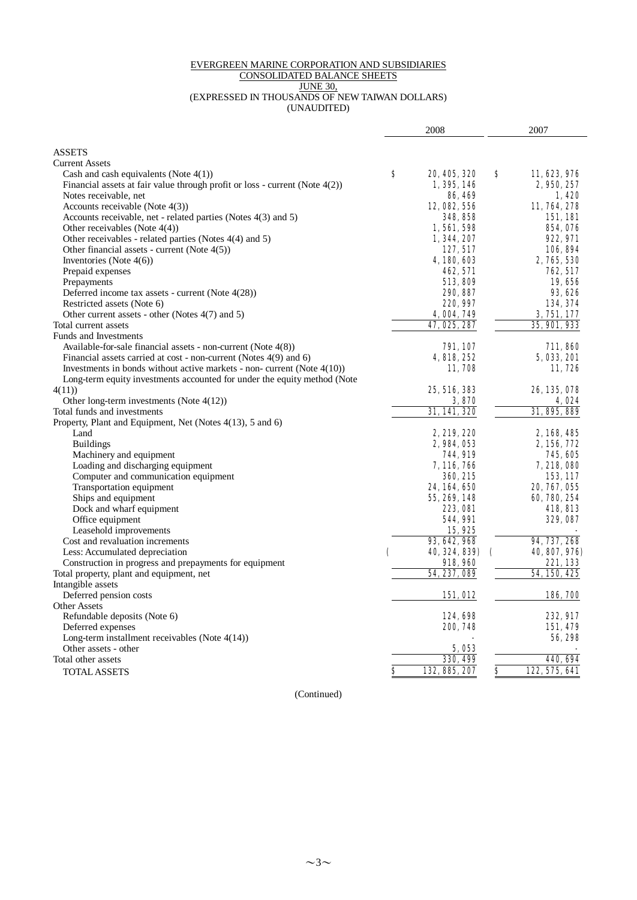EVERGREEN MARINE CORPORATION AND SUBSIDIARIES
CONSOLIDATED BALANCE SHEETS
JUNE 30,
(EXPRESSED IN THOUSANDS OF NEW TAIWAN DOLLARS)
(UNAUDITED)

| | 2008 | 2007 |
|---|---|---|
| **ASSETS** | | |
| Current Assets | | |
| Cash and cash equivalents (Note 4(1)) | $ 20,405,320 | $ 11,623,976 |
| Financial assets at fair value through profit or loss - current (Note 4(2)) | 1,395,146 | 2,950,257 |
| Notes receivable, net | 86,469 | 1,420 |
| Accounts receivable (Note 4(3)) | 12,082,556 | 11,764,278 |
| Accounts receivable, net - related parties (Notes 4(3) and 5) | 348,858 | 151,181 |
| Other receivables (Note 4(4)) | 1,561,598 | 854,076 |
| Other receivables - related parties (Notes 4(4) and 5) | 1,344,207 | 922,971 |
| Other financial assets - current (Note 4(5)) | 127,517 | 106,894 |
| Inventories (Note 4(6)) | 4,180,603 | 2,765,530 |
| Prepaid expenses | 462,571 | 762,517 |
| Prepayments | 513,809 | 19,656 |
| Deferred income tax assets - current (Note 4(28)) | 290,887 | 93,626 |
| Restricted assets (Note 6) | 220,997 | 134,374 |
| Other current assets - other (Notes 4(7) and 5) | 4,004,749 | 3,751,177 |
| Total current assets | 47,025,287 | 35,901,933 |
| Funds and Investments | | |
| Available-for-sale financial assets - non-current (Note 4(8)) | 791,107 | 711,860 |
| Financial assets carried at cost - non-current (Notes 4(9) and 6) | 4,818,252 | 5,033,201 |
| Investments in bonds without active markets - non- current (Note 4(10)) | 11,708 | 11,726 |
| Long-term equity investments accounted for under the equity method (Note 4(11)) | 25,516,383 | 26,135,078 |
| Other long-term investments (Note 4(12)) | 3,870 | 4,024 |
| Total funds and investments | 31,141,320 | 31,895,889 |
| Property, Plant and Equipment, Net (Notes 4(13), 5 and 6) | | |
| Land | 2,219,220 | 2,168,485 |
| Buildings | 2,984,053 | 2,156,772 |
| Machinery and equipment | 744,919 | 745,605 |
| Loading and discharging equipment | 7,116,766 | 7,218,080 |
| Computer and communication equipment | 360,215 | 153,117 |
| Transportation equipment | 24,164,650 | 20,767,055 |
| Ships and equipment | 55,269,148 | 60,780,254 |
| Dock and wharf equipment | 223,081 | 418,813 |
| Office equipment | 544,991 | 329,087 |
| Leasehold improvements | 15,925 | - |
| Cost and revaluation increments | 93,642,968 | 94,737,268 |
| Less: Accumulated depreciation | ( 40,324,839) | ( 40,807,976) |
| Construction in progress and prepayments for equipment | 918,960 | 221,133 |
| Total property, plant and equipment, net | 54,237,089 | 54,150,425 |
| Intangible assets | | |
| Deferred pension costs | 151,012 | 186,700 |
| Other Assets | | |
| Refundable deposits (Note 6) | 124,698 | 232,917 |
| Deferred expenses | 200,748 | 151,479 |
| Long-term installment receivables (Note 4(14)) | - | 56,298 |
| Other assets - other | 5,053 | - |
| Total other assets | 330,499 | 440,694 |
| TOTAL ASSETS | $ 132,885,207 | $ 122,575,641 |

(Continued)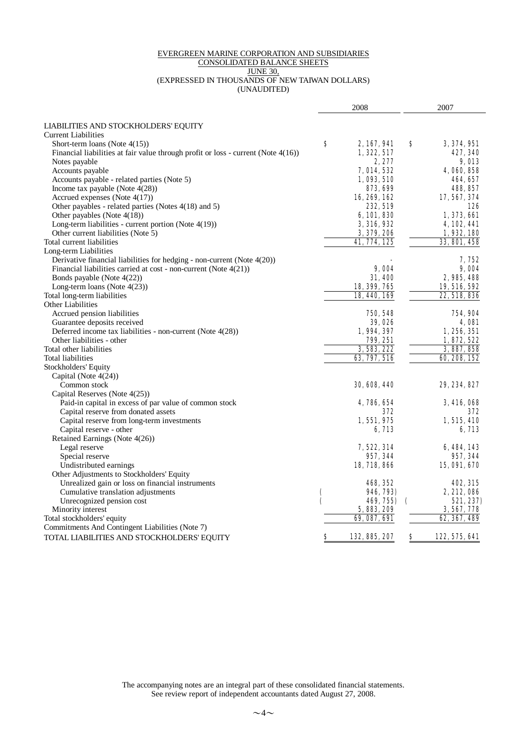EVERGREEN MARINE CORPORATION AND SUBSIDIARIES
CONSOLIDATED BALANCE SHEETS
JUNE 30,
(EXPRESSED IN THOUSANDS OF NEW TAIWAN DOLLARS)
(UNAUDITED)

| | 2008 | 2007 |
|---|---|---|
| LIABILITIES AND STOCKHOLDERS' EQUITY | | |
| Current Liabilities | | |
| Short-term loans (Note 4(15)) | $ 2,167,941 | $ 3,374,951 |
| Financial liabilities at fair value through profit or loss - current (Note 4(16)) | 1,322,517 | 427,340 |
| Notes payable | 2,277 | 9,013 |
| Accounts payable | 7,014,532 | 4,060,858 |
| Accounts payable - related parties (Note 5) | 1,093,510 | 464,657 |
| Income tax payable (Note 4(28)) | 873,699 | 488,857 |
| Accrued expenses (Note 4(17)) | 16,269,162 | 17,567,374 |
| Other payables - related parties (Notes 4(18) and 5) | 232,519 | 126 |
| Other payables (Note 4(18)) | 6,101,830 | 1,373,661 |
| Long-term liabilities - current portion (Note 4(19)) | 3,316,932 | 4,102,441 |
| Other current liabilities (Note 5) | 3,379,206 | 1,932,180 |
| Total current liabilities | 41,774,125 | 33,801,458 |
| Long-term Liabilities | | |
| Derivative financial liabilities for hedging - non-current (Note 4(20)) | - | 7,752 |
| Financial liabilities carried at cost - non-current (Note 4(21)) | 9,004 | 9,004 |
| Bonds payable (Note 4(22)) | 31,400 | 2,985,488 |
| Long-term loans (Note 4(23)) | 18,399,765 | 19,516,592 |
| Total long-term liabilities | 18,440,169 | 22,518,836 |
| Other Liabilities | | |
| Accrued pension liabilities | 750,548 | 754,904 |
| Guarantee deposits received | 39,026 | 4,081 |
| Deferred income tax liabilities - non-current (Note 4(28)) | 1,994,397 | 1,256,351 |
| Other liabilities - other | 799,251 | 1,872,522 |
| Total other liabilities | 3,583,222 | 3,887,858 |
| Total liabilities | 63,797,516 | 60,208,152 |
| Stockholders' Equity | | |
| Capital (Note 4(24)) | | |
| Common stock | 30,608,440 | 29,234,827 |
| Capital Reserves (Note 4(25)) | | |
| Paid-in capital in excess of par value of common stock | 4,786,654 | 3,416,068 |
| Capital reserve from donated assets | 372 | 372 |
| Capital reserve from long-term investments | 1,551,975 | 1,515,410 |
| Capital reserve - other | 6,713 | 6,713 |
| Retained Earnings (Note 4(26)) | | |
| Legal reserve | 7,522,314 | 6,484,143 |
| Special reserve | 957,344 | 957,344 |
| Undistributed earnings | 18,718,866 | 15,091,670 |
| Other Adjustments to Stockholders' Equity | | |
| Unrealized gain or loss on financial instruments | 468,352 | 402,315 |
| Cumulative translation adjustments | ( 946,793) | 2,212,086 |
| Unrecognized pension cost | ( 469,755) | ( 521,237) |
| Minority interest | 5,883,209 | 3,567,778 |
| Total stockholders' equity | 69,087,691 | 62,367,489 |
| Commitments And Contingent Liabilities (Note 7) | | |
| TOTAL LIABILITIES AND STOCKHOLDERS' EQUITY | $ 132,885,207 | $ 122,575,641 |

The accompanying notes are an integral part of these consolidated financial statements.
See review report of independent accountants dated August 27, 2008.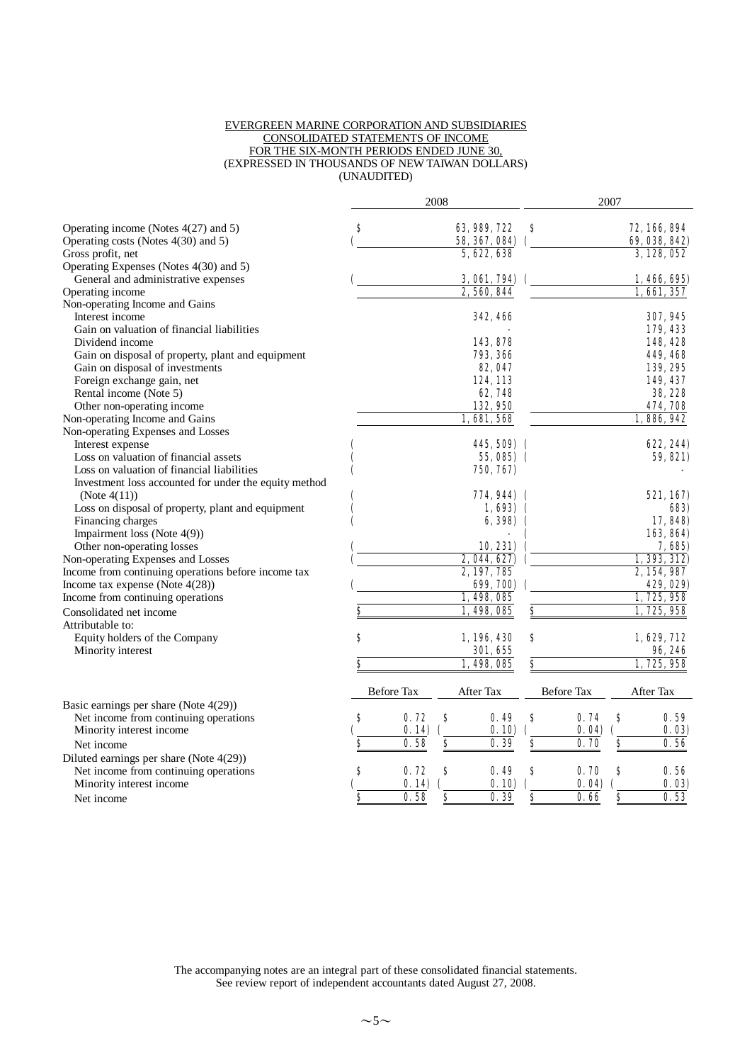EVERGREEN MARINE CORPORATION AND SUBSIDIARIES
CONSOLIDATED STATEMENTS OF INCOME
FOR THE SIX-MONTH PERIODS ENDED JUNE 30,
(EXPRESSED IN THOUSANDS OF NEW TAIWAN DOLLARS)
(UNAUDITED)

| | 2008 | 2007 |
|---|---|---|
| Operating income (Notes 4(27) and 5) | $ 63,989,722 | $ 72,166,894 |
| Operating costs (Notes 4(30) and 5) | ( 58,367,084) | ( 69,038,842) |
| Gross profit, net | 5,622,638 | 3,128,052 |
| Operating Expenses (Notes 4(30) and 5) | | |
| General and administrative expenses | ( 3,061,794) | ( 1,466,695) |
| Operating income | 2,560,844 | 1,661,357 |
| Non-operating Income and Gains | | |
| Interest income | 342,466 | 307,945 |
| Gain on valuation of financial liabilities | - | 179,433 |
| Dividend income | 143,878 | 148,428 |
| Gain on disposal of property, plant and equipment | 793,366 | 449,468 |
| Gain on disposal of investments | 82,047 | 139,295 |
| Foreign exchange gain, net | 124,113 | 149,437 |
| Rental income (Note 5) | 62,748 | 38,228 |
| Other non-operating income | 132,950 | 474,708 |
| Non-operating Income and Gains | 1,681,568 | 1,886,942 |
| Non-operating Expenses and Losses | | |
| Interest expense | ( 445,509) | ( 622,244) |
| Loss on valuation of financial assets | ( 55,085) | ( 59,821) |
| Loss on valuation of financial liabilities | ( 750,767) | - |
| Investment loss accounted for under the equity method (Note 4(11)) | ( 774,944) | ( 521,167) |
| Loss on disposal of property, plant and equipment | ( 1,693) | ( 683) |
| Financing charges | ( 6,398) | ( 17,848) |
| Impairment loss (Note 4(9)) | - | ( 163,864) |
| Other non-operating losses | ( 10,231) | ( 7,685) |
| Non-operating Expenses and Losses | ( 2,044,627) | ( 1,393,312) |
| Income from continuing operations before income tax | 2,197,785 | 2,154,987 |
| Income tax expense (Note 4(28)) | ( 699,700) | ( 429,029) |
| Income from continuing operations | 1,498,085 | 1,725,958 |
| Consolidated net income | $ 1,498,085 | $ 1,725,958 |
| Attributable to: | | |
| Equity holders of the Company | $ 1,196,430 | $ 1,629,712 |
| Minority interest | 301,655 | 96,246 |
| | $ 1,498,085 | $ 1,725,958 |

| | 2008 Before Tax | 2008 After Tax | 2007 Before Tax | 2007 After Tax |
|---|---|---|---|---|
| Basic earnings per share (Note 4(29)) | | | | |
| Net income from continuing operations | $ 0.72 | $ 0.49 | $ 0.74 | $ 0.59 |
| Minority interest income | ( 0.14) | ( 0.10) | ( 0.04) | ( 0.03) |
| Net income | $ 0.58 | $ 0.39 | $ 0.70 | $ 0.56 |
| Diluted earnings per share (Note 4(29)) | | | | |
| Net income from continuing operations | $ 0.72 | $ 0.49 | $ 0.70 | $ 0.56 |
| Minority interest income | ( 0.14) | ( 0.10) | ( 0.04) | ( 0.03) |
| Net income | $ 0.58 | $ 0.39 | $ 0.66 | $ 0.53 |

The accompanying notes are an integral part of these consolidated financial statements.
See review report of independent accountants dated August 27, 2008.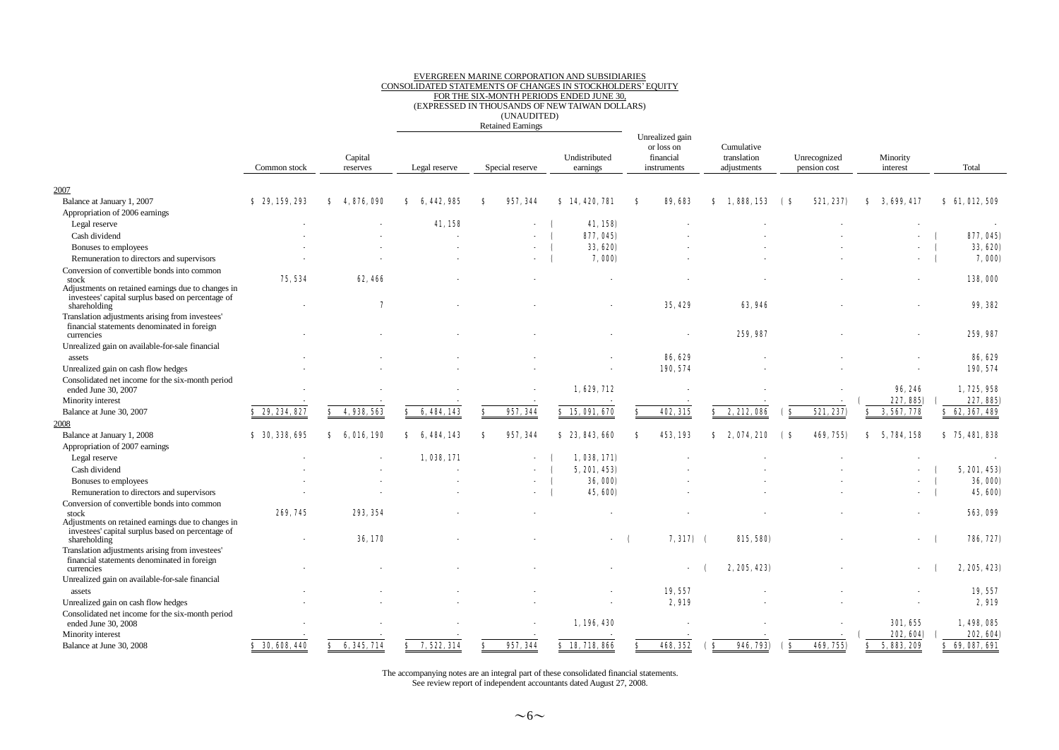EVERGREEN MARINE CORPORATION AND SUBSIDIARIES
CONSOLIDATED STATEMENTS OF CHANGES IN STOCKHOLDERS' EQUITY
FOR THE SIX-MONTH PERIODS ENDED JUNE 30,
(EXPRESSED IN THOUSANDS OF NEW TAIWAN DOLLARS)
(UNAUDITED)

| | Common stock | Capital reserves | Retained Earnings | | | Unrealized gain or loss on financial instruments | Cumulative translation adjustments | Unrecognized pension cost | Minority interest | Total |
|---|---|---|---|---|---|---|---|---|---|---|
| | | | Legal reserve | Special reserve | Undistributed earnings | | | | | |
| **2007** | | | | | | | | | | |
| Balance at January 1, 2007 | $ 29,159,293 | $ 4,876,090 | $ 6,442,985 | $ 957,344 | $ 14,420,781 | $ 89,683 | $ 1,888,153 | ( $ 521,237) | $ 3,699,417 | $ 61,012,509 |
| Appropriation of 2006 earnings | | | | | | | | | | |
| Legal reserve | - | - | 41,158 | - | ( 41,158) | - | - | - | - | - |
| Cash dividend | - | - | - | - | ( 877,045) | - | - | - | - | ( 877,045) |
| Bonuses to employees | - | - | - | - | ( 33,620) | - | - | - | - | ( 33,620) |
| Remuneration to directors and supervisors | - | - | - | - | ( 7,000) | - | - | - | - | ( 7,000) |
| Conversion of convertible bonds into common stock | 75,534 | 62,466 | - | - | - | - | - | - | - | 138,000 |
| Adjustments on retained earnings due to changes in investees' capital surplus based on percentage of shareholding | - | 7 | - | - | - | 35,429 | 63,946 | - | - | 99,382 |
| Translation adjustments arising from investees' financial statements denominated in foreign currencies | - | - | - | - | - | - | 259,987 | - | - | 259,987 |
| Unrealized gain on available-for-sale financial assets | - | - | - | - | - | 86,629 | - | - | - | 86,629 |
| Unrealized gain on cash flow hedges | - | - | - | - | - | 190,574 | - | - | - | 190,574 |
| Consolidated net income for the six-month period ended June 30, 2007 | - | - | - | - | 1,629,712 | - | - | - | 96,246 | 1,725,958 |
| Minority interest | - | - | - | - | - | - | - | - | ( 227,885) | ( 227,885) |
| Balance at June 30, 2007 | $ 29,234,827 | $ 4,938,563 | $ 6,484,143 | $ 957,344 | $ 15,091,670 | $ 402,315 | $ 2,212,086 | ( $ 521,237) | $ 3,567,778 | $ 62,367,489 |
| **2008** | | | | | | | | | | |
| Balance at January 1, 2008 | $ 30,338,695 | $ 6,016,190 | $ 6,484,143 | $ 957,344 | $ 23,843,660 | $ 453,193 | $ 2,074,210 | ( $ 469,755) | $ 5,784,158 | $ 75,481,838 |
| Appropriation of 2007 earnings | | | | | | | | | | |
| Legal reserve | - | - | 1,038,171 | - | ( 1,038,171) | - | - | - | - | - |
| Cash dividend | - | - | - | - | ( 5,201,453) | - | - | - | - | ( 5,201,453) |
| Bonuses to employees | - | - | - | - | ( 36,000) | - | - | - | - | ( 36,000) |
| Remuneration to directors and supervisors | - | - | - | - | ( 45,600) | - | - | - | - | ( 45,600) |
| Conversion of convertible bonds into common stock | 269,745 | 293,354 | - | - | - | - | - | - | - | 563,099 |
| Adjustments on retained earnings due to changes in investees' capital surplus based on percentage of shareholding | - | 36,170 | - | - | - | ( 7,317) | ( 815,580) | - | - | ( 786,727) |
| Translation adjustments arising from investees' financial statements denominated in foreign currencies | - | - | - | - | - | - | ( 2,205,423) | - | - | ( 2,205,423) |
| Unrealized gain on available-for-sale financial assets | - | - | - | - | - | 19,557 | - | - | - | 19,557 |
| Unrealized gain on cash flow hedges | - | - | - | - | - | 2,919 | - | - | - | 2,919 |
| Consolidated net income for the six-month period ended June 30, 2008 | - | - | - | - | 1,196,430 | - | - | - | 301,655 | 1,498,085 |
| Minority interest | - | - | - | - | - | - | - | - | ( 202,604) | ( 202,604) |
| Balance at June 30, 2008 | $ 30,608,440 | $ 6,345,714 | $ 7,522,314 | $ 957,344 | $ 18,718,866 | $ 468,352 | ( $ 946,793) | ( $ 469,755) | $ 5,883,209 | $ 69,087,691 |

The accompanying notes are an integral part of these consolidated financial statements.
See review report of independent accountants dated August 27, 2008.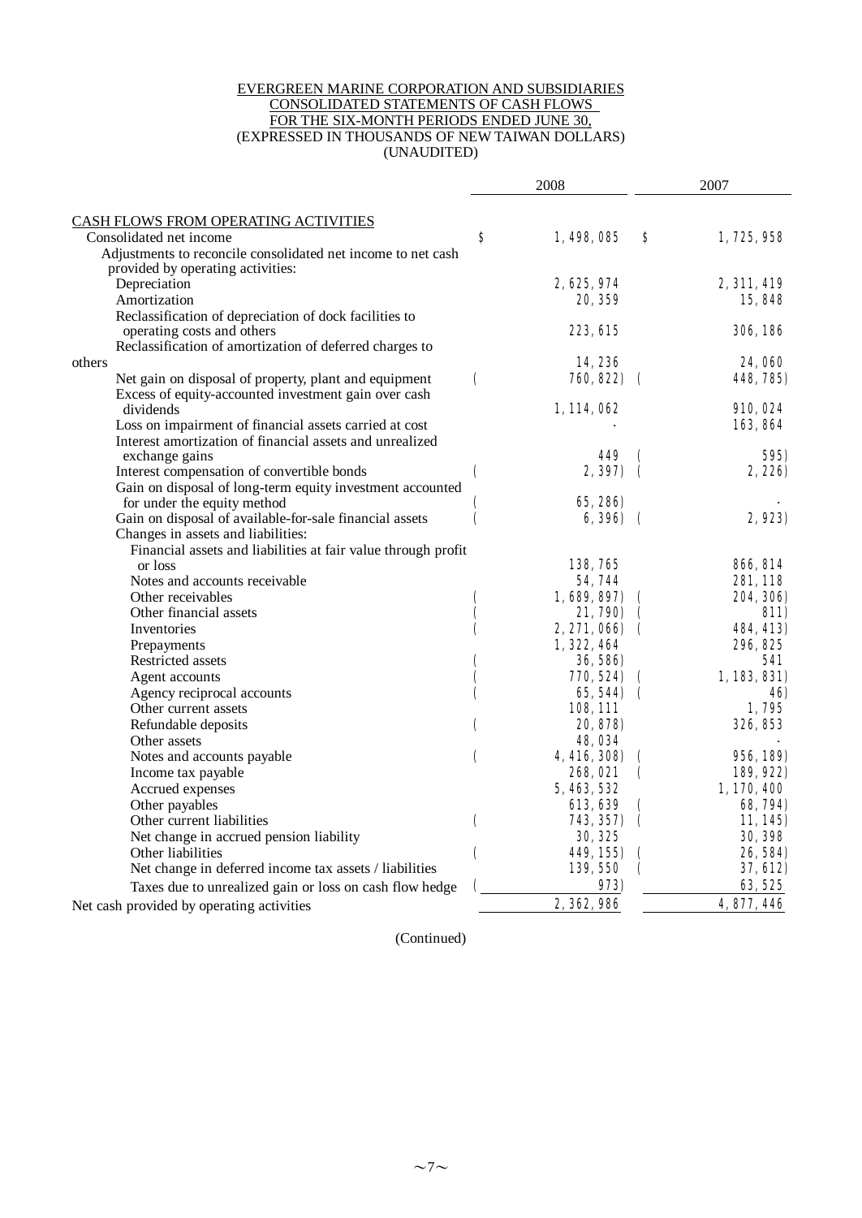EVERGREEN MARINE CORPORATION AND SUBSIDIARIES
CONSOLIDATED STATEMENTS OF CASH FLOWS
FOR THE SIX-MONTH PERIODS ENDED JUNE 30,
(EXPRESSED IN THOUSANDS OF NEW TAIWAN DOLLARS)
(UNAUDITED)

| | 2008 | 2007 |
|---|---|---|
| CASH FLOWS FROM OPERATING ACTIVITIES | | |
| Consolidated net income | $ 1,498,085 | $ 1,725,958 |
| Adjustments to reconcile consolidated net income to net cash provided by operating activities: | | |
| Depreciation | 2,625,974 | 2,311,419 |
| Amortization | 20,359 | 15,848 |
| Reclassification of depreciation of dock facilities to operating costs and others | 223,615 | 306,186 |
| Reclassification of amortization of deferred charges to others | 14,236 | 24,060 |
| Net gain on disposal of property, plant and equipment | ( 760,822) | ( 448,785) |
| Excess of equity-accounted investment gain over cash dividends | 1,114,062 | 910,024 |
| Loss on impairment of financial assets carried at cost | - | 163,864 |
| Interest amortization of financial assets and unrealized exchange gains | 449 | ( 595) |
| Interest compensation of convertible bonds | ( 2,397) | ( 2,226) |
| Gain on disposal of long-term equity investment accounted for under the equity method | ( 65,286) | - |
| Gain on disposal of available-for-sale financial assets | ( 6,396) | ( 2,923) |
| Changes in assets and liabilities: | | |
| Financial assets and liabilities at fair value through profit or loss | 138,765 | 866,814 |
| Notes and accounts receivable | 54,744 | 281,118 |
| Other receivables | ( 1,689,897) | ( 204,306) |
| Other financial assets | ( 21,790) | ( 811) |
| Inventories | ( 2,271,066) | ( 484,413) |
| Prepayments | 1,322,464 | 296,825 |
| Restricted assets | ( 36,586) | 541 |
| Agent accounts | ( 770,524) | ( 1,183,831) |
| Agency reciprocal accounts | ( 65,544) | ( 46) |
| Other current assets | 108,111 | 1,795 |
| Refundable deposits | ( 20,878) | 326,853 |
| Other assets | 48,034 | - |
| Notes and accounts payable | ( 4,416,308) | ( 956,189) |
| Income tax payable | 268,021 | ( 189,922) |
| Accrued expenses | 5,463,532 | 1,170,400 |
| Other payables | 613,639 | ( 68,794) |
| Other current liabilities | ( 743,357) | ( 11,145) |
| Net change in accrued pension liability | 30,325 | 30,398 |
| Other liabilities | ( 449,155) | ( 26,584) |
| Net change in deferred income tax assets / liabilities | 139,550 | ( 37,612) |
| Taxes due to unrealized gain or loss on cash flow hedge | ( 973) | 63,525 |
| Net cash provided by operating activities | 2,362,986 | 4,877,446 |

(Continued)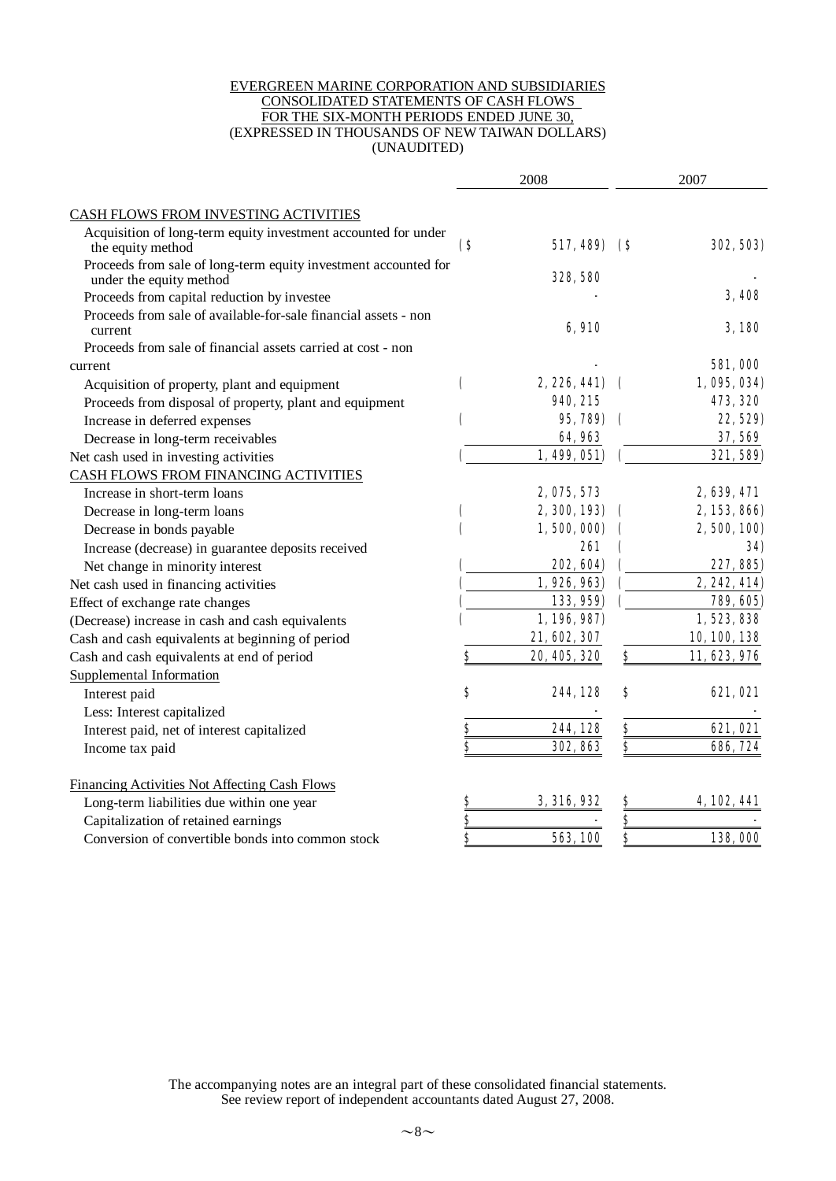EVERGREEN MARINE CORPORATION AND SUBSIDIARIES
CONSOLIDATED STATEMENTS OF CASH FLOWS
FOR THE SIX-MONTH PERIODS ENDED JUNE 30,
(EXPRESSED IN THOUSANDS OF NEW TAIWAN DOLLARS)
(UNAUDITED)

| | 2008 | 2007 |
|---|---|---|
| CASH FLOWS FROM INVESTING ACTIVITIES | | |
| Acquisition of long-term equity investment accounted for under the equity method | ($ 517,489) | ($ 302,503) |
| Proceeds from sale of long-term equity investment accounted for under the equity method | 328,580 | - |
| Proceeds from capital reduction by investee | - | 3,408 |
| Proceeds from sale of available-for-sale financial assets - non current | 6,910 | 3,180 |
| Proceeds from sale of financial assets carried at cost - non current | - | 581,000 |
| Acquisition of property, plant and equipment | ( 2,226,441) | ( 1,095,034) |
| Proceeds from disposal of property, plant and equipment | 940,215 | 473,320 |
| Increase in deferred expenses | ( 95,789) | ( 22,529) |
| Decrease in long-term receivables | 64,963 | 37,569 |
| Net cash used in investing activities | ( 1,499,051) | ( 321,589) |
| CASH FLOWS FROM FINANCING ACTIVITIES | | |
| Increase in short-term loans | 2,075,573 | 2,639,471 |
| Decrease in long-term loans | ( 2,300,193) | ( 2,153,866) |
| Decrease in bonds payable | ( 1,500,000) | ( 2,500,100) |
| Increase (decrease) in guarantee deposits received | 261 | ( 34) |
| Net change in minority interest | ( 202,604) | ( 227,885) |
| Net cash used in financing activities | ( 1,926,963) | ( 2,242,414) |
| Effect of exchange rate changes | ( 133,959) | ( 789,605) |
| (Decrease) increase in cash and cash equivalents | ( 1,196,987) | 1,523,838 |
| Cash and cash equivalents at beginning of period | 21,602,307 | 10,100,138 |
| Cash and cash equivalents at end of period | $ 20,405,320 | $ 11,623,976 |
| Supplemental Information | | |
| Interest paid | $ 244,128 | $ 621,021 |
| Less: Interest capitalized | - | - |
| Interest paid, net of interest capitalized | $ 244,128 | $ 621,021 |
| Income tax paid | $ 302,863 | $ 686,724 |
| Financing Activities Not Affecting Cash Flows | | |
| Long-term liabilities due within one year | $ 3,316,932 | $ 4,102,441 |
| Capitalization of retained earnings | $ - | $ - |
| Conversion of convertible bonds into common stock | $ 563,100 | $ 138,000 |

The accompanying notes are an integral part of these consolidated financial statements.
See review report of independent accountants dated August 27, 2008.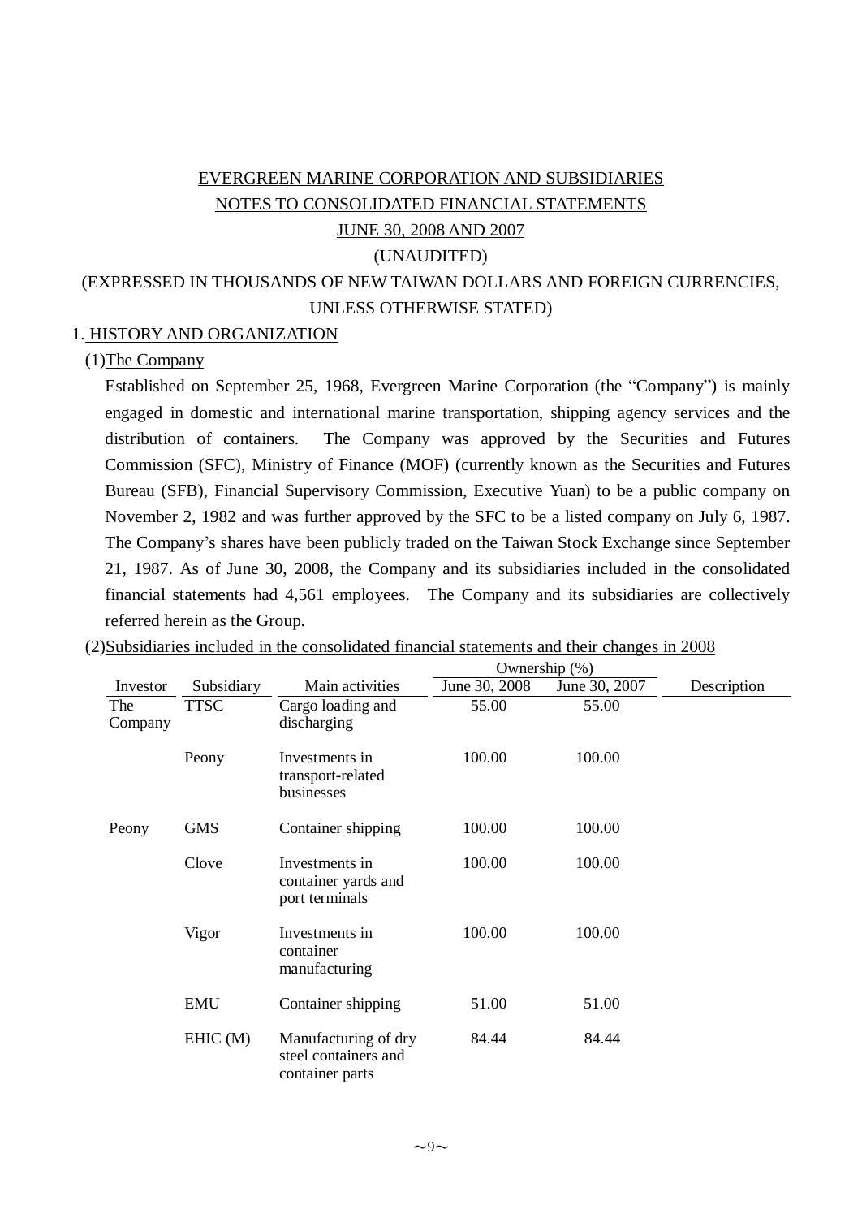EVERGREEN MARINE CORPORATION AND SUBSIDIARIES

NOTES TO CONSOLIDATED FINANCIAL STATEMENTS

JUNE 30, 2008 AND 2007

(UNAUDITED)

(EXPRESSED IN THOUSANDS OF NEW TAIWAN DOLLARS AND FOREIGN CURRENCIES, UNLESS OTHERWISE STATED)

## 1. HISTORY AND ORGANIZATION

### (1)The Company

Established on September 25, 1968, Evergreen Marine Corporation (the "Company") is mainly engaged in domestic and international marine transportation, shipping agency services and the distribution of containers. The Company was approved by the Securities and Futures Commission (SFC), Ministry of Finance (MOF) (currently known as the Securities and Futures Bureau (SFB), Financial Supervisory Commission, Executive Yuan) to be a public company on November 2, 1982 and was further approved by the SFC to be a listed company on July 6, 1987. The Company's shares have been publicly traded on the Taiwan Stock Exchange since September 21, 1987. As of June 30, 2008, the Company and its subsidiaries included in the consolidated financial statements had 4,561 employees. The Company and its subsidiaries are collectively referred herein as the Group.

### (2)Subsidiaries included in the consolidated financial statements and their changes in 2008

| | | | Ownership (%) | | |
|---|---|---|---|---|---|
| Investor | Subsidiary | Main activities | June 30, 2008 | June 30, 2007 | Description |
| The Company | TTSC | Cargo loading and discharging | 55.00 | 55.00 | |
| | Peony | Investments in transport-related businesses | 100.00 | 100.00 | |
| Peony | GMS | Container shipping | 100.00 | 100.00 | |
| | Clove | Investments in container yards and port terminals | 100.00 | 100.00 | |
| | Vigor | Investments in container manufacturing | 100.00 | 100.00 | |
| | EMU | Container shipping | 51.00 | 51.00 | |
| | EHIC (M) | Manufacturing of dry steel containers and container parts | 84.44 | 84.44 | |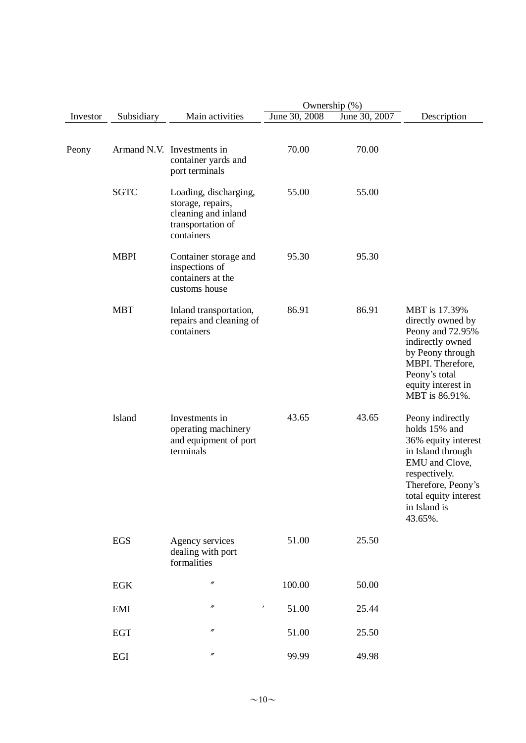| Investor | Subsidiary | Main activities | Ownership (%) June 30, 2008 | Ownership (%) June 30, 2007 | Description |
|---|---|---|---|---|---|
| Peony | Armand N.V. | Investments in container yards and port terminals | 70.00 | 70.00 | |
| | SGTC | Loading, discharging, storage, repairs, cleaning and inland transportation of containers | 55.00 | 55.00 | |
| | MBPI | Container storage and inspections of containers at the customs house | 95.30 | 95.30 | |
| | MBT | Inland transportation, repairs and cleaning of containers | 86.91 | 86.91 | MBT is 17.39% directly owned by Peony and 72.95% indirectly owned by Peony through MBPI. Therefore, Peony's total equity interest in MBT is 86.91%. |
| | Island | Investments in operating machinery and equipment of port terminals | 43.65 | 43.65 | Peony indirectly holds 15% and 36% equity interest in Island through EMU and Clove, respectively. Therefore, Peony's total equity interest in Island is 43.65%. |
| | EGS | Agency services dealing with port formalities | 51.00 | 25.50 | |
| | EGK | 〃 | 100.00 | 50.00 | |
| | EMI | 〃 | 51.00 | 25.44 | |
| | EGT | 〃 | 51.00 | 25.50 | |
| | EGI | 〃 | 99.99 | 49.98 | |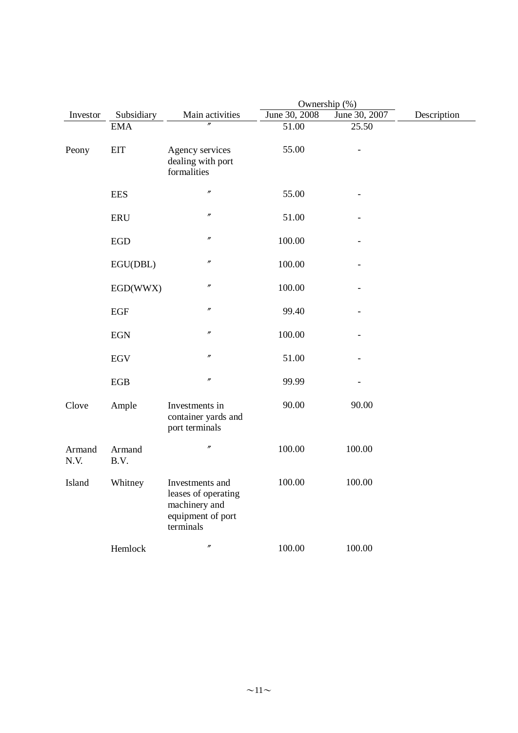| Investor | Subsidiary | Main activities | Ownership (%) | | Description |
|---|---|---|---|---|---|
| | | | June 30, 2008 | June 30, 2007 | |
| | EMA | 〃 | 51.00 | 25.50 | |
| Peony | EIT | Agency services dealing with port formalities | 55.00 | - | |
| | EES | 〃 | 55.00 | - | |
| | ERU | 〃 | 51.00 | - | |
| | EGD | 〃 | 100.00 | - | |
| | EGU(DBL) | 〃 | 100.00 | - | |
| | EGD(WWX) | 〃 | 100.00 | - | |
| | EGF | 〃 | 99.40 | - | |
| | EGN | 〃 | 100.00 | - | |
| | EGV | 〃 | 51.00 | - | |
| | EGB | 〃 | 99.99 | - | |
| Clove | Ample | Investments in container yards and port terminals | 90.00 | 90.00 | |
| Armand N.V. | Armand B.V. | 〃 | 100.00 | 100.00 | |
| Island | Whitney | Investments and leases of operating machinery and equipment of port terminals | 100.00 | 100.00 | |
| | Hemlock | 〃 | 100.00 | 100.00 | |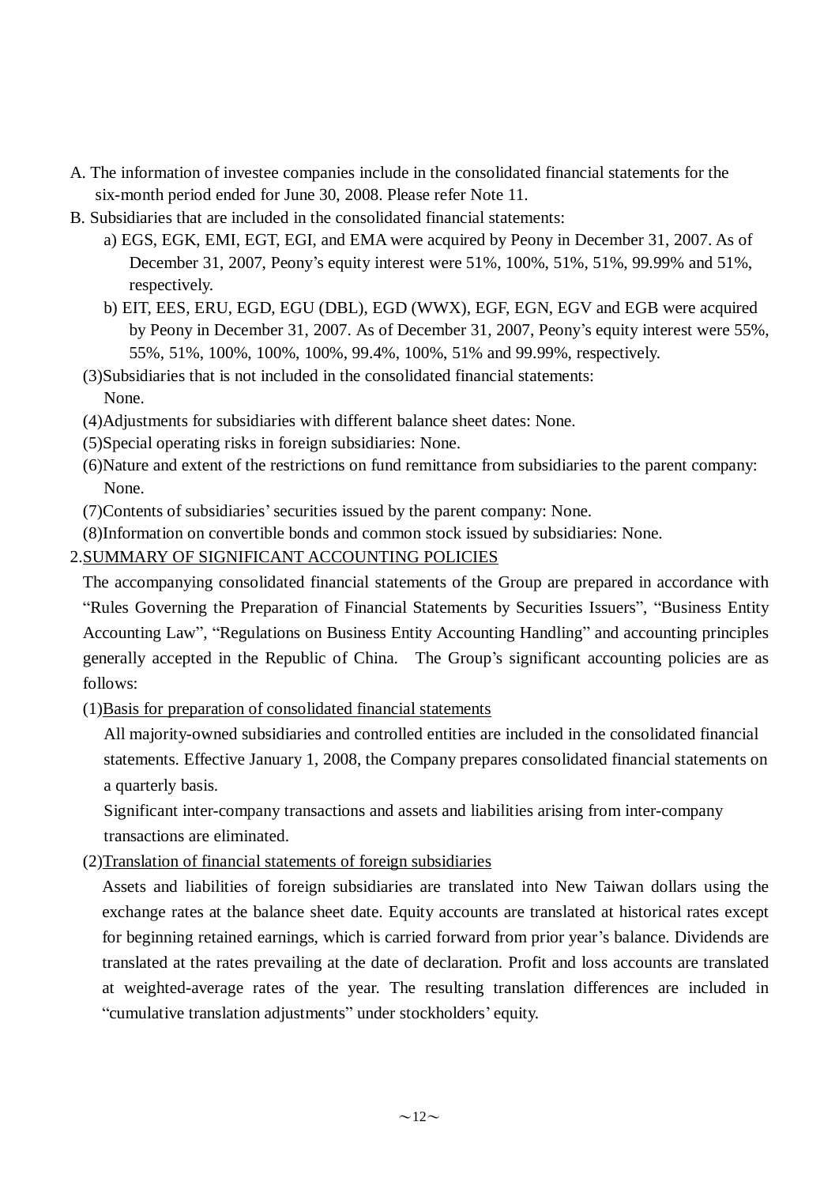A. The information of investee companies include in the consolidated financial statements for the six-month period ended for June 30, 2008. Please refer Note 11.

B. Subsidiaries that are included in the consolidated financial statements:

a) EGS, EGK, EMI, EGT, EGI, and EMA were acquired by Peony in December 31, 2007. As of December 31, 2007, Peony's equity interest were 51%, 100%, 51%, 51%, 99.99% and 51%, respectively.

b) EIT, EES, ERU, EGD, EGU (DBL), EGD (WWX), EGF, EGN, EGV and EGB were acquired by Peony in December 31, 2007. As of December 31, 2007, Peony's equity interest were 55%, 55%, 51%, 100%, 100%, 100%, 99.4%, 100%, 51% and 99.99%, respectively.

(3)Subsidiaries that is not included in the consolidated financial statements: None.

(4)Adjustments for subsidiaries with different balance sheet dates: None.

(5)Special operating risks in foreign subsidiaries: None.

(6)Nature and extent of the restrictions on fund remittance from subsidiaries to the parent company: None.

(7)Contents of subsidiaries' securities issued by the parent company: None.

(8)Information on convertible bonds and common stock issued by subsidiaries: None.

## 2.SUMMARY OF SIGNIFICANT ACCOUNTING POLICIES

The accompanying consolidated financial statements of the Group are prepared in accordance with "Rules Governing the Preparation of Financial Statements by Securities Issuers", "Business Entity Accounting Law", "Regulations on Business Entity Accounting Handling" and accounting principles generally accepted in the Republic of China. The Group's significant accounting policies are as follows:

### (1)Basis for preparation of consolidated financial statements

All majority-owned subsidiaries and controlled entities are included in the consolidated financial statements. Effective January 1, 2008, the Company prepares consolidated financial statements on a quarterly basis.

Significant inter-company transactions and assets and liabilities arising from inter-company transactions are eliminated.

### (2)Translation of financial statements of foreign subsidiaries

Assets and liabilities of foreign subsidiaries are translated into New Taiwan dollars using the exchange rates at the balance sheet date. Equity accounts are translated at historical rates except for beginning retained earnings, which is carried forward from prior year's balance. Dividends are translated at the rates prevailing at the date of declaration. Profit and loss accounts are translated at weighted-average rates of the year. The resulting translation differences are included in "cumulative translation adjustments" under stockholders' equity.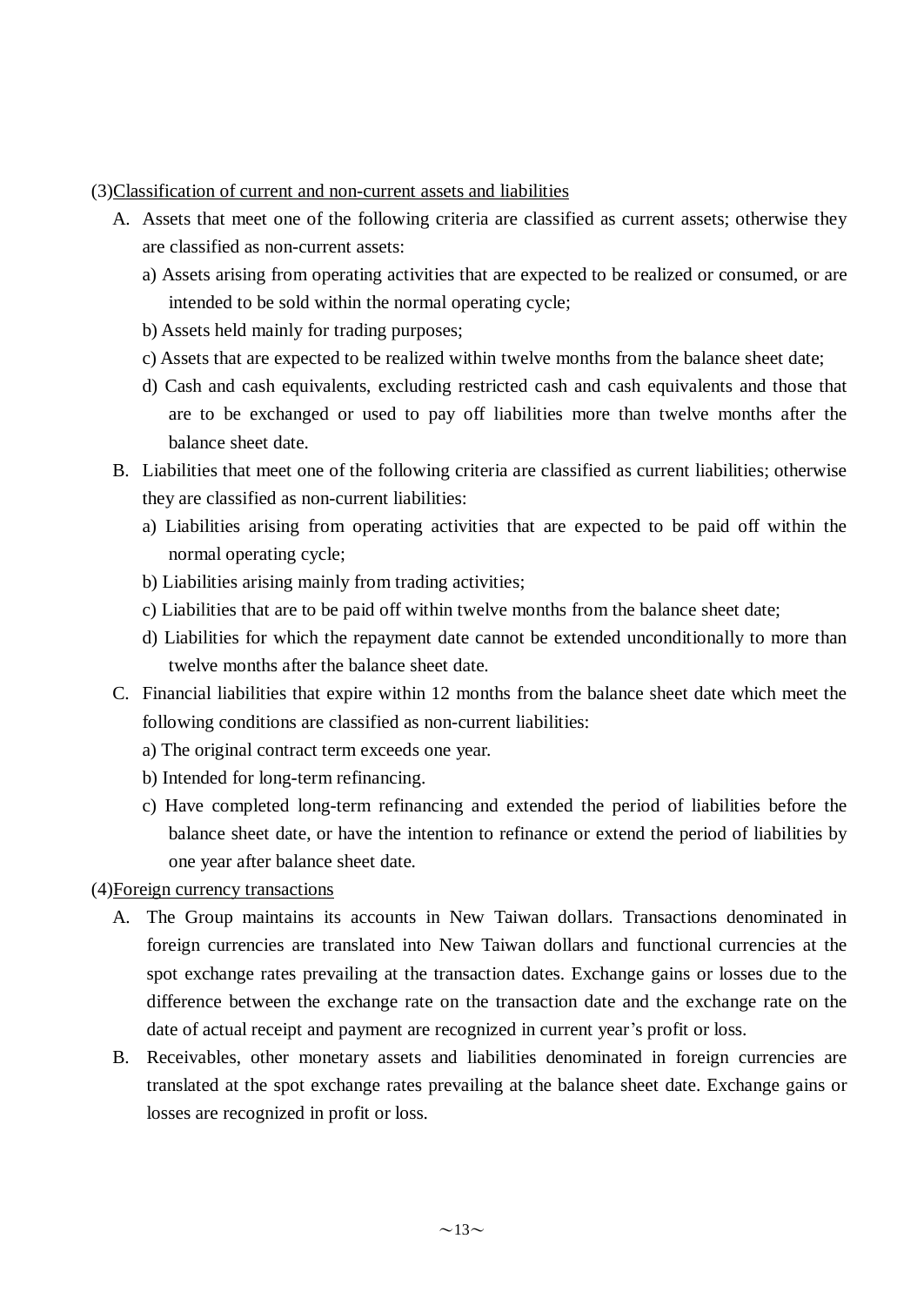(3)<u>Classification of current and non-current assets and liabilities</u>

A. Assets that meet one of the following criteria are classified as current assets; otherwise they are classified as non-current assets:

   a) Assets arising from operating activities that are expected to be realized or consumed, or are intended to be sold within the normal operating cycle;

   b) Assets held mainly for trading purposes;

   c) Assets that are expected to be realized within twelve months from the balance sheet date;

   d) Cash and cash equivalents, excluding restricted cash and cash equivalents and those that are to be exchanged or used to pay off liabilities more than twelve months after the balance sheet date.

B. Liabilities that meet one of the following criteria are classified as current liabilities; otherwise they are classified as non-current liabilities:

   a) Liabilities arising from operating activities that are expected to be paid off within the normal operating cycle;

   b) Liabilities arising mainly from trading activities;

   c) Liabilities that are to be paid off within twelve months from the balance sheet date;

   d) Liabilities for which the repayment date cannot be extended unconditionally to more than twelve months after the balance sheet date.

C. Financial liabilities that expire within 12 months from the balance sheet date which meet the following conditions are classified as non-current liabilities:

   a) The original contract term exceeds one year.

   b) Intended for long-term refinancing.

   c) Have completed long-term refinancing and extended the period of liabilities before the balance sheet date, or have the intention to refinance or extend the period of liabilities by one year after balance sheet date.

(4)<u>Foreign currency transactions</u>

A. The Group maintains its accounts in New Taiwan dollars. Transactions denominated in foreign currencies are translated into New Taiwan dollars and functional currencies at the spot exchange rates prevailing at the transaction dates. Exchange gains or losses due to the difference between the exchange rate on the transaction date and the exchange rate on the date of actual receipt and payment are recognized in current year's profit or loss.

B. Receivables, other monetary assets and liabilities denominated in foreign currencies are translated at the spot exchange rates prevailing at the balance sheet date. Exchange gains or losses are recognized in profit or loss.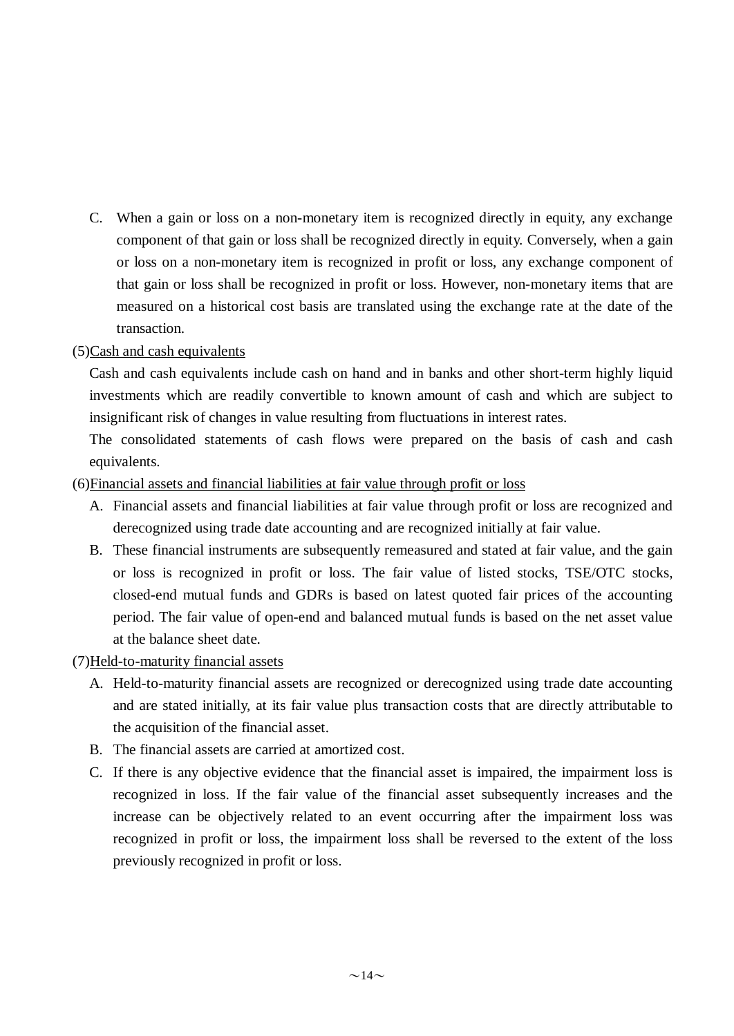C. When a gain or loss on a non-monetary item is recognized directly in equity, any exchange component of that gain or loss shall be recognized directly in equity. Conversely, when a gain or loss on a non-monetary item is recognized in profit or loss, any exchange component of that gain or loss shall be recognized in profit or loss. However, non-monetary items that are measured on a historical cost basis are translated using the exchange rate at the date of the transaction.

(5)<u>Cash and cash equivalents</u>

Cash and cash equivalents include cash on hand and in banks and other short-term highly liquid investments which are readily convertible to known amount of cash and which are subject to insignificant risk of changes in value resulting from fluctuations in interest rates.

The consolidated statements of cash flows were prepared on the basis of cash and cash equivalents.

(6)<u>Financial assets and financial liabilities at fair value through profit or loss</u>

A. Financial assets and financial liabilities at fair value through profit or loss are recognized and derecognized using trade date accounting and are recognized initially at fair value.

B. These financial instruments are subsequently remeasured and stated at fair value, and the gain or loss is recognized in profit or loss. The fair value of listed stocks, TSE/OTC stocks, closed-end mutual funds and GDRs is based on latest quoted fair prices of the accounting period. The fair value of open-end and balanced mutual funds is based on the net asset value at the balance sheet date.

(7)<u>Held-to-maturity financial assets</u>

A. Held-to-maturity financial assets are recognized or derecognized using trade date accounting and are stated initially, at its fair value plus transaction costs that are directly attributable to the acquisition of the financial asset.

B. The financial assets are carried at amortized cost.

C. If there is any objective evidence that the financial asset is impaired, the impairment loss is recognized in loss. If the fair value of the financial asset subsequently increases and the increase can be objectively related to an event occurring after the impairment loss was recognized in profit or loss, the impairment loss shall be reversed to the extent of the loss previously recognized in profit or loss.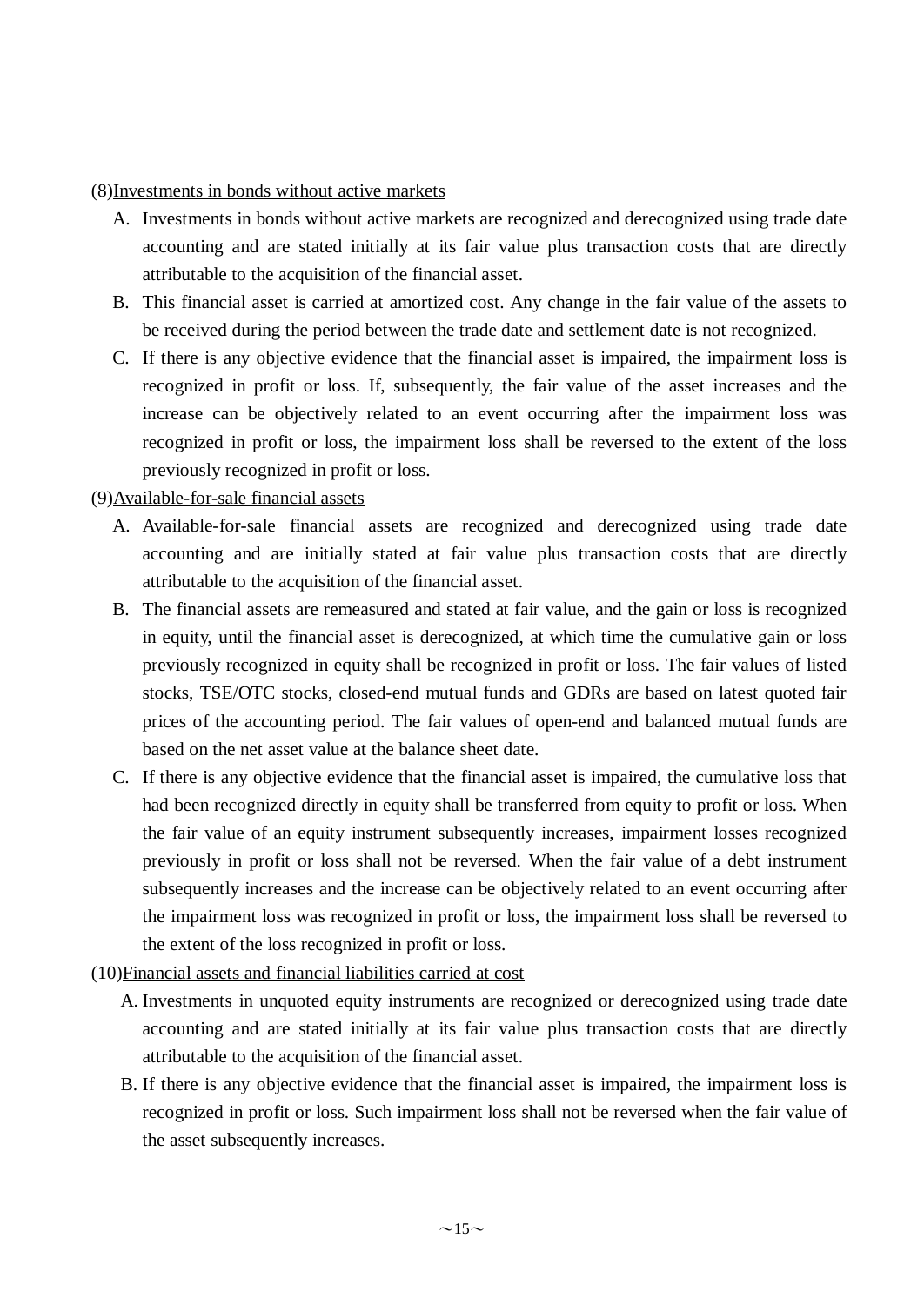(8)<u>Investments in bonds without active markets</u>

A. Investments in bonds without active markets are recognized and derecognized using trade date accounting and are stated initially at its fair value plus transaction costs that are directly attributable to the acquisition of the financial asset.

B. This financial asset is carried at amortized cost. Any change in the fair value of the assets to be received during the period between the trade date and settlement date is not recognized.

C. If there is any objective evidence that the financial asset is impaired, the impairment loss is recognized in profit or loss. If, subsequently, the fair value of the asset increases and the increase can be objectively related to an event occurring after the impairment loss was recognized in profit or loss, the impairment loss shall be reversed to the extent of the loss previously recognized in profit or loss.

(9)<u>Available-for-sale financial assets</u>

A. Available-for-sale financial assets are recognized and derecognized using trade date accounting and are initially stated at fair value plus transaction costs that are directly attributable to the acquisition of the financial asset.

B. The financial assets are remeasured and stated at fair value, and the gain or loss is recognized in equity, until the financial asset is derecognized, at which time the cumulative gain or loss previously recognized in equity shall be recognized in profit or loss. The fair values of listed stocks, TSE/OTC stocks, closed-end mutual funds and GDRs are based on latest quoted fair prices of the accounting period. The fair values of open-end and balanced mutual funds are based on the net asset value at the balance sheet date.

C. If there is any objective evidence that the financial asset is impaired, the cumulative loss that had been recognized directly in equity shall be transferred from equity to profit or loss. When the fair value of an equity instrument subsequently increases, impairment losses recognized previously in profit or loss shall not be reversed. When the fair value of a debt instrument subsequently increases and the increase can be objectively related to an event occurring after the impairment loss was recognized in profit or loss, the impairment loss shall be reversed to the extent of the loss recognized in profit or loss.

(10)<u>Financial assets and financial liabilities carried at cost</u>

A. Investments in unquoted equity instruments are recognized or derecognized using trade date accounting and are stated initially at its fair value plus transaction costs that are directly attributable to the acquisition of the financial asset.

B. If there is any objective evidence that the financial asset is impaired, the impairment loss is recognized in profit or loss. Such impairment loss shall not be reversed when the fair value of the asset subsequently increases.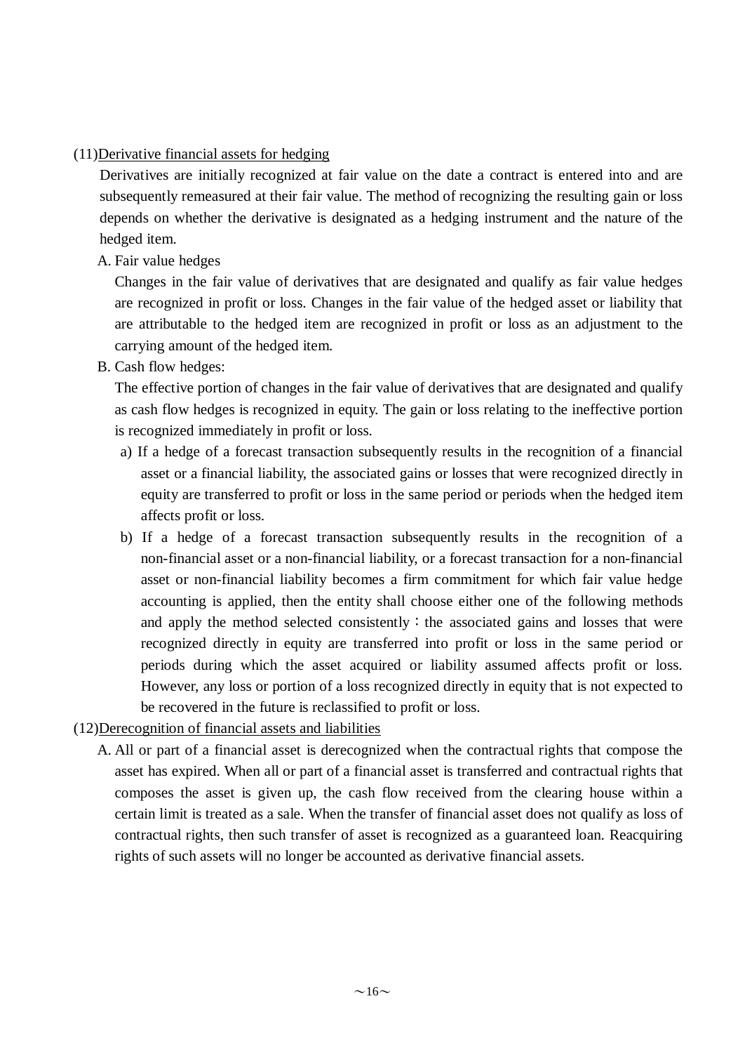(11)<u>Derivative financial assets for hedging</u>

Derivatives are initially recognized at fair value on the date a contract is entered into and are subsequently remeasured at their fair value. The method of recognizing the resulting gain or loss depends on whether the derivative is designated as a hedging instrument and the nature of the hedged item.

A. Fair value hedges

Changes in the fair value of derivatives that are designated and qualify as fair value hedges are recognized in profit or loss. Changes in the fair value of the hedged asset or liability that are attributable to the hedged item are recognized in profit or loss as an adjustment to the carrying amount of the hedged item.

B. Cash flow hedges:

The effective portion of changes in the fair value of derivatives that are designated and qualify as cash flow hedges is recognized in equity. The gain or loss relating to the ineffective portion is recognized immediately in profit or loss.

a) If a hedge of a forecast transaction subsequently results in the recognition of a financial asset or a financial liability, the associated gains or losses that were recognized directly in equity are transferred to profit or loss in the same period or periods when the hedged item affects profit or loss.

b) If a hedge of a forecast transaction subsequently results in the recognition of a non-financial asset or a non-financial liability, or a forecast transaction for a non-financial asset or non-financial liability becomes a firm commitment for which fair value hedge accounting is applied, then the entity shall choose either one of the following methods and apply the method selected consistently：the associated gains and losses that were recognized directly in equity are transferred into profit or loss in the same period or periods during which the asset acquired or liability assumed affects profit or loss. However, any loss or portion of a loss recognized directly in equity that is not expected to be recovered in the future is reclassified to profit or loss.

(12)<u>Derecognition of financial assets and liabilities</u>

A. All or part of a financial asset is derecognized when the contractual rights that compose the asset has expired. When all or part of a financial asset is transferred and contractual rights that composes the asset is given up, the cash flow received from the clearing house within a certain limit is treated as a sale. When the transfer of financial asset does not qualify as loss of contractual rights, then such transfer of asset is recognized as a guaranteed loan. Reacquiring rights of such assets will no longer be accounted as derivative financial assets.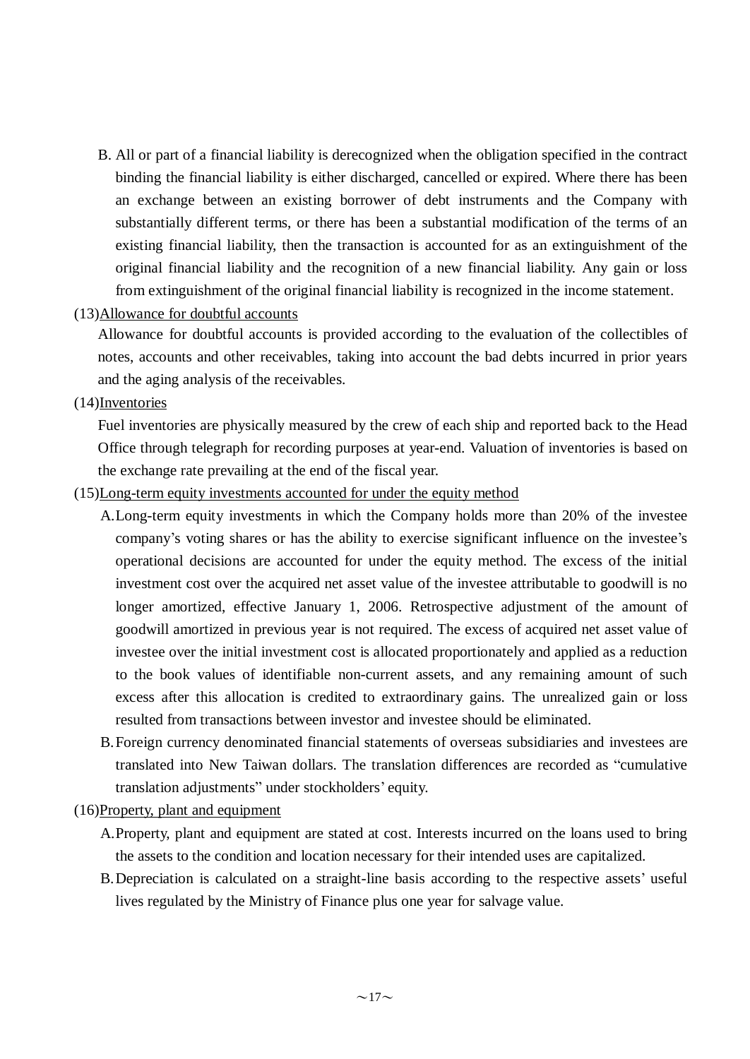B. All or part of a financial liability is derecognized when the obligation specified in the contract binding the financial liability is either discharged, cancelled or expired. Where there has been an exchange between an existing borrower of debt instruments and the Company with substantially different terms, or there has been a substantial modification of the terms of an existing financial liability, then the transaction is accounted for as an extinguishment of the original financial liability and the recognition of a new financial liability. Any gain or loss from extinguishment of the original financial liability is recognized in the income statement.

(13)<u>Allowance for doubtful accounts</u>

Allowance for doubtful accounts is provided according to the evaluation of the collectibles of notes, accounts and other receivables, taking into account the bad debts incurred in prior years and the aging analysis of the receivables.

(14)<u>Inventories</u>

Fuel inventories are physically measured by the crew of each ship and reported back to the Head Office through telegraph for recording purposes at year-end. Valuation of inventories is based on the exchange rate prevailing at the end of the fiscal year.

(15)<u>Long-term equity investments accounted for under the equity method</u>

A. Long-term equity investments in which the Company holds more than 20% of the investee company's voting shares or has the ability to exercise significant influence on the investee's operational decisions are accounted for under the equity method. The excess of the initial investment cost over the acquired net asset value of the investee attributable to goodwill is no longer amortized, effective January 1, 2006. Retrospective adjustment of the amount of goodwill amortized in previous year is not required. The excess of acquired net asset value of investee over the initial investment cost is allocated proportionately and applied as a reduction to the book values of identifiable non-current assets, and any remaining amount of such excess after this allocation is credited to extraordinary gains. The unrealized gain or loss resulted from transactions between investor and investee should be eliminated.

B. Foreign currency denominated financial statements of overseas subsidiaries and investees are translated into New Taiwan dollars. The translation differences are recorded as "cumulative translation adjustments" under stockholders' equity.

(16)<u>Property, plant and equipment</u>

A. Property, plant and equipment are stated at cost. Interests incurred on the loans used to bring the assets to the condition and location necessary for their intended uses are capitalized.

B. Depreciation is calculated on a straight-line basis according to the respective assets' useful lives regulated by the Ministry of Finance plus one year for salvage value.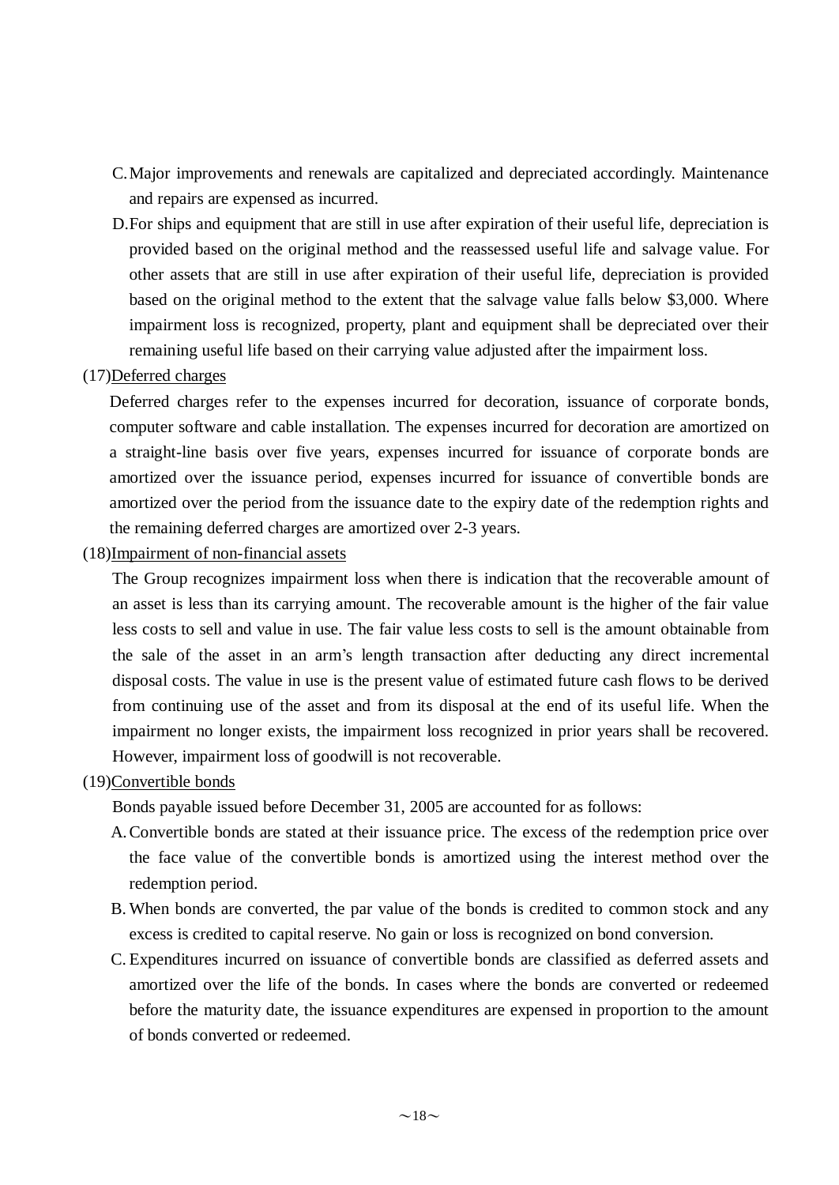C. Major improvements and renewals are capitalized and depreciated accordingly. Maintenance and repairs are expensed as incurred.

D. For ships and equipment that are still in use after expiration of their useful life, depreciation is provided based on the original method and the reassessed useful life and salvage value. For other assets that are still in use after expiration of their useful life, depreciation is provided based on the original method to the extent that the salvage value falls below $3,000. Where impairment loss is recognized, property, plant and equipment shall be depreciated over their remaining useful life based on their carrying value adjusted after the impairment loss.

(17) Deferred charges

Deferred charges refer to the expenses incurred for decoration, issuance of corporate bonds, computer software and cable installation. The expenses incurred for decoration are amortized on a straight-line basis over five years, expenses incurred for issuance of corporate bonds are amortized over the issuance period, expenses incurred for issuance of convertible bonds are amortized over the period from the issuance date to the expiry date of the redemption rights and the remaining deferred charges are amortized over 2-3 years.

(18) Impairment of non-financial assets

The Group recognizes impairment loss when there is indication that the recoverable amount of an asset is less than its carrying amount. The recoverable amount is the higher of the fair value less costs to sell and value in use. The fair value less costs to sell is the amount obtainable from the sale of the asset in an arm's length transaction after deducting any direct incremental disposal costs. The value in use is the present value of estimated future cash flows to be derived from continuing use of the asset and from its disposal at the end of its useful life. When the impairment no longer exists, the impairment loss recognized in prior years shall be recovered. However, impairment loss of goodwill is not recoverable.

(19) Convertible bonds

Bonds payable issued before December 31, 2005 are accounted for as follows:

A. Convertible bonds are stated at their issuance price. The excess of the redemption price over the face value of the convertible bonds is amortized using the interest method over the redemption period.

B. When bonds are converted, the par value of the bonds is credited to common stock and any excess is credited to capital reserve. No gain or loss is recognized on bond conversion.

C. Expenditures incurred on issuance of convertible bonds are classified as deferred assets and amortized over the life of the bonds. In cases where the bonds are converted or redeemed before the maturity date, the issuance expenditures are expensed in proportion to the amount of bonds converted or redeemed.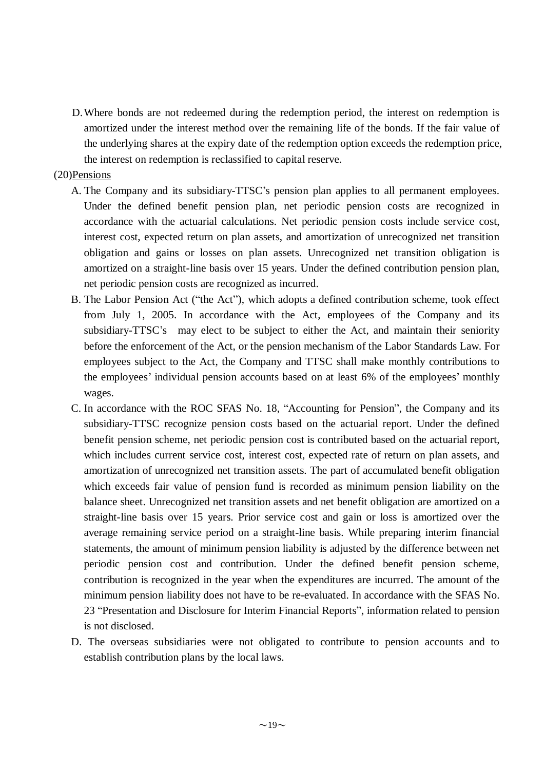D. Where bonds are not redeemed during the redemption period, the interest on redemption is amortized under the interest method over the remaining life of the bonds. If the fair value of the underlying shares at the expiry date of the redemption option exceeds the redemption price, the interest on redemption is reclassified to capital reserve.

(20)Pensions

A. The Company and its subsidiary-TTSC's pension plan applies to all permanent employees. Under the defined benefit pension plan, net periodic pension costs are recognized in accordance with the actuarial calculations. Net periodic pension costs include service cost, interest cost, expected return on plan assets, and amortization of unrecognized net transition obligation and gains or losses on plan assets. Unrecognized net transition obligation is amortized on a straight-line basis over 15 years. Under the defined contribution pension plan, net periodic pension costs are recognized as incurred.

B. The Labor Pension Act ("the Act"), which adopts a defined contribution scheme, took effect from July 1, 2005. In accordance with the Act, employees of the Company and its subsidiary-TTSC's may elect to be subject to either the Act, and maintain their seniority before the enforcement of the Act, or the pension mechanism of the Labor Standards Law. For employees subject to the Act, the Company and TTSC shall make monthly contributions to the employees' individual pension accounts based on at least 6% of the employees' monthly wages.

C. In accordance with the ROC SFAS No. 18, "Accounting for Pension", the Company and its subsidiary-TTSC recognize pension costs based on the actuarial report. Under the defined benefit pension scheme, net periodic pension cost is contributed based on the actuarial report, which includes current service cost, interest cost, expected rate of return on plan assets, and amortization of unrecognized net transition assets. The part of accumulated benefit obligation which exceeds fair value of pension fund is recorded as minimum pension liability on the balance sheet. Unrecognized net transition assets and net benefit obligation are amortized on a straight-line basis over 15 years. Prior service cost and gain or loss is amortized over the average remaining service period on a straight-line basis. While preparing interim financial statements, the amount of minimum pension liability is adjusted by the difference between net periodic pension cost and contribution. Under the defined benefit pension scheme, contribution is recognized in the year when the expenditures are incurred. The amount of the minimum pension liability does not have to be re-evaluated. In accordance with the SFAS No. 23 "Presentation and Disclosure for Interim Financial Reports", information related to pension is not disclosed.

D. The overseas subsidiaries were not obligated to contribute to pension accounts and to establish contribution plans by the local laws.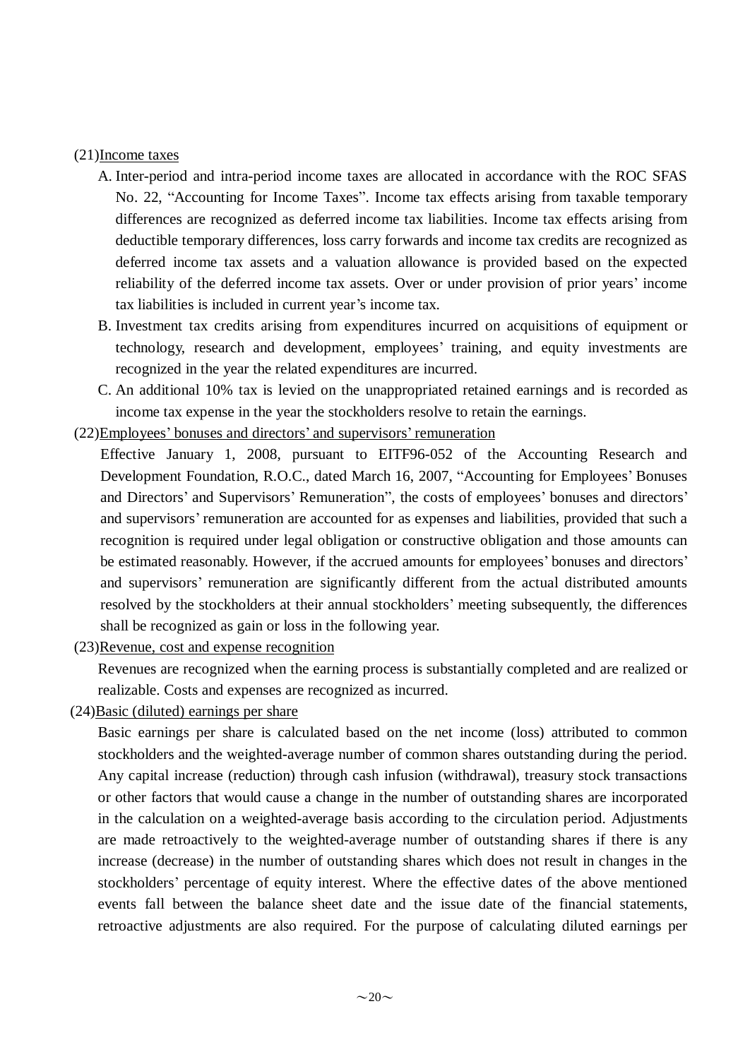(21) Income taxes

A. Inter-period and intra-period income taxes are allocated in accordance with the ROC SFAS No. 22, "Accounting for Income Taxes". Income tax effects arising from taxable temporary differences are recognized as deferred income tax liabilities. Income tax effects arising from deductible temporary differences, loss carry forwards and income tax credits are recognized as deferred income tax assets and a valuation allowance is provided based on the expected reliability of the deferred income tax assets. Over or under provision of prior years' income tax liabilities is included in current year's income tax.

B. Investment tax credits arising from expenditures incurred on acquisitions of equipment or technology, research and development, employees' training, and equity investments are recognized in the year the related expenditures are incurred.

C. An additional 10% tax is levied on the unappropriated retained earnings and is recorded as income tax expense in the year the stockholders resolve to retain the earnings.

(22) Employees' bonuses and directors' and supervisors' remuneration

Effective January 1, 2008, pursuant to EITF96-052 of the Accounting Research and Development Foundation, R.O.C., dated March 16, 2007, "Accounting for Employees' Bonuses and Directors' and Supervisors' Remuneration", the costs of employees' bonuses and directors' and supervisors' remuneration are accounted for as expenses and liabilities, provided that such a recognition is required under legal obligation or constructive obligation and those amounts can be estimated reasonably. However, if the accrued amounts for employees' bonuses and directors' and supervisors' remuneration are significantly different from the actual distributed amounts resolved by the stockholders at their annual stockholders' meeting subsequently, the differences shall be recognized as gain or loss in the following year.

(23) Revenue, cost and expense recognition

Revenues are recognized when the earning process is substantially completed and are realized or realizable. Costs and expenses are recognized as incurred.

(24) Basic (diluted) earnings per share

Basic earnings per share is calculated based on the net income (loss) attributed to common stockholders and the weighted-average number of common shares outstanding during the period. Any capital increase (reduction) through cash infusion (withdrawal), treasury stock transactions or other factors that would cause a change in the number of outstanding shares are incorporated in the calculation on a weighted-average basis according to the circulation period. Adjustments are made retroactively to the weighted-average number of outstanding shares if there is any increase (decrease) in the number of outstanding shares which does not result in changes in the stockholders' percentage of equity interest. Where the effective dates of the above mentioned events fall between the balance sheet date and the issue date of the financial statements, retroactive adjustments are also required. For the purpose of calculating diluted earnings per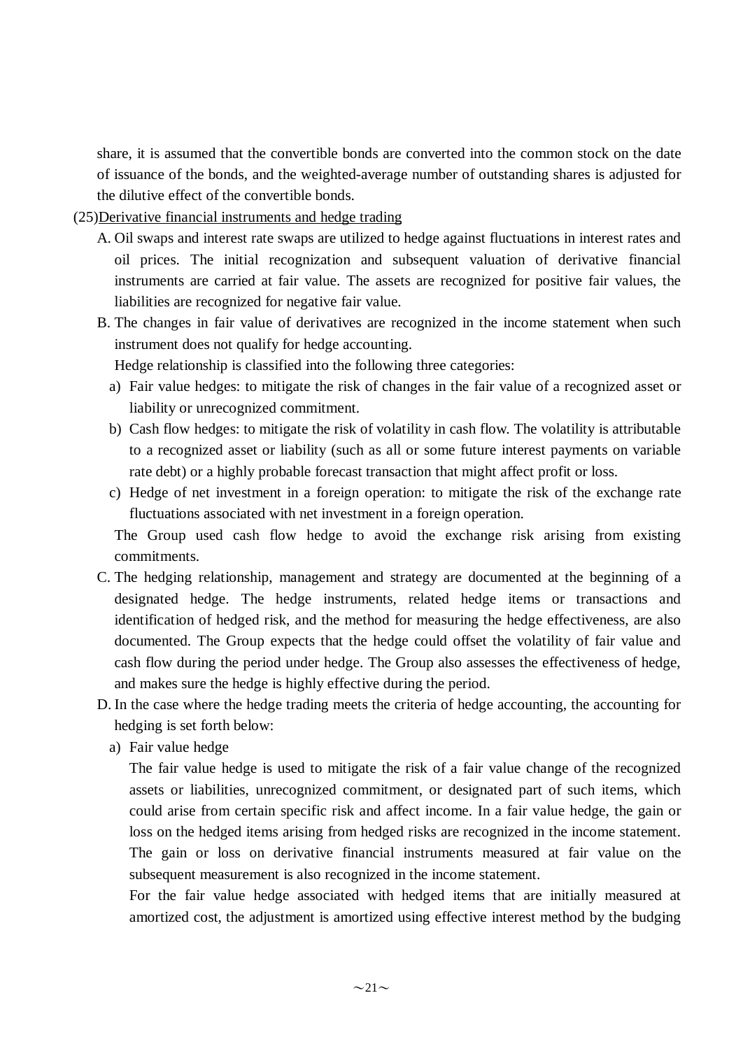share, it is assumed that the convertible bonds are converted into the common stock on the date of issuance of the bonds, and the weighted-average number of outstanding shares is adjusted for the dilutive effect of the convertible bonds.

(25)<u>Derivative financial instruments and hedge trading</u>

A. Oil swaps and interest rate swaps are utilized to hedge against fluctuations in interest rates and oil prices. The initial recognization and subsequent valuation of derivative financial instruments are carried at fair value. The assets are recognized for positive fair values, the liabilities are recognized for negative fair value.

B. The changes in fair value of derivatives are recognized in the income statement when such instrument does not qualify for hedge accounting.

Hedge relationship is classified into the following three categories:

a) Fair value hedges: to mitigate the risk of changes in the fair value of a recognized asset or liability or unrecognized commitment.

b) Cash flow hedges: to mitigate the risk of volatility in cash flow. The volatility is attributable to a recognized asset or liability (such as all or some future interest payments on variable rate debt) or a highly probable forecast transaction that might affect profit or loss.

c) Hedge of net investment in a foreign operation: to mitigate the risk of the exchange rate fluctuations associated with net investment in a foreign operation.

The Group used cash flow hedge to avoid the exchange risk arising from existing commitments.

C. The hedging relationship, management and strategy are documented at the beginning of a designated hedge. The hedge instruments, related hedge items or transactions and identification of hedged risk, and the method for measuring the hedge effectiveness, are also documented. The Group expects that the hedge could offset the volatility of fair value and cash flow during the period under hedge. The Group also assesses the effectiveness of hedge, and makes sure the hedge is highly effective during the period.

D. In the case where the hedge trading meets the criteria of hedge accounting, the accounting for hedging is set forth below:

a) Fair value hedge

The fair value hedge is used to mitigate the risk of a fair value change of the recognized assets or liabilities, unrecognized commitment, or designated part of such items, which could arise from certain specific risk and affect income. In a fair value hedge, the gain or loss on the hedged items arising from hedged risks are recognized in the income statement. The gain or loss on derivative financial instruments measured at fair value on the subsequent measurement is also recognized in the income statement.

For the fair value hedge associated with hedged items that are initially measured at amortized cost, the adjustment is amortized using effective interest method by the budging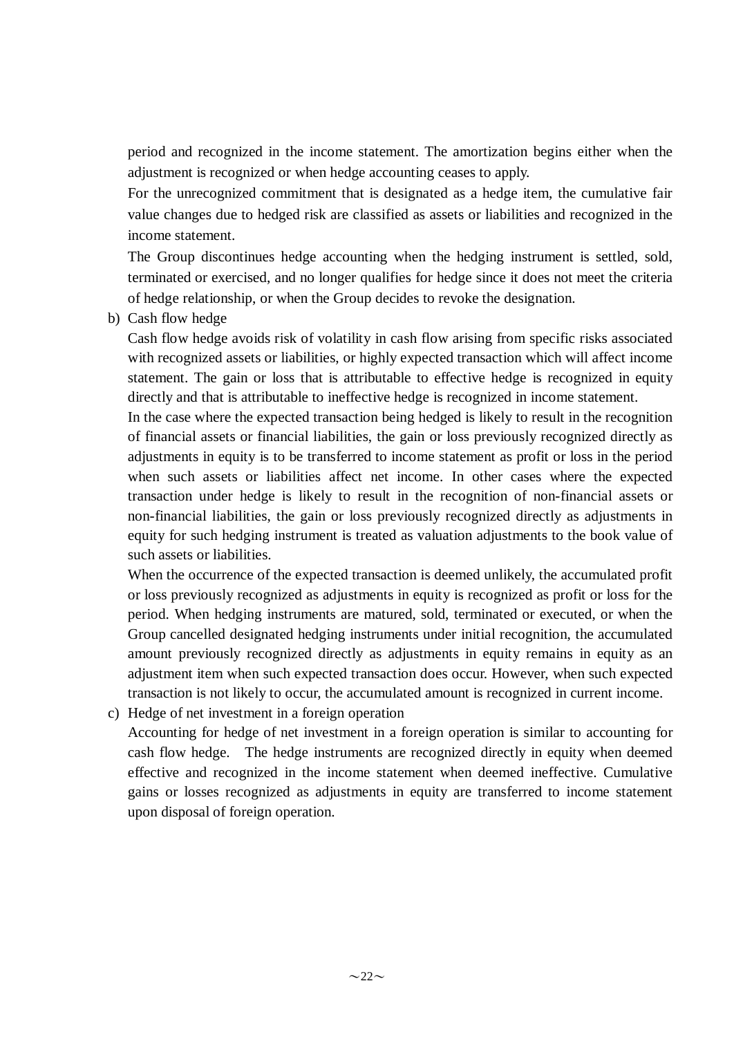period and recognized in the income statement. The amortization begins either when the adjustment is recognized or when hedge accounting ceases to apply.

For the unrecognized commitment that is designated as a hedge item, the cumulative fair value changes due to hedged risk are classified as assets or liabilities and recognized in the income statement.

The Group discontinues hedge accounting when the hedging instrument is settled, sold, terminated or exercised, and no longer qualifies for hedge since it does not meet the criteria of hedge relationship, or when the Group decides to revoke the designation.

b) Cash flow hedge

Cash flow hedge avoids risk of volatility in cash flow arising from specific risks associated with recognized assets or liabilities, or highly expected transaction which will affect income statement. The gain or loss that is attributable to effective hedge is recognized in equity directly and that is attributable to ineffective hedge is recognized in income statement.

In the case where the expected transaction being hedged is likely to result in the recognition of financial assets or financial liabilities, the gain or loss previously recognized directly as adjustments in equity is to be transferred to income statement as profit or loss in the period when such assets or liabilities affect net income. In other cases where the expected transaction under hedge is likely to result in the recognition of non-financial assets or non-financial liabilities, the gain or loss previously recognized directly as adjustments in equity for such hedging instrument is treated as valuation adjustments to the book value of such assets or liabilities.

When the occurrence of the expected transaction is deemed unlikely, the accumulated profit or loss previously recognized as adjustments in equity is recognized as profit or loss for the period. When hedging instruments are matured, sold, terminated or executed, or when the Group cancelled designated hedging instruments under initial recognition, the accumulated amount previously recognized directly as adjustments in equity remains in equity as an adjustment item when such expected transaction does occur. However, when such expected transaction is not likely to occur, the accumulated amount is recognized in current income.

c) Hedge of net investment in a foreign operation

Accounting for hedge of net investment in a foreign operation is similar to accounting for cash flow hedge. The hedge instruments are recognized directly in equity when deemed effective and recognized in the income statement when deemed ineffective. Cumulative gains or losses recognized as adjustments in equity are transferred to income statement upon disposal of foreign operation.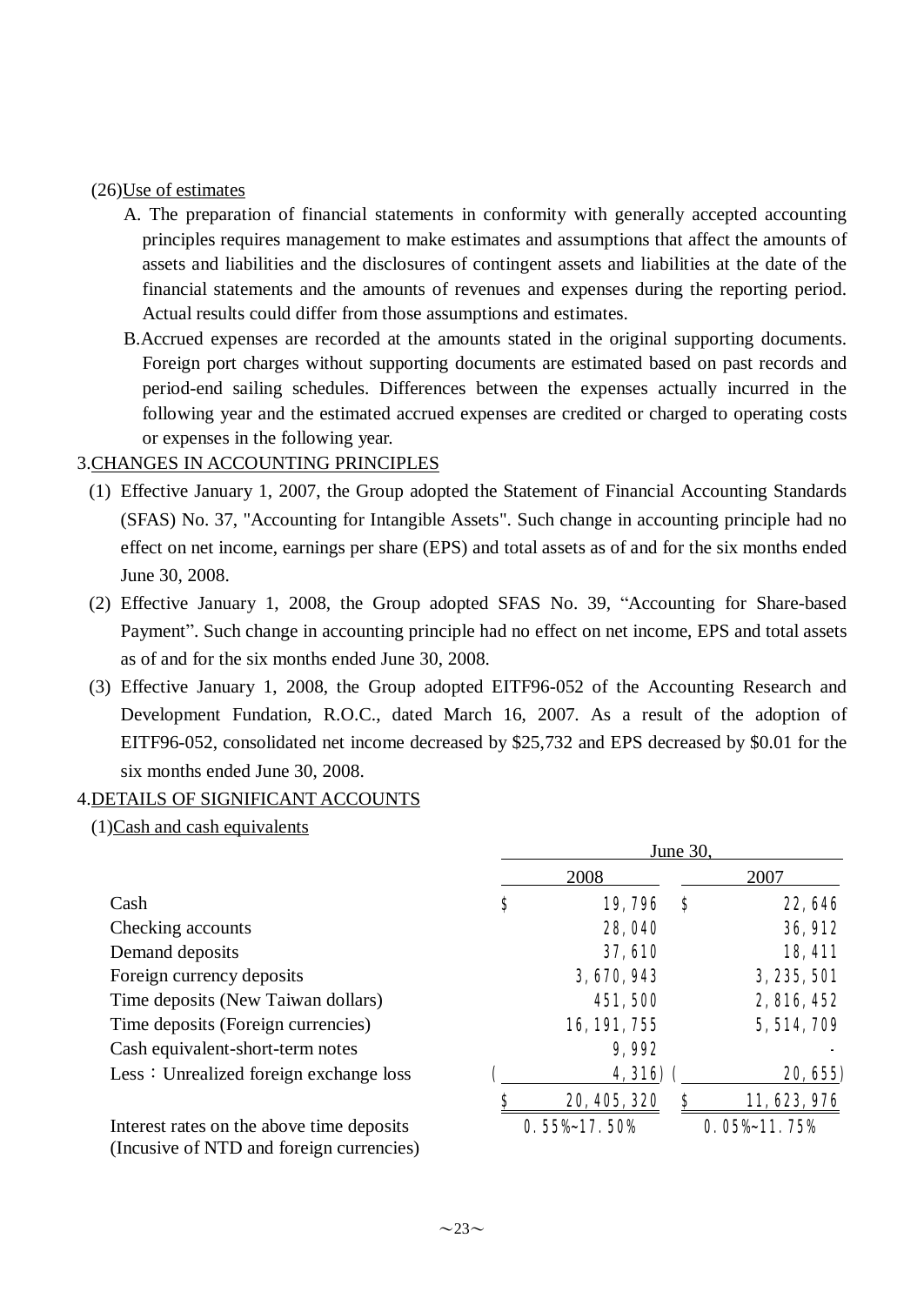(26) Use of estimates

A. The preparation of financial statements in conformity with generally accepted accounting principles requires management to make estimates and assumptions that affect the amounts of assets and liabilities and the disclosures of contingent assets and liabilities at the date of the financial statements and the amounts of revenues and expenses during the reporting period. Actual results could differ from those assumptions and estimates.

B. Accrued expenses are recorded at the amounts stated in the original supporting documents. Foreign port charges without supporting documents are estimated based on past records and period-end sailing schedules. Differences between the expenses actually incurred in the following year and the estimated accrued expenses are credited or charged to operating costs or expenses in the following year.

3. CHANGES IN ACCOUNTING PRINCIPLES

(1) Effective January 1, 2007, the Group adopted the Statement of Financial Accounting Standards (SFAS) No. 37, "Accounting for Intangible Assets". Such change in accounting principle had no effect on net income, earnings per share (EPS) and total assets as of and for the six months ended June 30, 2008.

(2) Effective January 1, 2008, the Group adopted SFAS No. 39, "Accounting for Share-based Payment". Such change in accounting principle had no effect on net income, EPS and total assets as of and for the six months ended June 30, 2008.

(3) Effective January 1, 2008, the Group adopted EITF96-052 of the Accounting Research and Development Fundation, R.O.C., dated March 16, 2007. As a result of the adoption of EITF96-052, consolidated net income decreased by $25,732 and EPS decreased by $0.01 for the six months ended June 30, 2008.

4. DETAILS OF SIGNIFICANT ACCOUNTS

(1) Cash and cash equivalents

| | June 30, | |
|---|---|---|
| | 2008 | 2007 |
| Cash | $ 19,796 | $ 22,646 |
| Checking accounts | 28,040 | 36,912 |
| Demand deposits | 37,610 | 18,411 |
| Foreign currency deposits | 3,670,943 | 3,235,501 |
| Time deposits (New Taiwan dollars) | 451,500 | 2,816,452 |
| Time deposits (Foreign currencies) | 16,191,755 | 5,514,709 |
| Cash equivalent-short-term notes | 9,992 | - |
| Less：Unrealized foreign exchange loss | ( 4,316) | ( 20,655) |
| | $ 20,405,320 | $ 11,623,976 |
| Interest rates on the above time deposits (Incusive of NTD and foreign currencies) | 0.55%~17.50% | 0.05%~11.75% |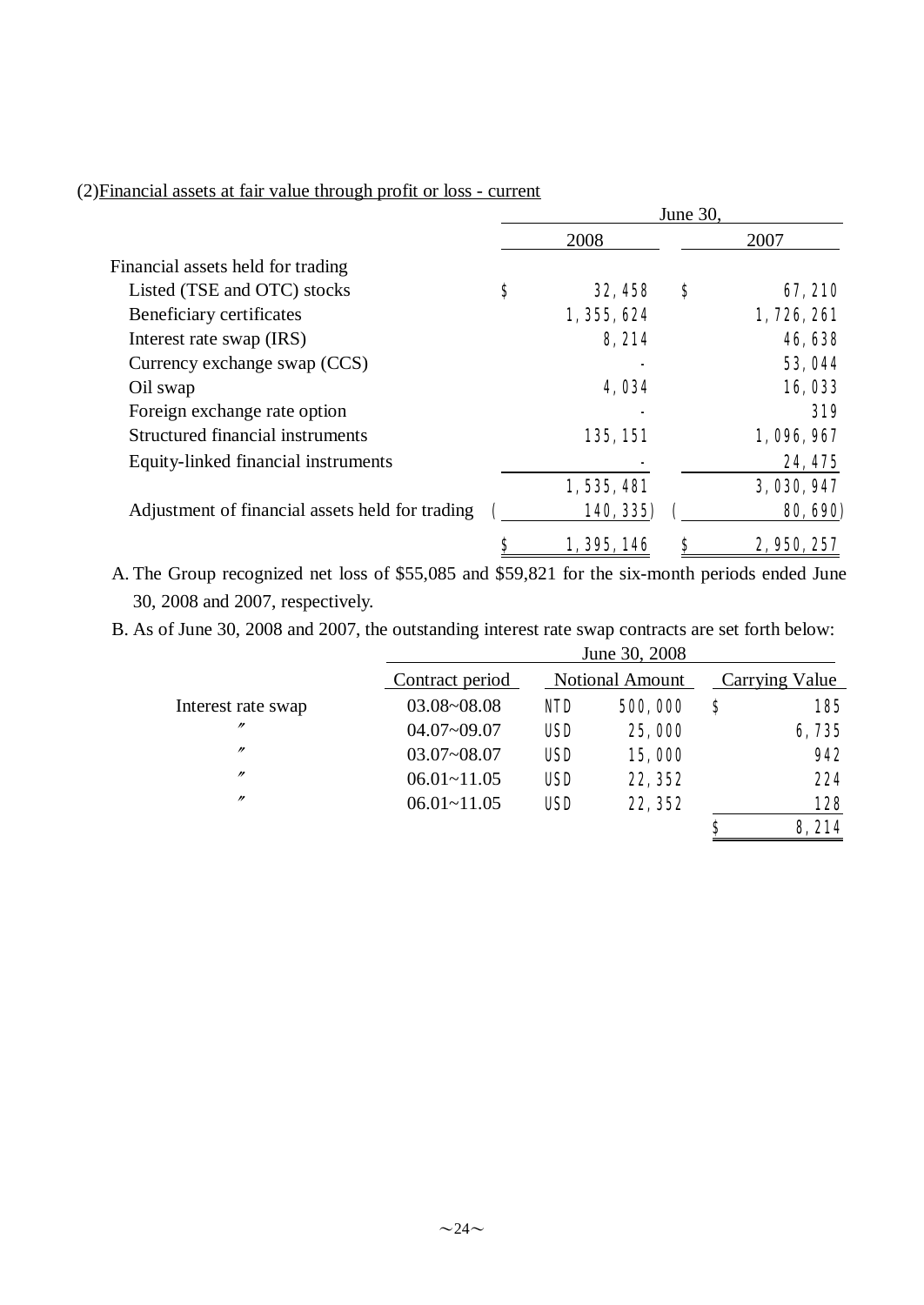(2)Financial assets at fair value through profit or loss - current

| | June 30, | |
|---|---|---|
| | 2008 | 2007 |
| Financial assets held for trading | | |
| Listed (TSE and OTC) stocks | $ 32,458 | $ 67,210 |
| Beneficiary certificates | 1,355,624 | 1,726,261 |
| Interest rate swap (IRS) | 8,214 | 46,638 |
| Currency exchange swap (CCS) | - | 53,044 |
| Oil swap | 4,034 | 16,033 |
| Foreign exchange rate option | - | 319 |
| Structured financial instruments | 135,151 | 1,096,967 |
| Equity-linked financial instruments | - | 24,475 |
| | 1,535,481 | 3,030,947 |
| Adjustment of financial assets held for trading | ( 140,335) | ( 80,690) |
| | $ 1,395,146 | $ 2,950,257 |

A. The Group recognized net loss of $55,085 and $59,821 for the six-month periods ended June 30, 2008 and 2007, respectively.

B. As of June 30, 2008 and 2007, the outstanding interest rate swap contracts are set forth below:

| | June 30, 2008 | | |
|---|---|---|---|
| | Contract period | Notional Amount | Carrying Value |
| Interest rate swap | 03.08~08.08 | NTD 500,000 | $ 185 |
| 〃 | 04.07~09.07 | USD 25,000 | 6,735 |
| 〃 | 03.07~08.07 | USD 15,000 | 942 |
| 〃 | 06.01~11.05 | USD 22,352 | 224 |
| 〃 | 06.01~11.05 | USD 22,352 | 128 |
| | | | $ 8,214 |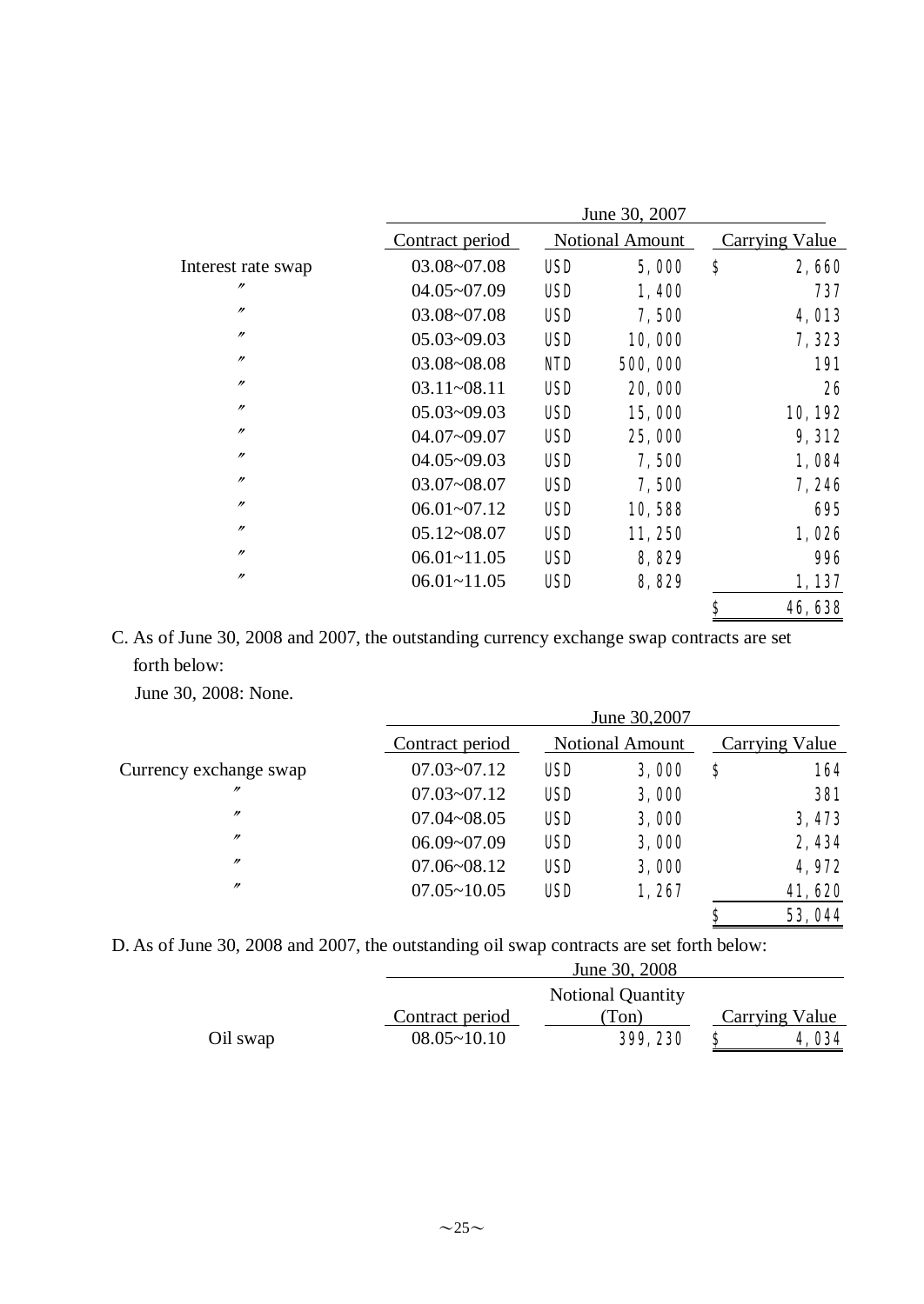| | June 30, 2007 | | | |
|---|---|---|---|---|
| | Contract period | Notional Amount | | Carrying Value |
| Interest rate swap | 03.08~07.08 | USD | 5,000 | $ 2,660 |
| 〃 | 04.05~07.09 | USD | 1,400 | 737 |
| 〃 | 03.08~07.08 | USD | 7,500 | 4,013 |
| 〃 | 05.03~09.03 | USD | 10,000 | 7,323 |
| 〃 | 03.08~08.08 | NTD | 500,000 | 191 |
| 〃 | 03.11~08.11 | USD | 20,000 | 26 |
| 〃 | 05.03~09.03 | USD | 15,000 | 10,192 |
| 〃 | 04.07~09.07 | USD | 25,000 | 9,312 |
| 〃 | 04.05~09.03 | USD | 7,500 | 1,084 |
| 〃 | 03.07~08.07 | USD | 7,500 | 7,246 |
| 〃 | 06.01~07.12 | USD | 10,588 | 695 |
| 〃 | 05.12~08.07 | USD | 11,250 | 1,026 |
| 〃 | 06.01~11.05 | USD | 8,829 | 996 |
| 〃 | 06.01~11.05 | USD | 8,829 | 1,137 |
| | | | | $ 46,638 |

C. As of June 30, 2008 and 2007, the outstanding currency exchange swap contracts are set forth below:

June 30, 2008: None.

| | June 30,2007 | | | |
|---|---|---|---|---|
| | Contract period | Notional Amount | | Carrying Value |
| Currency exchange swap | 07.03~07.12 | USD | 3,000 | $ 164 |
| 〃 | 07.03~07.12 | USD | 3,000 | 381 |
| 〃 | 07.04~08.05 | USD | 3,000 | 3,473 |
| 〃 | 06.09~07.09 | USD | 3,000 | 2,434 |
| 〃 | 07.06~08.12 | USD | 3,000 | 4,972 |
| 〃 | 07.05~10.05 | USD | 1,267 | 41,620 |
| | | | | $ 53,044 |

D. As of June 30, 2008 and 2007, the outstanding oil swap contracts are set forth below:

| | June 30, 2008 | | |
|---|---|---|---|
| | Contract period | Notional Quantity (Ton) | Carrying Value |
| Oil swap | 08.05~10.10 | 399,230 | $ 4,034 |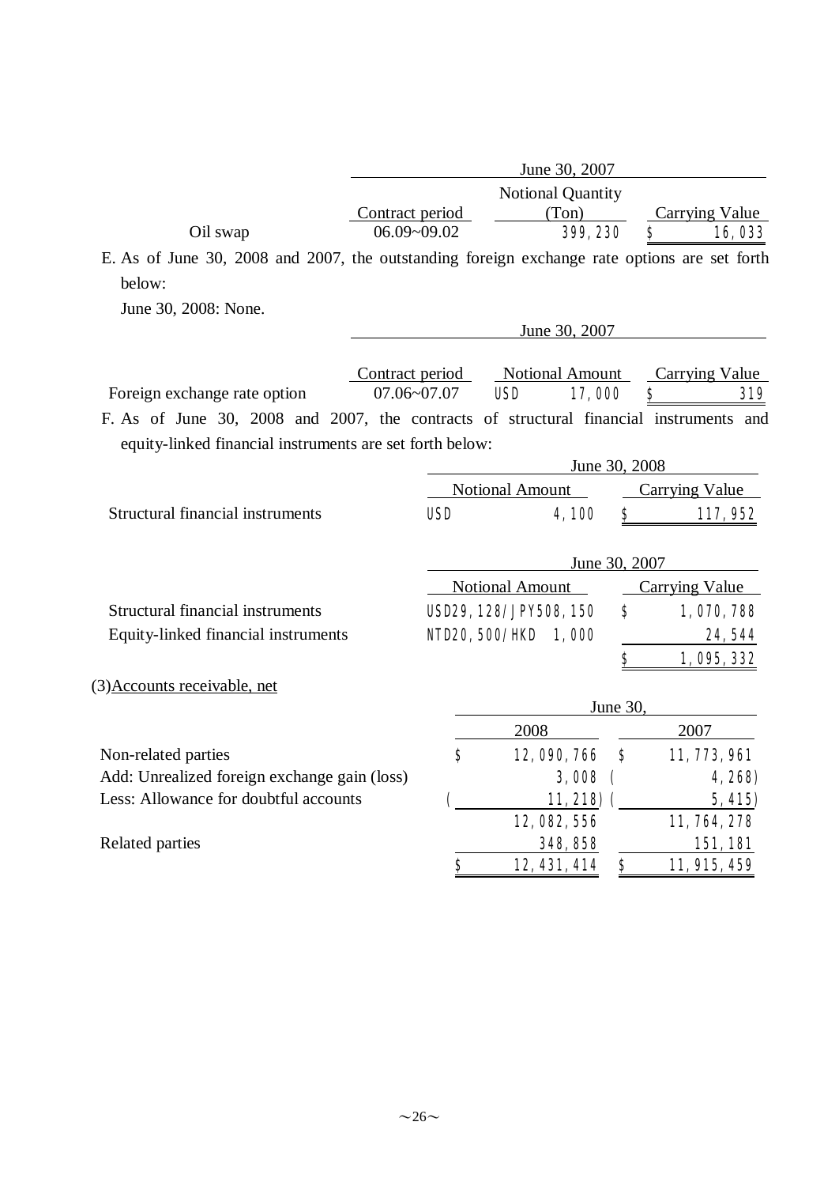| | June 30, 2007 | | |
|---|---|---|---|
| | Contract period | Notional Quantity (Ton) | Carrying Value |
| Oil swap | 06.09~09.02 | 399,230 | $ 16,033 |

E. As of June 30, 2008 and 2007, the outstanding foreign exchange rate options are set forth below:

June 30, 2008: None.

| | June 30, 2007 | | |
|---|---|---|---|
| | Contract period | Notional Amount | Carrying Value |
| Foreign exchange rate option | 07.06~07.07 | USD 17,000 | $ 319 |

F. As of June 30, 2008 and 2007, the contracts of structural financial instruments and equity-linked financial instruments are set forth below:

| | June 30, 2008 | |
|---|---|---|
| | Notional Amount | Carrying Value |
| Structural financial instruments | USD 4,100 | $ 117,952 |

| | June 30, 2007 | |
|---|---|---|
| | Notional Amount | Carrying Value |
| Structural financial instruments | USD29,128/JPY508,150 | $ 1,070,788 |
| Equity-linked financial instruments | NTD20,500/HKD 1,000 | 24,544 |
| | | $ 1,095,332 |

(3)Accounts receivable, net

| | June 30, | |
|---|---|---|
| | 2008 | 2007 |
| Non-related parties | $ 12,090,766 | $ 11,773,961 |
| Add: Unrealized foreign exchange gain (loss) | 3,008 | ( 4,268) |
| Less: Allowance for doubtful accounts | ( 11,218) | ( 5,415) |
| | 12,082,556 | 11,764,278 |
| Related parties | 348,858 | 151,181 |
| | $ 12,431,414 | $ 11,915,459 |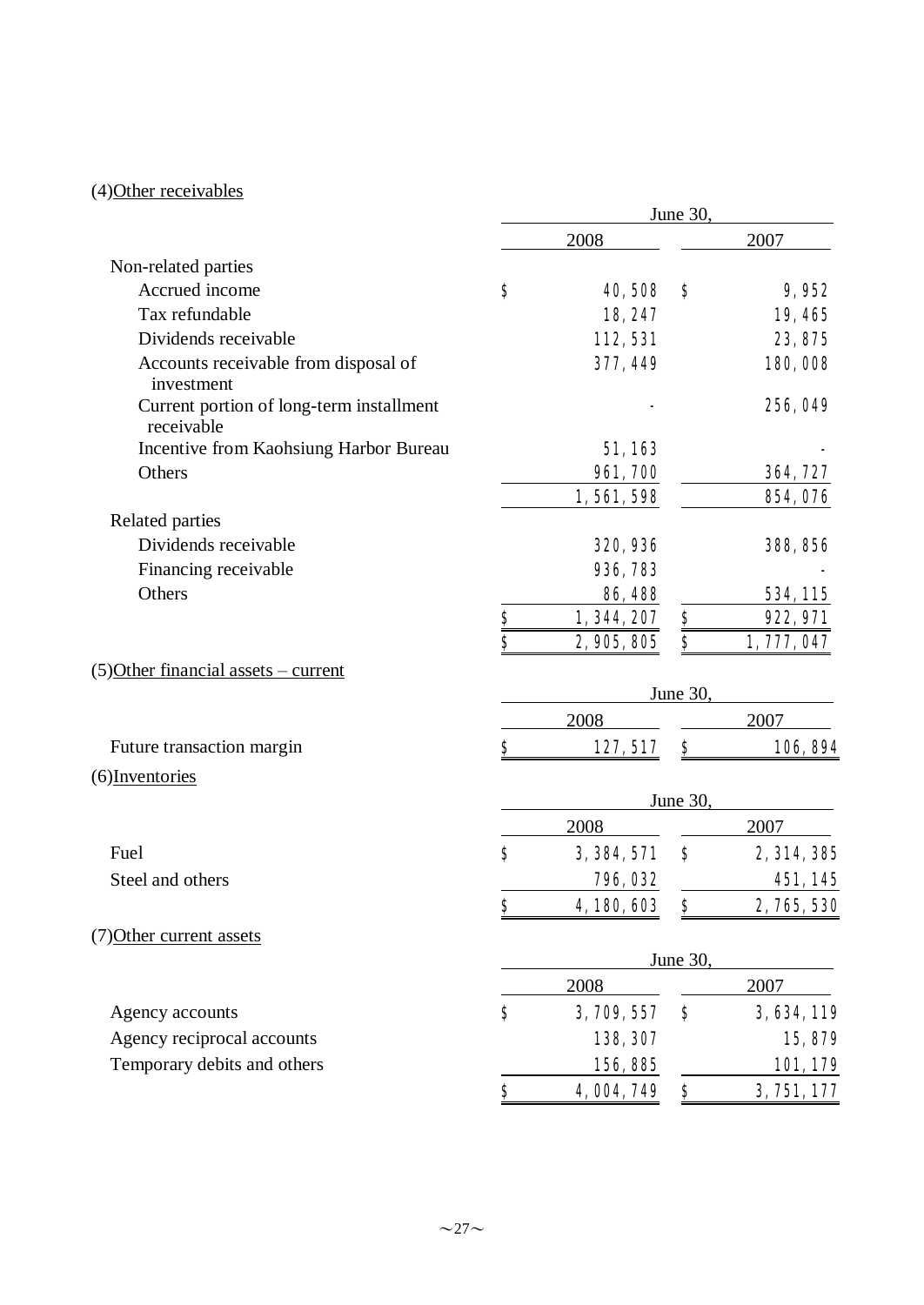(4) Other receivables

| | June 30, 2008 | June 30, 2007 |
|---|---|---|
| Non-related parties | | |
| Accrued income | $ 40,508 | $ 9,952 |
| Tax refundable | 18,247 | 19,465 |
| Dividends receivable | 112,531 | 23,875 |
| Accounts receivable from disposal of investment | 377,449 | 180,008 |
| Current portion of long-term installment receivable | - | 256,049 |
| Incentive from Kaohsiung Harbor Bureau | 51,163 | - |
| Others | 961,700 | 364,727 |
| | 1,561,598 | 854,076 |
| Related parties | | |
| Dividends receivable | 320,936 | 388,856 |
| Financing receivable | 936,783 | - |
| Others | 86,488 | 534,115 |
| | $ 1,344,207 | $ 922,971 |
| | $ 2,905,805 | $ 1,777,047 |

(5) Other financial assets – current

| | June 30, 2008 | June 30, 2007 |
|---|---|---|
| Future transaction margin | $ 127,517 | $ 106,894 |

(6) Inventories

| | June 30, 2008 | June 30, 2007 |
|---|---|---|
| Fuel | $ 3,384,571 | $ 2,314,385 |
| Steel and others | 796,032 | 451,145 |
| | $ 4,180,603 | $ 2,765,530 |

(7) Other current assets

| | June 30, 2008 | June 30, 2007 |
|---|---|---|
| Agency accounts | $ 3,709,557 | $ 3,634,119 |
| Agency reciprocal accounts | 138,307 | 15,879 |
| Temporary debits and others | 156,885 | 101,179 |
| | $ 4,004,749 | $ 3,751,177 |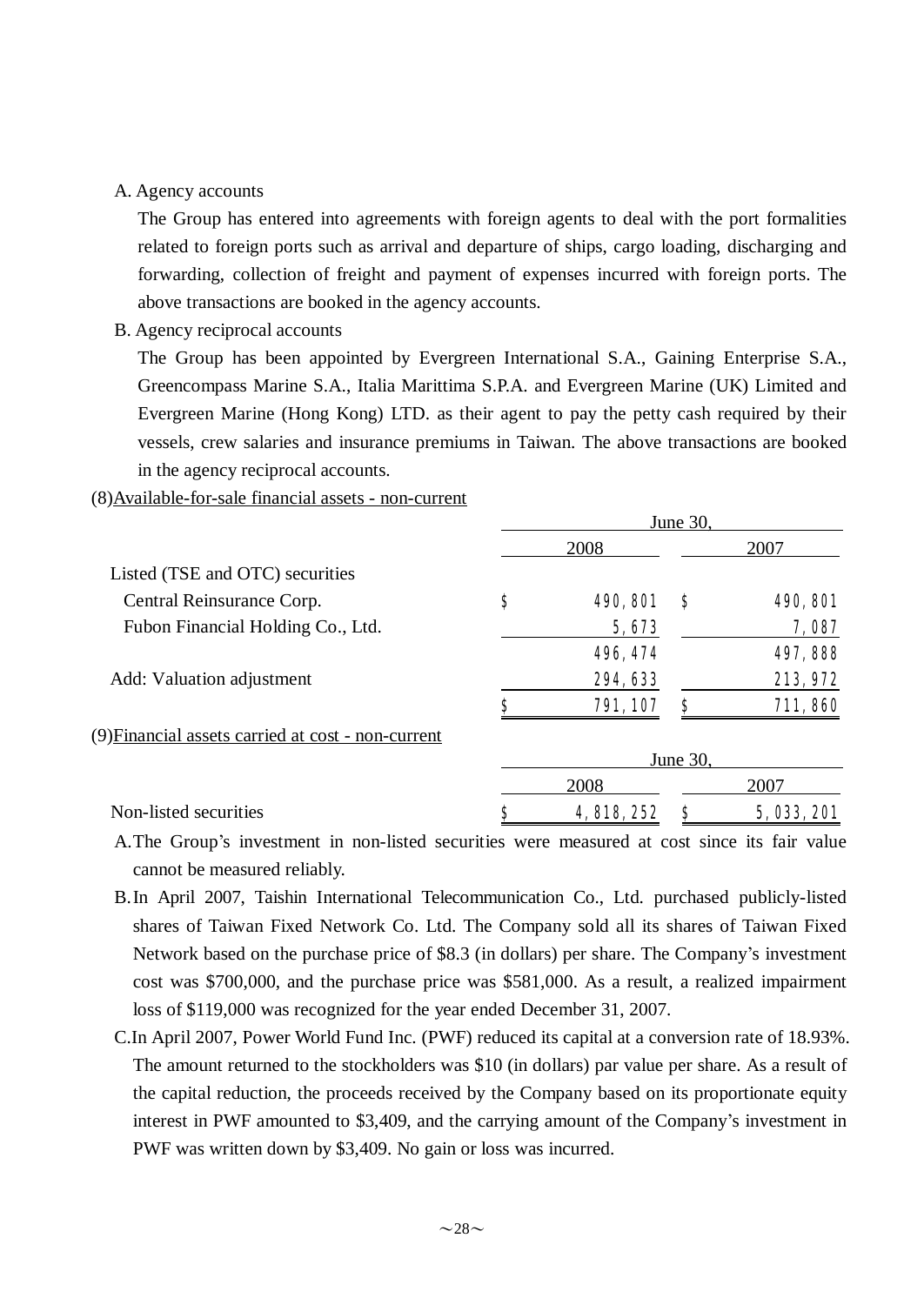A. Agency accounts

The Group has entered into agreements with foreign agents to deal with the port formalities related to foreign ports such as arrival and departure of ships, cargo loading, discharging and forwarding, collection of freight and payment of expenses incurred with foreign ports. The above transactions are booked in the agency accounts.

B. Agency reciprocal accounts

The Group has been appointed by Evergreen International S.A., Gaining Enterprise S.A., Greencompass Marine S.A., Italia Marittima S.P.A. and Evergreen Marine (UK) Limited and Evergreen Marine (Hong Kong) LTD. as their agent to pay the petty cash required by their vessels, crew salaries and insurance premiums in Taiwan. The above transactions are booked in the agency reciprocal accounts.

(8)Available-for-sale financial assets - non-current

| | June 30, | |
|---|---|---|
| | 2008 | 2007 |
| Listed (TSE and OTC) securities | | |
| Central Reinsurance Corp. | $ 490,801 | $ 490,801 |
| Fubon Financial Holding Co., Ltd. | 5,673 | 7,087 |
| | 496,474 | 497,888 |
| Add: Valuation adjustment | 294,633 | 213,972 |
| | $ 791,107 | $ 711,860 |

(9)Financial assets carried at cost - non-current

| | June 30, | |
|---|---|---|
| | 2008 | 2007 |
| Non-listed securities | $ 4,818,252 | $ 5,033,201 |

A. The Group's investment in non-listed securities were measured at cost since its fair value cannot be measured reliably.

B. In April 2007, Taishin International Telecommunication Co., Ltd. purchased publicly-listed shares of Taiwan Fixed Network Co. Ltd. The Company sold all its shares of Taiwan Fixed Network based on the purchase price of $8.3 (in dollars) per share. The Company's investment cost was $700,000, and the purchase price was $581,000. As a result, a realized impairment loss of $119,000 was recognized for the year ended December 31, 2007.

C. In April 2007, Power World Fund Inc. (PWF) reduced its capital at a conversion rate of 18.93%. The amount returned to the stockholders was $10 (in dollars) par value per share. As a result of the capital reduction, the proceeds received by the Company based on its proportionate equity interest in PWF amounted to $3,409, and the carrying amount of the Company's investment in PWF was written down by $3,409. No gain or loss was incurred.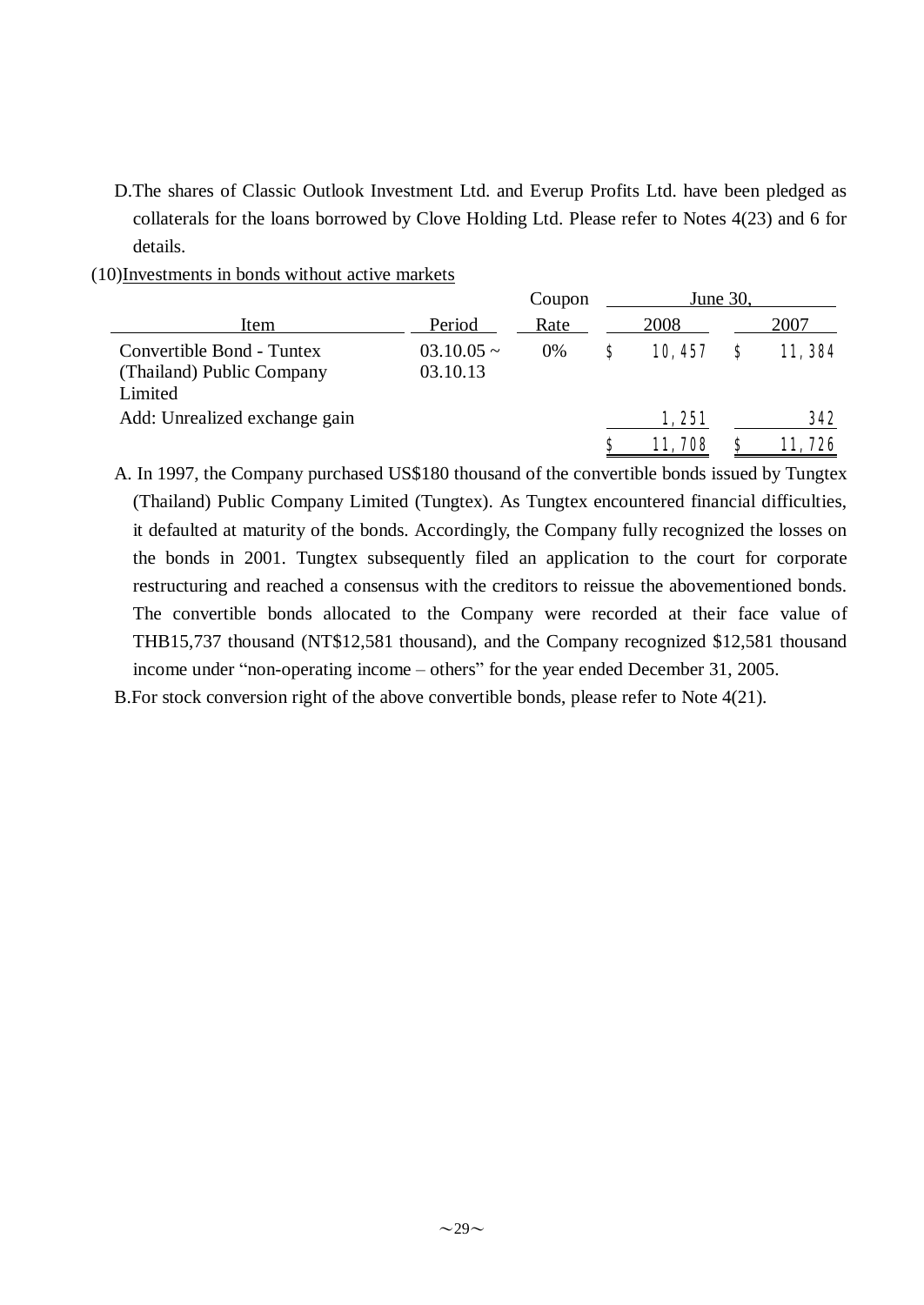D.The shares of Classic Outlook Investment Ltd. and Everup Profits Ltd. have been pledged as collaterals for the loans borrowed by Clove Holding Ltd. Please refer to Notes 4(23) and 6 for details.

(10)Investments in bonds without active markets

| Item | Period | Coupon Rate | June 30, 2008 | June 30, 2007 |
|---|---|---|---|---|
| Convertible Bond - Tuntex (Thailand) Public Company Limited | 03.10.05 ~ 03.10.13 | 0% | $ 10,457 | $ 11,384 |
| Add: Unrealized exchange gain | | | 1,251 | 342 |
| | | | $ 11,708 | $ 11,726 |

A. In 1997, the Company purchased US$180 thousand of the convertible bonds issued by Tungtex (Thailand) Public Company Limited (Tungtex). As Tungtex encountered financial difficulties, it defaulted at maturity of the bonds. Accordingly, the Company fully recognized the losses on the bonds in 2001. Tungtex subsequently filed an application to the court for corporate restructuring and reached a consensus with the creditors to reissue the abovementioned bonds. The convertible bonds allocated to the Company were recorded at their face value of THB15,737 thousand (NT$12,581 thousand), and the Company recognized $12,581 thousand income under "non-operating income – others" for the year ended December 31, 2005.

B.For stock conversion right of the above convertible bonds, please refer to Note 4(21).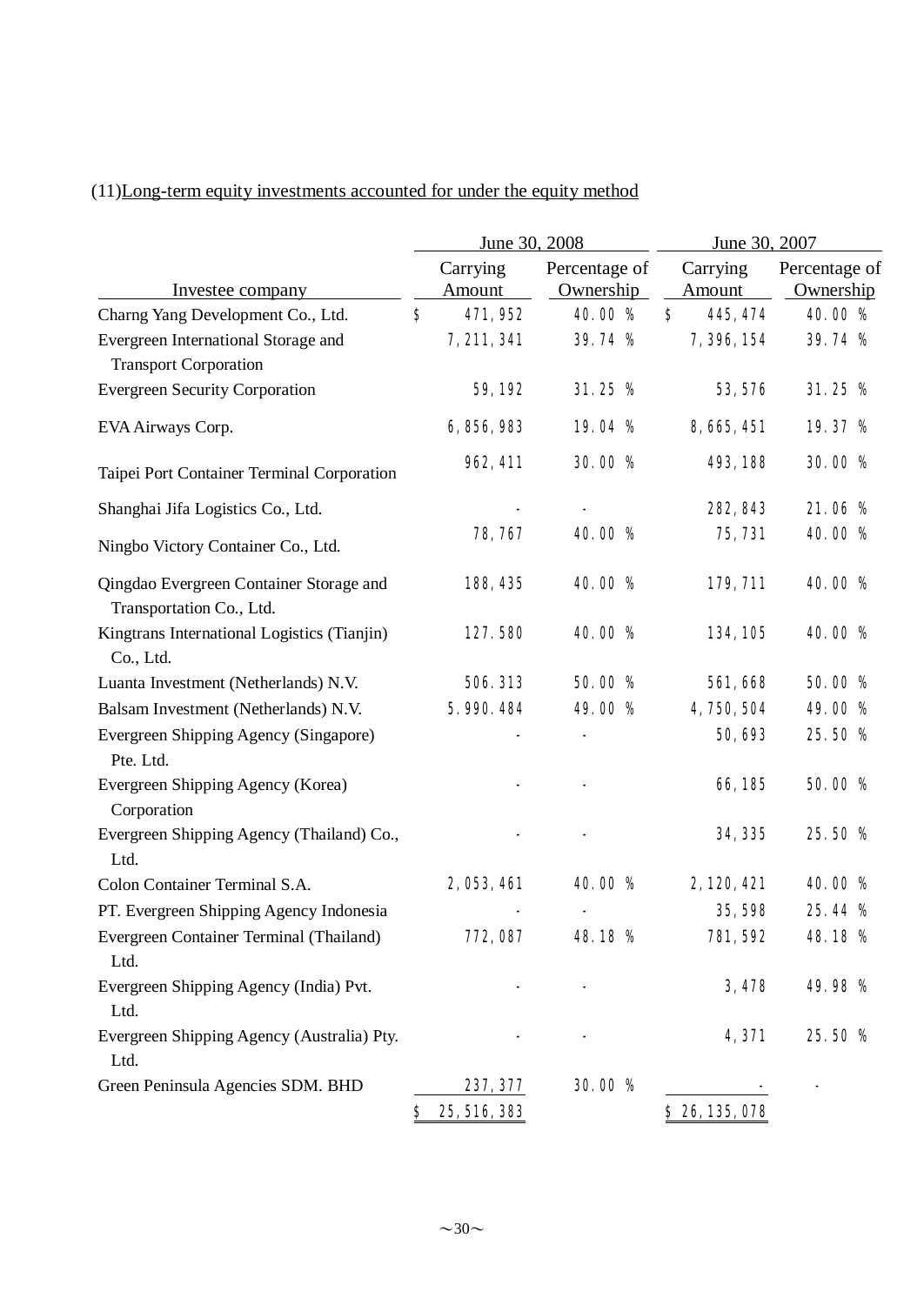(11)Long-term equity investments accounted for under the equity method

| Investee company | June 30, 2008 Carrying Amount | June 30, 2008 Percentage of Ownership | June 30, 2007 Carrying Amount | June 30, 2007 Percentage of Ownership |
|---|---|---|---|---|
| Charng Yang Development Co., Ltd. | $ 471,952 | 40.00 % | $ 445,474 | 40.00 % |
| Evergreen International Storage and Transport Corporation | 7,211,341 | 39.74 % | 7,396,154 | 39.74 % |
| Evergreen Security Corporation | 59,192 | 31.25 % | 53,576 | 31.25 % |
| EVA Airways Corp. | 6,856,983 | 19.04 % | 8,665,451 | 19.37 % |
| Taipei Port Container Terminal Corporation | 962,411 | 30.00 % | 493,188 | 30.00 % |
| Shanghai Jifa Logistics Co., Ltd. | - | - | 282,843 | 21.06 % |
| Ningbo Victory Container Co., Ltd. | 78,767 | 40.00 % | 75,731 | 40.00 % |
| Qingdao Evergreen Container Storage and Transportation Co., Ltd. | 188,435 | 40.00 % | 179,711 | 40.00 % |
| Kingtrans International Logistics (Tianjin) Co., Ltd. | 127.580 | 40.00 % | 134,105 | 40.00 % |
| Luanta Investment (Netherlands) N.V. | 506.313 | 50.00 % | 561,668 | 50.00 % |
| Balsam Investment (Netherlands) N.V. | 5.990.484 | 49.00 % | 4,750,504 | 49.00 % |
| Evergreen Shipping Agency (Singapore) Pte. Ltd. | - | - | 50,693 | 25.50 % |
| Evergreen Shipping Agency (Korea) Corporation | - | - | 66,185 | 50.00 % |
| Evergreen Shipping Agency (Thailand) Co., Ltd. | - | - | 34,335 | 25.50 % |
| Colon Container Terminal S.A. | 2,053,461 | 40.00 % | 2,120,421 | 40.00 % |
| PT. Evergreen Shipping Agency Indonesia | - | - | 35,598 | 25.44 % |
| Evergreen Container Terminal (Thailand) Ltd. | 772,087 | 48.18 % | 781,592 | 48.18 % |
| Evergreen Shipping Agency (India) Pvt. Ltd. | - | - | 3,478 | 49.98 % |
| Evergreen Shipping Agency (Australia) Pty. Ltd. | - | - | 4,371 | 25.50 % |
| Green Peninsula Agencies SDM. BHD | 237,377 | 30.00 % | - | - |
| | $ 25,516,383 | | $ 26,135,078 | |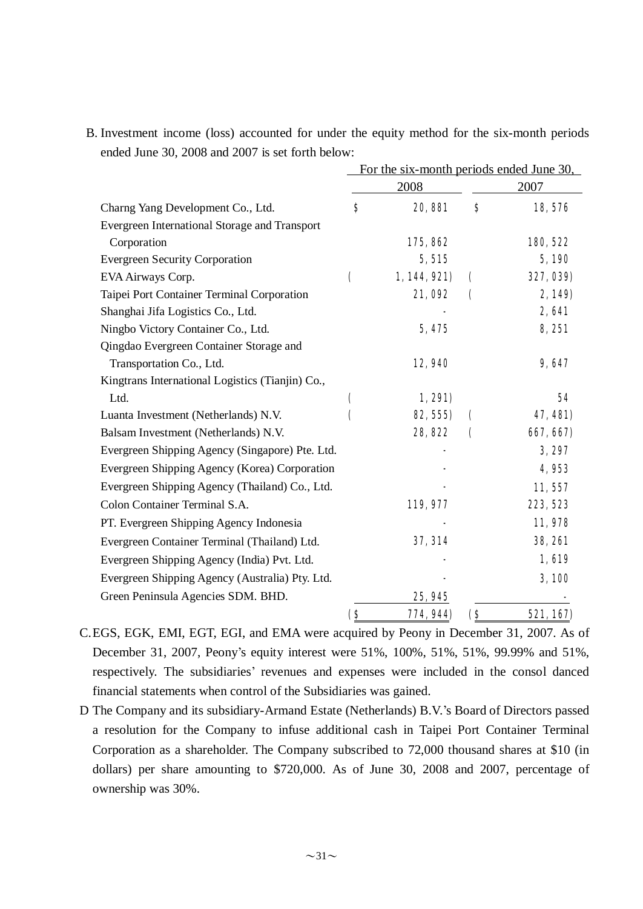B. Investment income (loss) accounted for under the equity method for the six-month periods ended June 30, 2008 and 2007 is set forth below:

| | For the six-month periods ended June 30, | |
|---|---|---|
| | 2008 | 2007 |
| Charng Yang Development Co., Ltd. | $ 20,881 | $ 18,576 |
| Evergreen International Storage and Transport Corporation | 175,862 | 180,522 |
| Evergreen Security Corporation | 5,515 | 5,190 |
| EVA Airways Corp. | ( 1,144,921) | ( 327,039) |
| Taipei Port Container Terminal Corporation | 21,092 | ( 2,149) |
| Shanghai Jifa Logistics Co., Ltd. | - | 2,641 |
| Ningbo Victory Container Co., Ltd. | 5,475 | 8,251 |
| Qingdao Evergreen Container Storage and Transportation Co., Ltd. | 12,940 | 9,647 |
| Kingtrans International Logistics (Tianjin) Co., Ltd. | ( 1,291) | 54 |
| Luanta Investment (Netherlands) N.V. | ( 82,555) | ( 47,481) |
| Balsam Investment (Netherlands) N.V. | 28,822 | ( 667,667) |
| Evergreen Shipping Agency (Singapore) Pte. Ltd. | - | 3,297 |
| Evergreen Shipping Agency (Korea) Corporation | - | 4,953 |
| Evergreen Shipping Agency (Thailand) Co., Ltd. | - | 11,557 |
| Colon Container Terminal S.A. | 119,977 | 223,523 |
| PT. Evergreen Shipping Agency Indonesia | - | 11,978 |
| Evergreen Container Terminal (Thailand) Ltd. | 37,314 | 38,261 |
| Evergreen Shipping Agency (India) Pvt. Ltd. | - | 1,619 |
| Evergreen Shipping Agency (Australia) Pty. Ltd. | - | 3,100 |
| Green Peninsula Agencies SDM. BHD. | 25,945 | - |
| | ($ 774,944) | ($ 521,167) |

C. EGS, EGK, EMI, EGT, EGI, and EMA were acquired by Peony in December 31, 2007. As of December 31, 2007, Peony's equity interest were 51%, 100%, 51%, 51%, 99.99% and 51%, respectively. The subsidiaries' revenues and expenses were included in the consol danced financial statements when control of the Subsidiaries was gained.

D The Company and its subsidiary-Armand Estate (Netherlands) B.V.'s Board of Directors passed a resolution for the Company to infuse additional cash in Taipei Port Container Terminal Corporation as a shareholder. The Company subscribed to 72,000 thousand shares at $10 (in dollars) per share amounting to $720,000. As of June 30, 2008 and 2007, percentage of ownership was 30%.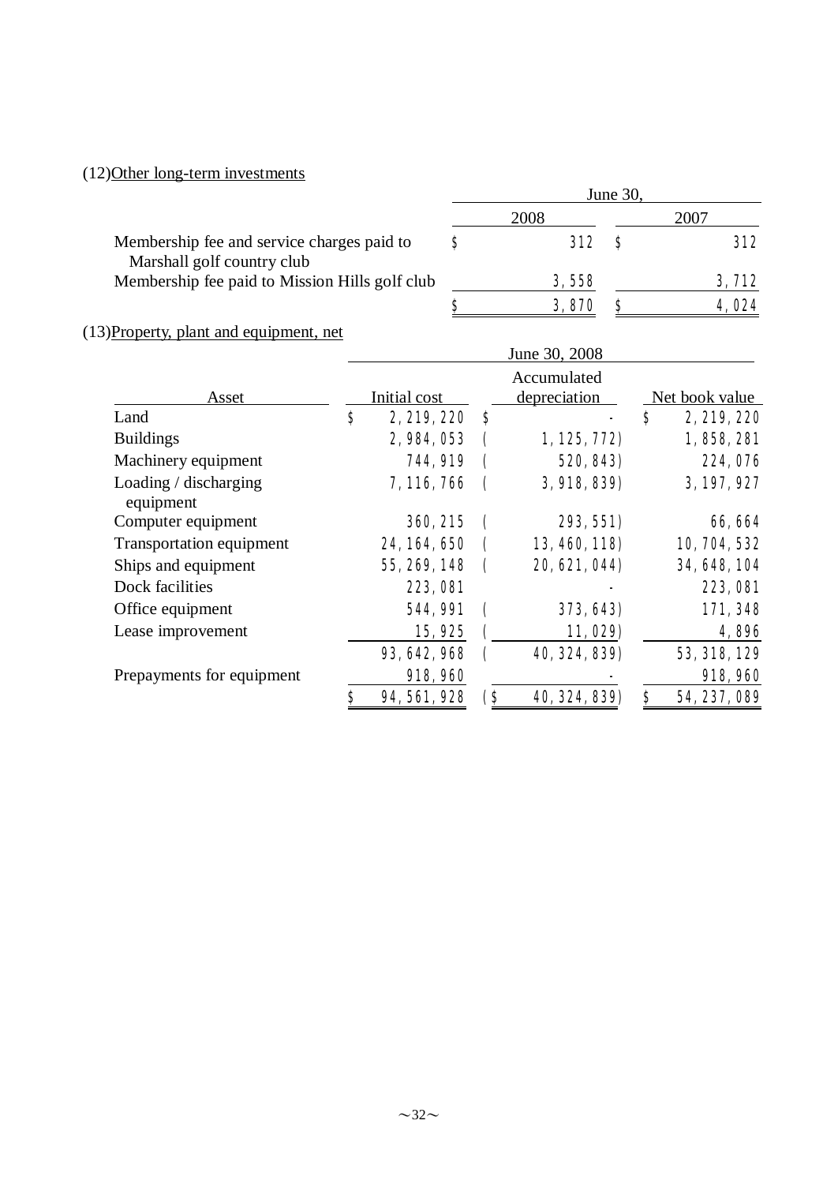(12)Other long-term investments

| | June 30, 2008 | June 30, 2007 |
|---|---|---|
| Membership fee and service charges paid to Marshall golf country club | $ 312 | $ 312 |
| Membership fee paid to Mission Hills golf club | 3,558 | 3,712 |
| | $ 3,870 | $ 4,024 |

(13)Property, plant and equipment, net

| Asset | June 30, 2008 Initial cost | Accumulated depreciation | Net book value |
|---|---|---|---|
| Land | $ 2,219,220 | $ - | $ 2,219,220 |
| Buildings | 2,984,053 | ( 1,125,772) | 1,858,281 |
| Machinery equipment | 744,919 | ( 520,843) | 224,076 |
| Loading / discharging equipment | 7,116,766 | ( 3,918,839) | 3,197,927 |
| Computer equipment | 360,215 | ( 293,551) | 66,664 |
| Transportation equipment | 24,164,650 | ( 13,460,118) | 10,704,532 |
| Ships and equipment | 55,269,148 | ( 20,621,044) | 34,648,104 |
| Dock facilities | 223,081 | - | 223,081 |
| Office equipment | 544,991 | ( 373,643) | 171,348 |
| Lease improvement | 15,925 | ( 11,029) | 4,896 |
| | 93,642,968 | ( 40,324,839) | 53,318,129 |
| Prepayments for equipment | 918,960 | - | 918,960 |
| | $ 94,561,928 | ($ 40,324,839) | $ 54,237,089 |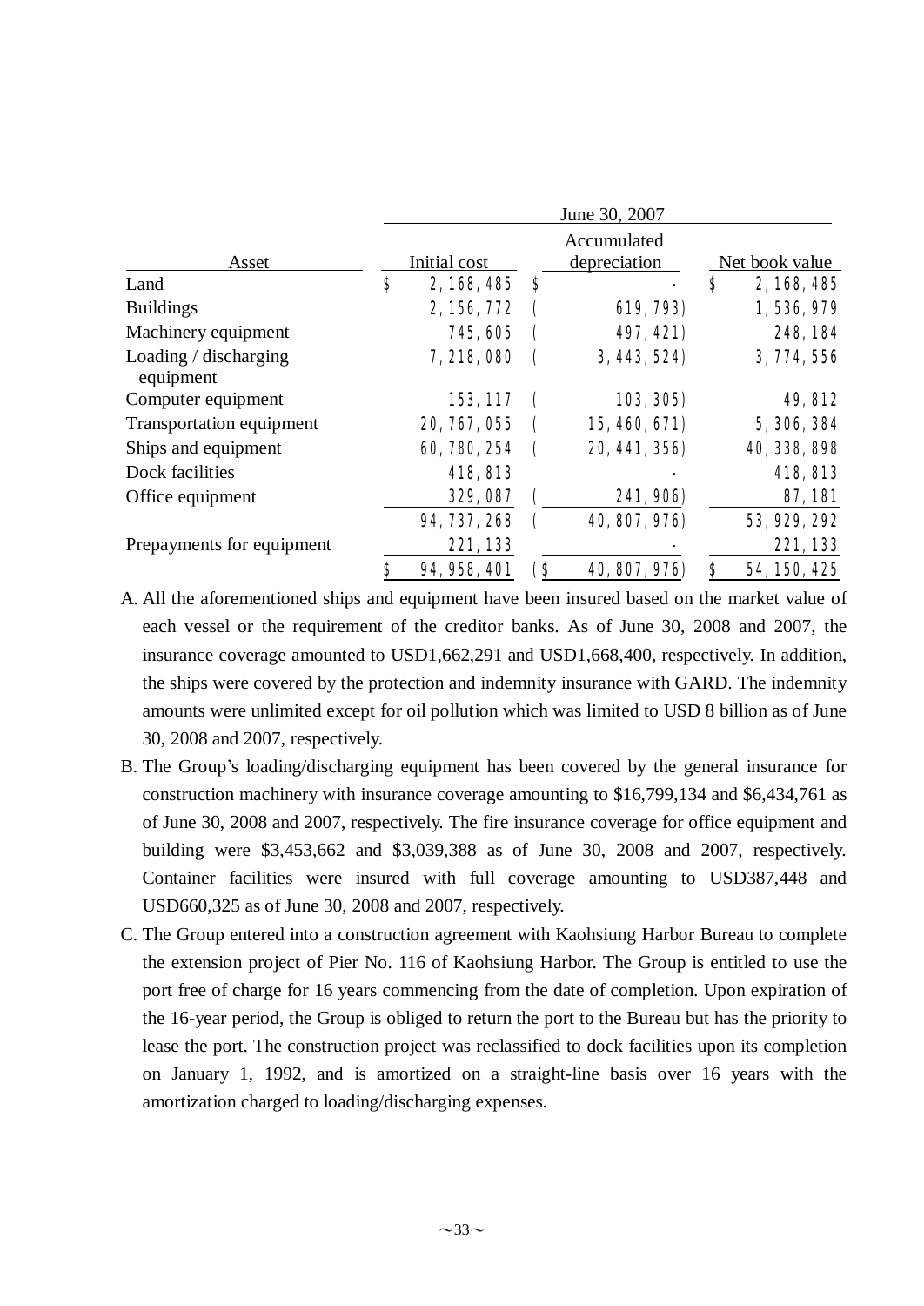| Asset | June 30, 2007 | | |
|---|---|---|---|
| | Initial cost | Accumulated depreciation | Net book value |
| Land | $ 2,168,485 | $ - | $ 2,168,485 |
| Buildings | 2,156,772 | ( 619,793) | 1,536,979 |
| Machinery equipment | 745,605 | ( 497,421) | 248,184 |
| Loading / discharging equipment | 7,218,080 | ( 3,443,524) | 3,774,556 |
| Computer equipment | 153,117 | ( 103,305) | 49,812 |
| Transportation equipment | 20,767,055 | ( 15,460,671) | 5,306,384 |
| Ships and equipment | 60,780,254 | ( 20,441,356) | 40,338,898 |
| Dock facilities | 418,813 | - | 418,813 |
| Office equipment | 329,087 | ( 241,906) | 87,181 |
| | 94,737,268 | ( 40,807,976) | 53,929,292 |
| Prepayments for equipment | 221,133 | - | 221,133 |
| | $ 94,958,401 | ($ 40,807,976) | $ 54,150,425 |

A. All the aforementioned ships and equipment have been insured based on the market value of each vessel or the requirement of the creditor banks. As of June 30, 2008 and 2007, the insurance coverage amounted to USD1,662,291 and USD1,668,400, respectively. In addition, the ships were covered by the protection and indemnity insurance with GARD. The indemnity amounts were unlimited except for oil pollution which was limited to USD 8 billion as of June 30, 2008 and 2007, respectively.

B. The Group's loading/discharging equipment has been covered by the general insurance for construction machinery with insurance coverage amounting to $16,799,134 and $6,434,761 as of June 30, 2008 and 2007, respectively. The fire insurance coverage for office equipment and building were $3,453,662 and $3,039,388 as of June 30, 2008 and 2007, respectively. Container facilities were insured with full coverage amounting to USD387,448 and USD660,325 as of June 30, 2008 and 2007, respectively.

C. The Group entered into a construction agreement with Kaohsiung Harbor Bureau to complete the extension project of Pier No. 116 of Kaohsiung Harbor. The Group is entitled to use the port free of charge for 16 years commencing from the date of completion. Upon expiration of the 16-year period, the Group is obliged to return the port to the Bureau but has the priority to lease the port. The construction project was reclassified to dock facilities upon its completion on January 1, 1992, and is amortized on a straight-line basis over 16 years with the amortization charged to loading/discharging expenses.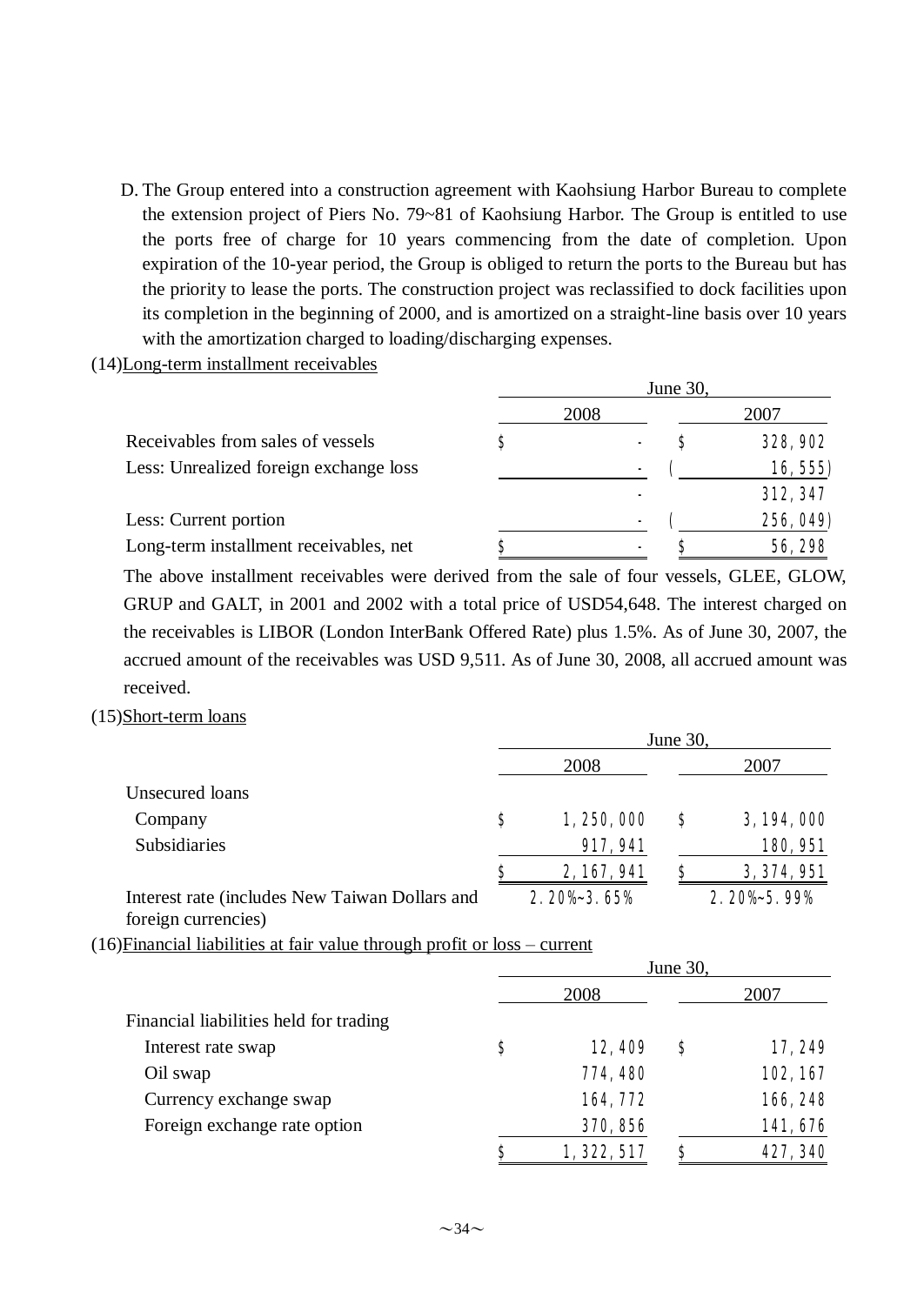D. The Group entered into a construction agreement with Kaohsiung Harbor Bureau to complete the extension project of Piers No. 79~81 of Kaohsiung Harbor. The Group is entitled to use the ports free of charge for 10 years commencing from the date of completion. Upon expiration of the 10-year period, the Group is obliged to return the ports to the Bureau but has the priority to lease the ports. The construction project was reclassified to dock facilities upon its completion in the beginning of 2000, and is amortized on a straight-line basis over 10 years with the amortization charged to loading/discharging expenses.

(14)Long-term installment receivables

| | June 30, 2008 | June 30, 2007 |
|---|---|---|
| Receivables from sales of vessels | $ - | $ 328,902 |
| Less: Unrealized foreign exchange loss | - | ( 16,555) |
| | - | 312,347 |
| Less: Current portion | - | ( 256,049) |
| Long-term installment receivables, net | $ - | $ 56,298 |

The above installment receivables were derived from the sale of four vessels, GLEE, GLOW, GRUP and GALT, in 2001 and 2002 with a total price of USD54,648. The interest charged on the receivables is LIBOR (London InterBank Offered Rate) plus 1.5%. As of June 30, 2007, the accrued amount of the receivables was USD 9,511. As of June 30, 2008, all accrued amount was received.

(15)Short-term loans

| | June 30, 2008 | June 30, 2007 |
|---|---|---|
| Unsecured loans | | |
| Company | $ 1,250,000 | $ 3,194,000 |
| Subsidiaries | 917,941 | 180,951 |
| | $ 2,167,941 | $ 3,374,951 |
| Interest rate (includes New Taiwan Dollars and foreign currencies) | 2.20%~3.65% | 2.20%~5.99% |

(16)Financial liabilities at fair value through profit or loss – current

| | June 30, 2008 | June 30, 2007 |
|---|---|---|
| Financial liabilities held for trading | | |
| Interest rate swap | $ 12,409 | $ 17,249 |
| Oil swap | 774,480 | 102,167 |
| Currency exchange swap | 164,772 | 166,248 |
| Foreign exchange rate option | 370,856 | 141,676 |
| | $ 1,322,517 | $ 427,340 |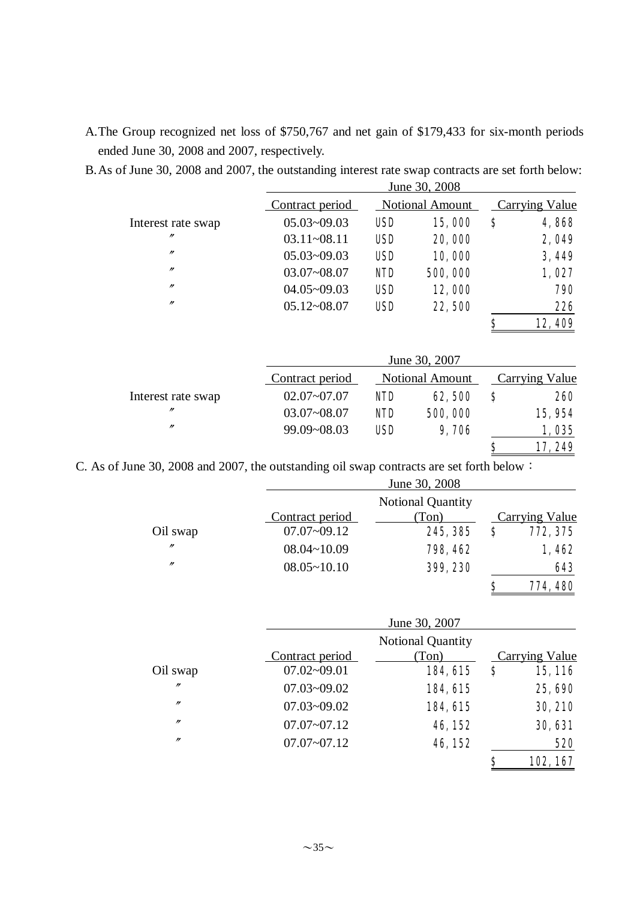A. The Group recognized net loss of $750,767 and net gain of $179,433 for six-month periods ended June 30, 2008 and 2007, respectively.

B. As of June 30, 2008 and 2007, the outstanding interest rate swap contracts are set forth below:

| | June 30, 2008 | | | |
|---|---|---|---|---|
| | Contract period | Notional Amount | | Carrying Value |
| Interest rate swap | 05.03~09.03 | USD | 15,000 | $ 4,868 |
| 〃 | 03.11~08.11 | USD | 20,000 | 2,049 |
| 〃 | 05.03~09.03 | USD | 10,000 | 3,449 |
| 〃 | 03.07~08.07 | NTD | 500,000 | 1,027 |
| 〃 | 04.05~09.03 | USD | 12,000 | 790 |
| 〃 | 05.12~08.07 | USD | 22,500 | 226 |
| | | | | $ 12,409 |

| | June 30, 2007 | | | |
|---|---|---|---|---|
| | Contract period | Notional Amount | | Carrying Value |
| Interest rate swap | 02.07~07.07 | NTD | 62,500 | $ 260 |
| 〃 | 03.07~08.07 | NTD | 500,000 | 15,954 |
| 〃 | 99.09~08.03 | USD | 9,706 | 1,035 |
| | | | | $ 17,249 |

C. As of June 30, 2008 and 2007, the outstanding oil swap contracts are set forth below：

| | June 30, 2008 | | |
|---|---|---|---|
| | Contract period | Notional Quantity (Ton) | Carrying Value |
| Oil swap | 07.07~09.12 | 245,385 | $ 772,375 |
| 〃 | 08.04~10.09 | 798,462 | 1,462 |
| 〃 | 08.05~10.10 | 399,230 | 643 |
| | | | $ 774,480 |

| | June 30, 2007 | | |
|---|---|---|---|
| | Contract period | Notional Quantity (Ton) | Carrying Value |
| Oil swap | 07.02~09.01 | 184,615 | $ 15,116 |
| 〃 | 07.03~09.02 | 184,615 | 25,690 |
| 〃 | 07.03~09.02 | 184,615 | 30,210 |
| 〃 | 07.07~07.12 | 46,152 | 30,631 |
| 〃 | 07.07~07.12 | 46,152 | 520 |
| | | | $ 102,167 |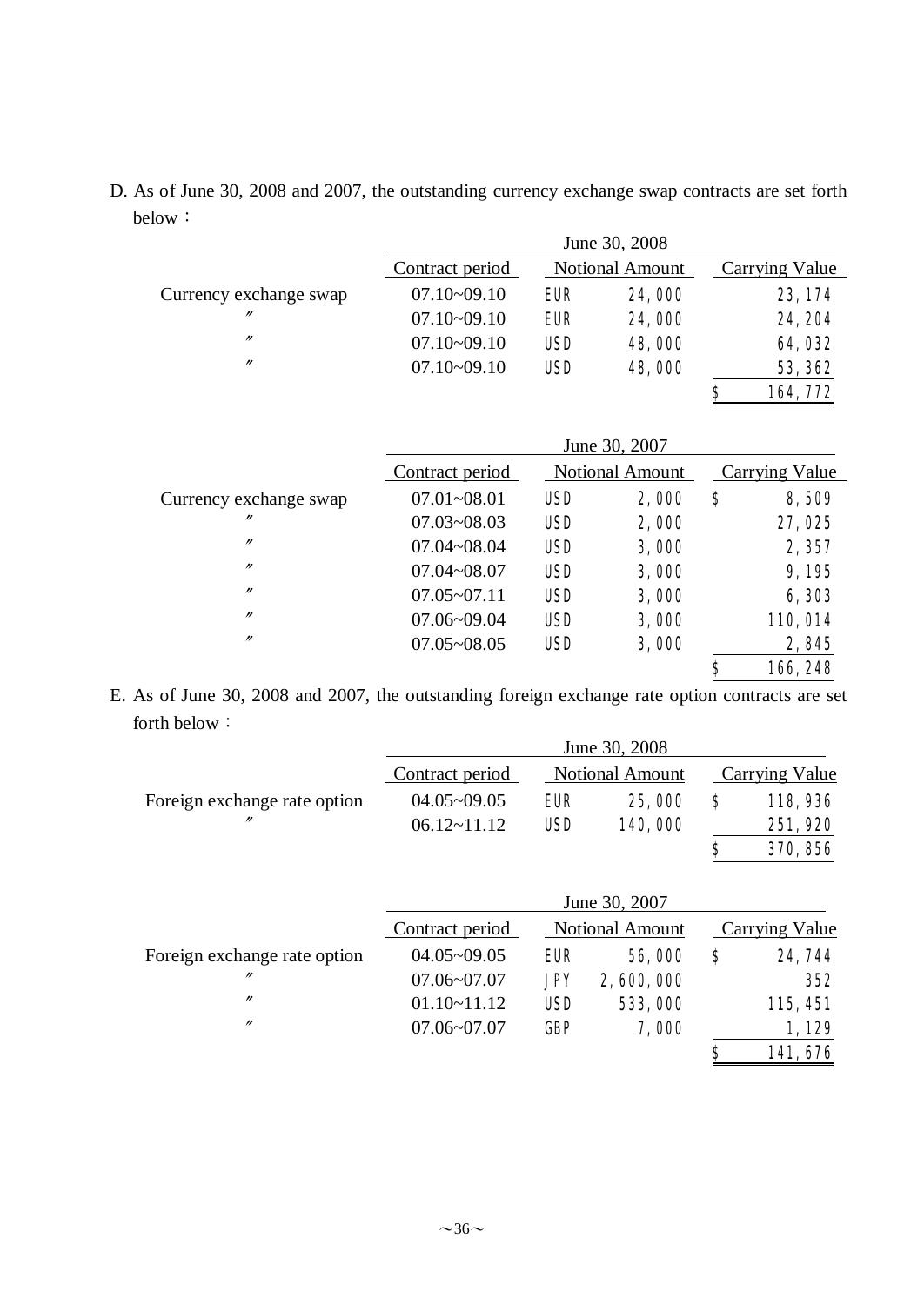D. As of June 30, 2008 and 2007, the outstanding currency exchange swap contracts are set forth below：

| | June 30, 2008 | | | |
|---|---|---|---|---|
| | Contract period | Notional Amount | | Carrying Value |
| Currency exchange swap | 07.10~09.10 | EUR | 24,000 | 23,174 |
| 〃 | 07.10~09.10 | EUR | 24,000 | 24,204 |
| 〃 | 07.10~09.10 | USD | 48,000 | 64,032 |
| 〃 | 07.10~09.10 | USD | 48,000 | 53,362 |
| | | | | $ 164,772 |

| | June 30, 2007 | | | |
|---|---|---|---|---|
| | Contract period | Notional Amount | | Carrying Value |
| Currency exchange swap | 07.01~08.01 | USD | 2,000 | $ 8,509 |
| 〃 | 07.03~08.03 | USD | 2,000 | 27,025 |
| 〃 | 07.04~08.04 | USD | 3,000 | 2,357 |
| 〃 | 07.04~08.07 | USD | 3,000 | 9,195 |
| 〃 | 07.05~07.11 | USD | 3,000 | 6,303 |
| 〃 | 07.06~09.04 | USD | 3,000 | 110,014 |
| 〃 | 07.05~08.05 | USD | 3,000 | 2,845 |
| | | | | $ 166,248 |

E. As of June 30, 2008 and 2007, the outstanding foreign exchange rate option contracts are set forth below：

| | June 30, 2008 | | | |
|---|---|---|---|---|
| | Contract period | Notional Amount | | Carrying Value |
| Foreign exchange rate option | 04.05~09.05 | EUR | 25,000 | $ 118,936 |
| 〃 | 06.12~11.12 | USD | 140,000 | 251,920 |
| | | | | $ 370,856 |

| | June 30, 2007 | | | |
|---|---|---|---|---|
| | Contract period | Notional Amount | | Carrying Value |
| Foreign exchange rate option | 04.05~09.05 | EUR | 56,000 | $ 24,744 |
| 〃 | 07.06~07.07 | JPY | 2,600,000 | 352 |
| 〃 | 01.10~11.12 | USD | 533,000 | 115,451 |
| 〃 | 07.06~07.07 | GBP | 7,000 | 1,129 |
| | | | | $ 141,676 |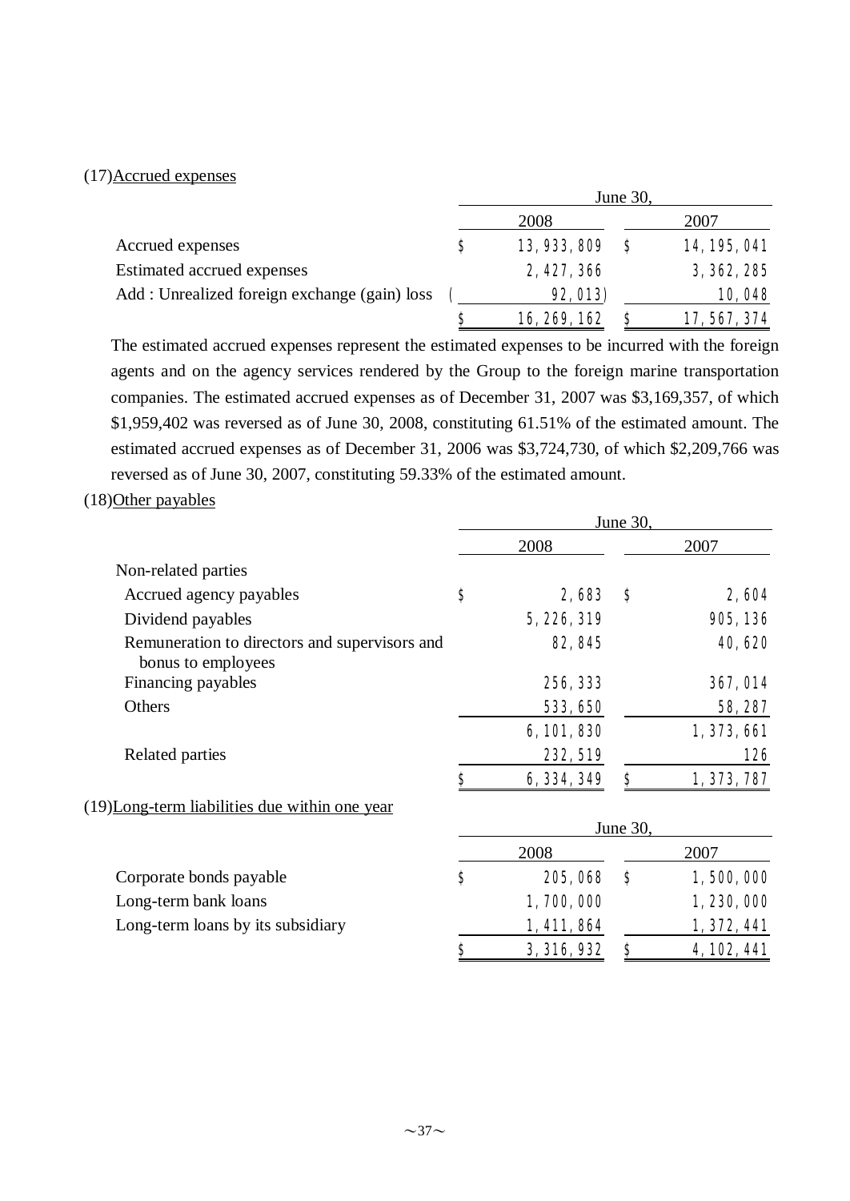(17)Accrued expenses

| | June 30, | |
|---|---|---|
| | 2008 | 2007 |
| Accrued expenses | $ 13,933,809 | $ 14,195,041 |
| Estimated accrued expenses | 2,427,366 | 3,362,285 |
| Add : Unrealized foreign exchange (gain) loss | ( 92,013) | 10,048 |
| | $ 16,269,162 | $ 17,567,374 |

The estimated accrued expenses represent the estimated expenses to be incurred with the foreign agents and on the agency services rendered by the Group to the foreign marine transportation companies. The estimated accrued expenses as of December 31, 2007 was $3,169,357, of which $1,959,402 was reversed as of June 30, 2008, constituting 61.51% of the estimated amount. The estimated accrued expenses as of December 31, 2006 was $3,724,730, of which $2,209,766 was reversed as of June 30, 2007, constituting 59.33% of the estimated amount.

(18)Other payables

| | June 30, | |
|---|---|---|
| | 2008 | 2007 |
| Non-related parties | | |
| Accrued agency payables | $ 2,683 | $ 2,604 |
| Dividend payables | 5,226,319 | 905,136 |
| Remuneration to directors and supervisors and bonus to employees | 82,845 | 40,620 |
| Financing payables | 256,333 | 367,014 |
| Others | 533,650 | 58,287 |
| | 6,101,830 | 1,373,661 |
| Related parties | 232,519 | 126 |
| | $ 6,334,349 | $ 1,373,787 |

(19)Long-term liabilities due within one year

| | June 30, | |
|---|---|---|
| | 2008 | 2007 |
| Corporate bonds payable | $ 205,068 | $ 1,500,000 |
| Long-term bank loans | 1,700,000 | 1,230,000 |
| Long-term loans by its subsidiary | 1,411,864 | 1,372,441 |
| | $ 3,316,932 | $ 4,102,441 |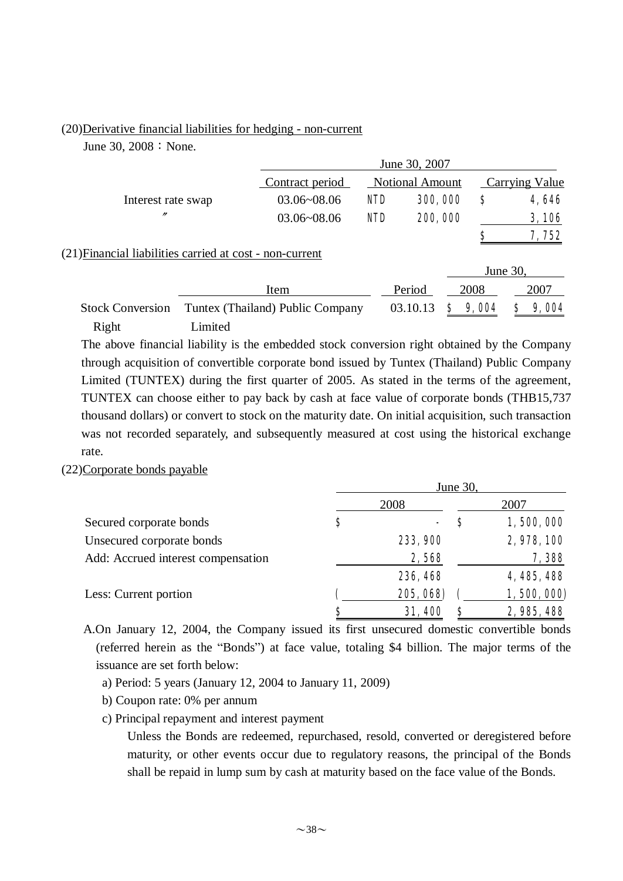(20)Derivative financial liabilities for hedging - non-current

June 30, 2008：None.

| | June 30, 2007 | | | | |
|---|---|---|---|---|---|
| | Contract period | Notional Amount | | Carrying Value | |
| Interest rate swap | 03.06~08.06 | NTD | 300,000 | $ | 4,646 |
| 〃 | 03.06~08.06 | NTD | 200,000 | | 3,106 |
| | | | | $ | 7,752 |

(21)Financial liabilities carried at cost - non-current

| | | | June 30, | |
|---|---|---|---|---|
| | Item | Period | 2008 | 2007 |
| Stock Conversion Right | Tuntex (Thailand) Public Company Limited | 03.10.13 | $ 9,004 | $ 9,004 |

The above financial liability is the embedded stock conversion right obtained by the Company through acquisition of convertible corporate bond issued by Tuntex (Thailand) Public Company Limited (TUNTEX) during the first quarter of 2005. As stated in the terms of the agreement, TUNTEX can choose either to pay back by cash at face value of corporate bonds (THB15,737 thousand dollars) or convert to stock on the maturity date. On initial acquisition, such transaction was not recorded separately, and subsequently measured at cost using the historical exchange rate.

(22)Corporate bonds payable

| | June 30, | |
|---|---|---|
| | 2008 | 2007 |
| Secured corporate bonds | $ - | $ 1,500,000 |
| Unsecured corporate bonds | 233,900 | 2,978,100 |
| Add: Accrued interest compensation | 2,568 | 7,388 |
| | 236,468 | 4,485,488 |
| Less: Current portion | ( 205,068) | ( 1,500,000) |
| | $ 31,400 | $ 2,985,488 |

A.On January 12, 2004, the Company issued its first unsecured domestic convertible bonds (referred herein as the "Bonds") at face value, totaling $4 billion. The major terms of the issuance are set forth below:

a) Period: 5 years (January 12, 2004 to January 11, 2009)

b) Coupon rate: 0% per annum

c) Principal repayment and interest payment

Unless the Bonds are redeemed, repurchased, resold, converted or deregistered before maturity, or other events occur due to regulatory reasons, the principal of the Bonds shall be repaid in lump sum by cash at maturity based on the face value of the Bonds.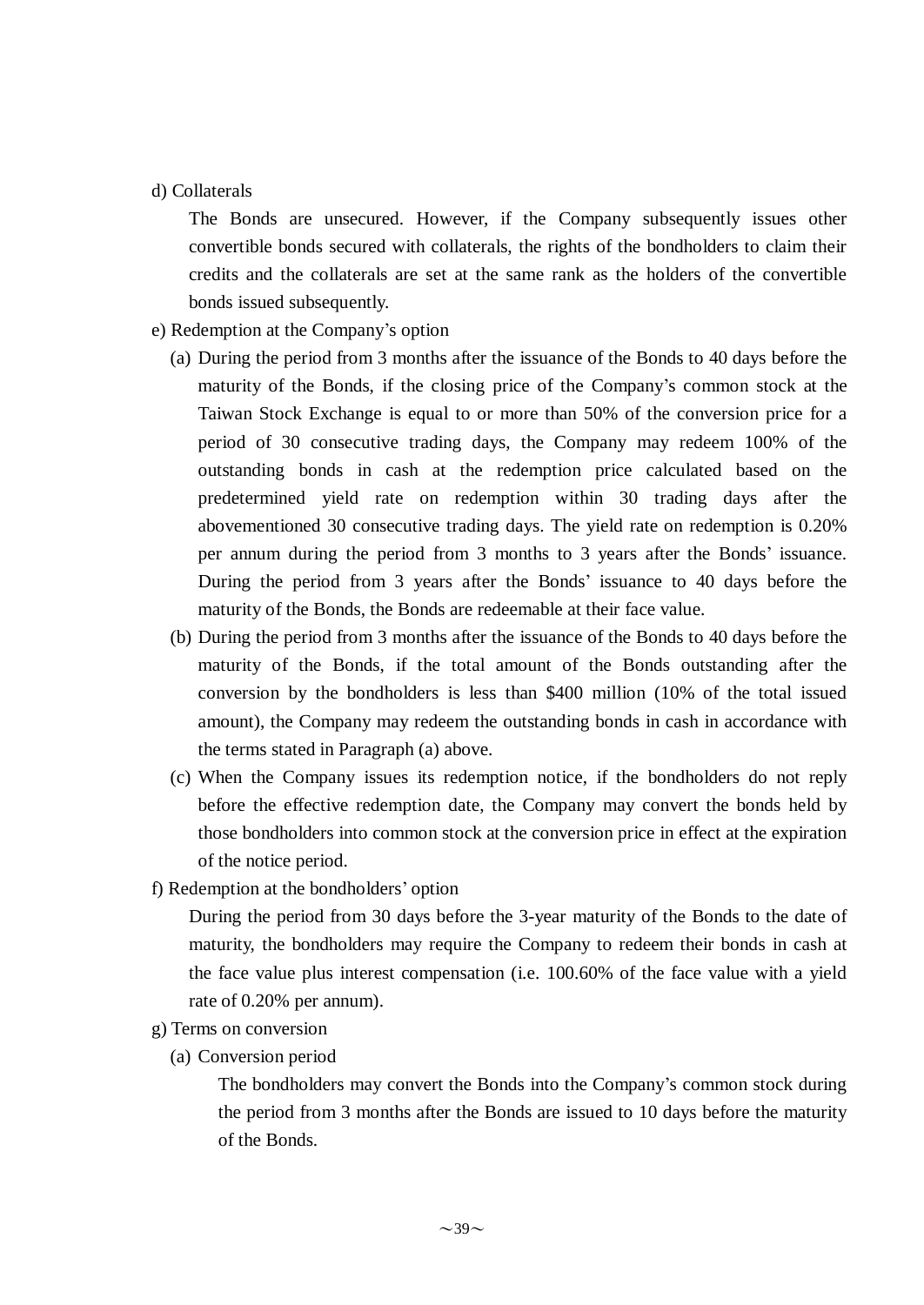d) Collaterals

The Bonds are unsecured. However, if the Company subsequently issues other convertible bonds secured with collaterals, the rights of the bondholders to claim their credits and the collaterals are set at the same rank as the holders of the convertible bonds issued subsequently.

e) Redemption at the Company's option

(a) During the period from 3 months after the issuance of the Bonds to 40 days before the maturity of the Bonds, if the closing price of the Company's common stock at the Taiwan Stock Exchange is equal to or more than 50% of the conversion price for a period of 30 consecutive trading days, the Company may redeem 100% of the outstanding bonds in cash at the redemption price calculated based on the predetermined yield rate on redemption within 30 trading days after the abovementioned 30 consecutive trading days. The yield rate on redemption is 0.20% per annum during the period from 3 months to 3 years after the Bonds' issuance. During the period from 3 years after the Bonds' issuance to 40 days before the maturity of the Bonds, the Bonds are redeemable at their face value.

(b) During the period from 3 months after the issuance of the Bonds to 40 days before the maturity of the Bonds, if the total amount of the Bonds outstanding after the conversion by the bondholders is less than $400 million (10% of the total issued amount), the Company may redeem the outstanding bonds in cash in accordance with the terms stated in Paragraph (a) above.

(c) When the Company issues its redemption notice, if the bondholders do not reply before the effective redemption date, the Company may convert the bonds held by those bondholders into common stock at the conversion price in effect at the expiration of the notice period.

f) Redemption at the bondholders' option

During the period from 30 days before the 3-year maturity of the Bonds to the date of maturity, the bondholders may require the Company to redeem their bonds in cash at the face value plus interest compensation (i.e. 100.60% of the face value with a yield rate of 0.20% per annum).

g) Terms on conversion

(a) Conversion period

The bondholders may convert the Bonds into the Company's common stock during the period from 3 months after the Bonds are issued to 10 days before the maturity of the Bonds.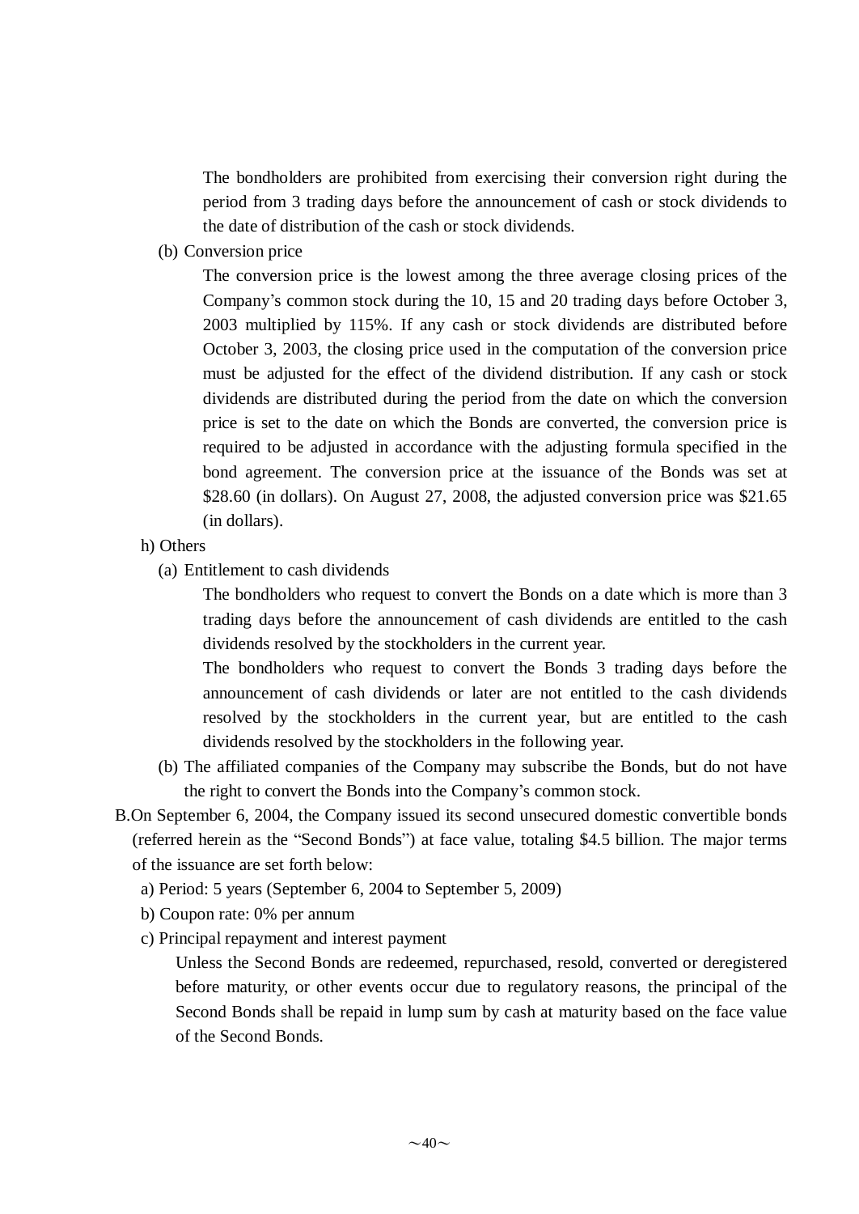The bondholders are prohibited from exercising their conversion right during the period from 3 trading days before the announcement of cash or stock dividends to the date of distribution of the cash or stock dividends.

(b) Conversion price

The conversion price is the lowest among the three average closing prices of the Company's common stock during the 10, 15 and 20 trading days before October 3, 2003 multiplied by 115%. If any cash or stock dividends are distributed before October 3, 2003, the closing price used in the computation of the conversion price must be adjusted for the effect of the dividend distribution. If any cash or stock dividends are distributed during the period from the date on which the conversion price is set to the date on which the Bonds are converted, the conversion price is required to be adjusted in accordance with the adjusting formula specified in the bond agreement. The conversion price at the issuance of the Bonds was set at $28.60 (in dollars). On August 27, 2008, the adjusted conversion price was $21.65 (in dollars).

h) Others

(a) Entitlement to cash dividends

The bondholders who request to convert the Bonds on a date which is more than 3 trading days before the announcement of cash dividends are entitled to the cash dividends resolved by the stockholders in the current year.

The bondholders who request to convert the Bonds 3 trading days before the announcement of cash dividends or later are not entitled to the cash dividends resolved by the stockholders in the current year, but are entitled to the cash dividends resolved by the stockholders in the following year.

(b) The affiliated companies of the Company may subscribe the Bonds, but do not have the right to convert the Bonds into the Company's common stock.

B. On September 6, 2004, the Company issued its second unsecured domestic convertible bonds (referred herein as the "Second Bonds") at face value, totaling $4.5 billion. The major terms of the issuance are set forth below:

a) Period: 5 years (September 6, 2004 to September 5, 2009)

b) Coupon rate: 0% per annum

c) Principal repayment and interest payment

Unless the Second Bonds are redeemed, repurchased, resold, converted or deregistered before maturity, or other events occur due to regulatory reasons, the principal of the Second Bonds shall be repaid in lump sum by cash at maturity based on the face value of the Second Bonds.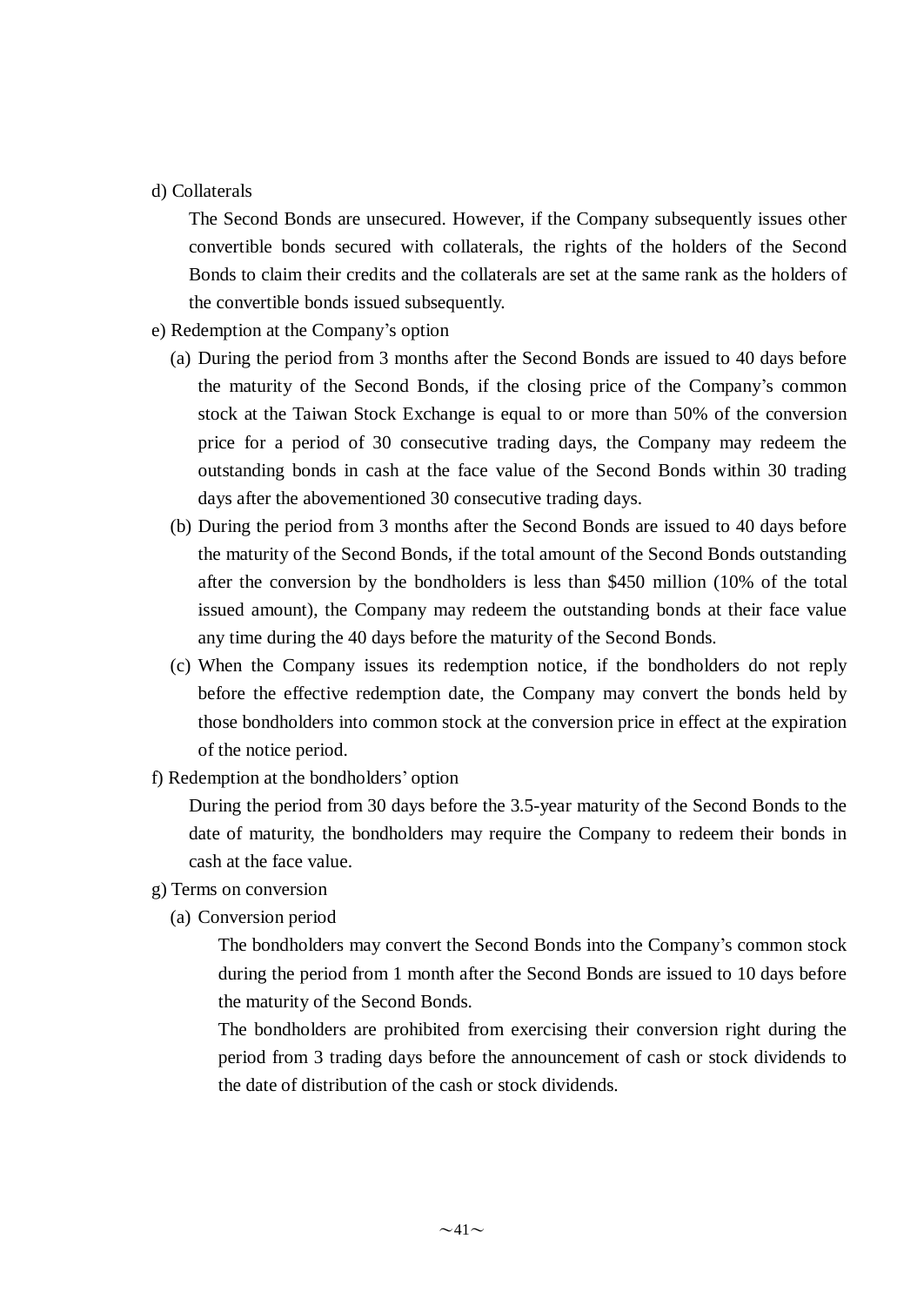d) Collaterals

The Second Bonds are unsecured. However, if the Company subsequently issues other convertible bonds secured with collaterals, the rights of the holders of the Second Bonds to claim their credits and the collaterals are set at the same rank as the holders of the convertible bonds issued subsequently.

e) Redemption at the Company's option

(a) During the period from 3 months after the Second Bonds are issued to 40 days before the maturity of the Second Bonds, if the closing price of the Company's common stock at the Taiwan Stock Exchange is equal to or more than 50% of the conversion price for a period of 30 consecutive trading days, the Company may redeem the outstanding bonds in cash at the face value of the Second Bonds within 30 trading days after the abovementioned 30 consecutive trading days.

(b) During the period from 3 months after the Second Bonds are issued to 40 days before the maturity of the Second Bonds, if the total amount of the Second Bonds outstanding after the conversion by the bondholders is less than $450 million (10% of the total issued amount), the Company may redeem the outstanding bonds at their face value any time during the 40 days before the maturity of the Second Bonds.

(c) When the Company issues its redemption notice, if the bondholders do not reply before the effective redemption date, the Company may convert the bonds held by those bondholders into common stock at the conversion price in effect at the expiration of the notice period.

f) Redemption at the bondholders' option

During the period from 30 days before the 3.5-year maturity of the Second Bonds to the date of maturity, the bondholders may require the Company to redeem their bonds in cash at the face value.

g) Terms on conversion

(a) Conversion period

The bondholders may convert the Second Bonds into the Company's common stock during the period from 1 month after the Second Bonds are issued to 10 days before the maturity of the Second Bonds.

The bondholders are prohibited from exercising their conversion right during the period from 3 trading days before the announcement of cash or stock dividends to the date of distribution of the cash or stock dividends.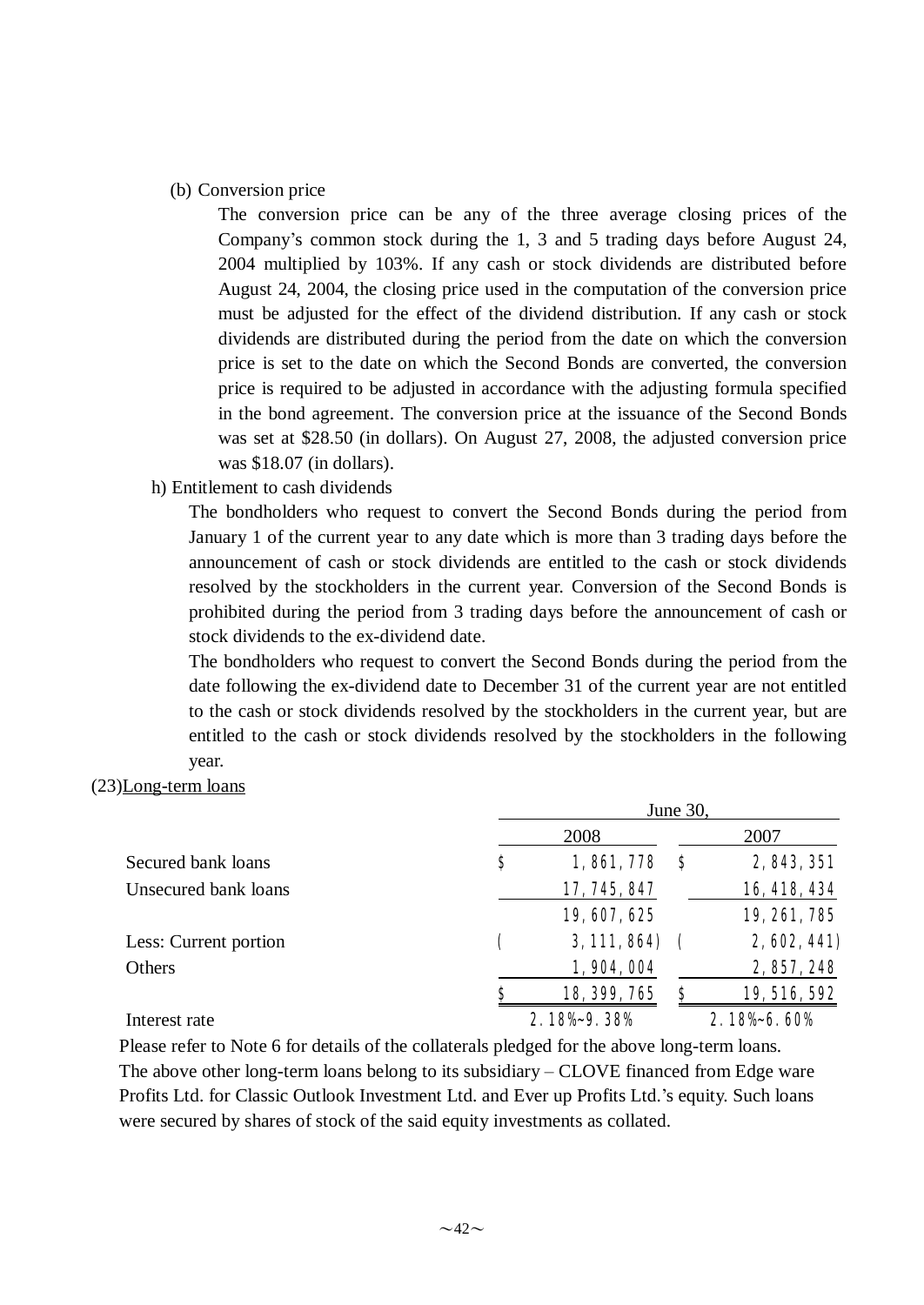(b) Conversion price

The conversion price can be any of the three average closing prices of the Company's common stock during the 1, 3 and 5 trading days before August 24, 2004 multiplied by 103%. If any cash or stock dividends are distributed before August 24, 2004, the closing price used in the computation of the conversion price must be adjusted for the effect of the dividend distribution. If any cash or stock dividends are distributed during the period from the date on which the conversion price is set to the date on which the Second Bonds are converted, the conversion price is required to be adjusted in accordance with the adjusting formula specified in the bond agreement. The conversion price at the issuance of the Second Bonds was set at $28.50 (in dollars). On August 27, 2008, the adjusted conversion price was $18.07 (in dollars).

h) Entitlement to cash dividends

The bondholders who request to convert the Second Bonds during the period from January 1 of the current year to any date which is more than 3 trading days before the announcement of cash or stock dividends are entitled to the cash or stock dividends resolved by the stockholders in the current year. Conversion of the Second Bonds is prohibited during the period from 3 trading days before the announcement of cash or stock dividends to the ex-dividend date.

The bondholders who request to convert the Second Bonds during the period from the date following the ex-dividend date to December 31 of the current year are not entitled to the cash or stock dividends resolved by the stockholders in the current year, but are entitled to the cash or stock dividends resolved by the stockholders in the following year.

(23)Long-term loans

| | June 30, | |
|---|---|---|
| | 2008 | 2007 |
| Secured bank loans | $ 1,861,778 | $ 2,843,351 |
| Unsecured bank loans | 17,745,847 | 16,418,434 |
| | 19,607,625 | 19,261,785 |
| Less: Current portion | ( 3,111,864) | ( 2,602,441) |
| Others | 1,904,004 | 2,857,248 |
| | $ 18,399,765 | $ 19,516,592 |
| Interest rate | 2.18%~9.38% | 2.18%~6.60% |

Please refer to Note 6 for details of the collaterals pledged for the above long-term loans. The above other long-term loans belong to its subsidiary – CLOVE financed from Edge ware Profits Ltd. for Classic Outlook Investment Ltd. and Ever up Profits Ltd.'s equity. Such loans were secured by shares of stock of the said equity investments as collated.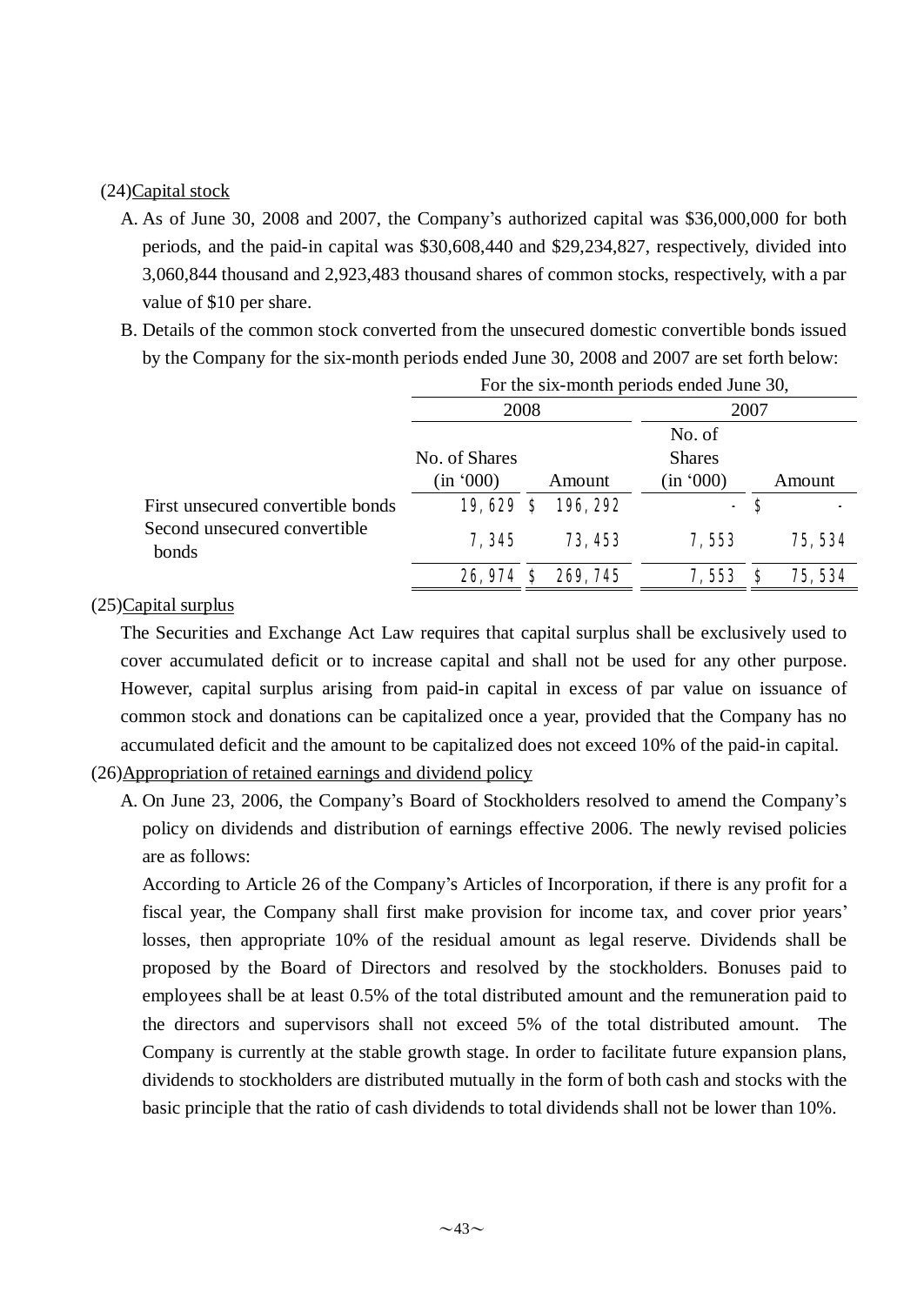(24)Capital stock

A. As of June 30, 2008 and 2007, the Company's authorized capital was $36,000,000 for both periods, and the paid-in capital was $30,608,440 and $29,234,827, respectively, divided into 3,060,844 thousand and 2,923,483 thousand shares of common stocks, respectively, with a par value of $10 per share.

B. Details of the common stock converted from the unsecured domestic convertible bonds issued by the Company for the six-month periods ended June 30, 2008 and 2007 are set forth below:

| | For the six-month periods ended June 30, | | | |
|---|---|---|---|---|
| | 2008 | | 2007 | |
| | No. of Shares (in '000) | Amount | No. of Shares (in '000) | Amount |
| First unsecured convertible bonds | 19,629 | $ 196,292 | - | $ - |
| Second unsecured convertible bonds | 7,345 | 73,453 | 7,553 | 75,534 |
| | 26,974 | $ 269,745 | 7,553 | $ 75,534 |

(25)Capital surplus

The Securities and Exchange Act Law requires that capital surplus shall be exclusively used to cover accumulated deficit or to increase capital and shall not be used for any other purpose. However, capital surplus arising from paid-in capital in excess of par value on issuance of common stock and donations can be capitalized once a year, provided that the Company has no accumulated deficit and the amount to be capitalized does not exceed 10% of the paid-in capital.

(26)Appropriation of retained earnings and dividend policy

A. On June 23, 2006, the Company's Board of Stockholders resolved to amend the Company's policy on dividends and distribution of earnings effective 2006. The newly revised policies are as follows:

According to Article 26 of the Company's Articles of Incorporation, if there is any profit for a fiscal year, the Company shall first make provision for income tax, and cover prior years' losses, then appropriate 10% of the residual amount as legal reserve. Dividends shall be proposed by the Board of Directors and resolved by the stockholders. Bonuses paid to employees shall be at least 0.5% of the total distributed amount and the remuneration paid to the directors and supervisors shall not exceed 5% of the total distributed amount. The Company is currently at the stable growth stage. In order to facilitate future expansion plans, dividends to stockholders are distributed mutually in the form of both cash and stocks with the basic principle that the ratio of cash dividends to total dividends shall not be lower than 10%.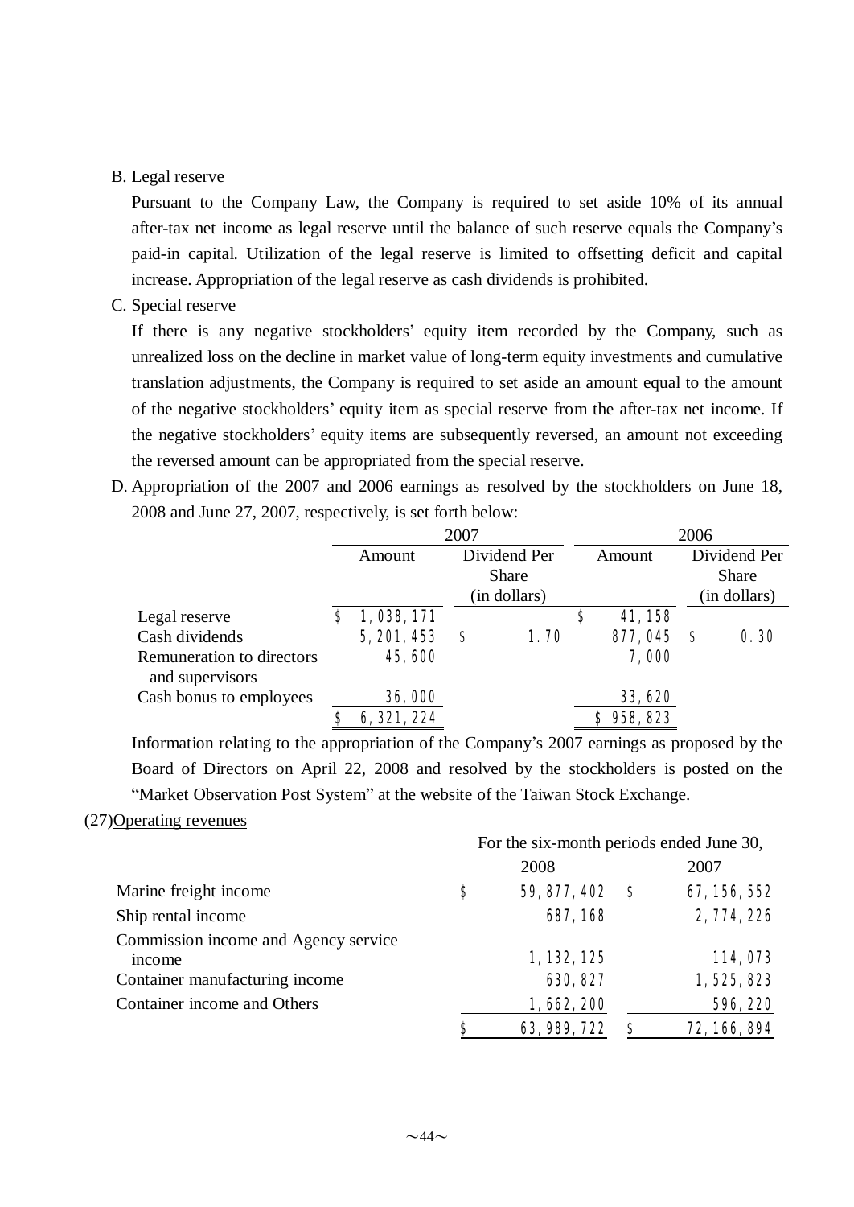B. Legal reserve

Pursuant to the Company Law, the Company is required to set aside 10% of its annual after-tax net income as legal reserve until the balance of such reserve equals the Company's paid-in capital. Utilization of the legal reserve is limited to offsetting deficit and capital increase. Appropriation of the legal reserve as cash dividends is prohibited.

C. Special reserve

If there is any negative stockholders' equity item recorded by the Company, such as unrealized loss on the decline in market value of long-term equity investments and cumulative translation adjustments, the Company is required to set aside an amount equal to the amount of the negative stockholders' equity item as special reserve from the after-tax net income. If the negative stockholders' equity items are subsequently reversed, an amount not exceeding the reversed amount can be appropriated from the special reserve.

D. Appropriation of the 2007 and 2006 earnings as resolved by the stockholders on June 18, 2008 and June 27, 2007, respectively, is set forth below:

| | 2007 | | 2006 | |
|---|---|---|---|---|
| | Amount | Dividend Per Share (in dollars) | Amount | Dividend Per Share (in dollars) |
| Legal reserve | $ 1,038,171 | | $ 41,158 | |
| Cash dividends | 5,201,453 | $ 1.70 | 877,045 | $ 0.30 |
| Remuneration to directors and supervisors | 45,600 | | 7,000 | |
| Cash bonus to employees | 36,000 | | 33,620 | |
| | $ 6,321,224 | | $ 958,823 | |

Information relating to the appropriation of the Company's 2007 earnings as proposed by the Board of Directors on April 22, 2008 and resolved by the stockholders is posted on the "Market Observation Post System" at the website of the Taiwan Stock Exchange.

(27)Operating revenues

| | For the six-month periods ended June 30, | |
|---|---|---|
| | 2008 | 2007 |
| Marine freight income | $ 59,877,402 | $ 67,156,552 |
| Ship rental income | 687,168 | 2,774,226 |
| Commission income and Agency service income | 1,132,125 | 114,073 |
| Container manufacturing income | 630,827 | 1,525,823 |
| Container income and Others | 1,662,200 | 596,220 |
| | $ 63,989,722 | $ 72,166,894 |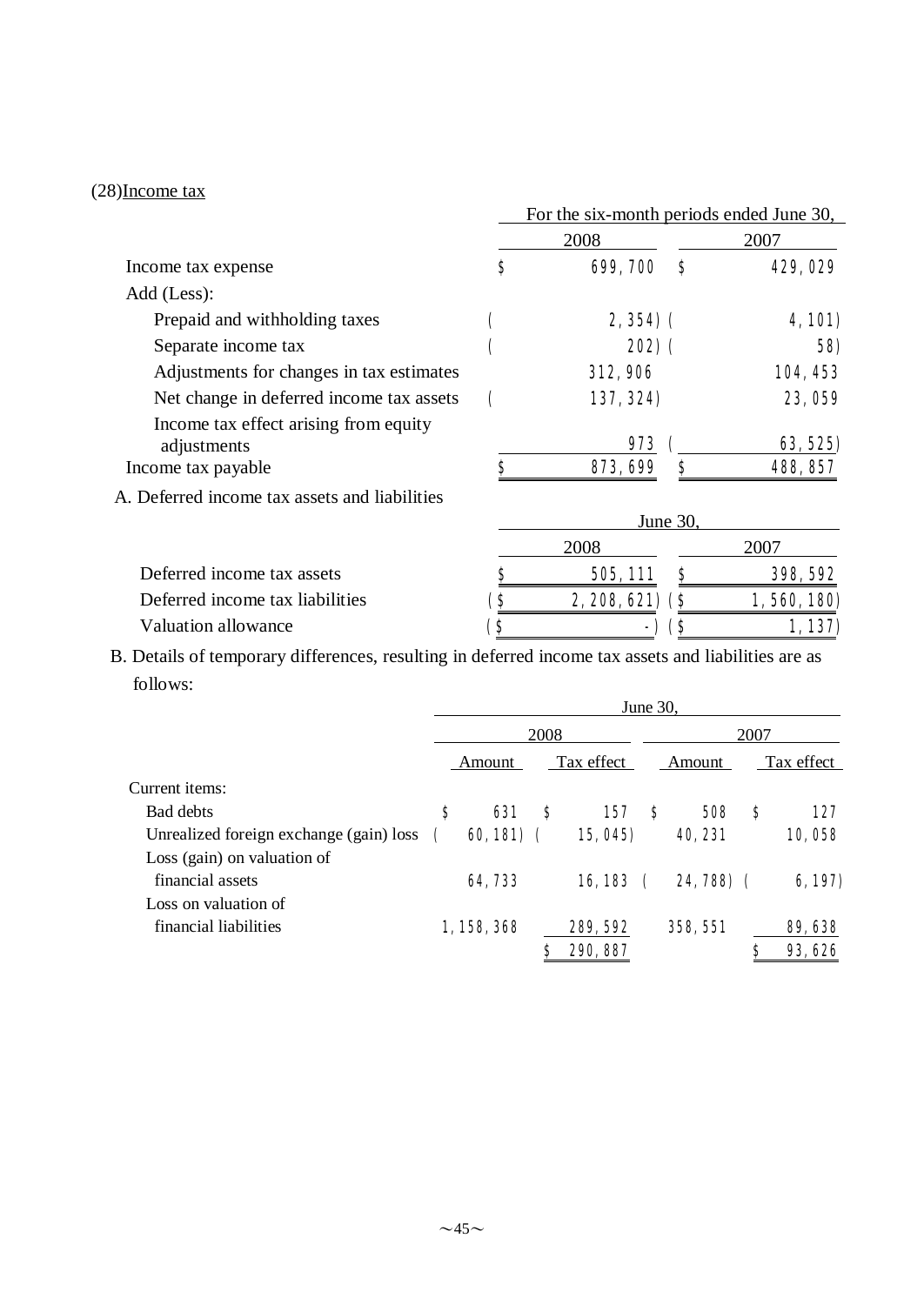(28)Income tax

| | For the six-month periods ended June 30, | |
|---|---|---|
| | 2008 | 2007 |
| Income tax expense | $ 699,700 | $ 429,029 |
| Add (Less): | | |
| Prepaid and withholding taxes | ( 2,354) | ( 4,101) |
| Separate income tax | ( 202) | ( 58) |
| Adjustments for changes in tax estimates | 312,906 | 104,453 |
| Net change in deferred income tax assets | ( 137,324) | 23,059 |
| Income tax effect arising from equity adjustments | 973 | ( 63,525) |
| Income tax payable | $ 873,699 | $ 488,857 |

A. Deferred income tax assets and liabilities

| | June 30, | |
|---|---|---|
| | 2008 | 2007 |
| Deferred income tax assets | $ 505,111 | $ 398,592 |
| Deferred income tax liabilities | ($ 2,208,621) | ($ 1,560,180) |
| Valuation allowance | ($ -) | ($ 1,137) |

B. Details of temporary differences, resulting in deferred income tax assets and liabilities are as follows:

| | June 30, | | | |
|---|---|---|---|---|
| | 2008 | | 2007 | |
| | Amount | Tax effect | Amount | Tax effect |
| Current items: | | | | |
| Bad debts | $ 631 | $ 157 | $ 508 | $ 127 |
| Unrealized foreign exchange (gain) loss | ( 60,181) | ( 15,045) | 40,231 | 10,058 |
| Loss (gain) on valuation of financial assets | 64,733 | 16,183 | ( 24,788) | ( 6,197) |
| Loss on valuation of financial liabilities | 1,158,368 | 289,592 | 358,551 | 89,638 |
| | | $ 290,887 | | $ 93,626 |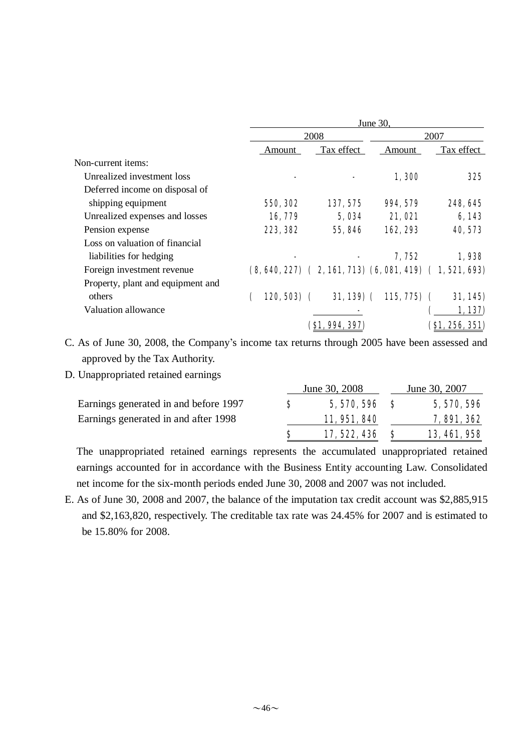| | June 30, | | | |
|---|---|---|---|---|
| | 2008 | | 2007 | |
| | Amount | Tax effect | Amount | Tax effect |
| Non-current items: | | | | |
| Unrealized investment loss | - | - | 1,300 | 325 |
| Deferred income on disposal of shipping equipment | 550,302 | 137,575 | 994,579 | 248,645 |
| Unrealized expenses and losses | 16,779 | 5,034 | 21,021 | 6,143 |
| Pension expense | 223,382 | 55,846 | 162,293 | 40,573 |
| Loss on valuation of financial liabilities for hedging | - | - | 7,752 | 1,938 |
| Foreign investment revenue | (8,640,227) | ( 2,161,713) | (6,081,419) | ( 1,521,693) |
| Property, plant and equipment and others | ( 120,503) | ( 31,139) | ( 115,775) | ( 31,145) |
| Valuation allowance | | - | | ( 1,137) |
| | | ($1,994,397) | | ($1,256,351) |

C. As of June 30, 2008, the Company's income tax returns through 2005 have been assessed and approved by the Tax Authority.

D. Unappropriated retained earnings

| | June 30, 2008 | June 30, 2007 |
|---|---|---|
| Earnings generated in and before 1997 | $ 5,570,596 | $ 5,570,596 |
| Earnings generated in and after 1998 | 11,951,840 | 7,891,362 |
| | $ 17,522,436 | $ 13,461,958 |

The unappropriated retained earnings represents the accumulated unappropriated retained earnings accounted for in accordance with the Business Entity accounting Law. Consolidated net income for the six-month periods ended June 30, 2008 and 2007 was not included.

E. As of June 30, 2008 and 2007, the balance of the imputation tax credit account was $2,885,915 and $2,163,820, respectively. The creditable tax rate was 24.45% for 2007 and is estimated to be 15.80% for 2008.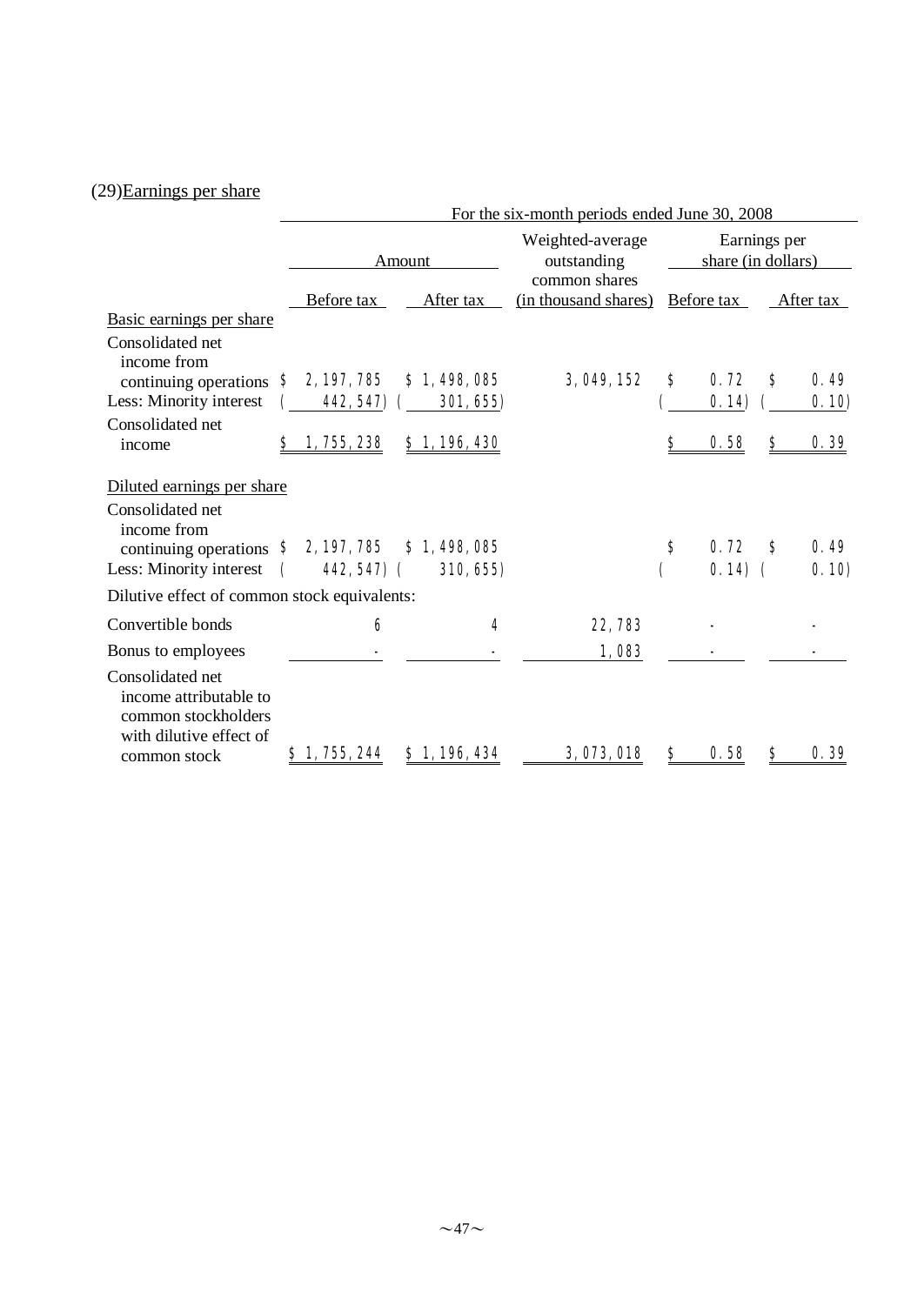(29) Earnings per share

| | For the six-month periods ended June 30, 2008 | | | | |
|---|---|---|---|---|---|
| | Amount | | Weighted-average outstanding common shares | Earnings per share (in dollars) | |
| | Before tax | After tax | (in thousand shares) | Before tax | After tax |
| Basic earnings per share | | | | | |
| Consolidated net income from continuing operations | $ 2,197,785 | $ 1,498,085 | 3,049,152 | $ 0.72 | $ 0.49 |
| Less: Minority interest | ( 442,547) | ( 301,655) | | ( 0.14) | ( 0.10) |
| Consolidated net income | $ 1,755,238 | $ 1,196,430 | | $ 0.58 | $ 0.39 |
| Diluted earnings per share | | | | | |
| Consolidated net income from continuing operations | $ 2,197,785 | $ 1,498,085 | | $ 0.72 | $ 0.49 |
| Less: Minority interest | ( 442,547) | ( 310,655) | | ( 0.14) | ( 0.10) |
| Dilutive effect of common stock equivalents: | | | | | |
| Convertible bonds | 6 | 4 | 22,783 | - | - |
| Bonus to employees | - | - | 1,083 | - | - |
| Consolidated net income attributable to common stockholders with dilutive effect of common stock | $ 1,755,244 | $ 1,196,434 | 3,073,018 | $ 0.58 | $ 0.39 |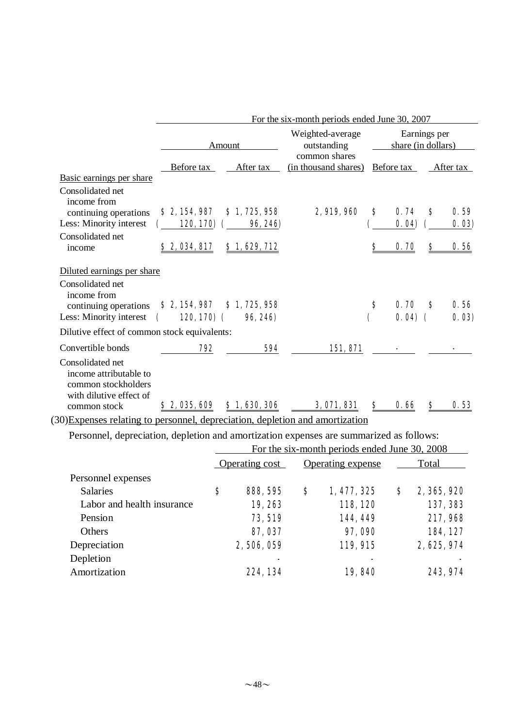| | For the six-month periods ended June 30, 2007 | | | | |
|---|---|---|---|---|---|
| | Amount | | Weighted-average outstanding common shares | Earnings per share (in dollars) | |
| | Before tax | After tax | (in thousand shares) | Before tax | After tax |
| Basic earnings per share | | | | | |
| Consolidated net income from continuing operations | $ 2,154,987 | $ 1,725,958 | 2,919,960 | $ 0.74 | $ 0.59 |
| Less: Minority interest | ( 120,170) | ( 96,246) | | ( 0.04) | ( 0.03) |
| Consolidated net income | $ 2,034,817 | $ 1,629,712 | | $ 0.70 | $ 0.56 |
| Diluted earnings per share | | | | | |
| Consolidated net income from continuing operations | $ 2,154,987 | $ 1,725,958 | | $ 0.70 | $ 0.56 |
| Less: Minority interest | ( 120,170) | ( 96,246) | | ( 0.04) | ( 0.03) |
| Dilutive effect of common stock equivalents: | | | | | |
| Convertible bonds | 792 | 594 | 151,871 | - | - |
| Consolidated net income attributable to common stockholders with dilutive effect of common stock | $ 2,035,609 | $ 1,630,306 | 3,071,831 | $ 0.66 | $ 0.53 |

(30)Expenses relating to personnel, depreciation, depletion and amortization

Personnel, depreciation, depletion and amortization expenses are summarized as follows:

| | For the six-month periods ended June 30, 2008 | | |
|---|---|---|---|
| | Operating cost | Operating expense | Total |
| Personnel expenses | | | |
| Salaries | $ 888,595 | $ 1,477,325 | $ 2,365,920 |
| Labor and health insurance | 19,263 | 118,120 | 137,383 |
| Pension | 73,519 | 144,449 | 217,968 |
| Others | 87,037 | 97,090 | 184,127 |
| Depreciation | 2,506,059 | 119,915 | 2,625,974 |
| Depletion | - | - | - |
| Amortization | 224,134 | 19,840 | 243,974 |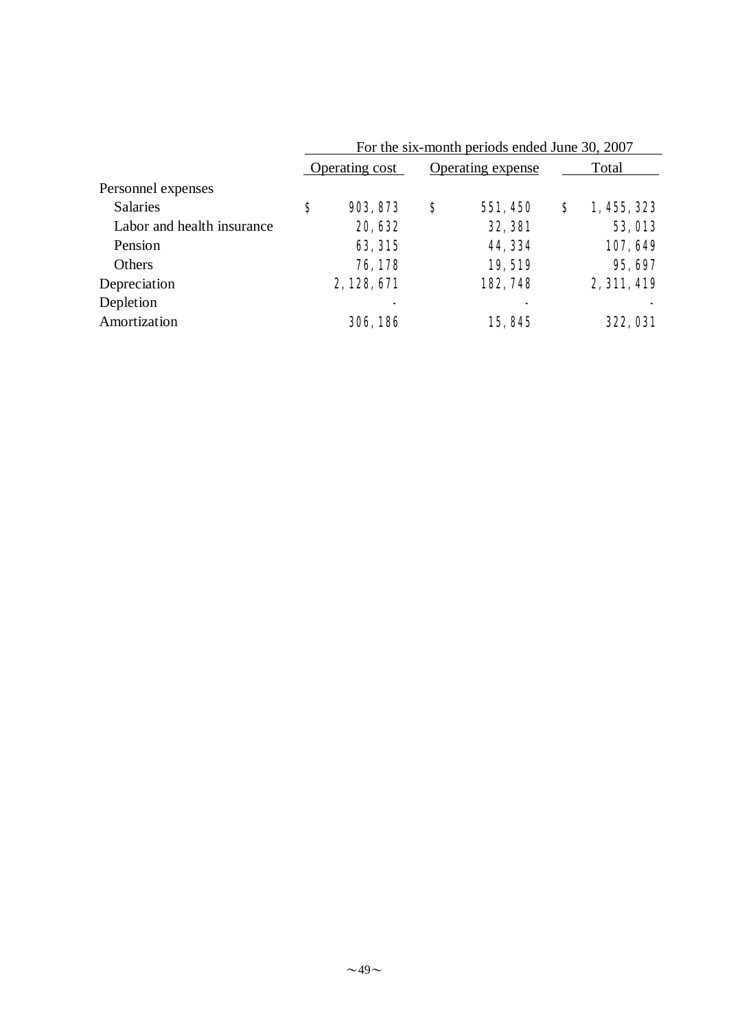| | For the six-month periods ended June 30, 2007 | | |
|---|---|---|---|
| | Operating cost | Operating expense | Total |
| Personnel expenses | | | |
| Salaries | $ 903,873 | $ 551,450 | $ 1,455,323 |
| Labor and health insurance | 20,632 | 32,381 | 53,013 |
| Pension | 63,315 | 44,334 | 107,649 |
| Others | 76,178 | 19,519 | 95,697 |
| Depreciation | 2,128,671 | 182,748 | 2,311,419 |
| Depletion | - | - | - |
| Amortization | 306,186 | 15,845 | 322,031 |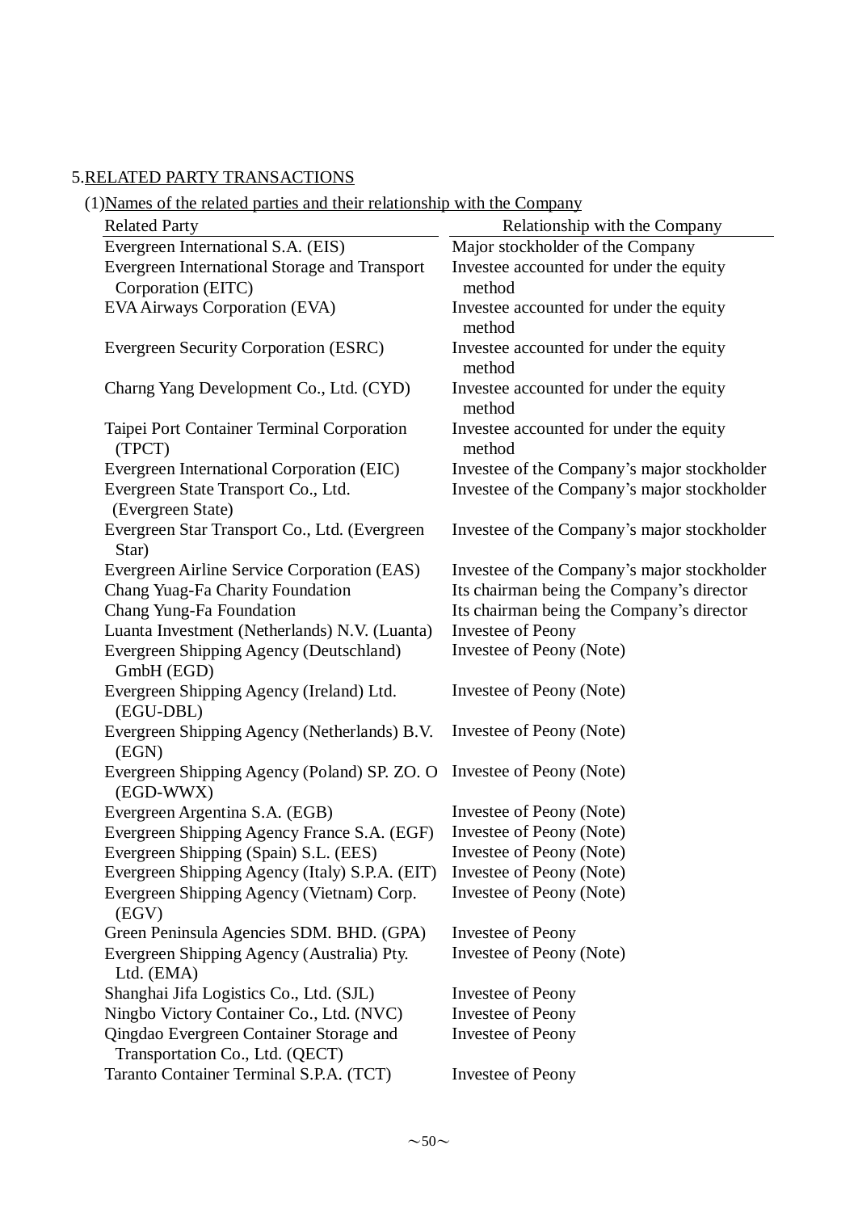## 5.RELATED PARTY TRANSACTIONS

(1)Names of the related parties and their relationship with the Company

| Related Party | Relationship with the Company |
|---|---|
| Evergreen International S.A. (EIS) | Major stockholder of the Company |
| Evergreen International Storage and Transport Corporation (EITC) | Investee accounted for under the equity method |
| EVA Airways Corporation (EVA) | Investee accounted for under the equity method |
| Evergreen Security Corporation (ESRC) | Investee accounted for under the equity method |
| Charng Yang Development Co., Ltd. (CYD) | Investee accounted for under the equity method |
| Taipei Port Container Terminal Corporation (TPCT) | Investee accounted for under the equity method |
| Evergreen International Corporation (EIC) | Investee of the Company's major stockholder |
| Evergreen State Transport Co., Ltd. (Evergreen State) | Investee of the Company's major stockholder |
| Evergreen Star Transport Co., Ltd. (Evergreen Star) | Investee of the Company's major stockholder |
| Evergreen Airline Service Corporation (EAS) | Investee of the Company's major stockholder |
| Chang Yuag-Fa Charity Foundation | Its chairman being the Company's director |
| Chang Yung-Fa Foundation | Its chairman being the Company's director |
| Luanta Investment (Netherlands) N.V. (Luanta) | Investee of Peony |
| Evergreen Shipping Agency (Deutschland) GmbH (EGD) | Investee of Peony (Note) |
| Evergreen Shipping Agency (Ireland) Ltd. (EGU-DBL) | Investee of Peony (Note) |
| Evergreen Shipping Agency (Netherlands) B.V. (EGN) | Investee of Peony (Note) |
| Evergreen Shipping Agency (Poland) SP. ZO. O (EGD-WWX) | Investee of Peony (Note) |
| Evergreen Argentina S.A. (EGB) | Investee of Peony (Note) |
| Evergreen Shipping Agency France S.A. (EGF) | Investee of Peony (Note) |
| Evergreen Shipping (Spain) S.L. (EES) | Investee of Peony (Note) |
| Evergreen Shipping Agency (Italy) S.P.A. (EIT) | Investee of Peony (Note) |
| Evergreen Shipping Agency (Vietnam) Corp. (EGV) | Investee of Peony (Note) |
| Green Peninsula Agencies SDM. BHD. (GPA) | Investee of Peony |
| Evergreen Shipping Agency (Australia) Pty. Ltd. (EMA) | Investee of Peony (Note) |
| Shanghai Jifa Logistics Co., Ltd. (SJL) | Investee of Peony |
| Ningbo Victory Container Co., Ltd. (NVC) | Investee of Peony |
| Qingdao Evergreen Container Storage and Transportation Co., Ltd. (QECT) | Investee of Peony |
| Taranto Container Terminal S.P.A. (TCT) | Investee of Peony |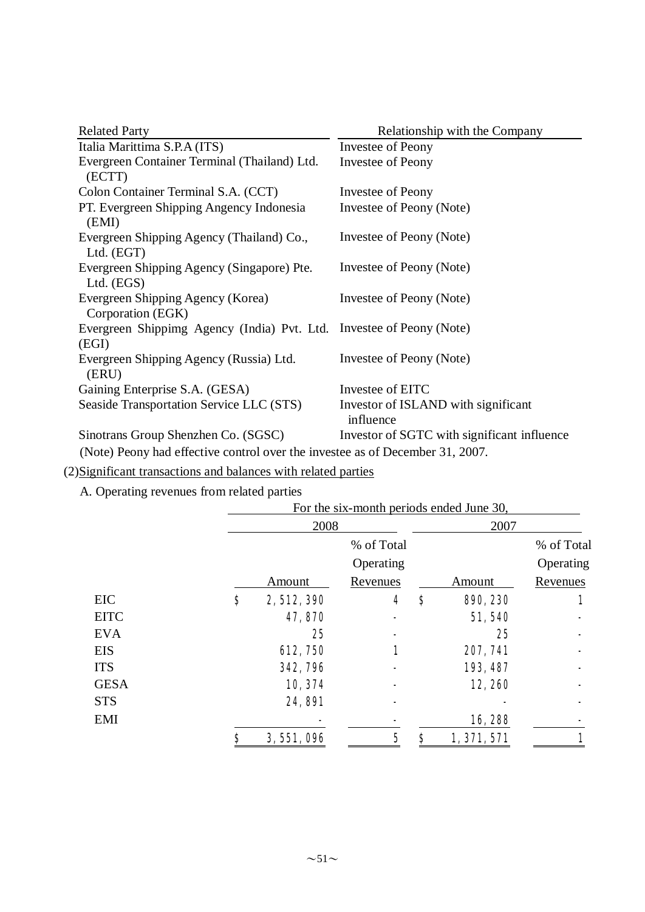| Related Party | Relationship with the Company |
|---|---|
| Italia Marittima S.P.A (ITS) | Investee of Peony |
| Evergreen Container Terminal (Thailand) Ltd. (ECTT) | Investee of Peony |
| Colon Container Terminal S.A. (CCT) | Investee of Peony |
| PT. Evergreen Shipping Angency Indonesia (EMI) | Investee of Peony (Note) |
| Evergreen Shipping Agency (Thailand) Co., Ltd. (EGT) | Investee of Peony (Note) |
| Evergreen Shipping Agency (Singapore) Pte. Ltd. (EGS) | Investee of Peony (Note) |
| Evergreen Shipping Agency (Korea) Corporation (EGK) | Investee of Peony (Note) |
| Evergreen Shippimg Agency (India) Pvt. Ltd. (EGI) | Investee of Peony (Note) |
| Evergreen Shipping Agency (Russia) Ltd. (ERU) | Investee of Peony (Note) |
| Gaining Enterprise S.A. (GESA) | Investee of EITC |
| Seaside Transportation Service LLC (STS) | Investor of ISLAND with significant influence |
| Sinotrans Group Shenzhen Co. (SGSC) | Investor of SGTC with significant influence |

(Note) Peony had effective control over the investee as of December 31, 2007.

(2) Significant transactions and balances with related parties

A. Operating revenues from related parties

| | For the six-month periods ended June 30, | | | |
|---|---|---|---|---|
| | 2008 | | 2007 | |
| | Amount | % of Total Operating Revenues | Amount | % of Total Operating Revenues |
| EIC | $ 2,512,390 | 4 | $ 890,230 | 1 |
| EITC | 47,870 | - | 51,540 | - |
| EVA | 25 | - | 25 | - |
| EIS | 612,750 | 1 | 207,741 | - |
| ITS | 342,796 | - | 193,487 | - |
| GESA | 10,374 | - | 12,260 | - |
| STS | 24,891 | - | - | - |
| EMI | - | - | 16,288 | - |
| | $ 3,551,096 | 5 | $ 1,371,571 | 1 |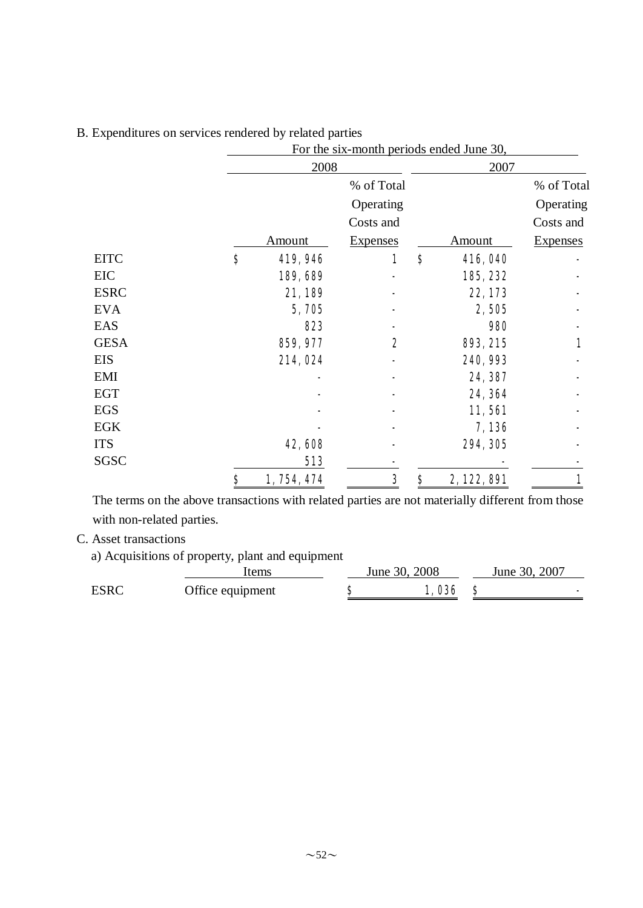B. Expenditures on services rendered by related parties

| | For the six-month periods ended June 30, | | | |
|---|---|---|---|---|
| | 2008 | | 2007 | |
| | Amount | % of Total Operating Costs and Expenses | Amount | % of Total Operating Costs and Expenses |
| EITC | $ 419,946 | 1 | $ 416,040 | - |
| EIC | 189,689 | - | 185,232 | - |
| ESRC | 21,189 | - | 22,173 | - |
| EVA | 5,705 | - | 2,505 | - |
| EAS | 823 | - | 980 | - |
| GESA | 859,977 | 2 | 893,215 | 1 |
| EIS | 214,024 | - | 240,993 | - |
| EMI | - | - | 24,387 | - |
| EGT | - | - | 24,364 | - |
| EGS | - | - | 11,561 | - |
| EGK | - | - | 7,136 | - |
| ITS | 42,608 | - | 294,305 | - |
| SGSC | 513 | - | - | - |
| | $ 1,754,474 | 3 | $ 2,122,891 | 1 |

The terms on the above transactions with related parties are not materially different from those with non-related parties.

C. Asset transactions

a) Acquisitions of property, plant and equipment

| | Items | June 30, 2008 | June 30, 2007 |
|---|---|---|---|
| ESRC | Office equipment | $ 1,036 | $ - |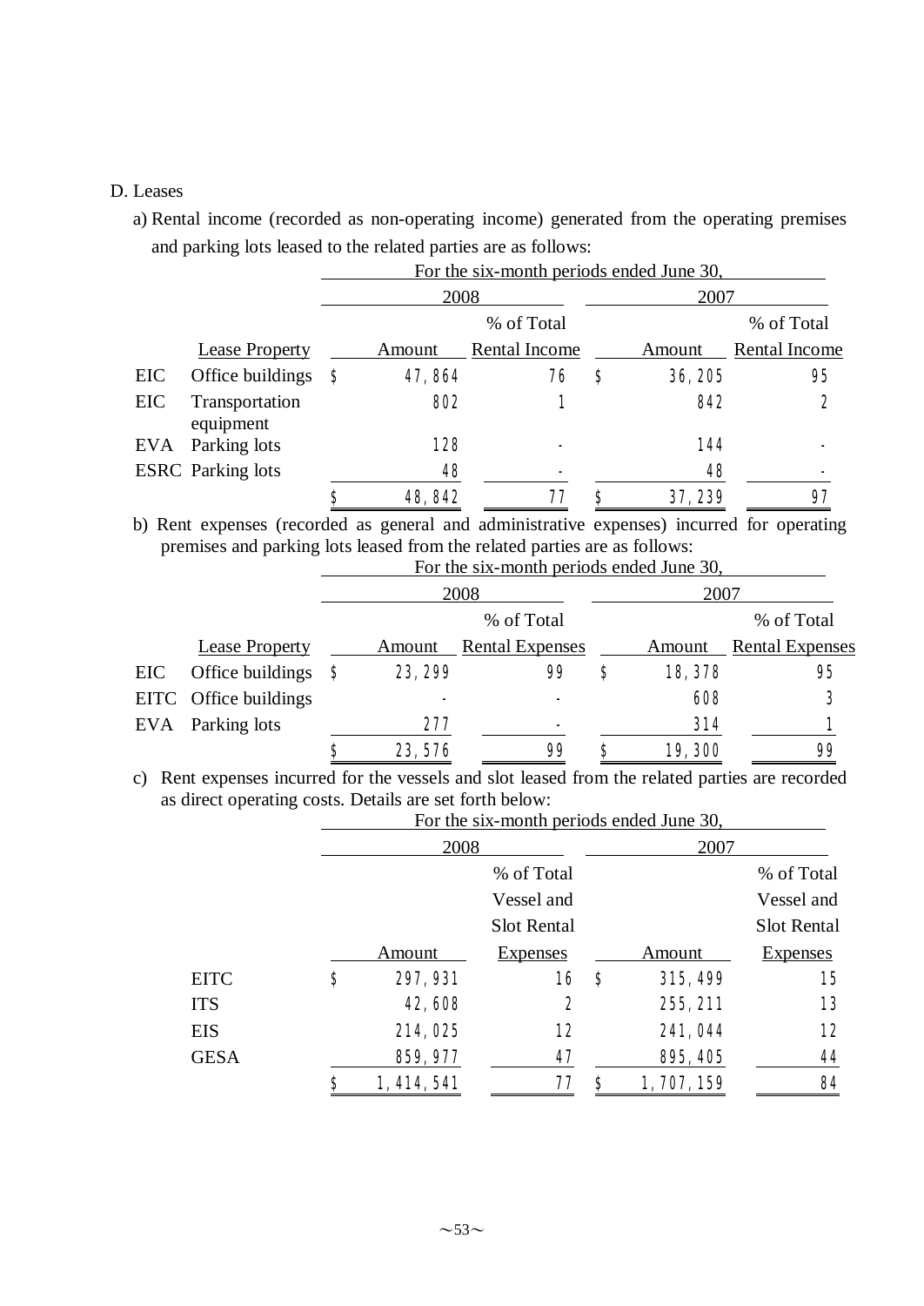D. Leases

a) Rental income (recorded as non-operating income) generated from the operating premises and parking lots leased to the related parties are as follows:

| | | For the six-month periods ended June 30, | | | |
|---|---|---|---|---|---|
| | | 2008 | | 2007 | |
| | Lease Property | Amount | % of Total Rental Income | Amount | % of Total Rental Income |
| EIC | Office buildings | $ 47,864 | 76 | $ 36,205 | 95 |
| EIC | Transportation equipment | 802 | 1 | 842 | 2 |
| EVA | Parking lots | 128 | - | 144 | - |
| ESRC | Parking lots | 48 | - | 48 | - |
| | | $ 48,842 | 77 | $ 37,239 | 97 |

b) Rent expenses (recorded as general and administrative expenses) incurred for operating premises and parking lots leased from the related parties are as follows:

| | | For the six-month periods ended June 30, | | | |
|---|---|---|---|---|---|
| | | 2008 | | 2007 | |
| | Lease Property | Amount | % of Total Rental Expenses | Amount | % of Total Rental Expenses |
| EIC | Office buildings | $ 23,299 | 99 | $ 18,378 | 95 |
| EITC | Office buildings | - | - | 608 | 3 |
| EVA | Parking lots | 277 | - | 314 | 1 |
| | | $ 23,576 | 99 | $ 19,300 | 99 |

c) Rent expenses incurred for the vessels and slot leased from the related parties are recorded as direct operating costs. Details are set forth below:

| | For the six-month periods ended June 30, | | | |
|---|---|---|---|---|
| | 2008 | | 2007 | |
| | Amount | % of Total Vessel and Slot Rental Expenses | Amount | % of Total Vessel and Slot Rental Expenses |
| EITC | $ 297,931 | 16 | $ 315,499 | 15 |
| ITS | 42,608 | 2 | 255,211 | 13 |
| EIS | 214,025 | 12 | 241,044 | 12 |
| GESA | 859,977 | 47 | 895,405 | 44 |
| | $ 1,414,541 | 77 | $ 1,707,159 | 84 |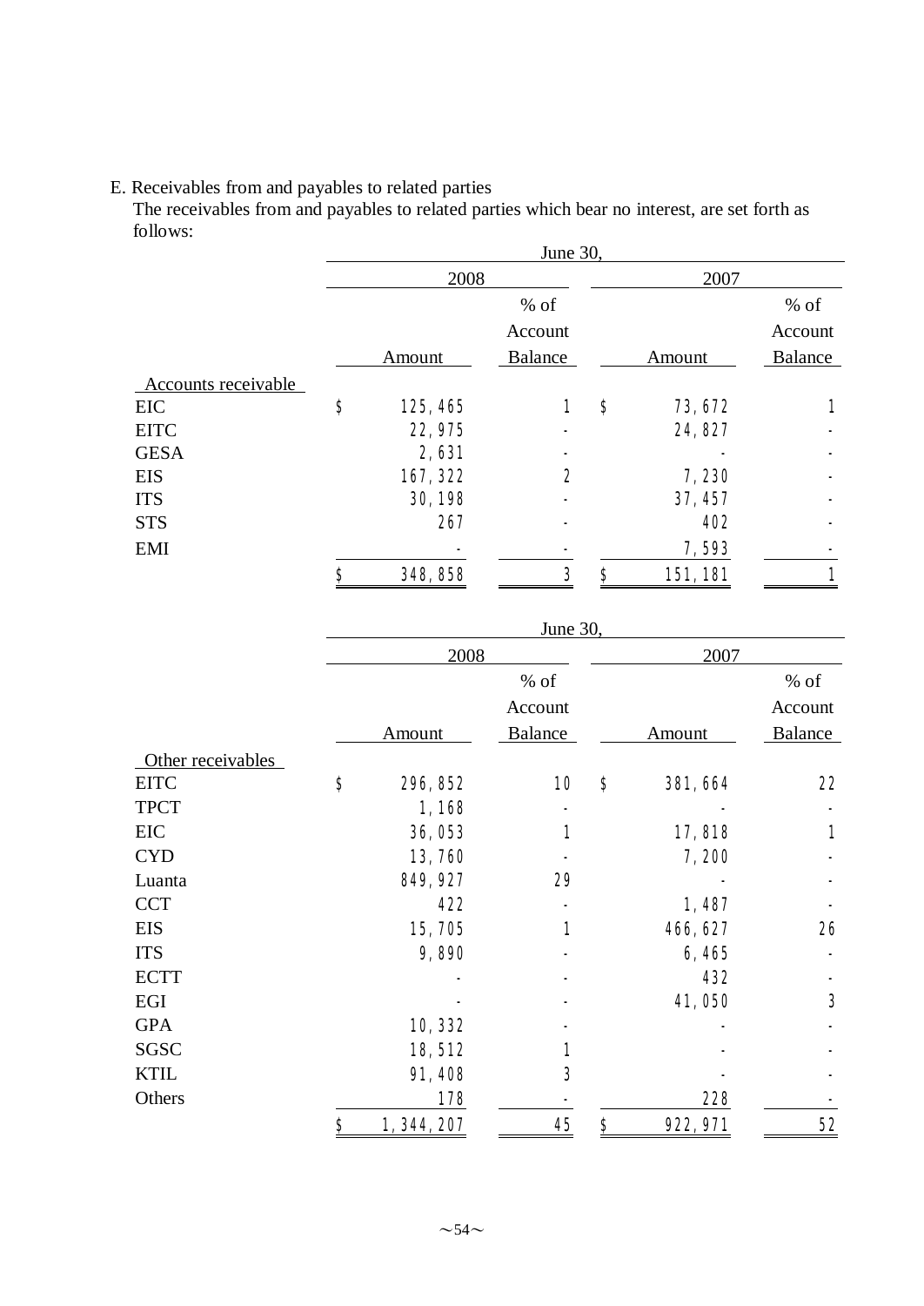E. Receivables from and payables to related parties

The receivables from and payables to related parties which bear no interest, are set forth as follows:

| | June 30, | | | | | |
|---|---|---|---|---|---|---|
| | 2008 | | | 2007 | | |
| | Amount | | % of Account Balance | Amount | | % of Account Balance |
| Accounts receivable | | | | | | |
| EIC | $ | 125,465 | 1 | $ | 73,672 | 1 |
| EITC | | 22,975 | - | | 24,827 | - |
| GESA | | 2,631 | - | | - | - |
| EIS | | 167,322 | 2 | | 7,230 | - |
| ITS | | 30,198 | - | | 37,457 | - |
| STS | | 267 | - | | 402 | - |
| EMI | | - | - | | 7,593 | - |
| | $ | 348,858 | 3 | $ | 151,181 | 1 |

| | June 30, | | | | | |
|---|---|---|---|---|---|---|
| | 2008 | | | 2007 | | |
| | Amount | | % of Account Balance | Amount | | % of Account Balance |
| Other receivables | | | | | | |
| EITC | $ | 296,852 | 10 | $ | 381,664 | 22 |
| TPCT | | 1,168 | - | | - | - |
| EIC | | 36,053 | 1 | | 17,818 | 1 |
| CYD | | 13,760 | - | | 7,200 | - |
| Luanta | | 849,927 | 29 | | - | - |
| CCT | | 422 | - | | 1,487 | - |
| EIS | | 15,705 | 1 | | 466,627 | 26 |
| ITS | | 9,890 | - | | 6,465 | - |
| ECTT | | - | - | | 432 | - |
| EGI | | - | - | | 41,050 | 3 |
| GPA | | 10,332 | - | | - | - |
| SGSC | | 18,512 | 1 | | - | - |
| KTIL | | 91,408 | 3 | | - | - |
| Others | | 178 | - | | 228 | - |
| | $ | 1,344,207 | 45 | $ | 922,971 | 52 |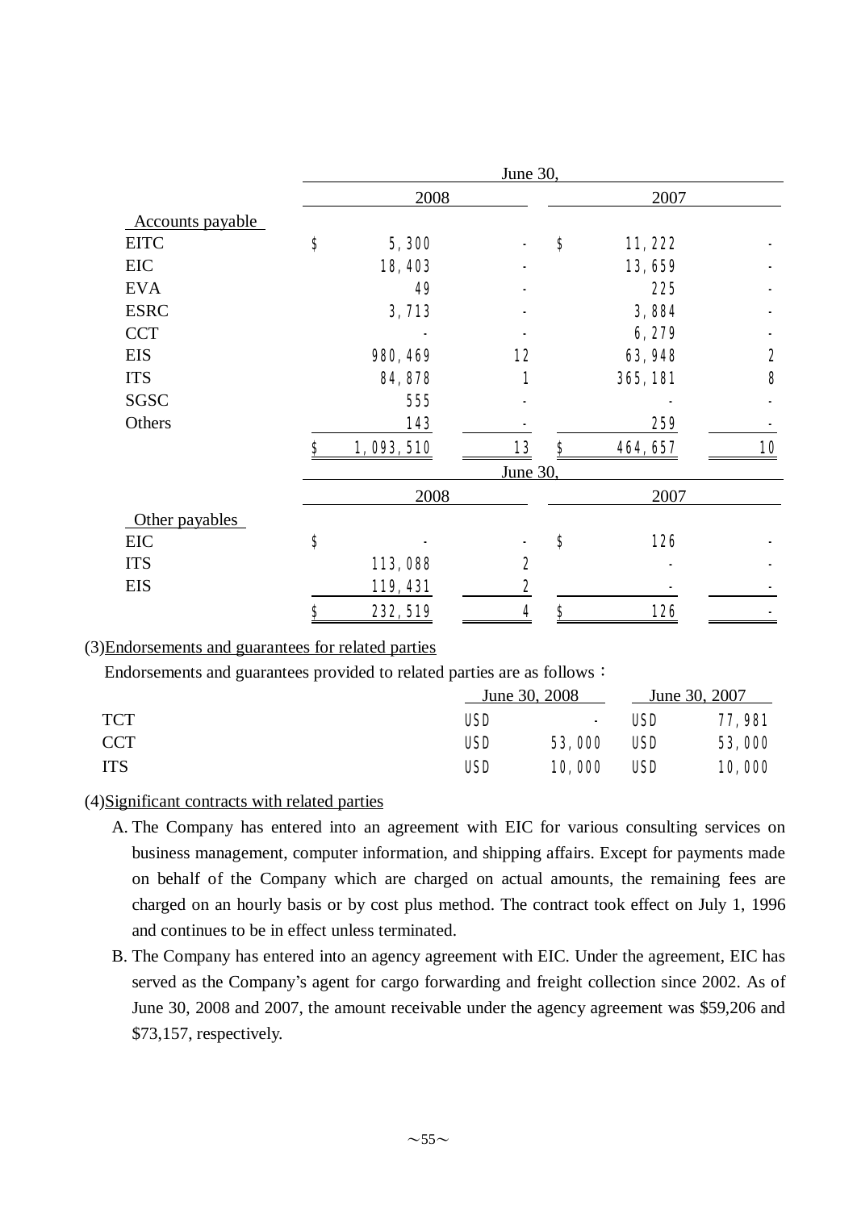| | June 30, | | | | | |
|---|---|---|---|---|---|---|
| | 2008 | | | 2007 | | |
| Accounts payable | | | | | | |
| EITC | $ | 5,300 | - | $ | 11,222 | - |
| EIC | | 18,403 | - | | 13,659 | - |
| EVA | | 49 | - | | 225 | - |
| ESRC | | 3,713 | - | | 3,884 | - |
| CCT | | - | - | | 6,279 | - |
| EIS | | 980,469 | 12 | | 63,948 | 2 |
| ITS | | 84,878 | 1 | | 365,181 | 8 |
| SGSC | | 555 | - | | - | - |
| Others | | 143 | - | | 259 | - |
| | $ | 1,093,510 | 13 | $ | 464,657 | 10 |

| | June 30, | | | | | |
|---|---|---|---|---|---|---|
| | 2008 | | | 2007 | | |
| Other payables | | | | | | |
| EIC | $ | - | - | $ | 126 | - |
| ITS | | 113,088 | 2 | | - | - |
| EIS | | 119,431 | 2 | | - | - |
| | $ | 232,519 | 4 | $ | 126 | - |

(3)Endorsements and guarantees for related parties

Endorsements and guarantees provided to related parties are as follows：

| | June 30, 2008 | | June 30, 2007 | |
|---|---|---|---|---|
| TCT | USD | - | USD | 77,981 |
| CCT | USD | 53,000 | USD | 53,000 |
| ITS | USD | 10,000 | USD | 10,000 |

(4)Significant contracts with related parties

A. The Company has entered into an agreement with EIC for various consulting services on business management, computer information, and shipping affairs. Except for payments made on behalf of the Company which are charged on actual amounts, the remaining fees are charged on an hourly basis or by cost plus method. The contract took effect on July 1, 1996 and continues to be in effect unless terminated.

B. The Company has entered into an agency agreement with EIC. Under the agreement, EIC has served as the Company's agent for cargo forwarding and freight collection since 2002. As of June 30, 2008 and 2007, the amount receivable under the agency agreement was $59,206 and $73,157, respectively.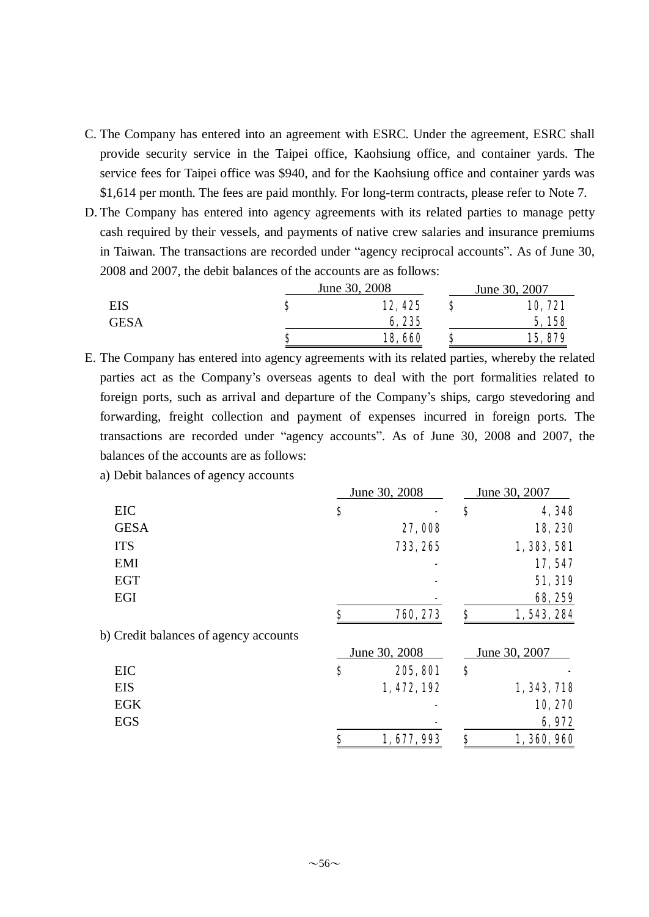C. The Company has entered into an agreement with ESRC. Under the agreement, ESRC shall provide security service in the Taipei office, Kaohsiung office, and container yards. The service fees for Taipei office was $940, and for the Kaohsiung office and container yards was $1,614 per month. The fees are paid monthly. For long-term contracts, please refer to Note 7.

D. The Company has entered into agency agreements with its related parties to manage petty cash required by their vessels, and payments of native crew salaries and insurance premiums in Taiwan. The transactions are recorded under "agency reciprocal accounts". As of June 30, 2008 and 2007, the debit balances of the accounts are as follows:

| | June 30, 2008 | June 30, 2007 |
|---|---|---|
| EIS | $ 12,425 | $ 10,721 |
| GESA | 6,235 | 5,158 |
| | $ 18,660 | $ 15,879 |

E. The Company has entered into agency agreements with its related parties, whereby the related parties act as the Company's overseas agents to deal with the port formalities related to foreign ports, such as arrival and departure of the Company's ships, cargo stevedoring and forwarding, freight collection and payment of expenses incurred in foreign ports. The transactions are recorded under "agency accounts". As of June 30, 2008 and 2007, the balances of the accounts are as follows:

a) Debit balances of agency accounts

| | June 30, 2008 | June 30, 2007 |
|---|---|---|
| EIC | $ - | $ 4,348 |
| GESA | 27,008 | 18,230 |
| ITS | 733,265 | 1,383,581 |
| EMI | - | 17,547 |
| EGT | - | 51,319 |
| EGI | - | 68,259 |
| | $ 760,273 | $ 1,543,284 |

b) Credit balances of agency accounts

| | June 30, 2008 | June 30, 2007 |
|---|---|---|
| EIC | $ 205,801 | $ - |
| EIS | 1,472,192 | 1,343,718 |
| EGK | - | 10,270 |
| EGS | - | 6,972 |
| | $ 1,677,993 | $ 1,360,960 |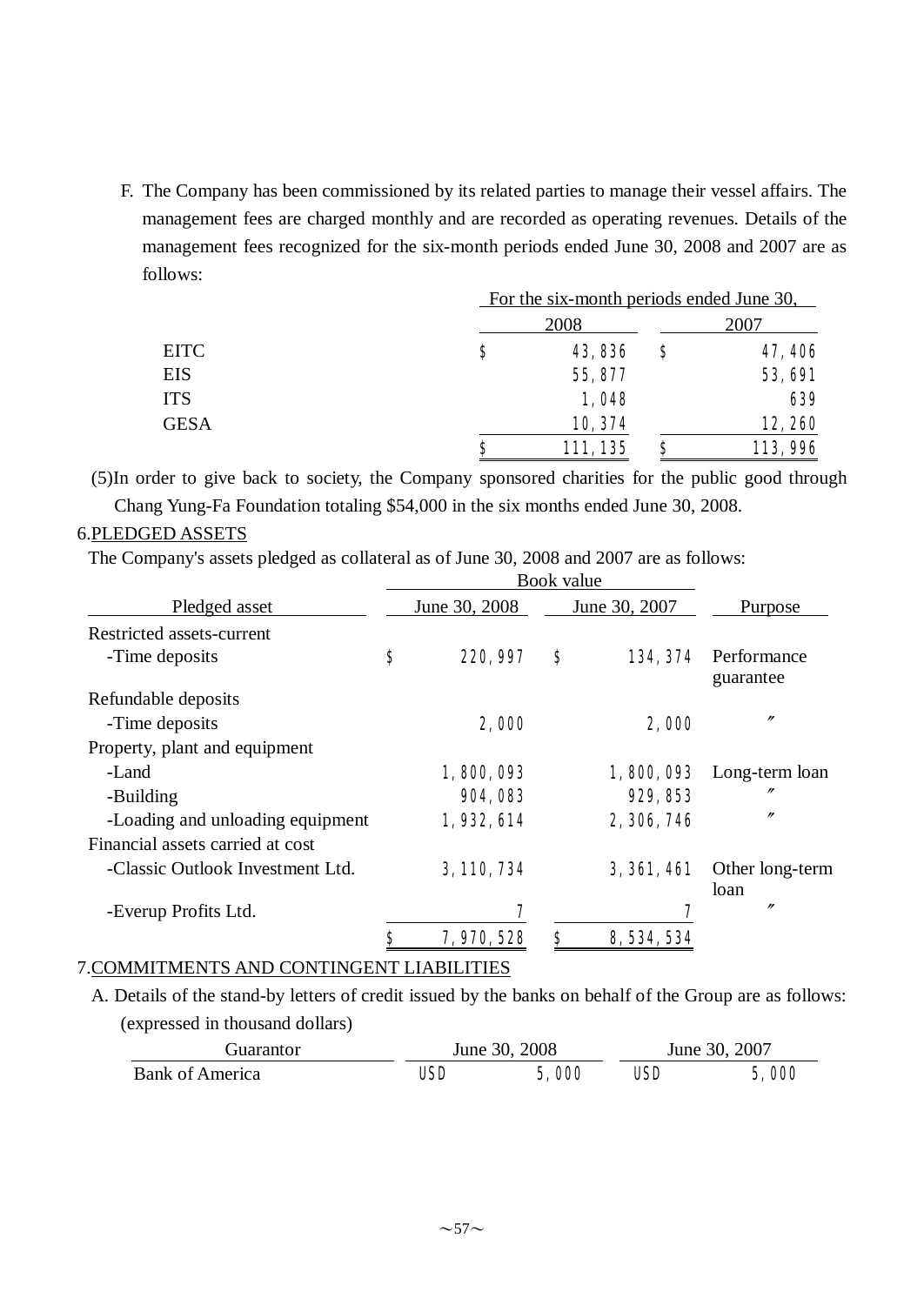F. The Company has been commissioned by its related parties to manage their vessel affairs. The management fees are charged monthly and are recorded as operating revenues. Details of the management fees recognized for the six-month periods ended June 30, 2008 and 2007 are as follows:

| | For the six-month periods ended June 30, | |
|---|---|---|
| | 2008 | 2007 |
| EITC | $ 43,836 | $ 47,406 |
| EIS | 55,877 | 53,691 |
| ITS | 1,048 | 639 |
| GESA | 10,374 | 12,260 |
| | $ 111,135 | $ 113,996 |

(5)In order to give back to society, the Company sponsored charities for the public good through Chang Yung-Fa Foundation totaling $54,000 in the six months ended June 30, 2008.

6.PLEDGED ASSETS

The Company's assets pledged as collateral as of June 30, 2008 and 2007 are as follows:

| | Book value | | |
|---|---|---|---|
| Pledged asset | June 30, 2008 | June 30, 2007 | Purpose |
| Restricted assets-current | | | |
| -Time deposits | $ 220,997 | $ 134,374 | Performance guarantee |
| Refundable deposits | | | |
| -Time deposits | 2,000 | 2,000 | 〃 |
| Property, plant and equipment | | | |
| -Land | 1,800,093 | 1,800,093 | Long-term loan |
| -Building | 904,083 | 929,853 | 〃 |
| -Loading and unloading equipment | 1,932,614 | 2,306,746 | 〃 |
| Financial assets carried at cost | | | |
| -Classic Outlook Investment Ltd. | 3,110,734 | 3,361,461 | Other long-term loan |
| -Everup Profits Ltd. | 7 | 7 | 〃 |
| | $ 7,970,528 | $ 8,534,534 | |

7.COMMITMENTS AND CONTINGENT LIABILITIES

A. Details of the stand-by letters of credit issued by the banks on behalf of the Group are as follows: (expressed in thousand dollars)

| Guarantor | June 30, 2008 | June 30, 2007 |
|---|---|---|
| Bank of America | USD 5,000 | USD 5,000 |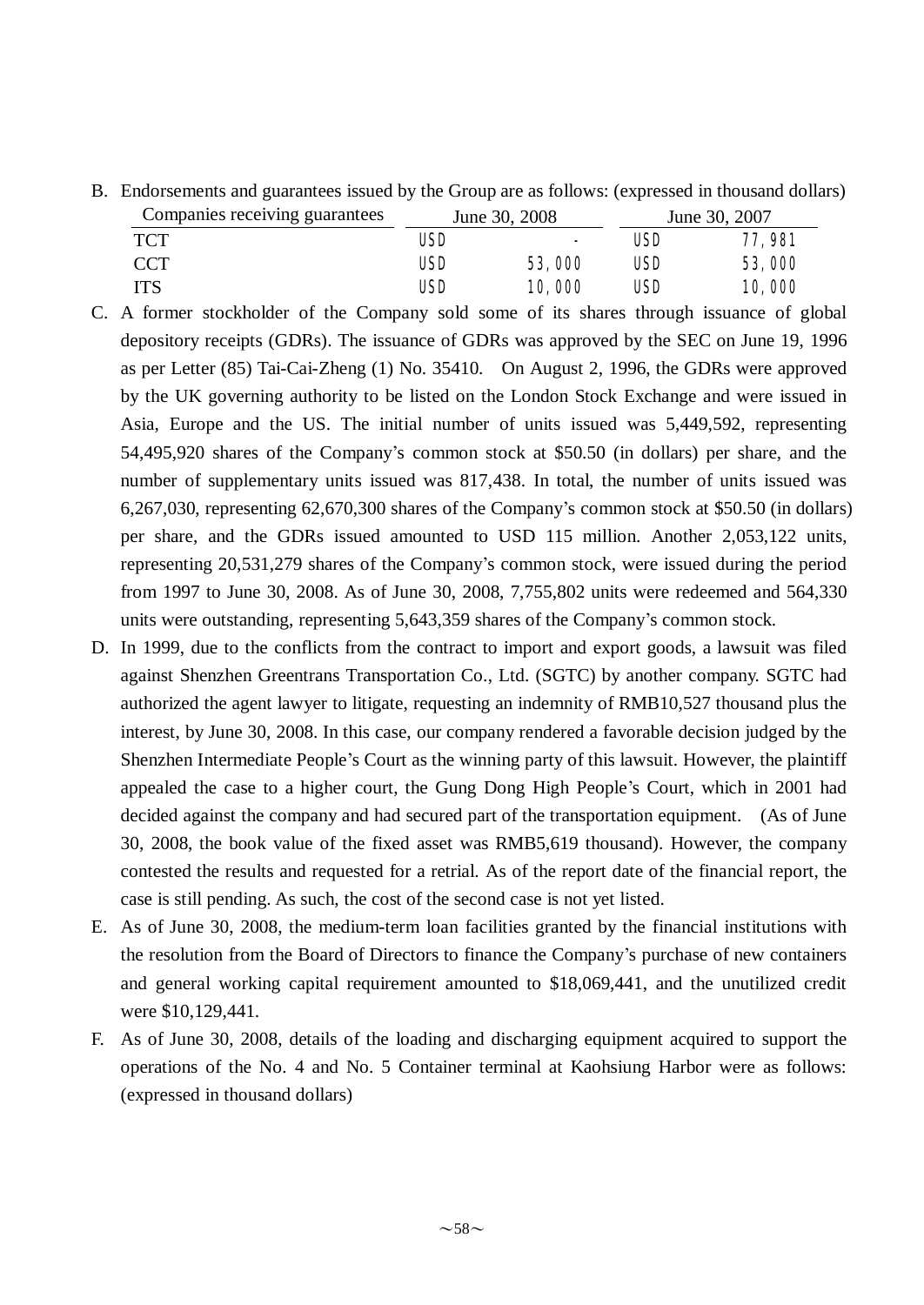B. Endorsements and guarantees issued by the Group are as follows: (expressed in thousand dollars)

| Companies receiving guarantees | June 30, 2008 | | June 30, 2007 | |
|---|---|---|---|---|
| TCT | USD | - | USD | 77,981 |
| CCT | USD | 53,000 | USD | 53,000 |
| ITS | USD | 10,000 | USD | 10,000 |

C. A former stockholder of the Company sold some of its shares through issuance of global depository receipts (GDRs). The issuance of GDRs was approved by the SEC on June 19, 1996 as per Letter (85) Tai-Cai-Zheng (1) No. 35410. On August 2, 1996, the GDRs were approved by the UK governing authority to be listed on the London Stock Exchange and were issued in Asia, Europe and the US. The initial number of units issued was 5,449,592, representing 54,495,920 shares of the Company's common stock at $50.50 (in dollars) per share, and the number of supplementary units issued was 817,438. In total, the number of units issued was 6,267,030, representing 62,670,300 shares of the Company's common stock at $50.50 (in dollars) per share, and the GDRs issued amounted to USD 115 million. Another 2,053,122 units, representing 20,531,279 shares of the Company's common stock, were issued during the period from 1997 to June 30, 2008. As of June 30, 2008, 7,755,802 units were redeemed and 564,330 units were outstanding, representing 5,643,359 shares of the Company's common stock.

D. In 1999, due to the conflicts from the contract to import and export goods, a lawsuit was filed against Shenzhen Greentrans Transportation Co., Ltd. (SGTC) by another company. SGTC had authorized the agent lawyer to litigate, requesting an indemnity of RMB10,527 thousand plus the interest, by June 30, 2008. In this case, our company rendered a favorable decision judged by the Shenzhen Intermediate People's Court as the winning party of this lawsuit. However, the plaintiff appealed the case to a higher court, the Gung Dong High People's Court, which in 2001 had decided against the company and had secured part of the transportation equipment. (As of June 30, 2008, the book value of the fixed asset was RMB5,619 thousand). However, the company contested the results and requested for a retrial. As of the report date of the financial report, the case is still pending. As such, the cost of the second case is not yet listed.

E. As of June 30, 2008, the medium-term loan facilities granted by the financial institutions with the resolution from the Board of Directors to finance the Company's purchase of new containers and general working capital requirement amounted to $18,069,441, and the unutilized credit were $10,129,441.

F. As of June 30, 2008, details of the loading and discharging equipment acquired to support the operations of the No. 4 and No. 5 Container terminal at Kaohsiung Harbor were as follows: (expressed in thousand dollars)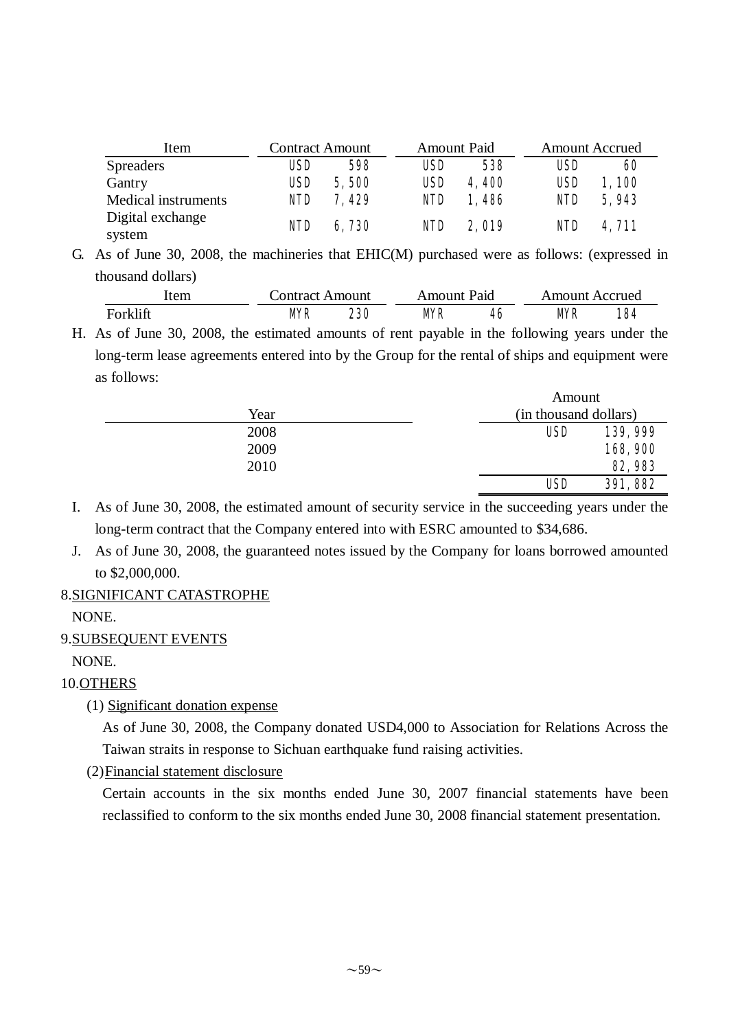| Item | Contract Amount | | Amount Paid | | Amount Accrued | |
|---|---|---|---|---|---|---|
| Spreaders | USD | 598 | USD | 538 | USD | 60 |
| Gantry | USD | 5,500 | USD | 4,400 | USD | 1,100 |
| Medical instruments | NTD | 7,429 | NTD | 1,486 | NTD | 5,943 |
| Digital exchange system | NTD | 6,730 | NTD | 2,019 | NTD | 4,711 |

G. As of June 30, 2008, the machineries that EHIC(M) purchased were as follows: (expressed in thousand dollars)

| Item | Contract Amount | | Amount Paid | | Amount Accrued | |
|---|---|---|---|---|---|---|
| Forklift | MYR | 230 | MYR | 46 | MYR | 184 |

H. As of June 30, 2008, the estimated amounts of rent payable in the following years under the long-term lease agreements entered into by the Group for the rental of ships and equipment were as follows:

| Year | Amount (in thousand dollars) | |
|---|---|---|
| 2008 | USD | 139,999 |
| 2009 | | 168,900 |
| 2010 | | 82,983 |
| | USD | 391,882 |

I. As of June 30, 2008, the estimated amount of security service in the succeeding years under the long-term contract that the Company entered into with ESRC amounted to $34,686.

J. As of June 30, 2008, the guaranteed notes issued by the Company for loans borrowed amounted to $2,000,000.

8.SIGNIFICANT CATASTROPHE

NONE.

9.SUBSEQUENT EVENTS

NONE.

10.OTHERS

(1) Significant donation expense

As of June 30, 2008, the Company donated USD4,000 to Association for Relations Across the Taiwan straits in response to Sichuan earthquake fund raising activities.

(2) Financial statement disclosure

Certain accounts in the six months ended June 30, 2007 financial statements have been reclassified to conform to the six months ended June 30, 2008 financial statement presentation.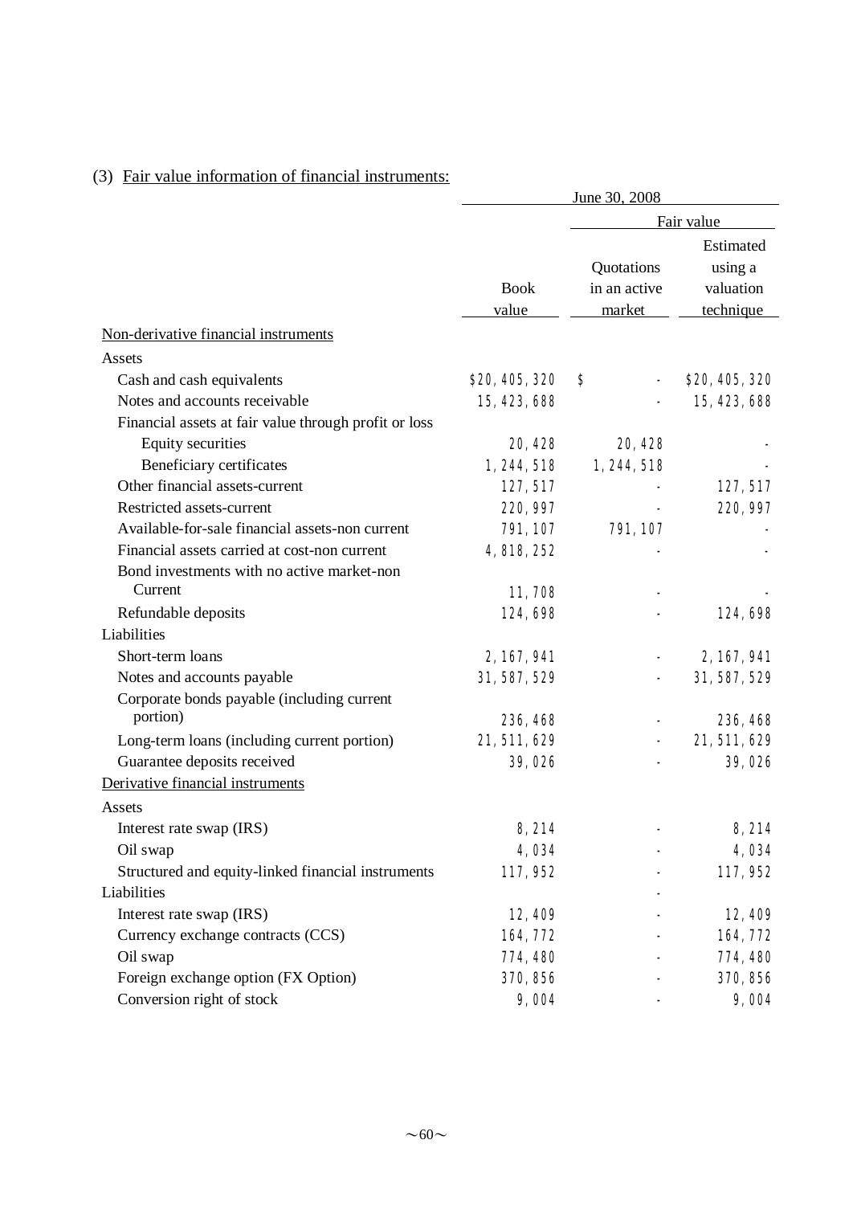(3) Fair value information of financial instruments:

| | June 30, 2008 | | |
|---|---|---|---|
| | | Fair value | |
| | Book value | Quotations in an active market | Estimated using a valuation technique |
| Non-derivative financial instruments | | | |
| Assets | | | |
| Cash and cash equivalents | $20,405,320 | $ - | $20,405,320 |
| Notes and accounts receivable | 15,423,688 | - | 15,423,688 |
| Financial assets at fair value through profit or loss | | | |
| Equity securities | 20,428 | 20,428 | - |
| Beneficiary certificates | 1,244,518 | 1,244,518 | - |
| Other financial assets-current | 127,517 | - | 127,517 |
| Restricted assets-current | 220,997 | - | 220,997 |
| Available-for-sale financial assets-non current | 791,107 | 791,107 | - |
| Financial assets carried at cost-non current | 4,818,252 | - | - |
| Bond investments with no active market-non Current | 11,708 | - | - |
| Refundable deposits | 124,698 | - | 124,698 |
| Liabilities | | | |
| Short-term loans | 2,167,941 | - | 2,167,941 |
| Notes and accounts payable | 31,587,529 | - | 31,587,529 |
| Corporate bonds payable (including current portion) | 236,468 | - | 236,468 |
| Long-term loans (including current portion) | 21,511,629 | - | 21,511,629 |
| Guarantee deposits received | 39,026 | - | 39,026 |
| Derivative financial instruments | | | |
| Assets | | | |
| Interest rate swap (IRS) | 8,214 | - | 8,214 |
| Oil swap | 4,034 | - | 4,034 |
| Structured and equity-linked financial instruments | 117,952 | - | 117,952 |
| Liabilities | | - | |
| Interest rate swap (IRS) | 12,409 | - | 12,409 |
| Currency exchange contracts (CCS) | 164,772 | - | 164,772 |
| Oil swap | 774,480 | - | 774,480 |
| Foreign exchange option (FX Option) | 370,856 | - | 370,856 |
| Conversion right of stock | 9,004 | - | 9,004 |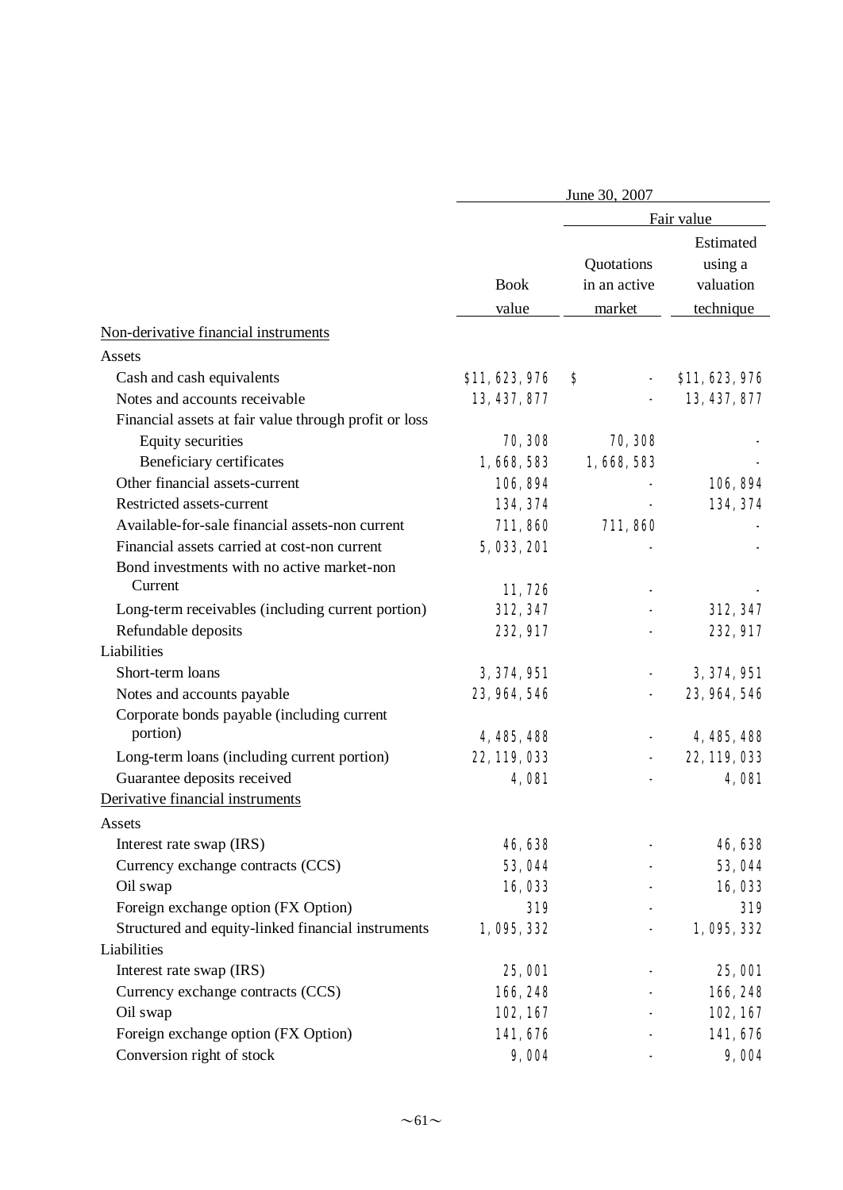| | June 30, 2007 | | |
|---|---|---|---|
| | | Fair value | |
| | Book value | Quotations in an active market | Estimated using a valuation technique |
| Non-derivative financial instruments | | | |
| Assets | | | |
| Cash and cash equivalents | $11,623,976 | $ - | $11,623,976 |
| Notes and accounts receivable | 13,437,877 | - | 13,437,877 |
| Financial assets at fair value through profit or loss | | | |
| Equity securities | 70,308 | 70,308 | - |
| Beneficiary certificates | 1,668,583 | 1,668,583 | - |
| Other financial assets-current | 106,894 | - | 106,894 |
| Restricted assets-current | 134,374 | - | 134,374 |
| Available-for-sale financial assets-non current | 711,860 | 711,860 | - |
| Financial assets carried at cost-non current | 5,033,201 | - | - |
| Bond investments with no active market-non Current | 11,726 | - | - |
| Long-term receivables (including current portion) | 312,347 | - | 312,347 |
| Refundable deposits | 232,917 | - | 232,917 |
| Liabilities | | | |
| Short-term loans | 3,374,951 | - | 3,374,951 |
| Notes and accounts payable | 23,964,546 | - | 23,964,546 |
| Corporate bonds payable (including current portion) | 4,485,488 | - | 4,485,488 |
| Long-term loans (including current portion) | 22,119,033 | - | 22,119,033 |
| Guarantee deposits received | 4,081 | - | 4,081 |
| Derivative financial instruments | | | |
| Assets | | | |
| Interest rate swap (IRS) | 46,638 | - | 46,638 |
| Currency exchange contracts (CCS) | 53,044 | - | 53,044 |
| Oil swap | 16,033 | - | 16,033 |
| Foreign exchange option (FX Option) | 319 | - | 319 |
| Structured and equity-linked financial instruments | 1,095,332 | - | 1,095,332 |
| Liabilities | | | |
| Interest rate swap (IRS) | 25,001 | - | 25,001 |
| Currency exchange contracts (CCS) | 166,248 | - | 166,248 |
| Oil swap | 102,167 | - | 102,167 |
| Foreign exchange option (FX Option) | 141,676 | - | 141,676 |
| Conversion right of stock | 9,004 | - | 9,004 |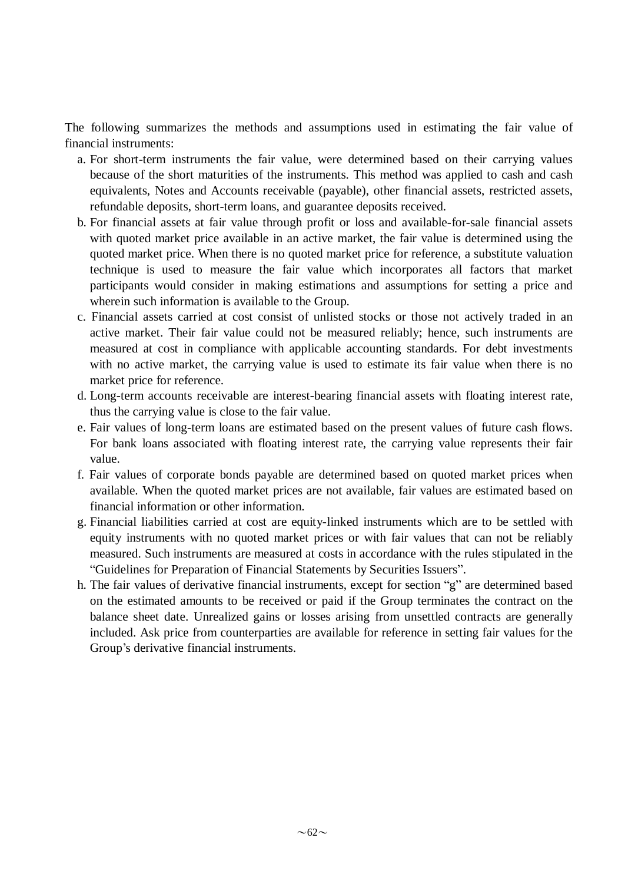The following summarizes the methods and assumptions used in estimating the fair value of financial instruments:

a. For short-term instruments the fair value, were determined based on their carrying values because of the short maturities of the instruments. This method was applied to cash and cash equivalents, Notes and Accounts receivable (payable), other financial assets, restricted assets, refundable deposits, short-term loans, and guarantee deposits received.
b. For financial assets at fair value through profit or loss and available-for-sale financial assets with quoted market price available in an active market, the fair value is determined using the quoted market price. When there is no quoted market price for reference, a substitute valuation technique is used to measure the fair value which incorporates all factors that market participants would consider in making estimations and assumptions for setting a price and wherein such information is available to the Group.
c. Financial assets carried at cost consist of unlisted stocks or those not actively traded in an active market. Their fair value could not be measured reliably; hence, such instruments are measured at cost in compliance with applicable accounting standards. For debt investments with no active market, the carrying value is used to estimate its fair value when there is no market price for reference.
d. Long-term accounts receivable are interest-bearing financial assets with floating interest rate, thus the carrying value is close to the fair value.
e. Fair values of long-term loans are estimated based on the present values of future cash flows. For bank loans associated with floating interest rate, the carrying value represents their fair value.
f. Fair values of corporate bonds payable are determined based on quoted market prices when available. When the quoted market prices are not available, fair values are estimated based on financial information or other information.
g. Financial liabilities carried at cost are equity-linked instruments which are to be settled with equity instruments with no quoted market prices or with fair values that can not be reliably measured. Such instruments are measured at costs in accordance with the rules stipulated in the "Guidelines for Preparation of Financial Statements by Securities Issuers".
h. The fair values of derivative financial instruments, except for section "g" are determined based on the estimated amounts to be received or paid if the Group terminates the contract on the balance sheet date. Unrealized gains or losses arising from unsettled contracts are generally included. Ask price from counterparties are available for reference in setting fair values for the Group's derivative financial instruments.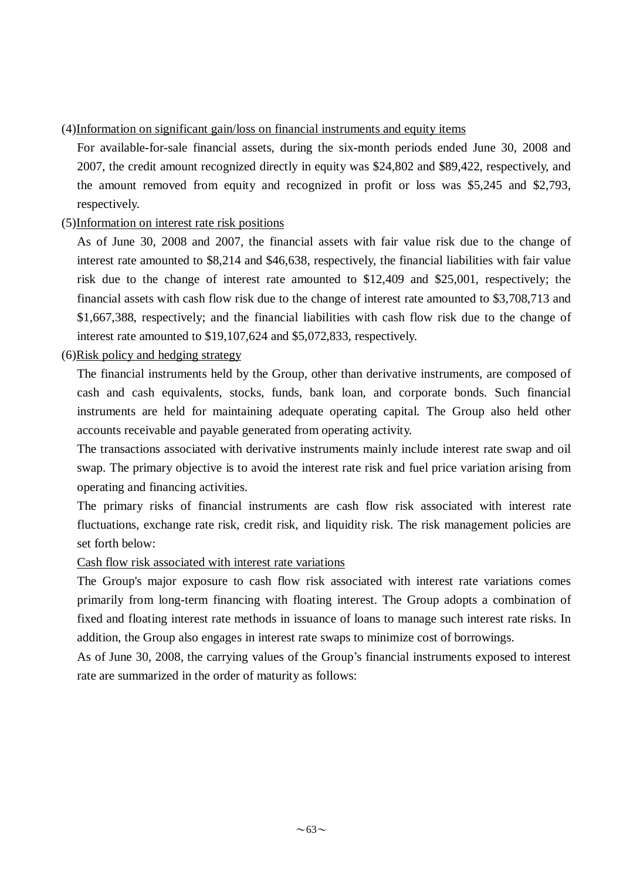(4)<u>Information on significant gain/loss on financial instruments and equity items</u>

For available-for-sale financial assets, during the six-month periods ended June 30, 2008 and 2007, the credit amount recognized directly in equity was $24,802 and $89,422, respectively, and the amount removed from equity and recognized in profit or loss was $5,245 and $2,793, respectively.

(5)<u>Information on interest rate risk positions</u>

As of June 30, 2008 and 2007, the financial assets with fair value risk due to the change of interest rate amounted to $8,214 and $46,638, respectively, the financial liabilities with fair value risk due to the change of interest rate amounted to $12,409 and $25,001, respectively; the financial assets with cash flow risk due to the change of interest rate amounted to $3,708,713 and $1,667,388, respectively; and the financial liabilities with cash flow risk due to the change of interest rate amounted to $19,107,624 and $5,072,833, respectively.

(6)<u>Risk policy and hedging strategy</u>

The financial instruments held by the Group, other than derivative instruments, are composed of cash and cash equivalents, stocks, funds, bank loan, and corporate bonds. Such financial instruments are held for maintaining adequate operating capital. The Group also held other accounts receivable and payable generated from operating activity.

The transactions associated with derivative instruments mainly include interest rate swap and oil swap. The primary objective is to avoid the interest rate risk and fuel price variation arising from operating and financing activities.

The primary risks of financial instruments are cash flow risk associated with interest rate fluctuations, exchange rate risk, credit risk, and liquidity risk. The risk management policies are set forth below:

<u>Cash flow risk associated with interest rate variations</u>

The Group's major exposure to cash flow risk associated with interest rate variations comes primarily from long-term financing with floating interest. The Group adopts a combination of fixed and floating interest rate methods in issuance of loans to manage such interest rate risks. In addition, the Group also engages in interest rate swaps to minimize cost of borrowings.

As of June 30, 2008, the carrying values of the Group's financial instruments exposed to interest rate are summarized in the order of maturity as follows: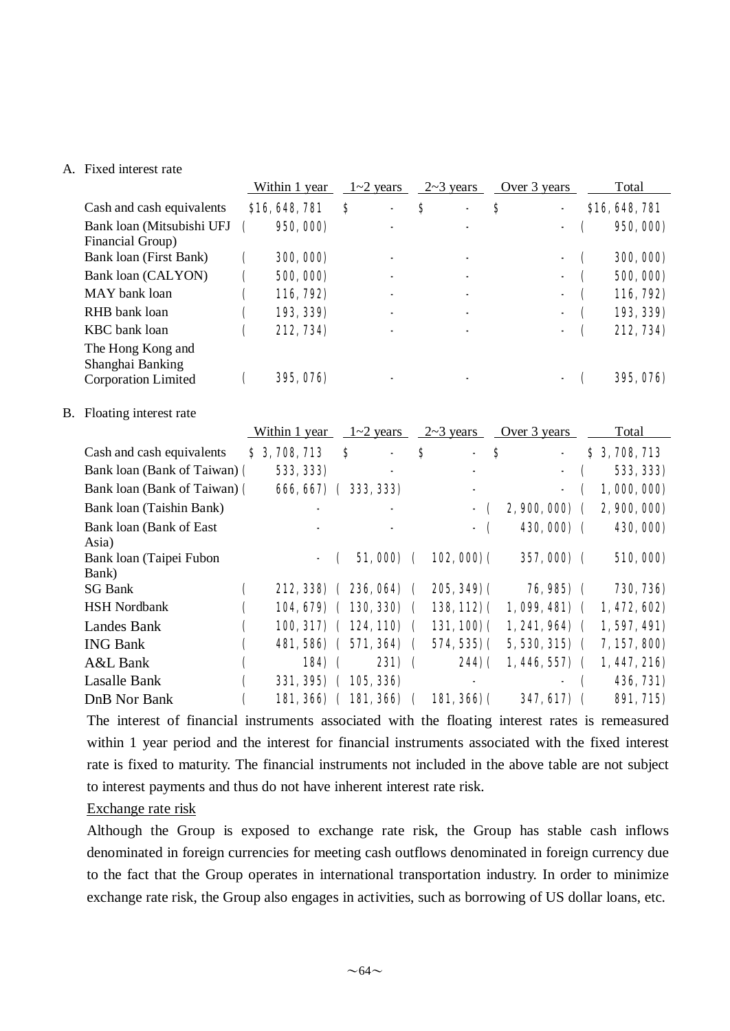A. Fixed interest rate

| | Within 1 year | 1~2 years | 2~3 years | Over 3 years | Total |
|---|---|---|---|---|---|
| Cash and cash equivalents | $16,648,781 | $ - | $ - | $ - | $16,648,781 |
| Bank loan (Mitsubishi UFJ Financial Group) | ( 950,000) | - | - | - | ( 950,000) |
| Bank loan (First Bank) | ( 300,000) | - | - | - | ( 300,000) |
| Bank loan (CALYON) | ( 500,000) | - | - | - | ( 500,000) |
| MAY bank loan | ( 116,792) | - | - | - | ( 116,792) |
| RHB bank loan | ( 193,339) | - | - | - | ( 193,339) |
| KBC bank loan | ( 212,734) | - | - | - | ( 212,734) |
| The Hong Kong and Shanghai Banking Corporation Limited | ( 395,076) | - | - | - | ( 395,076) |

B. Floating interest rate

| | Within 1 year | 1~2 years | 2~3 years | Over 3 years | Total |
|---|---|---|---|---|---|
| Cash and cash equivalents | $ 3,708,713 | $ - | $ - | $ - | $ 3,708,713 |
| Bank loan (Bank of Taiwan) | ( 533,333) | - | - | - | ( 533,333) |
| Bank loan (Bank of Taiwan) | ( 666,667) | ( 333,333) | - | - | ( 1,000,000) |
| Bank loan (Taishin Bank) | - | - | - | ( 2,900,000) | ( 2,900,000) |
| Bank loan (Bank of East Asia) | - | - | - | ( 430,000) | ( 430,000) |
| Bank loan (Taipei Fubon Bank) | - | ( 51,000) | ( 102,000) | ( 357,000) | ( 510,000) |
| SG Bank | ( 212,338) | ( 236,064) | ( 205,349) | ( 76,985) | ( 730,736) |
| HSH Nordbank | ( 104,679) | ( 130,330) | ( 138,112) | ( 1,099,481) | ( 1,472,602) |
| Landes Bank | ( 100,317) | ( 124,110) | ( 131,100) | ( 1,241,964) | ( 1,597,491) |
| ING Bank | ( 481,586) | ( 571,364) | ( 574,535) | ( 5,530,315) | ( 7,157,800) |
| A&L Bank | ( 184) | ( 231) | ( 244) | ( 1,446,557) | ( 1,447,216) |
| Lasalle Bank | ( 331,395) | ( 105,336) | - | - | ( 436,731) |
| DnB Nor Bank | ( 181,366) | ( 181,366) | ( 181,366) | ( 347,617) | ( 891,715) |

The interest of financial instruments associated with the floating interest rates is remeasured within 1 year period and the interest for financial instruments associated with the fixed interest rate is fixed to maturity. The financial instruments not included in the above table are not subject to interest payments and thus do not have inherent interest rate risk.

Exchange rate risk

Although the Group is exposed to exchange rate risk, the Group has stable cash inflows denominated in foreign currencies for meeting cash outflows denominated in foreign currency due to the fact that the Group operates in international transportation industry. In order to minimize exchange rate risk, the Group also engages in activities, such as borrowing of US dollar loans, etc.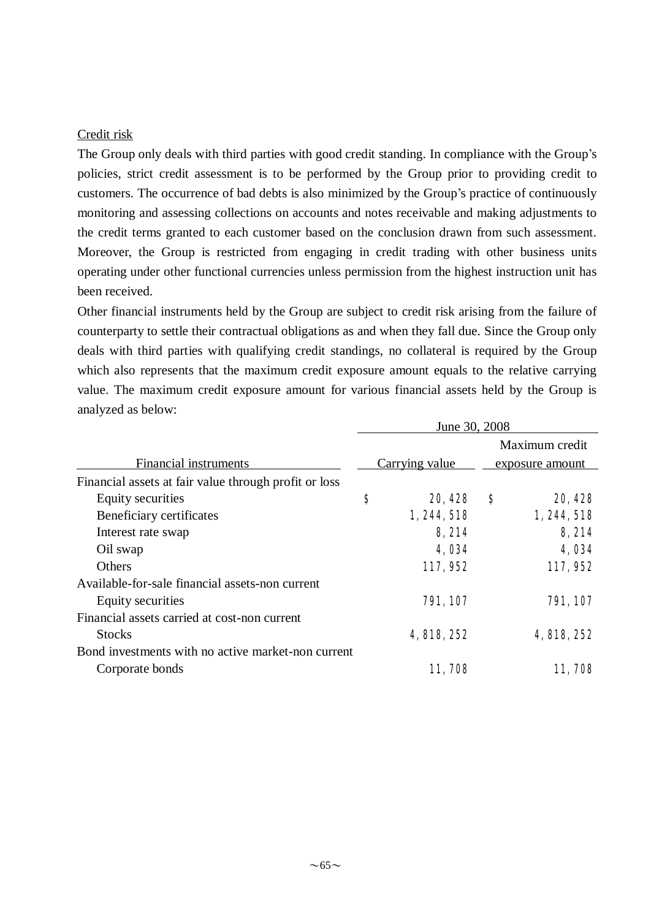Credit risk

The Group only deals with third parties with good credit standing. In compliance with the Group's policies, strict credit assessment is to be performed by the Group prior to providing credit to customers. The occurrence of bad debts is also minimized by the Group's practice of continuously monitoring and assessing collections on accounts and notes receivable and making adjustments to the credit terms granted to each customer based on the conclusion drawn from such assessment. Moreover, the Group is restricted from engaging in credit trading with other business units operating under other functional currencies unless permission from the highest instruction unit has been received.

Other financial instruments held by the Group are subject to credit risk arising from the failure of counterparty to settle their contractual obligations as and when they fall due. Since the Group only deals with third parties with qualifying credit standings, no collateral is required by the Group which also represents that the maximum credit exposure amount equals to the relative carrying value. The maximum credit exposure amount for various financial assets held by the Group is analyzed as below:

| | June 30, 2008 | |
|---|---|---|
| Financial instruments | Carrying value | Maximum credit exposure amount |
| Financial assets at fair value through profit or loss | | |
| Equity securities | $ 20,428 | $ 20,428 |
| Beneficiary certificates | 1,244,518 | 1,244,518 |
| Interest rate swap | 8,214 | 8,214 |
| Oil swap | 4,034 | 4,034 |
| Others | 117,952 | 117,952 |
| Available-for-sale financial assets-non current | | |
| Equity securities | 791,107 | 791,107 |
| Financial assets carried at cost-non current | | |
| Stocks | 4,818,252 | 4,818,252 |
| Bond investments with no active market-non current | | |
| Corporate bonds | 11,708 | 11,708 |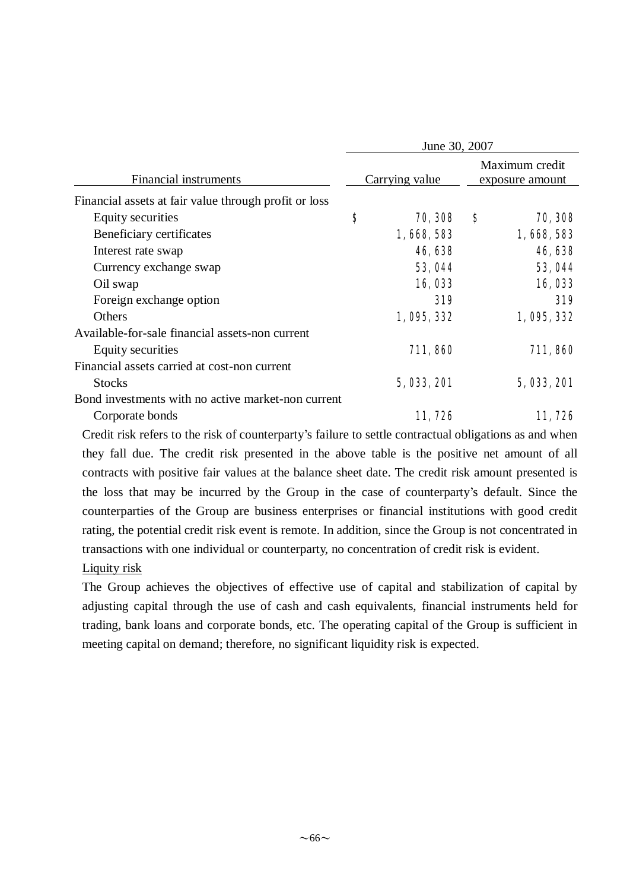| Financial instruments | June 30, 2007 | |
|---|---|---|
| | Carrying value | Maximum credit exposure amount |
| Financial assets at fair value through profit or loss | | |
| Equity securities | $ 70,308 | $ 70,308 |
| Beneficiary certificates | 1,668,583 | 1,668,583 |
| Interest rate swap | 46,638 | 46,638 |
| Currency exchange swap | 53,044 | 53,044 |
| Oil swap | 16,033 | 16,033 |
| Foreign exchange option | 319 | 319 |
| Others | 1,095,332 | 1,095,332 |
| Available-for-sale financial assets-non current | | |
| Equity securities | 711,860 | 711,860 |
| Financial assets carried at cost-non current | | |
| Stocks | 5,033,201 | 5,033,201 |
| Bond investments with no active market-non current | | |
| Corporate bonds | 11,726 | 11,726 |

Credit risk refers to the risk of counterparty's failure to settle contractual obligations as and when they fall due. The credit risk presented in the above table is the positive net amount of all contracts with positive fair values at the balance sheet date. The credit risk amount presented is the loss that may be incurred by the Group in the case of counterparty's default. Since the counterparties of the Group are business enterprises or financial institutions with good credit rating, the potential credit risk event is remote. In addition, since the Group is not concentrated in transactions with one individual or counterparty, no concentration of credit risk is evident.

Liquity risk

The Group achieves the objectives of effective use of capital and stabilization of capital by adjusting capital through the use of cash and cash equivalents, financial instruments held for trading, bank loans and corporate bonds, etc. The operating capital of the Group is sufficient in meeting capital on demand; therefore, no significant liquidity risk is expected.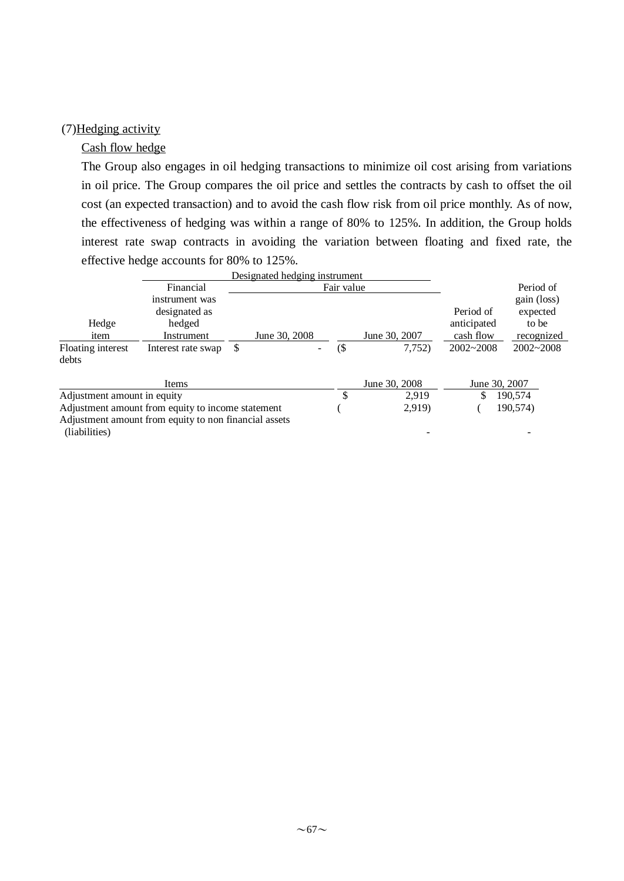(7) <u>Hedging activity</u>

<u>Cash flow hedge</u>

The Group also engages in oil hedging transactions to minimize oil cost arising from variations in oil price. The Group compares the oil price and settles the contracts by cash to offset the oil cost (an expected transaction) and to avoid the cash flow risk from oil price monthly. As of now, the effectiveness of hedging was within a range of 80% to 125%. In addition, the Group holds interest rate swap contracts in avoiding the variation between floating and fixed rate, the effective hedge accounts for 80% to 125%.

| | Designated hedging instrument | | | | |
|---|---|---|---|---|---|
| | Financial instrument was designated as hedged | Fair value | | Period of anticipated | Period of gain (loss) expected to be |
| Hedge item | Instrument | June 30, 2008 | June 30, 2007 | cash flow | recognized |
| Floating interest debts | Interest rate swap | $ - | ($ 7,752) | 2002~2008 | 2002~2008 |

| Items | June 30, 2008 | June 30, 2007 |
|---|---|---|
| Adjustment amount in equity | $ 2,919 | $ 190,574 |
| Adjustment amount from equity to income statement | ( 2,919) | ( 190,574) |
| Adjustment amount from equity to non financial assets (liabilities) | - | - |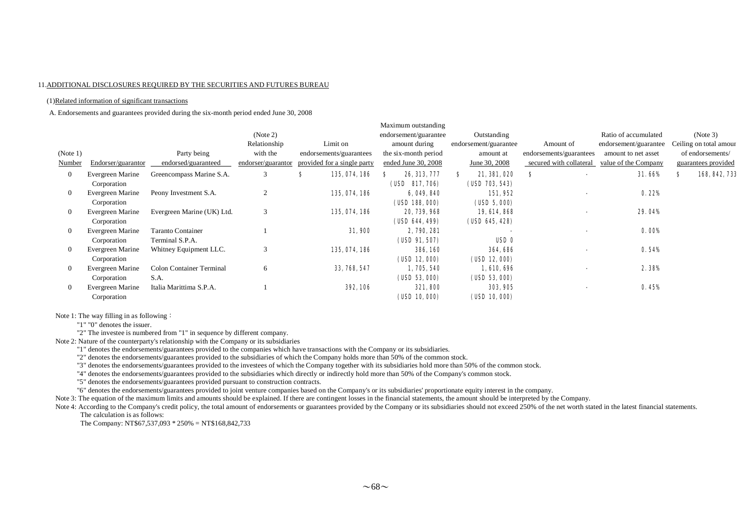11. ADDITIONAL DISCLOSURES REQUIRED BY THE SECURITIES AND FUTURES BUREAU

(1) Related information of significant transactions

A. Endorsements and guarantees provided during the six-month period ended June 30, 2008

| (Note 1) Number | Endorser/guarantor | Party being endorsed/guaranteed | (Note 2) Relationship with the endorser/guarantor | Limit on endorsements/guarantees provided for a single party | Maximum outstanding endorsement/guarantee amount during the six-month period ended June 30, 2008 | Outstanding endorsement/guarantee amount at June 30, 2008 | Amount of endorsements/guarantees secured with collateral | Ratio of accumulated endorsement/guarantee amount to net asset value of the Company | (Note 3) Ceiling on total amount of endorsements/ guarantees provided |
|---|---|---|---|---|---|---|---|---|---|
| 0 | Evergreen Marine Corporation | Greencompass Marine S.A. | 3 | $ 135,074,186 | $ 26,313,777 (USD 817,706) | $ 21,381,020 (USD 703,543) | $ - | 31.66% | $ 168,842,733 |
| 0 | Evergreen Marine Corporation | Peony Investment S.A. | 2 | 135,074,186 | 6,049,840 (USD 188,000) | 151,952 (USD 5,000) | - | 0.22% | |
| 0 | Evergreen Marine Corporation | Evergreen Marine (UK) Ltd. | 3 | 135,074,186 | 20,739,968 (USD 644,499) | 19,614,868 (USD 645,428) | - | 29.04% | |
| 0 | Evergreen Marine Corporation | Taranto Container Terminal S.P.A. | 1 | 31,900 | 2,790,281 (USD 91,507) | - USD 0 | - | 0.00% | |
| 0 | Evergreen Marine Corporation | Whitney Equipment LLC. | 3 | 135,074,186 | 386,160 (USD 12,000) | 364,686 (USD 12,000) | - | 0.54% | |
| 0 | Evergreen Marine Corporation | Colon Container Terminal S.A. | 6 | 33,768,547 | 1,705,540 (USD 53,000) | 1,610,696 (USD 53,000) | - | 2.38% | |
| 0 | Evergreen Marine Corporation | Italia Marittima S.P.A. | 1 | 392,106 | 321,800 (USD 10,000) | 303,905 (USD 10,000) | - | 0.45% | |

Note 1: The way filling in as following：

"1" "0" denotes the issuer.

"2" The investee is numbered from "1" in sequence by different company.

Note 2: Nature of the counterparty's relationship with the Company or its subsidiaries

"1" denotes the endorsements/guarantees provided to the companies which have transactions with the Company or its subsidiaries.

"2" denotes the endorsements/guarantees provided to the subsidiaries of which the Company holds more than 50% of the common stock.

"3" denotes the endorsements/guarantees provided to the investees of which the Company together with its subsidiaries hold more than 50% of the common stock.

"4" denotes the endorsements/guarantees provided to the subsidiaries which directly or indirectly hold more than 50% of the Company's common stock.

"5" denotes the endorsements/guarantees provided pursuant to construction contracts.

"6" denotes the endorsements/guarantees provided to joint venture companies based on the Company's or its subsidiaries' proportionate equity interest in the company.

Note 3: The equation of the maximum limits and amounts should be explained. If there are contingent losses in the financial statements, the amount should be interpreted by the Company.

Note 4: According to the Company's credit policy, the total amount of endorsements or guarantees provided by the Company or its subsidiaries should not exceed 250% of the net worth stated in the latest financial statements.

The calculation is as follows:

The Company: NT$67,537,093 * 250% = NT$168,842,733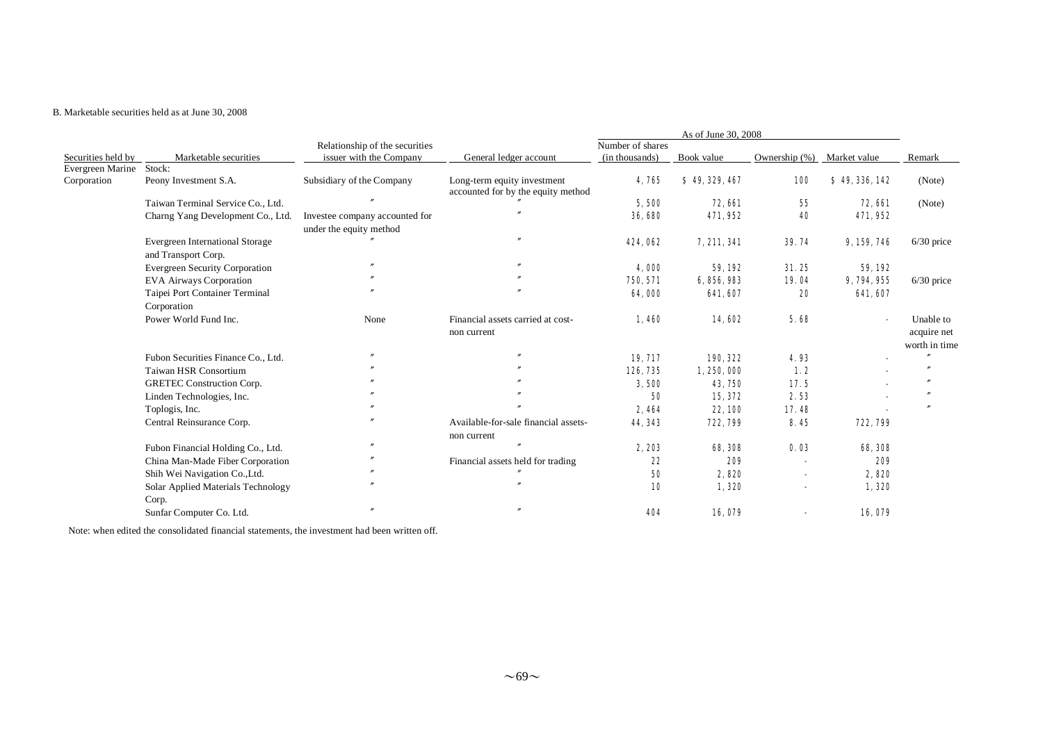B. Marketable securities held as at June 30, 2008

| Securities held by | Marketable securities | Relationship of the securities issuer with the Company | General ledger account | As of June 30, 2008 | | | | Remark |
|---|---|---|---|---|---|---|---|---|
| | | | | Number of shares (in thousands) | Book value | Ownership (%) | Market value | |
| Evergreen Marine Corporation | Stock: | | | | | | | |
| | Peony Investment S.A. | Subsidiary of the Company | Long-term equity investment accounted for by the equity method | 4,765 | $ 49,329,467 | 100 | $ 49,336,142 | (Note) |
| | Taiwan Terminal Service Co., Ltd. | 〃 | 〃 | 5,500 | 72,661 | 55 | 72,661 | (Note) |
| | Charng Yang Development Co., Ltd. | Investee company accounted for under the equity method | 〃 | 36,680 | 471,952 | 40 | 471,952 | |
| | Evergreen International Storage and Transport Corp. | 〃 | 〃 | 424,062 | 7,211,341 | 39.74 | 9,159,746 | 6/30 price |
| | Evergreen Security Corporation | 〃 | 〃 | 4,000 | 59,192 | 31.25 | 59,192 | |
| | EVA Airways Corporation | 〃 | 〃 | 750,571 | 6,856,983 | 19.04 | 9,794,955 | 6/30 price |
| | Taipei Port Container Terminal Corporation | 〃 | 〃 | 64,000 | 641,607 | 20 | 641,607 | |
| | Power World Fund Inc. | None | Financial assets carried at cost-non current | 1,460 | 14,602 | 5.68 | - | Unable to acquire net worth in time |
| | Fubon Securities Finance Co., Ltd. | 〃 | 〃 | 19,717 | 190,322 | 4.93 | - | 〃 |
| | Taiwan HSR Consortium | 〃 | 〃 | 126,735 | 1,250,000 | 1.2 | - | 〃 |
| | GRETEC Construction Corp. | 〃 | 〃 | 3,500 | 43,750 | 17.5 | - | 〃 |
| | Linden Technologies, Inc. | 〃 | 〃 | 50 | 15,372 | 2.53 | - | 〃 |
| | Toplogis, Inc. | 〃 | 〃 | 2,464 | 22,100 | 17.48 | - | 〃 |
| | Central Reinsurance Corp. | 〃 | Available-for-sale financial assets-non current | 44,343 | 722,799 | 8.45 | 722,799 | |
| | Fubon Financial Holding Co., Ltd. | 〃 | 〃 | 2,203 | 68,308 | 0.03 | 68,308 | |
| | China Man-Made Fiber Corporation | 〃 | Financial assets held for trading | 22 | 209 | - | 209 | |
| | Shih Wei Navigation Co.,Ltd. | 〃 | 〃 | 50 | 2,820 | - | 2,820 | |
| | Solar Applied Materials Technology Corp. | 〃 | 〃 | 10 | 1,320 | - | 1,320 | |
| | Sunfar Computer Co. Ltd. | 〃 | 〃 | 404 | 16,079 | - | 16,079 | |

Note: when edited the consolidated financial statements, the investment had been written off.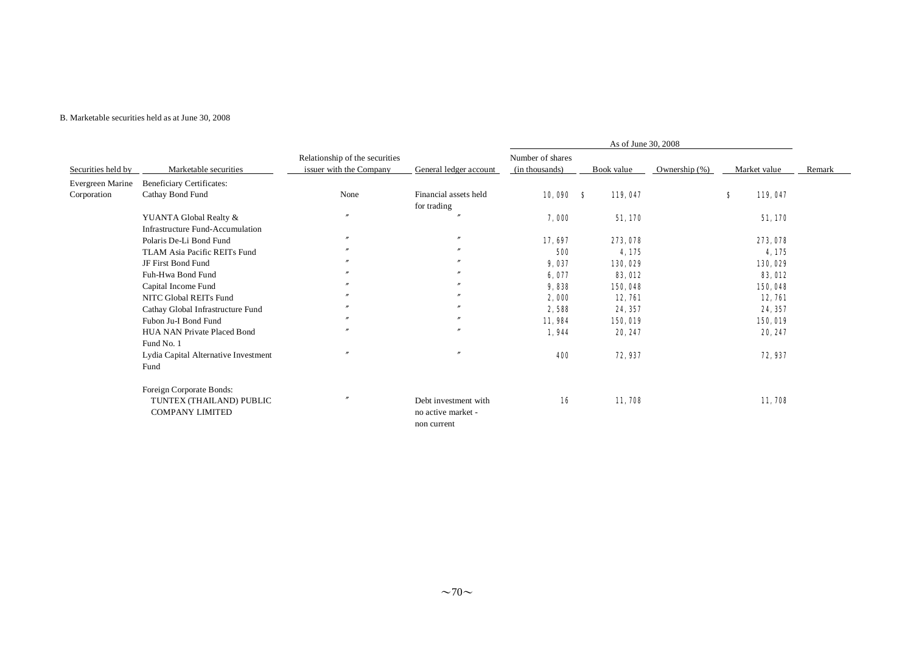B. Marketable securities held as at June 30, 2008

| Securities held by | Marketable securities | Relationship of the securities issuer with the Company | General ledger account | As of June 30, 2008 | | | | Remark |
|---|---|---|---|---|---|---|---|---|
| | | | | Number of shares (in thousands) | Book value | Ownership (%) | Market value | |
| Evergreen Marine Corporation | Beneficiary Certificates: | | | | | | | |
| | Cathay Bond Fund | None | Financial assets held for trading | 10,090 | $ 119,047 | | $ 119,047 | |
| | YUANTA Global Realty & Infrastructure Fund-Accumulation | 〃 | 〃 | 7,000 | 51,170 | | 51,170 | |
| | Polaris De-Li Bond Fund | 〃 | 〃 | 17,697 | 273,078 | | 273,078 | |
| | TLAM Asia Pacific REITs Fund | 〃 | 〃 | 500 | 4,175 | | 4,175 | |
| | JF First Bond Fund | 〃 | 〃 | 9,037 | 130,029 | | 130,029 | |
| | Fuh-Hwa Bond Fund | 〃 | 〃 | 6,077 | 83,012 | | 83,012 | |
| | Capital Income Fund | 〃 | 〃 | 9,838 | 150,048 | | 150,048 | |
| | NITC Global REITs Fund | 〃 | 〃 | 2,000 | 12,761 | | 12,761 | |
| | Cathay Global Infrastructure Fund | 〃 | 〃 | 2,588 | 24,357 | | 24,357 | |
| | Fubon Ju-I Bond Fund | 〃 | 〃 | 11,984 | 150,019 | | 150,019 | |
| | HUA NAN Private Placed Bond Fund No. 1 | 〃 | 〃 | 1,944 | 20,247 | | 20,247 | |
| | Lydia Capital Alternative Investment Fund | 〃 | 〃 | 400 | 72,937 | | 72,937 | |
| | Foreign Corporate Bonds: | | | | | | | |
| | TUNTEX (THAILAND) PUBLIC COMPANY LIMITED | 〃 | Debt investment with no active market - non current | 16 | 11,708 | | 11,708 | |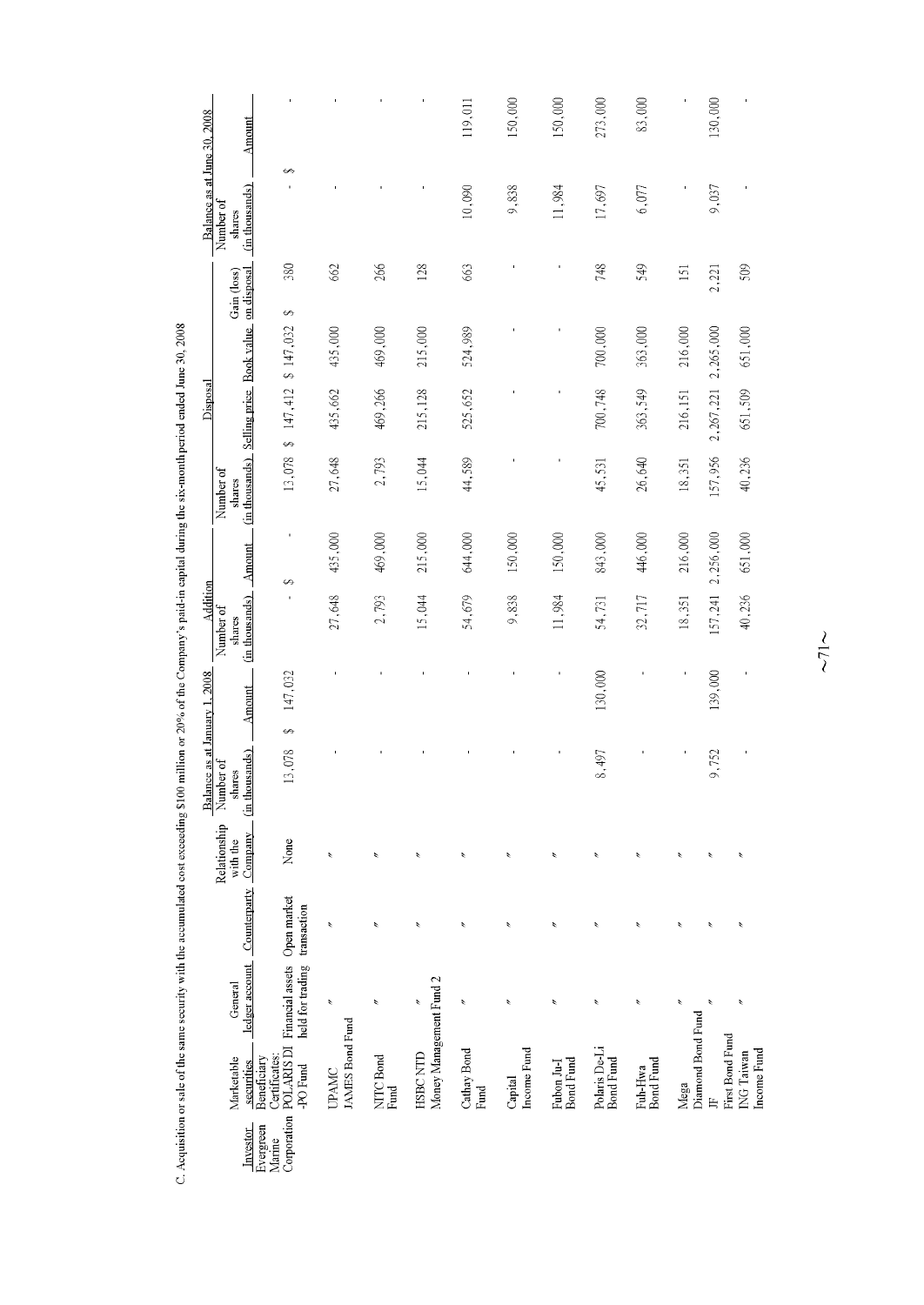C. Acquisition or sale of the same security with the accumulated cost exceeding $100 million or 20% of the Company's paid-in capital during the six-month period ended June 30, 2008

| Investor | Marketable securities | General ledger account | Counterparty | Relationship with the Company | Balance as at January 1, 2008 | | Addition | | Disposal | | | | Balance as at June 30, 2008 | |
|---|---|---|---|---|---|---|---|---|---|---|---|---|---|---|
| | | | | | Number of shares (in thousands) | Amount | Number of shares (in thousands) | Amount | Number of shares (in thousands) | Selling price | Book value | Gain (loss) on disposal | Number of shares (in thousands) | Amount |
| Evergreen Marine Corporation | Beneficiary Certificates: POLARIS DI-PO Fund | Financial assets held for trading | Open market transaction | None | 13,078 | $ 147,032 | - | $ - | 13,078 | $ 147,412 | $ 147,032 | $ 380 | - | $ - |
| | UPAMC JAMES Bond Fund | 〃 | 〃 | 〃 | - | - | 27,648 | 435,000 | 27,648 | 435,662 | 435,000 | 662 | - | - |
| | NITC Bond Fund | 〃 | 〃 | 〃 | - | - | 2,793 | 469,000 | 2,793 | 469,266 | 469,000 | 266 | - | - |
| | HSBC NTD Money Management Fund 2 | 〃 | 〃 | 〃 | - | - | 15,044 | 215,000 | 15,044 | 215,128 | 215,000 | 128 | - | - |
| | Cathay Bond Fund | 〃 | 〃 | 〃 | - | - | 54,679 | 644,000 | 44,589 | 525,652 | 524,989 | 663 | 10,090 | 119,011 |
| | Capital Income Fund | 〃 | 〃 | 〃 | - | - | 9,838 | 150,000 | - | - | - | - | 9,838 | 150,000 |
| | Fubon Ju-I Bond Fund | 〃 | 〃 | 〃 | - | - | 11,984 | 150,000 | - | - | - | - | 11,984 | 150,000 |
| | Polaris De-Li Bond Fund | 〃 | 〃 | 〃 | 8,497 | 130,000 | 54,731 | 843,000 | 45,531 | 700,748 | 700,000 | 748 | 17,697 | 273,000 |
| | Fuh-Hwa Bond Fund | 〃 | 〃 | 〃 | - | - | 32,717 | 446,000 | 26,640 | 363,549 | 363,000 | 549 | 6,077 | 83,000 |
| | Mega Diamond Bond Fund | 〃 | 〃 | 〃 | - | - | 18,351 | 216,000 | 18,351 | 216,151 | 216,000 | 151 | - | - |
| | JF First Bond Fund | 〃 | 〃 | 〃 | 9,752 | 139,000 | 157,241 | 2,256,000 | 157,956 | 2,267,221 | 2,265,000 | 2,221 | 9,037 | 130,000 |
| | ING Taiwan Income Fund | 〃 | 〃 | 〃 | - | - | 40,236 | 651,000 | 40,236 | 651,509 | 651,000 | 509 | - | - |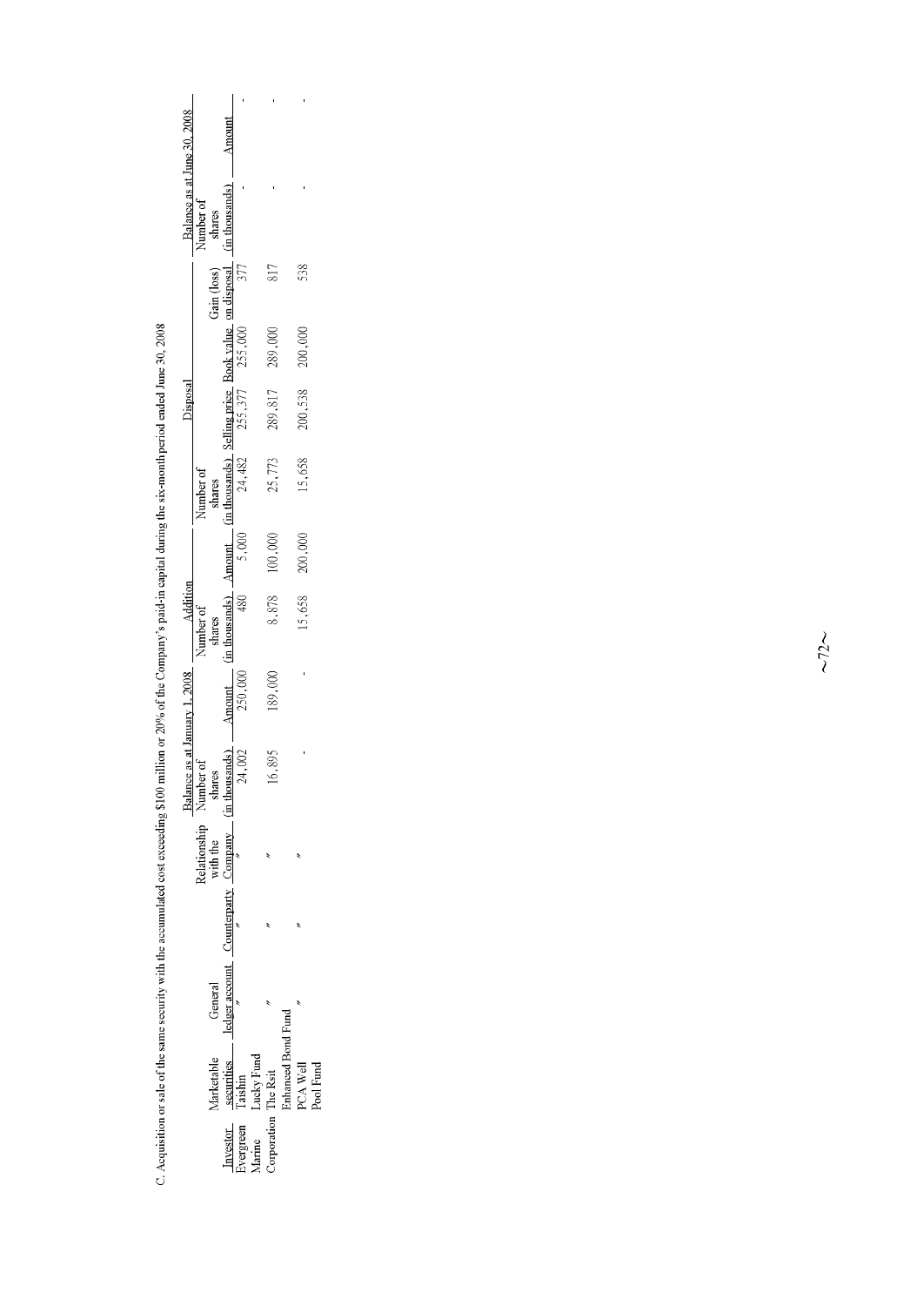C. Acquisition or sale of the same security with the accumulated cost exceeding $100 million or 20% of the Company's paid-in capital during the six-month period ended June 30, 2008

| Investor | Marketable securities | General ledger account | Counterparty | Relationship with the Company | Balance as at January 1, 2008 | | Addition | | Disposal | | | | Balance as at June 30, 2008 | |
|---|---|---|---|---|---|---|---|---|---|---|---|---|---|---|
| | | | | | Number of shares (in thousands) | Amount | Number of shares (in thousands) | Amount | Number of shares (in thousands) | Selling price | Book value | Gain (loss) on disposal | Number of shares (in thousands) | Amount |
| Evergreen Marine Corporation | Taishin Lucky Fund | 〃 | 〃 | 〃 | 24,002 | 250,000 | 480 | 5,000 | 24,482 | 255,377 | 255,000 | 377 | - | - |
| | The Rsit Enhanced Bond Fund | 〃 | 〃 | 〃 | 16,895 | 189,000 | 8,878 | 100,000 | 25,773 | 289,817 | 289,000 | 817 | - | - |
| | PCA Well Pool Fund | 〃 | 〃 | 〃 | - | - | 15,658 | 200,000 | 15,658 | 200,538 | 200,000 | 538 | - | - |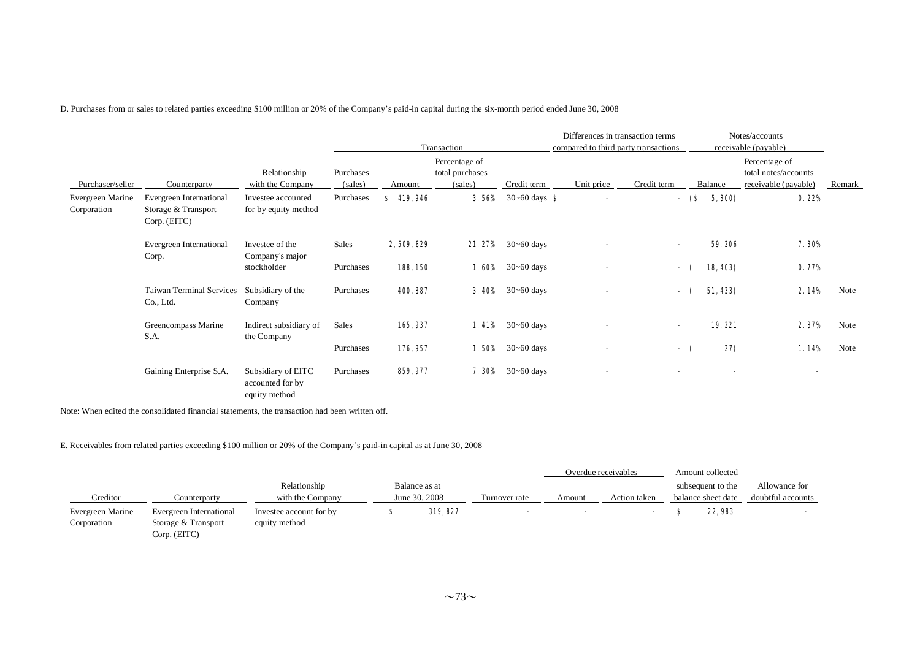D. Purchases from or sales to related parties exceeding $100 million or 20% of the Company's paid-in capital during the six-month period ended June 30, 2008

| | | | Transaction | | | | Differences in transaction terms compared to third party transactions | | Notes/accounts receivable (payable) | | |
|---|---|---|---|---|---|---|---|---|---|---|---|
| Purchaser/seller | Counterparty | Relationship with the Company | Purchases (sales) | Amount | Percentage of total purchases (sales) | Credit term | Unit price | Credit term | Balance | Percentage of total notes/accounts receivable (payable) | Remark |
| Evergreen Marine Corporation | Evergreen International Storage & Transport Corp. (EITC) | Investee accounted for by equity method | Purchases | $ 419,946 | 3.56% | 30~60 days | $ - | - | ($ 5,300) | 0.22% | |
| | Evergreen International Corp. | Investee of the Company's major stockholder | Sales | 2,509,829 | 21.27% | 30~60 days | - | - | 59,206 | 7.30% | |
| | | | Purchases | 188,150 | 1.60% | 30~60 days | - | - | ( 18,403) | 0.77% | |
| | Taiwan Terminal Services Co., Ltd. | Subsidiary of the Company | Purchases | 400,887 | 3.40% | 30~60 days | - | - | ( 51,433) | 2.14% | Note |
| | Greencompass Marine S.A. | Indirect subsidiary of the Company | Sales | 165,937 | 1.41% | 30~60 days | - | - | 19,221 | 2.37% | Note |
| | | | Purchases | 176,957 | 1.50% | 30~60 days | - | - | ( 27) | 1.14% | Note |
| | Gaining Enterprise S.A. | Subsidiary of EITC accounted for by equity method | Purchases | 859,977 | 7.30% | 30~60 days | - | - | - | - | |

Note: When edited the consolidated financial statements, the transaction had been written off.

E. Receivables from related parties exceeding $100 million or 20% of the Company's paid-in capital as at June 30, 2008

| | | | | | Overdue receivables | | Amount collected | |
|---|---|---|---|---|---|---|---|---|
| Creditor | Counterparty | Relationship with the Company | Balance as at June 30, 2008 | Turnover rate | Amount | Action taken | subsequent to the balance sheet date | Allowance for doubtful accounts |
| Evergreen Marine Corporation | Evergreen International Storage & Transport Corp. (EITC) | Investee account for by equity method | $ 319,827 | - | - | - | $ 22,983 | - |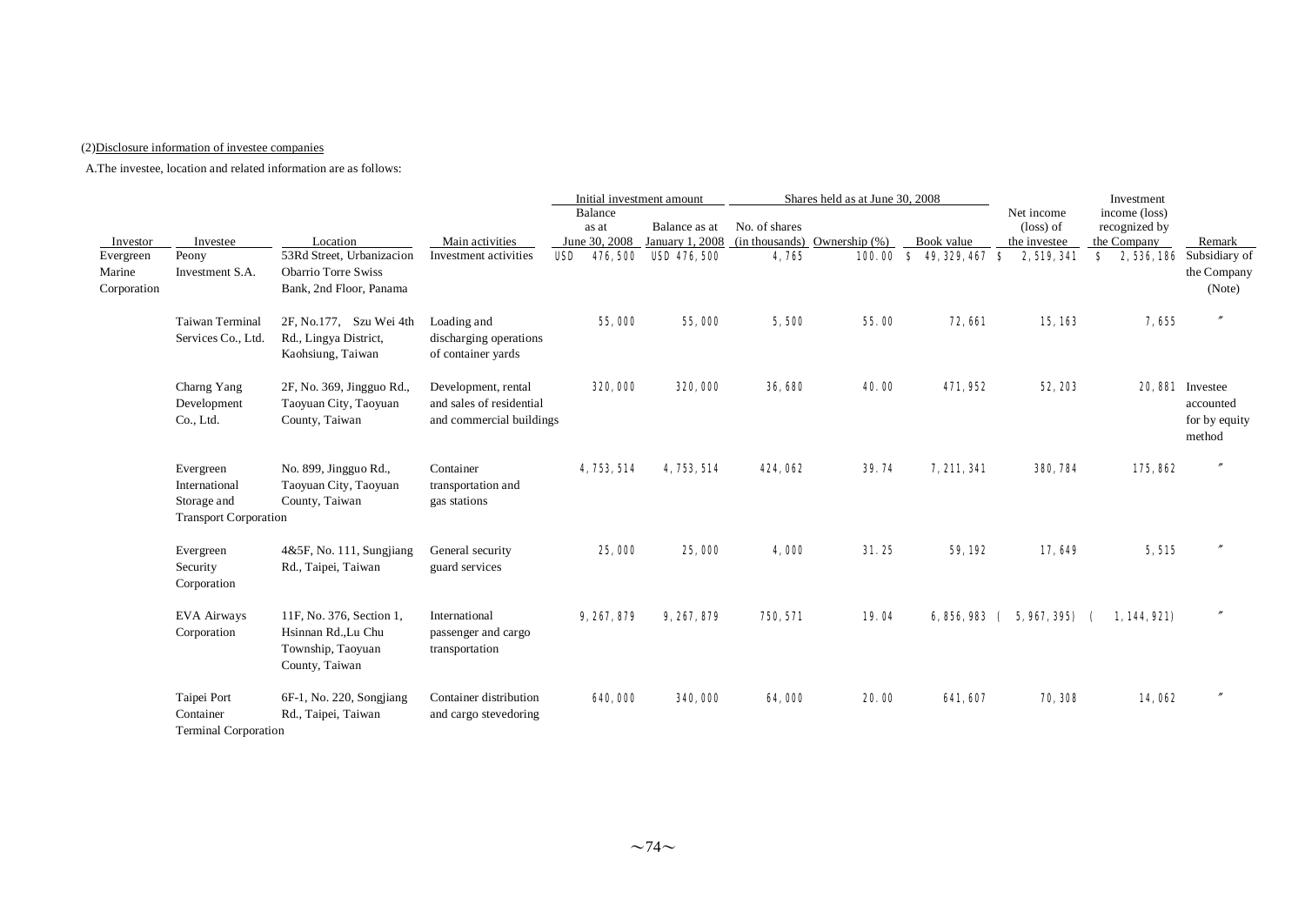(2)Disclosure information of investee companies

A.The investee, location and related information are as follows:

| Investor | Investee | Location | Main activities | Initial investment amount | | Shares held as at June 30, 2008 | | | Net income (loss) of the investee | Investment income (loss) recognized by the Company | Remark |
|---|---|---|---|---|---|---|---|---|---|---|---|
| | | | | Balance as at June 30, 2008 | Balance as at January 1, 2008 | No. of shares (in thousands) | Ownership (%) | Book value | | | |
| Evergreen Marine Corporation | Peony Investment S.A. | 53Rd Street, Urbanizacion Obarrio Torre Swiss Bank, 2nd Floor, Panama | Investment activities | USD 476,500 | USD 476,500 | 4,765 | 100.00 | $ 49,329,467 | $ 2,519,341 | $ 2,536,186 | Subsidiary of the Company (Note) |
| | Taiwan Terminal Services Co., Ltd. | 2F, No.177, Szu Wei 4th Rd., Lingya District, Kaohsiung, Taiwan | Loading and discharging operations of container yards | 55,000 | 55,000 | 5,500 | 55.00 | 72,661 | 15,163 | 7,655 | 〃 |
| | Charng Yang Development Co., Ltd. | 2F, No. 369, Jingguo Rd., Taoyuan City, Taoyuan County, Taiwan | Development, rental and sales of residential and commercial buildings | 320,000 | 320,000 | 36,680 | 40.00 | 471,952 | 52,203 | 20,881 | Investee accounted for by equity method |
| | Evergreen International Storage and Transport Corporation | No. 899, Jingguo Rd., Taoyuan City, Taoyuan County, Taiwan | Container transportation and gas stations | 4,753,514 | 4,753,514 | 424,062 | 39.74 | 7,211,341 | 380,784 | 175,862 | 〃 |
| | Evergreen Security Corporation | 4&5F, No. 111, Sungjiang Rd., Taipei, Taiwan | General security guard services | 25,000 | 25,000 | 4,000 | 31.25 | 59,192 | 17,649 | 5,515 | 〃 |
| | EVA Airways Corporation | 11F, No. 376, Section 1, Hsinnan Rd.,Lu Chu Township, Taoyuan County, Taiwan | International passenger and cargo transportation | 9,267,879 | 9,267,879 | 750,571 | 19.04 | 6,856,983 | ( 5,967,395) | ( 1,144,921) | 〃 |
| | Taipei Port Container Terminal Corporation | 6F-1, No. 220, Songjiang Rd., Taipei, Taiwan | Container distribution and cargo stevedoring | 640,000 | 340,000 | 64,000 | 20.00 | 641,607 | 70,308 | 14,062 | 〃 |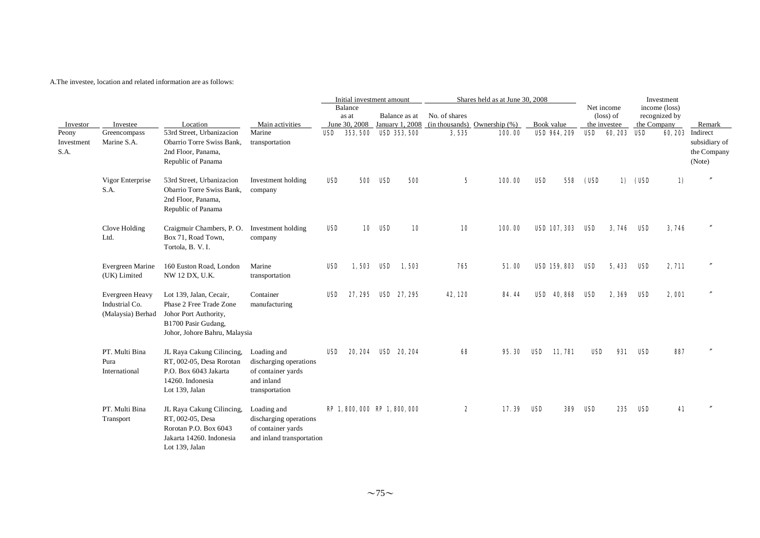A.The investee, location and related information are as follows:

| Investor | Investee | Location | Main activities | Initial investment amount | | Shares held as at June 30, 2008 | | | Net income (loss) of the investee | Investment income (loss) recognized by the Company | Remark |
|---|---|---|---|---|---|---|---|---|---|---|---|
| | | | | Balance as at June 30, 2008 | Balance as at January 1, 2008 | No. of shares (in thousands) | Ownership (%) | Book value | | | |
| Peony Investment S.A. | Greencompass Marine S.A. | 53rd Street, Urbanizacion Obarrio Torre Swiss Bank, 2nd Floor, Panama, Republic of Panama | Marine transportation | USD 353,500 | USD 353,500 | 3,535 | 100.00 | USD 964,209 | USD 60,203 | USD 60,203 | Indirect subsidiary of the Company (Note) |
| | Vigor Enterprise S.A. | 53rd Street, Urbanizacion Obarrio Torre Swiss Bank, 2nd Floor, Panama, Republic of Panama | Investment holding company | USD 500 | USD 500 | 5 | 100.00 | USD 558 | (USD 1) | (USD 1) | 〃 |
| | Clove Holding Ltd. | Craigmuir Chambers, P. O. Box 71, Road Town, Tortola, B. V. I. | Investment holding company | USD 10 | USD 10 | 10 | 100.00 | USD 107,303 | USD 3,746 | USD 3,746 | 〃 |
| | Evergreen Marine (UK) Limited | 160 Euston Road, London NW 12 DX, U.K. | Marine transportation | USD 1,503 | USD 1,503 | 765 | 51.00 | USD 159,803 | USD 5,433 | USD 2,711 | 〃 |
| | Evergreen Heavy Industrial Co. (Malaysia) Berhad | Lot 139, Jalan, Cecair, Phase 2 Free Trade Zone Johor Port Authority, B1700 Pasir Gudang, Johor, Johore Bahru, Malaysia | Container manufacturing | USD 27,295 | USD 27,295 | 42,120 | 84.44 | USD 40,868 | USD 2,369 | USD 2,001 | 〃 |
| | PT. Multi Bina Pura International | JL Raya Cakung Cilincing, RT, 002-05, Desa Rorotan P.O. Box 6043 Jakarta 14260. Indonesia Lot 139, Jalan | Loading and discharging operations of container yards and inland transportation | USD 20,204 | USD 20,204 | 68 | 95.30 | USD 11,781 | USD 931 | USD 887 | 〃 |
| | PT. Multi Bina Transport | JL Raya Cakung Cilincing, RT, 002-05, Desa Rorotan P.O. Box 6043 Jakarta 14260. Indonesia Lot 139, Jalan | Loading and discharging operations of container yards and inland transportation | RP 1,800,000 | RP 1,800,000 | 2 | 17.39 | USD 389 | USD 235 | USD 41 | 〃 |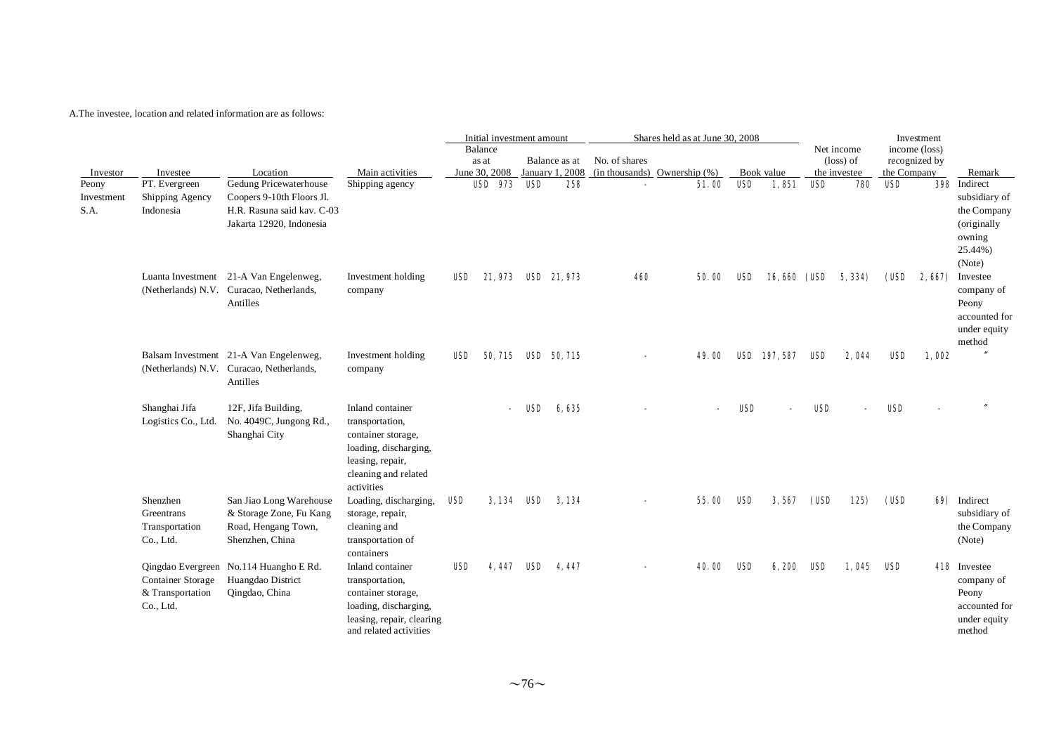A.The investee, location and related information are as follows:

| Investor | Investee | Location | Main activities | Initial investment amount | | Shares held as at June 30, 2008 | | | Net income (loss) of the investee | Investment income (loss) recognized by the Company | Remark |
|---|---|---|---|---|---|---|---|---|---|---|---|
| | | | | Balance as at June 30, 2008 | Balance as at January 1, 2008 | No. of shares (in thousands) | Ownership (%) | Book value | | | |
| Peony Investment S.A. | PT. Evergreen Shipping Agency Indonesia | Gedung Pricewaterhouse Coopers 9-10th Floors Jl. H.R. Rasuna said kav. C-03 Jakarta 12920, Indonesia | Shipping agency | USD 973 | USD 258 | - | 51.00 | USD 1,851 | USD 780 | USD 398 | Indirect subsidiary of the Company (originally owning 25.44%) (Note) |
| | Luanta Investment (Netherlands) N.V. | 21-A Van Engelenweg, Curacao, Netherlands, Antilles | Investment holding company | USD 21,973 | USD 21,973 | 460 | 50.00 | USD 16,660 | (USD 5,334) | (USD 2,667) | Investee company of Peony accounted for under equity method |
| | Balsam Investment (Netherlands) N.V. | 21-A Van Engelenweg, Curacao, Netherlands, Antilles | Investment holding company | USD 50,715 | USD 50,715 | - | 49.00 | USD 197,587 | USD 2,044 | USD 1,002 | 〃 |
| | Shanghai Jifa Logistics Co., Ltd. | 12F, Jifa Building, No. 4049C, Jungong Rd., Shanghai City | Inland container transportation, container storage, loading, discharging, leasing, repair, cleaning and related activities | - | USD 6,635 | - | - | USD - | USD - | USD - | 〃 |
| | Shenzhen Greentrans Transportation Co., Ltd. | San Jiao Long Warehouse & Storage Zone, Fu Kang Road, Hengang Town, Shenzhen, China | Loading, discharging, storage, repair, cleaning and transportation of containers | USD 3,134 | USD 3,134 | - | 55.00 | USD 3,567 | (USD 125) | (USD 69) | Indirect subsidiary of the Company (Note) |
| | Qingdao Evergreen Container Storage & Transportation Co., Ltd. | No.114 Huangho E Rd. Huangdao District Qingdao, China | Inland container transportation, container storage, loading, discharging, leasing, repair, clearing and related activities | USD 4,447 | USD 4,447 | - | 40.00 | USD 6,200 | USD 1,045 | USD 418 | Investee company of Peony accounted for under equity method |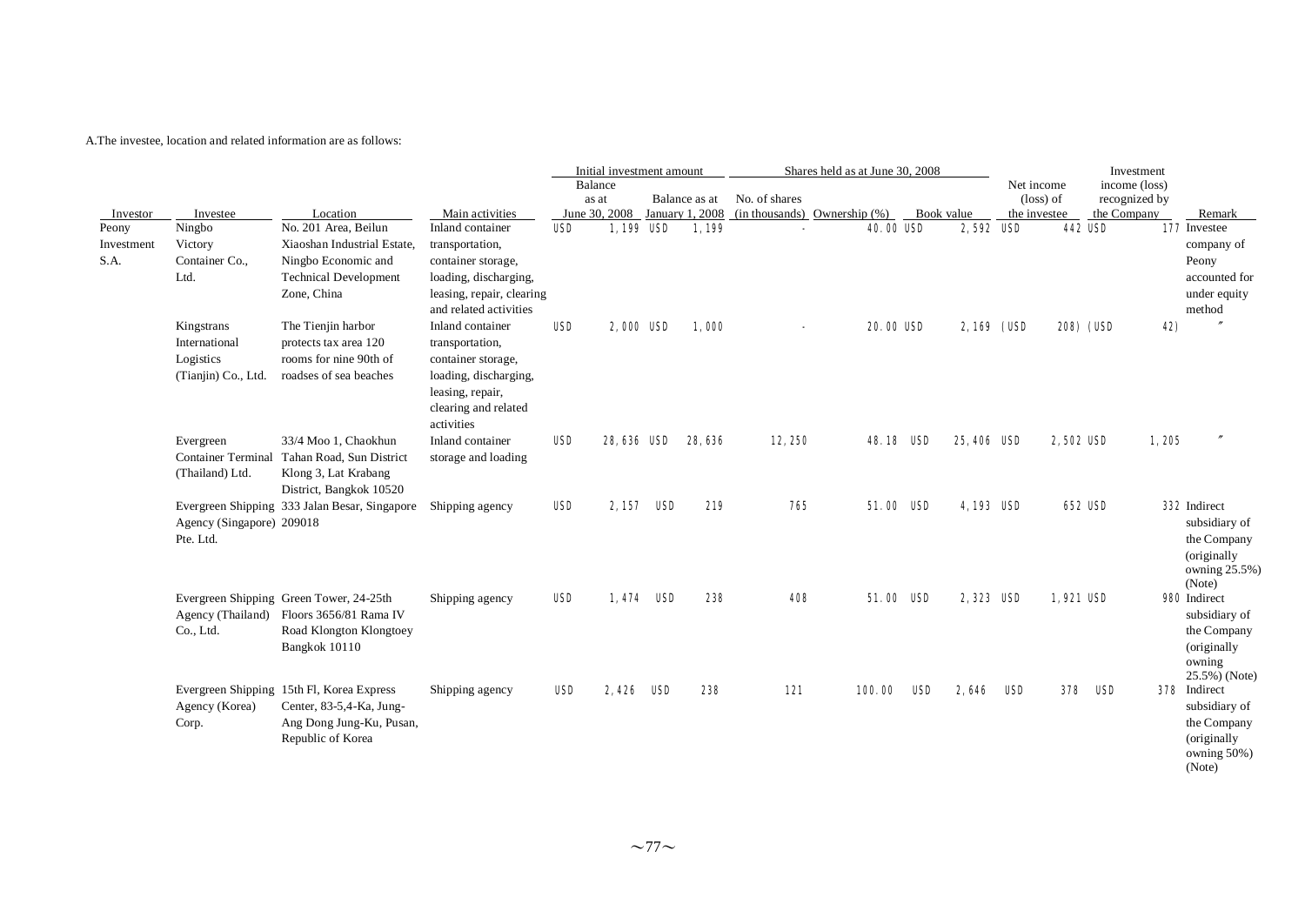A.The investee, location and related information are as follows:

| Investor | Investee | Location | Main activities | Initial investment amount | | Shares held as at June 30, 2008 | | | Net income (loss) of the investee | Investment income (loss) recognized by the Company | Remark |
|---|---|---|---|---|---|---|---|---|---|---|---|
| | | | | Balance as at June 30, 2008 | Balance as at January 1, 2008 | No. of shares (in thousands) | Ownership (%) | Book value | | | |
| Peony Investment S.A. | Ningbo Victory Container Co., Ltd. | No. 201 Area, Beilun Xiaoshan Industrial Estate, Ningbo Economic and Technical Development Zone, China | Inland container transportation, container storage, loading, discharging, leasing, repair, clearing and related activities | USD 1,199 | USD 1,199 | - | 40.00 | USD 2,592 | USD 442 | USD 177 | Investee company of Peony accounted for under equity method |
| | Kingstrans International Logistics (Tianjin) Co., Ltd. | The Tienjin harbor protects tax area 120 rooms for nine 90th of roadses of sea beaches | Inland container transportation, container storage, loading, discharging, leasing, repair, clearing and related activities | USD 2,000 | USD 1,000 | - | 20.00 | USD 2,169 | (USD 208) | (USD 42) | 〃 |
| | Evergreen Container Terminal (Thailand) Ltd. | 33/4 Moo 1, Chaokhun Tahan Road, Sun District Klong 3, Lat Krabang District, Bangkok 10520 | Inland container storage and loading | USD 28,636 | USD 28,636 | 12,250 | 48.18 | USD 25,406 | USD 2,502 | USD 1,205 | 〃 |
| | Evergreen Shipping Agency (Singapore) Pte. Ltd. | 333 Jalan Besar, Singapore 209018 | Shipping agency | USD 2,157 | USD 219 | 765 | 51.00 | USD 4,193 | USD 652 | USD 332 | Indirect subsidiary of the Company (originally owning 25.5%) (Note) |
| | Evergreen Shipping Agency (Thailand) Co., Ltd. | Green Tower, 24-25th Floors 3656/81 Rama IV Road Klongton Klongtoey Bangkok 10110 | Shipping agency | USD 1,474 | USD 238 | 408 | 51.00 | USD 2,323 | USD 1,921 | USD 980 | Indirect subsidiary of the Company (originally owning 25.5%) (Note) |
| | Evergreen Shipping Agency (Korea) Corp. | 15th Fl, Korea Express Center, 83-5,4-Ka, Jung-Ang Dong Jung-Ku, Pusan, Republic of Korea | Shipping agency | USD 2,426 | USD 238 | 121 | 100.00 | USD 2,646 | USD 378 | USD 378 | Indirect subsidiary of the Company (originally owning 50%) (Note) |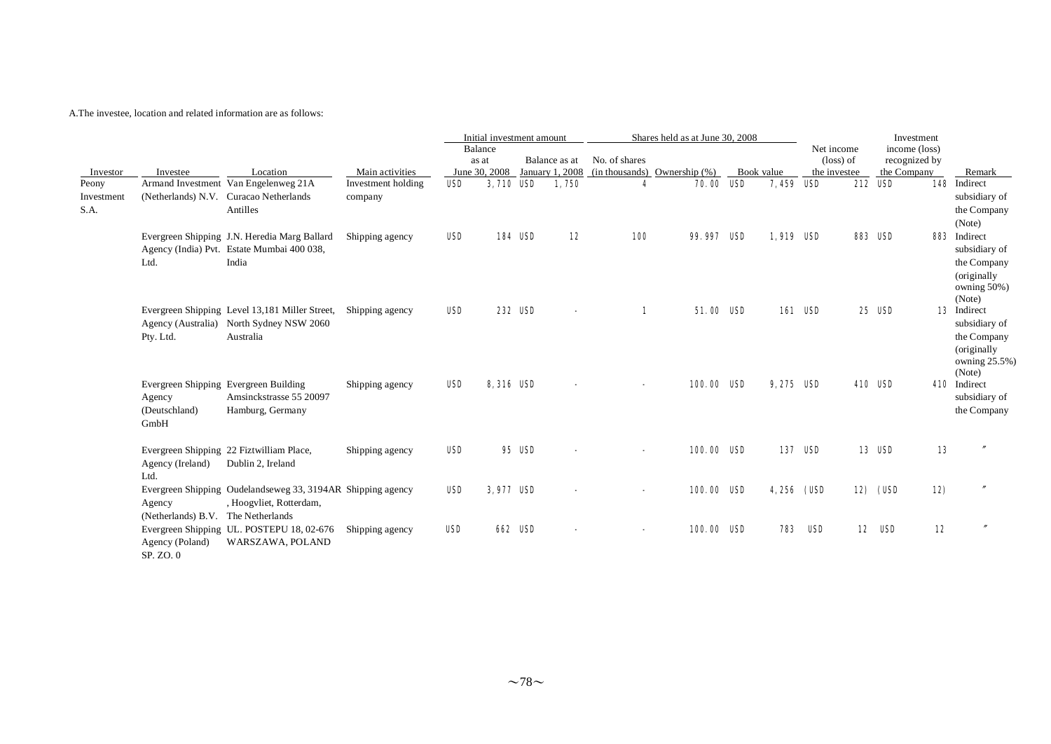A.The investee, location and related information are as follows:

| Investor | Investee | Location | Main activities | Initial investment amount | | Shares held as at June 30, 2008 | | | Net income (loss) of the investee | Investment income (loss) recognized by the Company | Remark |
|---|---|---|---|---|---|---|---|---|---|---|---|
| | | | | Balance as at June 30, 2008 | Balance as at January 1, 2008 | No. of shares (in thousands) | Ownership (%) | Book value | | | |
| Peony Investment S.A. | Armand Investment (Netherlands) N.V. | Van Engelenweg 21A Curacao Netherlands Antilles | Investment holding company | USD 3,710 | USD 1,750 | 4 | 70.00 | USD 7,459 | USD 212 | USD 148 | Indirect subsidiary of the Company (Note) |
| | Evergreen Shipping Agency (India) Pvt. Ltd. | J.N. Heredia Marg Ballard Estate Mumbai 400 038, India | Shipping agency | USD 184 | USD 12 | 100 | 99.997 | USD 1,919 | USD 883 | USD 883 | Indirect subsidiary of the Company (originally owning 50%) (Note) |
| | Evergreen Shipping Agency (Australia) Pty. Ltd. | Level 13,181 Miller Street, North Sydney NSW 2060 Australia | Shipping agency | USD 232 | USD - | 1 | 51.00 | USD 161 | USD 25 | USD 13 | Indirect subsidiary of the Company (originally owning 25.5%) (Note) |
| | Evergreen Shipping Agency (Deutschland) GmbH | Evergreen Building Amsinckstrasse 55 20097 Hamburg, Germany | Shipping agency | USD 8,316 | USD - | - | 100.00 | USD 9,275 | USD 410 | USD 410 | Indirect subsidiary of the Company |
| | Evergreen Shipping Agency (Ireland) Ltd. | 22 Fiztwilliam Place, Dublin 2, Ireland | Shipping agency | USD 95 | USD - | - | 100.00 | USD 137 | USD 13 | USD 13 | 〃 |
| | Evergreen Shipping Agency (Netherlands) B.V. | Oudelandseweg 33, 3194AR , Hoogvliet, Rotterdam, The Netherlands | Shipping agency | USD 3,977 | USD - | - | 100.00 | USD 4,256 | (USD 12) | (USD 12) | 〃 |
| | Evergreen Shipping Agency (Poland) SP. ZO. 0 | UL. POSTEPU 18, 02-676 WARSZAWA, POLAND | Shipping agency | USD 662 | USD - | - | 100.00 | USD 783 | USD 12 | USD 12 | 〃 |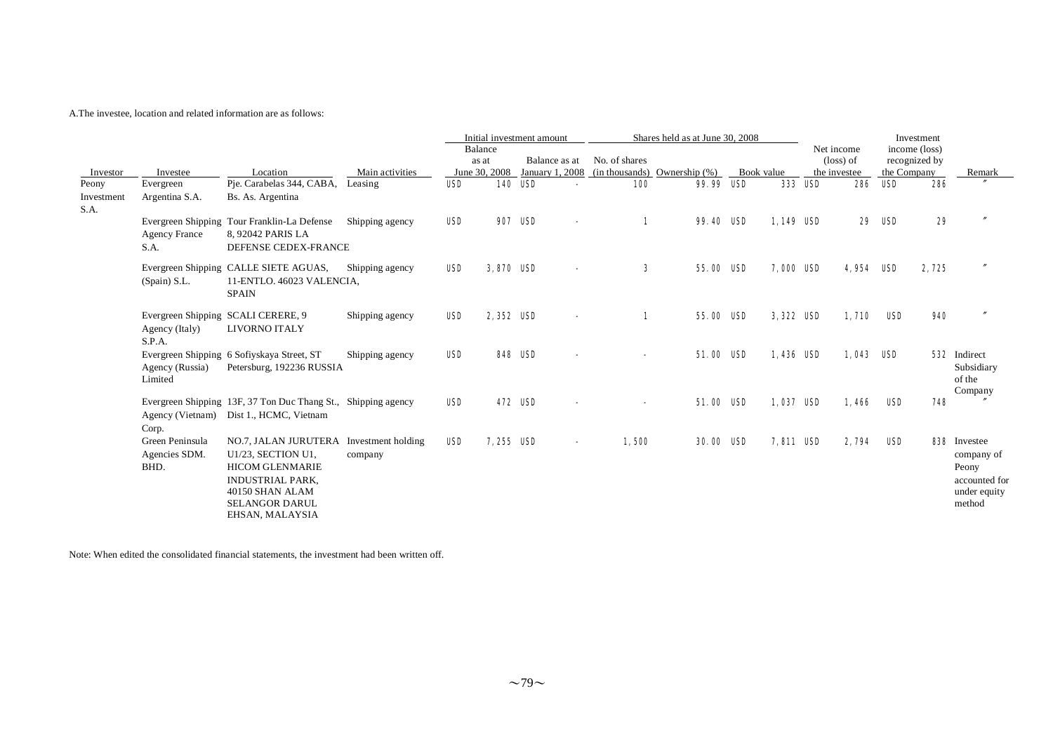A.The investee, location and related information are as follows:

| Investor | Investee | Location | Main activities | Initial investment amount | | | | Shares held as at June 30, 2008 | | | | Net income (loss) of the investee | | Investment income (loss) recognized by the Company | | Remark |
|---|---|---|---|---|---|---|---|---|---|---|---|---|---|---|---|---|
| | | | | Balance as at June 30, 2008 | | Balance as at January 1, 2008 | | No. of shares (in thousands) | Ownership (%) | Book value | | | | | | |
| Peony Investment S.A. | Evergreen Argentina S.A. | Pje. Carabelas 344, CABA, Bs. As. Argentina | Leasing | USD | 140 | USD | - | 100 | 99.99 | USD | 333 | USD | 286 | USD | 286 | 〃 |
| | Evergreen Shipping Agency France S.A. | Tour Franklin-La Defense 8, 92042 PARIS LA DEFENSE CEDEX-FRANCE | Shipping agency | USD | 907 | USD | - | 1 | 99.40 | USD | 1,149 | USD | 29 | USD | 29 | 〃 |
| | Evergreen Shipping (Spain) S.L. | CALLE SIETE AGUAS, 11-ENTLO. 46023 VALENCIA, SPAIN | Shipping agency | USD | 3,870 | USD | - | 3 | 55.00 | USD | 7,000 | USD | 4,954 | USD | 2,725 | 〃 |
| | Evergreen Shipping Agency (Italy) S.P.A. | SCALI CERERE, 9 LIVORNO ITALY | Shipping agency | USD | 2,352 | USD | - | 1 | 55.00 | USD | 3,322 | USD | 1,710 | USD | 940 | 〃 |
| | Evergreen Shipping Agency (Russia) Limited | 6 Sofiyskaya Street, ST Petersburg, 192236 RUSSIA | Shipping agency | USD | 848 | USD | - | - | 51.00 | USD | 1,436 | USD | 1,043 | USD | 532 | Indirect Subsidiary of the Company |
| | Evergreen Shipping Agency (Vietnam) Corp. | 13F, 37 Ton Duc Thang St., Dist 1., HCMC, Vietnam | Shipping agency | USD | 472 | USD | - | - | 51.00 | USD | 1,037 | USD | 1,466 | USD | 748 | 〃 |
| | Green Peninsula Agencies SDM. BHD. | NO.7, JALAN JURUTERA U1/23, SECTION U1, HICOM GLENMARIE INDUSTRIAL PARK, 40150 SHAN ALAM SELANGOR DARUL EHSAN, MALAYSIA | Investment holding company | USD | 7,255 | USD | - | 1,500 | 30.00 | USD | 7,811 | USD | 2,794 | USD | 838 | Investee company of Peony accounted for under equity method |

Note: When edited the consolidated financial statements, the investment had been written off.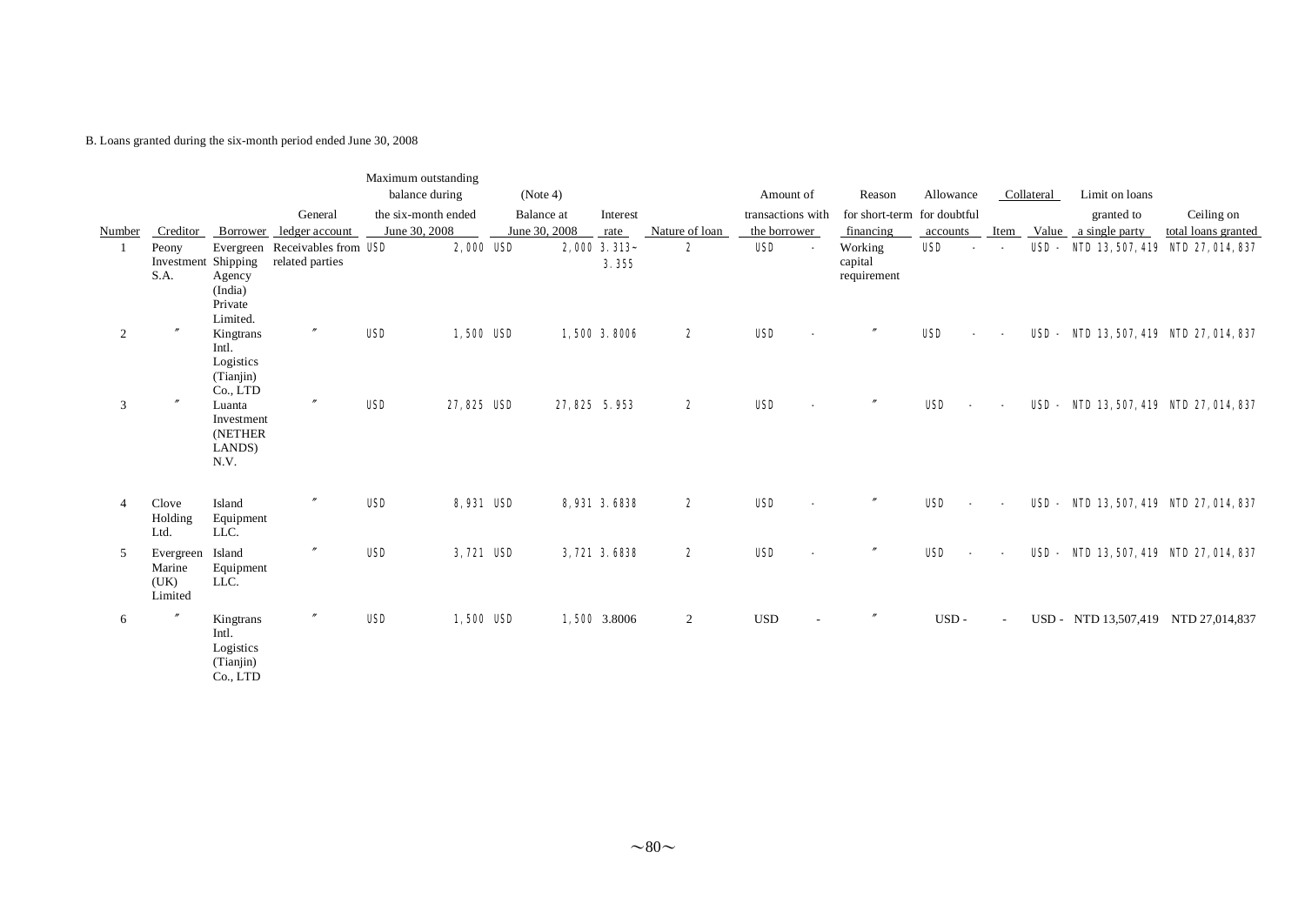B. Loans granted during the six-month period ended June 30, 2008

| Number | Creditor | Borrower | General ledger account | Maximum outstanding balance during the six-month ended June 30, 2008 | (Note 4) Balance at June 30, 2008 | Interest rate | Nature of loan | Amount of transactions with the borrower | Reason for short-term financing | Allowance for doubtful accounts | Collateral Item | Collateral Value | Limit on loans granted to a single party | Ceiling on total loans granted |
|---|---|---|---|---|---|---|---|---|---|---|---|---|---|---|
| 1 | Peony Investment S.A. | Evergreen Shipping Agency (India) Private Limited. | Receivables from related parties | USD 2,000 | USD 2,000 | 3.313~3.355 | 2 | USD - | Working capital requirement | USD - | - | USD - | NTD 13,507,419 | NTD 27,014,837 |
| 2 | 〃 | Kingtrans Intl. Logistics (Tianjin) Co., LTD | 〃 | USD 1,500 | USD 1,500 | 3.8006 | 2 | USD - | 〃 | USD - | - | USD - | NTD 13,507,419 | NTD 27,014,837 |
| 3 | 〃 | Luanta Investment (NETHERLANDS) N.V. | 〃 | USD 27,825 | USD 27,825 | 5.953 | 2 | USD - | 〃 | USD - | - | USD - | NTD 13,507,419 | NTD 27,014,837 |
| 4 | Clove Holding Ltd. | Island Equipment LLC. | 〃 | USD 8,931 | USD 8,931 | 3.6838 | 2 | USD - | 〃 | USD - | - | USD - | NTD 13,507,419 | NTD 27,014,837 |
| 5 | Evergreen Marine (UK) Limited | Island Equipment LLC. | 〃 | USD 3,721 | USD 3,721 | 3.6838 | 2 | USD - | 〃 | USD - | - | USD - | NTD 13,507,419 | NTD 27,014,837 |
| 6 | 〃 | Kingtrans Intl. Logistics (Tianjin) Co., LTD | 〃 | USD 1,500 | USD 1,500 | 3.8006 | 2 | USD - | 〃 | USD - | - | USD - | NTD 13,507,419 | NTD 27,014,837 |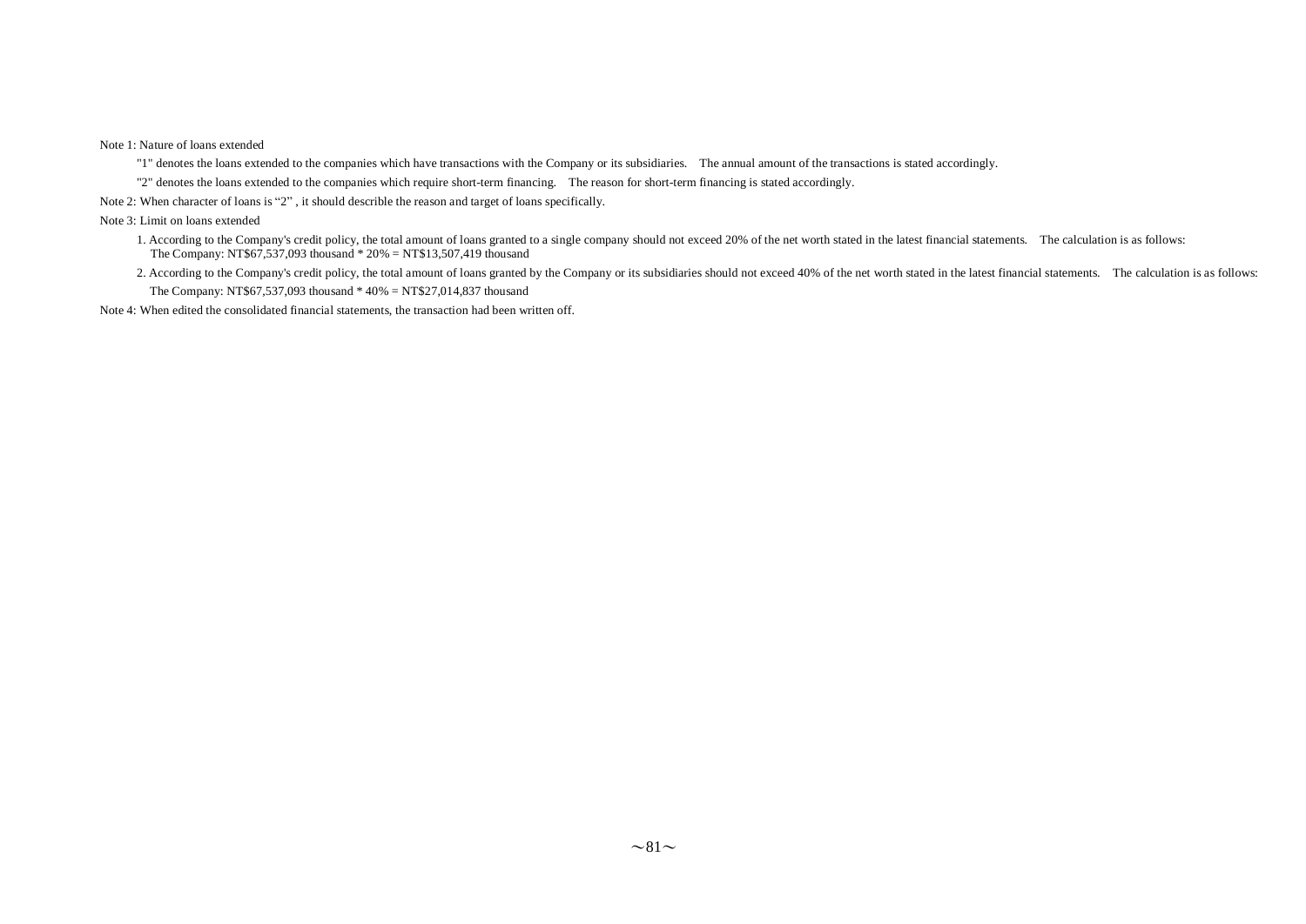Note 1: Nature of loans extended

"1" denotes the loans extended to the companies which have transactions with the Company or its subsidiaries. The annual amount of the transactions is stated accordingly.

"2" denotes the loans extended to the companies which require short-term financing. The reason for short-term financing is stated accordingly.

Note 2: When character of loans is “2” , it should describle the reason and target of loans specifically.

Note 3: Limit on loans extended

1. According to the Company's credit policy, the total amount of loans granted to a single company should not exceed 20% of the net worth stated in the latest financial statements. The calculation is as follows:
   The Company: NT$67,537,093 thousand * 20% = NT$13,507,419 thousand

2. According to the Company's credit policy, the total amount of loans granted by the Company or its subsidiaries should not exceed 40% of the net worth stated in the latest financial statements. The calculation is as follows:
   The Company: NT$67,537,093 thousand * 40% = NT$27,014,837 thousand

Note 4: When edited the consolidated financial statements, the transaction had been written off.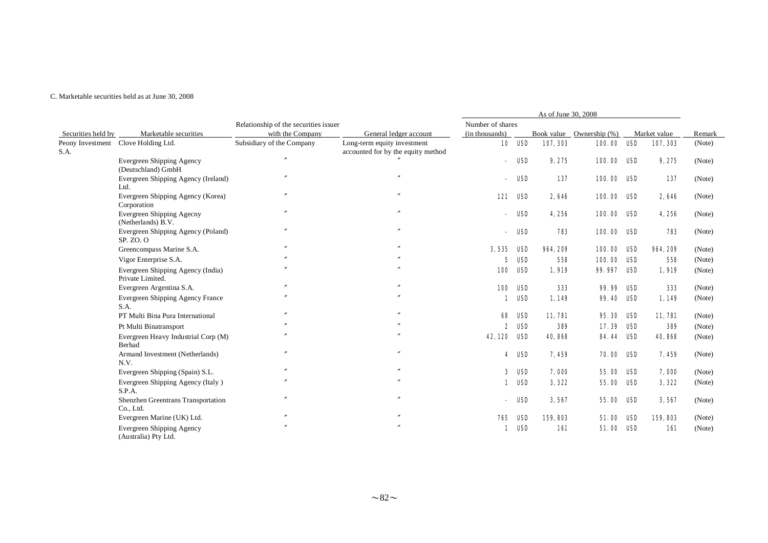C. Marketable securities held as at June 30, 2008

| Securities held by | Marketable securities | Relationship of the securities issuer with the Company | General ledger account | As of June 30, 2008 | | | | | | | Remark |
|---|---|---|---|---|---|---|---|---|---|---|---|
| | | | | Number of shares (in thousands) | | Book value | Ownership (%) | | Market value | | |
| Peony Investment S.A. | Clove Holding Ltd. | Subsidiary of the Company | Long-term equity investment accounted for by the equity method | 10 | USD | 107,303 | 100.00 | USD | 107,303 | | (Note) |
| | Evergreen Shipping Agency (Deutschland) GmbH | 〃 | 〃 | - | USD | 9,275 | 100.00 | USD | 9,275 | | (Note) |
| | Evergreen Shipping Agency (Ireland) Ltd. | 〃 | 〃 | - | USD | 137 | 100.00 | USD | 137 | | (Note) |
| | Evergreen Shipping Agency (Korea) Corporation | 〃 | 〃 | 121 | USD | 2,646 | 100.00 | USD | 2,646 | | (Note) |
| | Evergreen Shipping Agecny (Netherlands) B.V. | 〃 | 〃 | - | USD | 4,256 | 100.00 | USD | 4,256 | | (Note) |
| | Evergreen Shipping Agency (Poland) SP. ZO. O | 〃 | 〃 | - | USD | 783 | 100.00 | USD | 783 | | (Note) |
| | Greencompass Marine S.A. | 〃 | 〃 | 3,535 | USD | 964,209 | 100.00 | USD | 964,209 | | (Note) |
| | Vigor Enterprise S.A. | 〃 | 〃 | 5 | USD | 558 | 100.00 | USD | 558 | | (Note) |
| | Evergreen Shipping Agency (India) Private Limited. | 〃 | 〃 | 100 | USD | 1,919 | 99.997 | USD | 1,919 | | (Note) |
| | Evergreen Argentina S.A. | 〃 | 〃 | 100 | USD | 333 | 99.99 | USD | 333 | | (Note) |
| | Evergreen Shipping Agency France S.A. | 〃 | 〃 | 1 | USD | 1,149 | 99.40 | USD | 1,149 | | (Note) |
| | PT Multi Bina Pura International | 〃 | 〃 | 68 | USD | 11,781 | 95.30 | USD | 11,781 | | (Note) |
| | Pt Multi Binatransport | 〃 | 〃 | 2 | USD | 389 | 17.39 | USD | 389 | | (Note) |
| | Evergreen Heavy Industrial Corp (M) Berhad | 〃 | 〃 | 42,120 | USD | 40,868 | 84.44 | USD | 40,868 | | (Note) |
| | Armand Investment (Netherlands) N.V. | 〃 | 〃 | 4 | USD | 7,459 | 70.00 | USD | 7,459 | | (Note) |
| | Evergreen Shipping (Spain) S.L. | 〃 | 〃 | 3 | USD | 7,000 | 55.00 | USD | 7,000 | | (Note) |
| | Evergreen Shipping Agency (Italy ) S.P.A. | 〃 | 〃 | 1 | USD | 3,322 | 55.00 | USD | 3,322 | | (Note) |
| | Shenzhen Greentrans Transportation Co., Ltd. | 〃 | 〃 | - | USD | 3,567 | 55.00 | USD | 3,567 | | (Note) |
| | Evergreen Marine (UK) Ltd. | 〃 | 〃 | 765 | USD | 159,803 | 51.00 | USD | 159,803 | | (Note) |
| | Evergreen Shipping Agency (Australia) Pty Ltd. | 〃 | 〃 | 1 | USD | 161 | 51.00 | USD | 161 | | (Note) |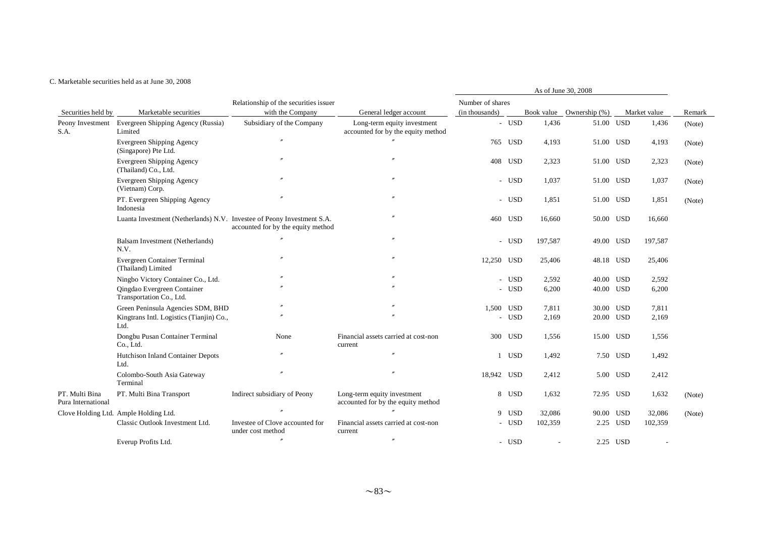C. Marketable securities held as at June 30, 2008

| Securities held by | Marketable securities | Relationship of the securities issuer with the Company | General ledger account | As of June 30, 2008 | | | | | | | Remark |
|---|---|---|---|---|---|---|---|---|---|---|---|
| | | | | Number of shares (in thousands) | | Book value | Ownership (%) | | Market value | | |
| Peony Investment S.A. | Evergreen Shipping Agency (Russia) Limited | Subsidiary of the Company | Long-term equity investment accounted for by the equity method | - | USD | 1,436 | 51.00 | USD | 1,436 | | (Note) |
| | Evergreen Shipping Agency (Singapore) Pte Ltd. | 〃 | 〃 | 765 | USD | 4,193 | 51.00 | USD | 4,193 | | (Note) |
| | Evergreen Shipping Agency (Thailand) Co., Ltd. | 〃 | 〃 | 408 | USD | 2,323 | 51.00 | USD | 2,323 | | (Note) |
| | Evergreen Shipping Agency (Vietnam) Corp. | 〃 | 〃 | - | USD | 1,037 | 51.00 | USD | 1,037 | | (Note) |
| | PT. Evergreen Shipping Agency Indonesia | 〃 | 〃 | - | USD | 1,851 | 51.00 | USD | 1,851 | | (Note) |
| | Luanta Investment (Netherlands) N.V. | Investee of Peony Investment S.A. accounted for by the equity method | 〃 | 460 | USD | 16,660 | 50.00 | USD | 16,660 | | |
| | Balsam Investment (Netherlands) N.V. | 〃 | 〃 | - | USD | 197,587 | 49.00 | USD | 197,587 | | |
| | Evergreen Container Terminal (Thailand) Limited | 〃 | 〃 | 12,250 | USD | 25,406 | 48.18 | USD | 25,406 | | |
| | Ningbo Victory Container Co., Ltd. | 〃 | 〃 | - | USD | 2,592 | 40.00 | USD | 2,592 | | |
| | Qingdao Evergreen Container Transportation Co., Ltd. | 〃 | 〃 | - | USD | 6,200 | 40.00 | USD | 6,200 | | |
| | Green Peninsula Agencies SDM, BHD | 〃 | 〃 | 1,500 | USD | 7,811 | 30.00 | USD | 7,811 | | |
| | Kingtrans Intl. Logistics (Tianjin) Co., Ltd. | 〃 | 〃 | - | USD | 2,169 | 20.00 | USD | 2,169 | | |
| | Dongbu Pusan Container Terminal Co., Ltd. | None | Financial assets carried at cost-non current | 300 | USD | 1,556 | 15.00 | USD | 1,556 | | |
| | Hutchison Inland Container Depots Ltd. | 〃 | 〃 | 1 | USD | 1,492 | 7.50 | USD | 1,492 | | |
| | Colombo-South Asia Gateway Terminal | 〃 | 〃 | 18,942 | USD | 2,412 | 5.00 | USD | 2,412 | | |
| PT. Multi Bina Pura International | PT. Multi Bina Transport | Indirect subsidiary of Peony | Long-term equity investment accounted for by the equity method | 8 | USD | 1,632 | 72.95 | USD | 1,632 | | (Note) |
| Clove Holding Ltd. | Ample Holding Ltd. | 〃 | 〃 | 9 | USD | 32,086 | 90.00 | USD | 32,086 | | (Note) |
| | Classic Outlook Investment Ltd. | Investee of Clove accounted for under cost method | Financial assets carried at cost-non current | - | USD | 102,359 | 2.25 | USD | 102,359 | | |
| | Everup Profits Ltd. | 〃 | 〃 | - | USD | - | 2.25 | USD | - | | |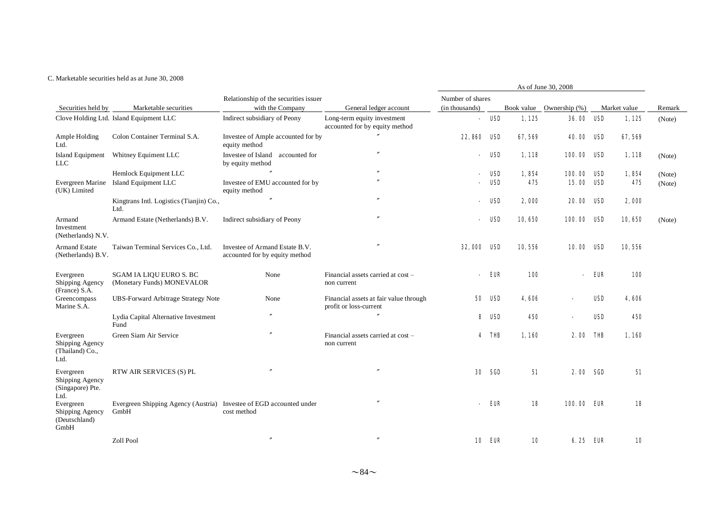C. Marketable securities held as at June 30, 2008

| Securities held by | Marketable securities | Relationship of the securities issuer with the Company | General ledger account | As of June 30, 2008 | | | | | | | Remark |
|---|---|---|---|---|---|---|---|---|---|---|---|
| | | | | Number of shares (in thousands) | | Book value | Ownership (%) | | Market value | | |
| Clove Holding Ltd. | Island Equipment LLC | Indirect subsidiary of Peony | Long-term equity investment accounted for by equity method | - | USD | 1,125 | 36.00 | USD | | 1,125 | (Note) |
| Ample Holding Ltd. | Colon Container Terminal S.A. | Investee of Ample accounted for by equity method | 〃 | 22,860 | USD | 67,569 | 40.00 | USD | | 67,569 | |
| Island Equipment LLC | Whitney Equiment LLC | Investee of Island accounted for by equity method | 〃 | - | USD | 1,118 | 100.00 | USD | | 1,118 | (Note) |
| | Hemlock Equipment LLC | 〃 | 〃 | - | USD | 1,854 | 100.00 | USD | | 1,854 | (Note) |
| Evergreen Marine (UK) Limited | Island Equipment LLC | Investee of EMU accounted for by equity method | 〃 | - | USD | 475 | 15.00 | USD | | 475 | (Note) |
| | Kingtrans Intl. Logistics (Tianjin) Co., Ltd. | 〃 | 〃 | - | USD | 2,000 | 20.00 | USD | | 2,000 | |
| Armand Investment (Netherlands) N.V. | Armand Estate (Netherlands) B.V. | Indirect subsidiary of Peony | 〃 | - | USD | 10,650 | 100.00 | USD | | 10,650 | (Note) |
| Armand Estate (Netherlands) B.V. | Taiwan Terminal Services Co., Ltd. | Investee of Armand Estate B.V. accounted for by equity method | 〃 | 32,000 | USD | 10,556 | 10.00 | USD | | 10,556 | |
| Evergreen Shipping Agency (France) S.A. | SGAM IA LIQU EURO S. BC (Monetary Funds) MONEVALOR | None | Financial assets carried at cost – non current | - | EUR | 100 | - | EUR | | 100 | |
| Greencompass Marine S.A. | UBS-Forward Arbitrage Strategy Note | None | Financial assets at fair value through profit or loss-current | 50 | USD | 4,606 | - | USD | | 4,606 | |
| | Lydia Capital Alternative Investment Fund | 〃 | 〃 | 8 | USD | 450 | - | USD | | 450 | |
| Evergreen Shipping Agency (Thailand) Co., Ltd. | Green Siam Air Service | 〃 | Financial assets carried at cost – non current | 4 | THB | 1,160 | 2.00 | THB | | 1,160 | |
| Evergreen Shipping Agency (Singapore) Pte. Ltd. | RTW AIR SERVICES (S) PL | 〃 | 〃 | 30 | SGD | 51 | 2.00 | SGD | | 51 | |
| Evergreen Shipping Agency (Deutschland) GmbH | Evergreen Shipping Agency (Austria) GmbH | Investee of EGD accounted under cost method | 〃 | - | EUR | 18 | 100.00 | EUR | | 18 | |
| | Zoll Pool | 〃 | 〃 | 10 | EUR | 10 | 6.25 | EUR | | 10 | |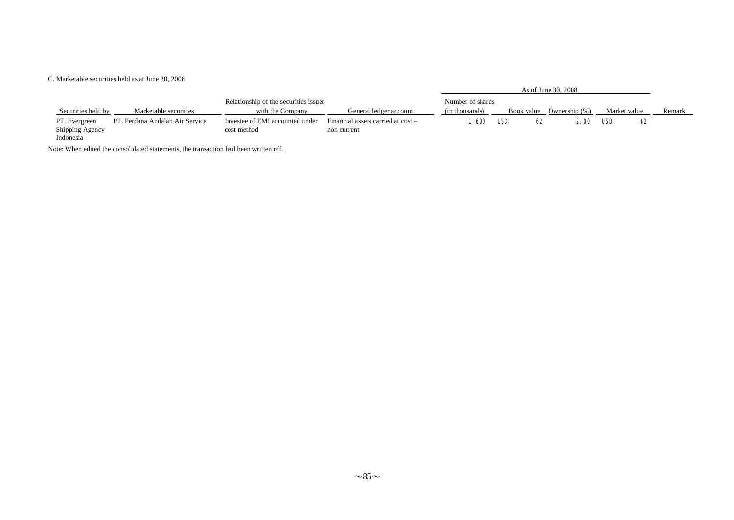C. Marketable securities held as at June 30, 2008

| Securities held by | Marketable securities | Relationship of the securities issuer with the Company | General ledger account | As of June 30, 2008 | | | | Remark |
|---|---|---|---|---|---|---|---|---|
| | | | | Number of shares (in thousands) | Book value | Ownership (%) | Market value | |
| PT. Evergreen Shipping Agency Indonesia | PT. Perdana Andalan Air Service | Investee of EMI accounted under cost method | Financial assets carried at cost – non current | 1,600 | USD 62 | 2.00 | USD 62 | |

Note: When edited the consolidated statements, the transaction had been written off.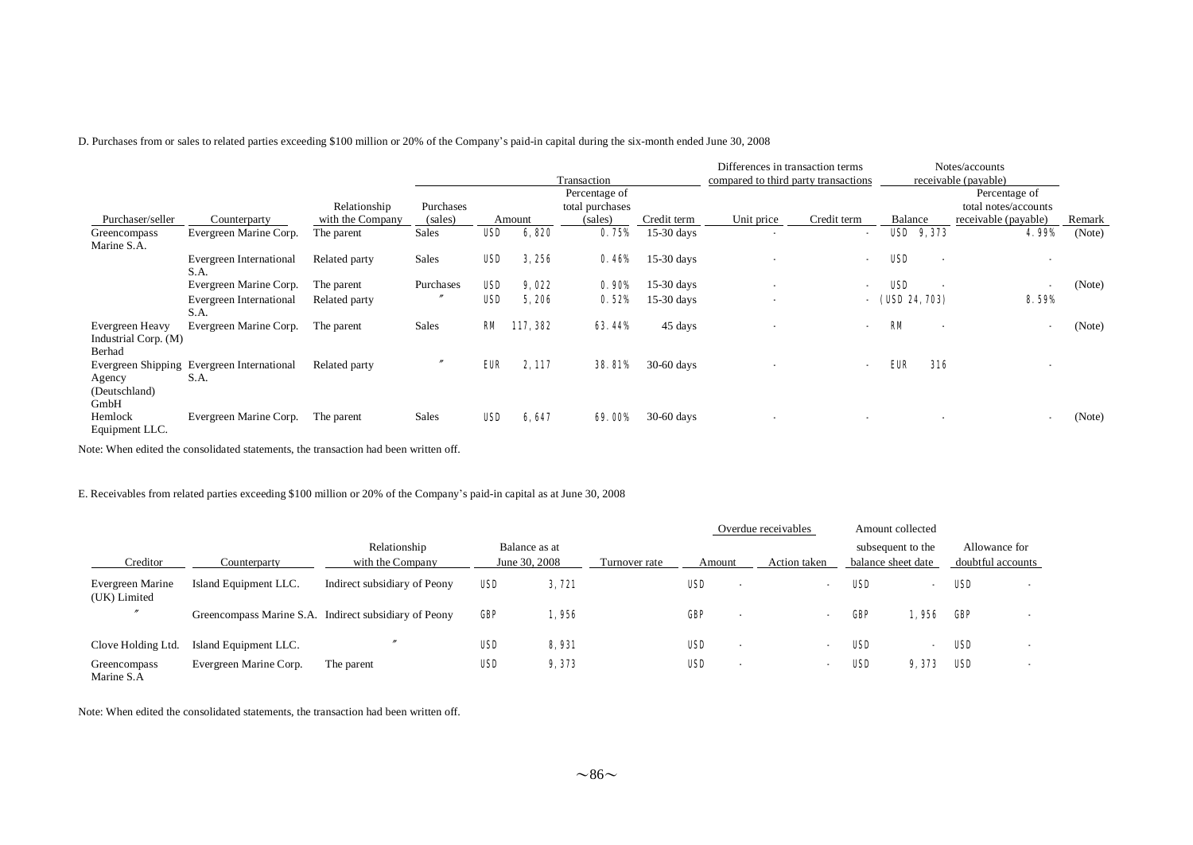D. Purchases from or sales to related parties exceeding $100 million or 20% of the Company's paid-in capital during the six-month ended June 30, 2008

| Purchaser/seller | Counterparty | Relationship with the Company | Transaction | | | | Differences in transaction terms compared to third party transactions | | Notes/accounts receivable (payable) | | Remark |
|---|---|---|---|---|---|---|---|---|---|---|---|
| | | | Purchases (sales) | Amount | Percentage of total purchases (sales) | Credit term | Unit price | Credit term | Balance | Percentage of total notes/accounts receivable (payable) | |
| Greencompass Marine S.A. | Evergreen Marine Corp. | The parent | Sales | USD 6,820 | 0.75% | 15-30 days | - | - | USD 9,373 | 4.99% | (Note) |
| | Evergreen International S.A. | Related party | Sales | USD 3,256 | 0.46% | 15-30 days | - | - | USD - | - | |
| | Evergreen Marine Corp. | The parent | Purchases | USD 9,022 | 0.90% | 15-30 days | - | - | USD - | - | (Note) |
| | Evergreen International S.A. | Related party | 〃 | USD 5,206 | 0.52% | 15-30 days | - | - | (USD 24,703) | 8.59% | |
| Evergreen Heavy Industrial Corp. (M) Berhad | Evergreen Marine Corp. | The parent | Sales | RM 117,382 | 63.44% | 45 days | - | - | RM - | - | (Note) |
| Evergreen Shipping Agency (Deutschland) GmbH | Evergreen International S.A. | Related party | 〃 | EUR 2,117 | 38.81% | 30-60 days | - | - | EUR 316 | - | |
| Hemlock Equipment LLC. | Evergreen Marine Corp. | The parent | Sales | USD 6,647 | 69.00% | 30-60 days | - | - | - | - | (Note) |

Note: When edited the consolidated statements, the transaction had been written off.

E. Receivables from related parties exceeding $100 million or 20% of the Company's paid-in capital as at June 30, 2008

| Creditor | Counterparty | Relationship with the Company | Balance as at June 30, 2008 | Turnover rate | Overdue receivables | | Amount collected subsequent to the balance sheet date | Allowance for doubtful accounts |
|---|---|---|---|---|---|---|---|---|
| | | | | | Amount | Action taken | | |
| Evergreen Marine (UK) Limited | Island Equipment LLC. | Indirect subsidiary of Peony | USD 3,721 | | USD - | - | USD - | USD - |
| 〃 | Greencompass Marine S.A. | Indirect subsidiary of Peony | GBP 1,956 | | GBP - | - | GBP 1,956 | GBP - |
| Clove Holding Ltd. | Island Equipment LLC. | 〃 | USD 8,931 | | USD - | - | USD - | USD - |
| Greencompass Marine S.A | Evergreen Marine Corp. | The parent | USD 9,373 | | USD - | - | USD 9,373 | USD - |

Note: When edited the consolidated statements, the transaction had been written off.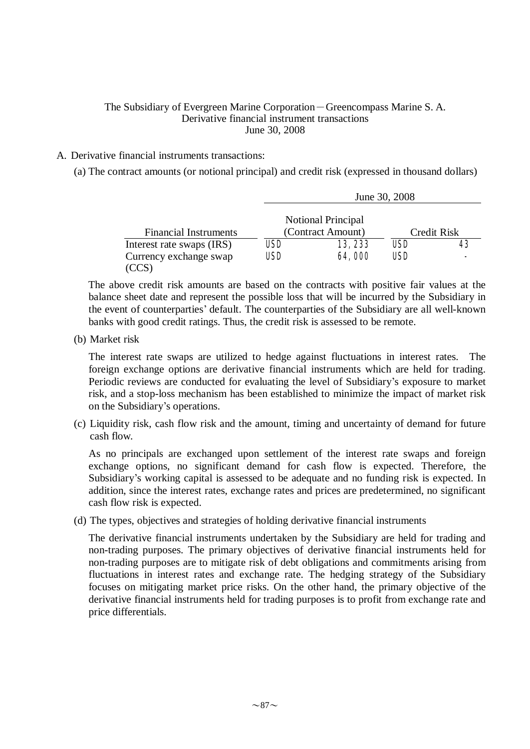The Subsidiary of Evergreen Marine Corporation－Greencompass Marine S. A.
Derivative financial instrument transactions
June 30, 2008

A. Derivative financial instruments transactions:

(a) The contract amounts (or notional principal) and credit risk (expressed in thousand dollars)

| | June 30, 2008 | | | |
|---|---|---|---|---|
| Financial Instruments | Notional Principal (Contract Amount) | | Credit Risk | |
| Interest rate swaps (IRS) | USD | 13,233 | USD | 43 |
| Currency exchange swap (CCS) | USD | 64,000 | USD | - |

The above credit risk amounts are based on the contracts with positive fair values at the balance sheet date and represent the possible loss that will be incurred by the Subsidiary in the event of counterparties' default. The counterparties of the Subsidiary are all well-known banks with good credit ratings. Thus, the credit risk is assessed to be remote.

(b) Market risk

The interest rate swaps are utilized to hedge against fluctuations in interest rates. The foreign exchange options are derivative financial instruments which are held for trading. Periodic reviews are conducted for evaluating the level of Subsidiary's exposure to market risk, and a stop-loss mechanism has been established to minimize the impact of market risk on the Subsidiary's operations.

(c) Liquidity risk, cash flow risk and the amount, timing and uncertainty of demand for future cash flow.

As no principals are exchanged upon settlement of the interest rate swaps and foreign exchange options, no significant demand for cash flow is expected. Therefore, the Subsidiary's working capital is assessed to be adequate and no funding risk is expected. In addition, since the interest rates, exchange rates and prices are predetermined, no significant cash flow risk is expected.

(d) The types, objectives and strategies of holding derivative financial instruments

The derivative financial instruments undertaken by the Subsidiary are held for trading and non-trading purposes. The primary objectives of derivative financial instruments held for non-trading purposes are to mitigate risk of debt obligations and commitments arising from fluctuations in interest rates and exchange rate. The hedging strategy of the Subsidiary focuses on mitigating market price risks. On the other hand, the primary objective of the derivative financial instruments held for trading purposes is to profit from exchange rate and price differentials.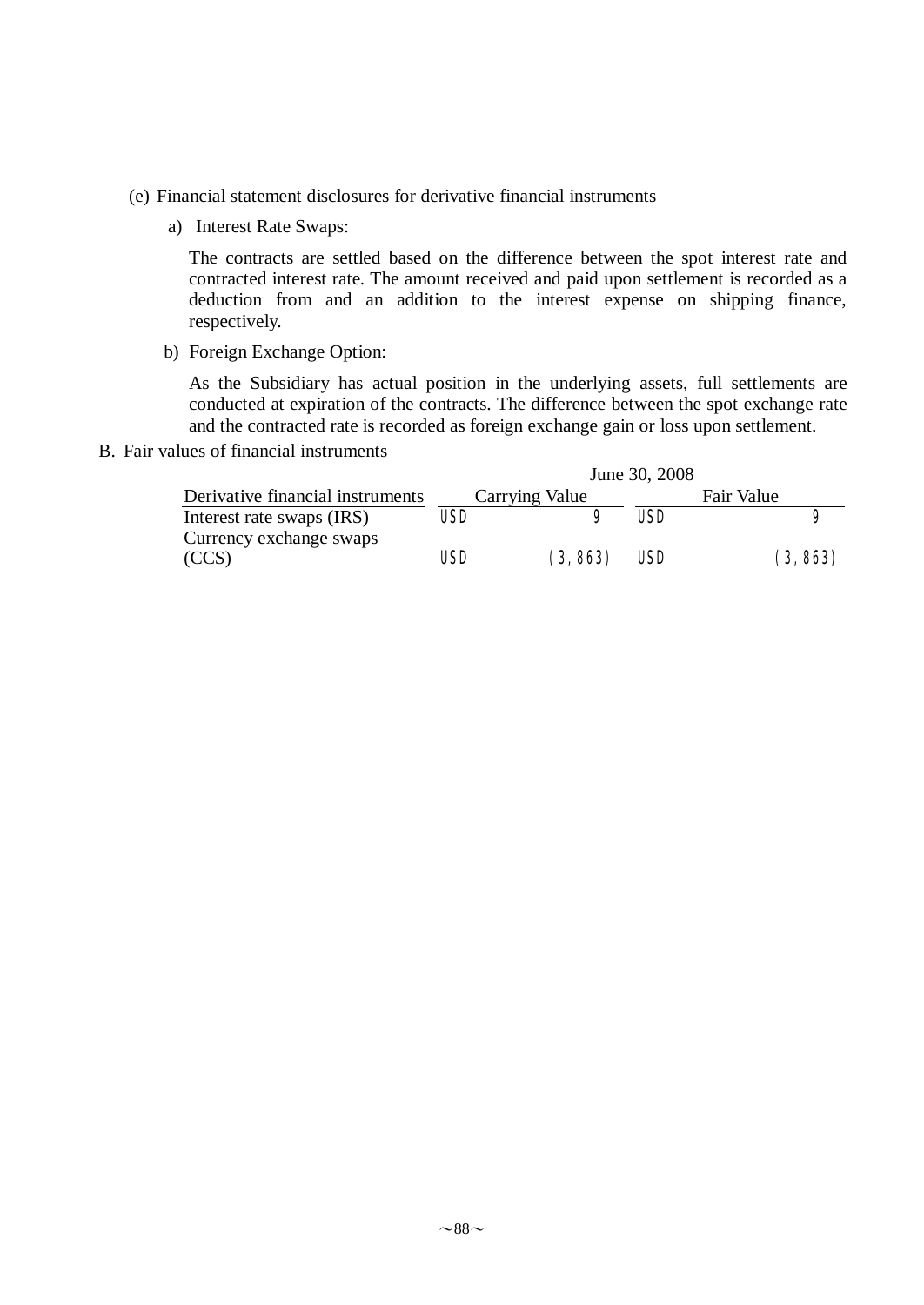(e) Financial statement disclosures for derivative financial instruments

a) Interest Rate Swaps:

The contracts are settled based on the difference between the spot interest rate and contracted interest rate. The amount received and paid upon settlement is recorded as a deduction from and an addition to the interest expense on shipping finance, respectively.

b) Foreign Exchange Option:

As the Subsidiary has actual position in the underlying assets, full settlements are conducted at expiration of the contracts. The difference between the spot exchange rate and the contracted rate is recorded as foreign exchange gain or loss upon settlement.

B. Fair values of financial instruments

| | June 30, 2008 | | | |
|---|---|---|---|---|
| Derivative financial instruments | Carrying Value | | Fair Value | |
| Interest rate swaps (IRS) | USD | 9 | USD | 9 |
| Currency exchange swaps (CCS) | USD | (3,863) | USD | (3,863) |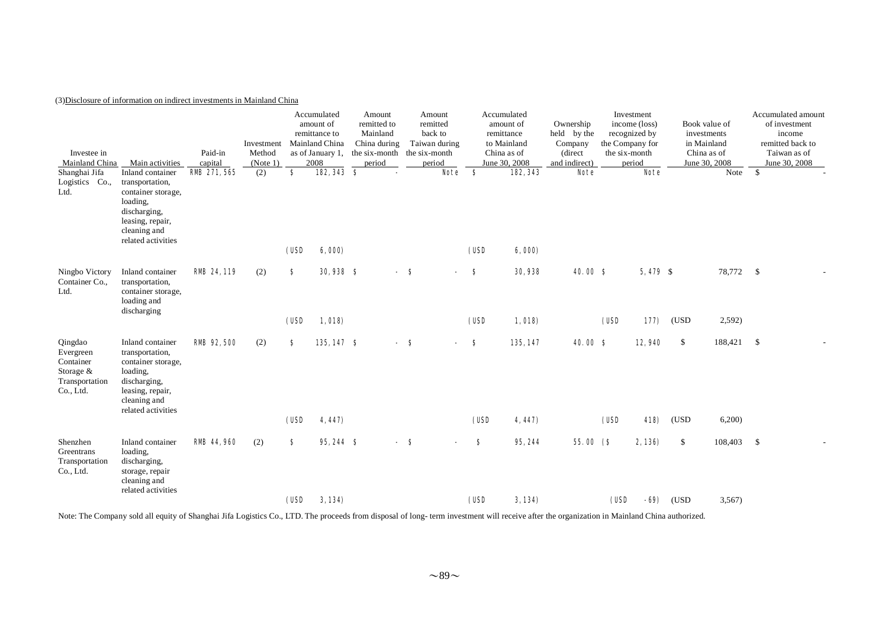(3)Disclosure of information on indirect investments in Mainland China

| Investee in Mainland China | Main activities | Paid-in capital | Investment Method (Note 1) | Accumulated amount of remittance to Mainland China as of January 1, 2008 | Amount remitted to Mainland China during the six-month period | Amount remitted back to Taiwan during the six-month period | Accumulated amount of remittance to Mainland China as of June 30, 2008 | Ownership held by the Company (direct and indirect) | Investment income (loss) recognized by the Company for the six-month period | Book value of investments in Mainland China as of June 30, 2008 | Accumulated amount of investment income remitted back to Taiwan as of June 30, 2008 |
|---|---|---|---|---|---|---|---|---|---|---|---|
| Shanghai Jifa Logistics Co., Ltd. | Inland container transportation, container storage, loading, discharging, leasing, repair, cleaning and related activities | RMB 271,565 | (2) | $ 182,343 | $ - | Note | $ 182,343 | Note | Note | Note | $ - |
| | | | | (USD 6,000) | | | (USD 6,000) | | | | |
| Ningbo Victory Container Co., Ltd. | Inland container transportation, container storage, loading and discharging | RMB 24,119 | (2) | $ 30,938 | $ - | $ - | $ 30,938 | 40.00 | $ 5,479 | $ 78,772 | $ - |
| | | | | (USD 1,018) | | | (USD 1,018) | | (USD 177) | (USD 2,592) | |
| Qingdao Evergreen Container Storage & Transportation Co., Ltd. | Inland container transportation, container storage, loading, discharging, leasing, repair, cleaning and related activities | RMB 92,500 | (2) | $ 135,147 | $ - | $ - | $ 135,147 | 40.00 | $ 12,940 | $ 188,421 | $ - |
| | | | | (USD 4,447) | | | (USD 4,447) | | (USD 418) | (USD 6,200) | |
| Shenzhen Greentrans Transportation Co., Ltd. | Inland container loading, discharging, storage, repair cleaning and related activities | RMB 44,960 | (2) | $ 95,244 | $ - | $ - | $ 95,244 | 55.00 | ($ 2,136) | $ 108,403 | $ - |
| | | | | (USD 3,134) | | | (USD 3,134) | | (USD -69) | (USD 3,567) | |

Note: The Company sold all equity of Shanghai Jifa Logistics Co., LTD. The proceeds from disposal of long- term investment will receive after the organization in Mainland China authorized.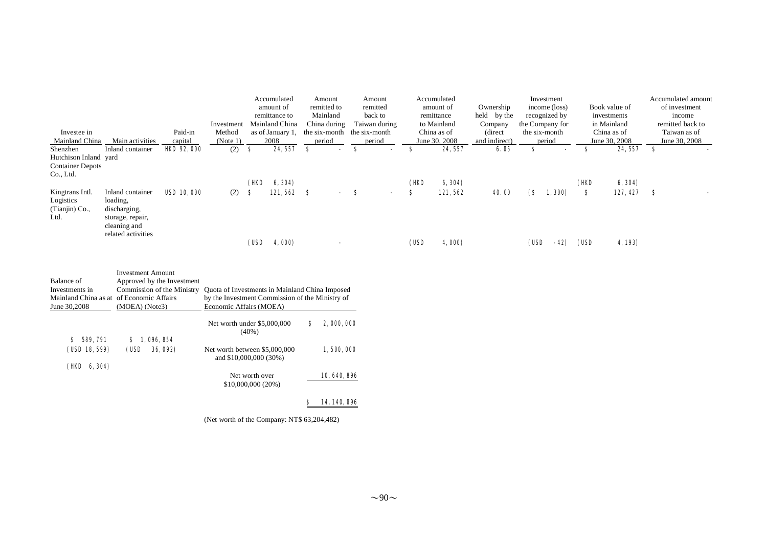| Investee in Mainland China | Main activities | Paid-in capital | Investment Method (Note 1) | Accumulated amount of remittance to Mainland China as of January 1, 2008 | Amount remitted to Mainland China during the six-month period | Amount remitted back to Taiwan during the six-month period | Accumulated amount of remittance to Mainland China as of June 30, 2008 | Ownership held by the Company (direct and indirect) | Investment income (loss) recognized by the Company for the six-month period | Book value of investments in Mainland China as of June 30, 2008 | Accumulated amount of investment income remitted back to Taiwan as of June 30, 2008 |
|---|---|---|---|---|---|---|---|---|---|---|---|
| Shenzhen Hutchison Inland Container Depots Co., Ltd. | Inland container yard | HKD 92,000 | (2) | $ 24,557 | $ - | $ - | $ 24,557 | 6.85 | $ - | $ 24,557 | $ - |
| | | | | (HKD 6,304) | | | (HKD 6,304) | | | (HKD 6,304) | |
| Kingtrans Intl. Logistics (Tianjin) Co., Ltd. | Inland container loading, discharging, storage, repair, cleaning and related activities | USD 10,000 | (2) | $ 121,562 | $ - | $ - | $ 121,562 | 40.00 | ($ 1,300) | $ 127,427 | $ - |
| | | | | (USD 4,000) | - | | (USD 4,000) | | (USD -42) | (USD 4,193) | |

| Balance of Investments in Mainland China as at June 30,2008 | Investment Amount Approved by the Investment Commission of the Ministry of Economic Affairs (MOEA) (Note3) | Quota of Investments in Mainland China Imposed by the Investment Commission of the Ministry of Economic Affairs (MOEA) | |
|---|---|---|---|
| | | Net worth under $5,000,000 (40%) | $ 2,000,000 |
| $ 589,791 | $ 1,096,854 | | |
| (USD 18,599) | (USD 36,092) | Net worth between $5,000,000 and $10,000,000 (30%) | 1,500,000 |
| (HKD 6,304) | | | |
| | | Net worth over $10,000,000 (20%) | 10,640,896 |
| | | | $ 14,140,896 |

(Net worth of the Company: NT$ 63,204,482)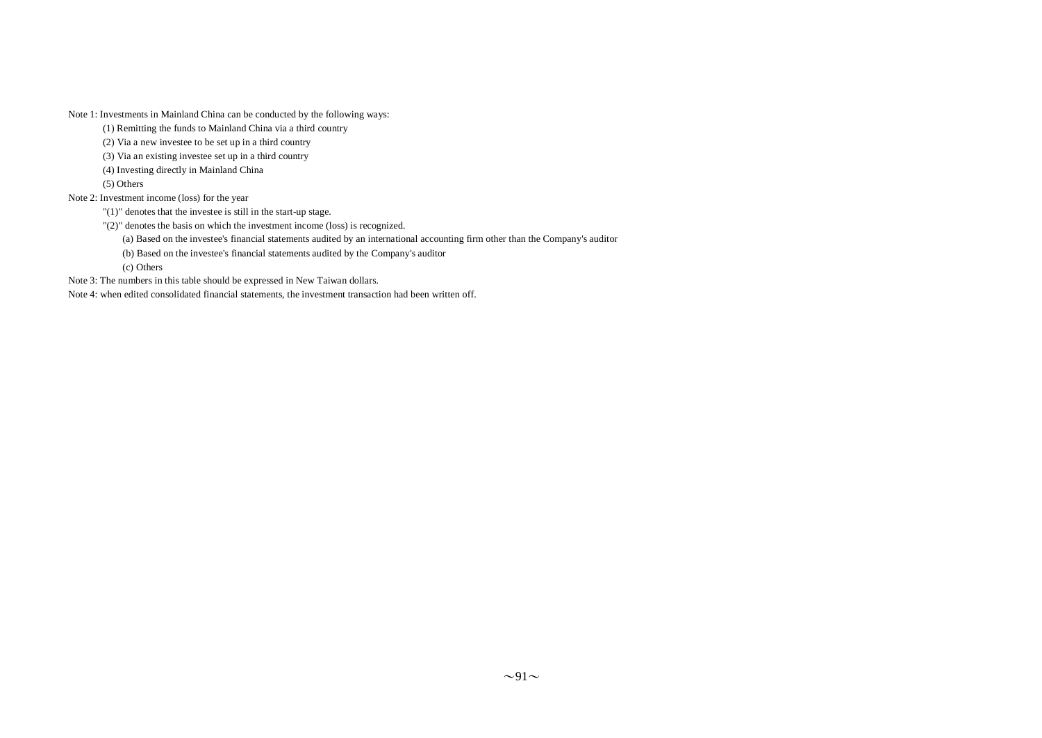Note 1: Investments in Mainland China can be conducted by the following ways:

(1) Remitting the funds to Mainland China via a third country

(2) Via a new investee to be set up in a third country

(3) Via an existing investee set up in a third country

(4) Investing directly in Mainland China

(5) Others

Note 2: Investment income (loss) for the year

"(1)" denotes that the investee is still in the start-up stage.

"(2)" denotes the basis on which the investment income (loss) is recognized.

(a) Based on the investee's financial statements audited by an international accounting firm other than the Company's auditor

(b) Based on the investee's financial statements audited by the Company's auditor

(c) Others

Note 3: The numbers in this table should be expressed in New Taiwan dollars.

Note 4: when edited consolidated financial statements, the investment transaction had been written off.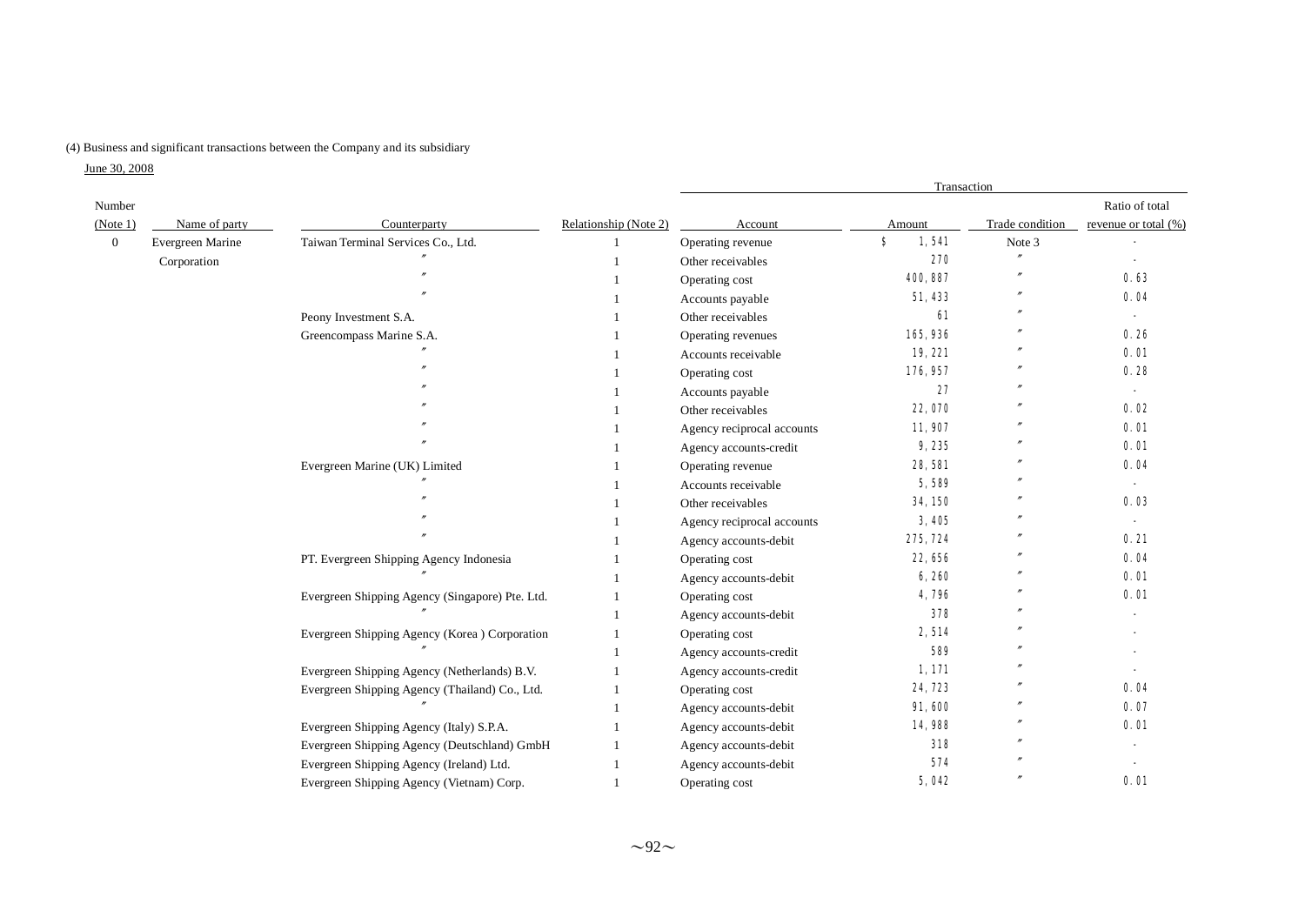(4) Business and significant transactions between the Company and its subsidiary

June 30, 2008

| Number (Note 1) | Name of party | Counterparty | Relationship (Note 2) | Transaction | | | |
|---|---|---|---|---|---|---|---|
| | | | | Account | Amount | Trade condition | Ratio of total revenue or total (%) |
| 0 | Evergreen Marine Corporation | Taiwan Terminal Services Co., Ltd. | 1 | Operating revenue | $ 1,541 | Note 3 | - |
| | | 〃 | 1 | Other receivables | 270 | 〃 | - |
| | | 〃 | 1 | Operating cost | 400,887 | 〃 | 0.63 |
| | | 〃 | 1 | Accounts payable | 51,433 | 〃 | 0.04 |
| | | Peony Investment S.A. | 1 | Other receivables | 61 | 〃 | - |
| | | Greencompass Marine S.A. | 1 | Operating revenues | 165,936 | 〃 | 0.26 |
| | | 〃 | 1 | Accounts receivable | 19,221 | 〃 | 0.01 |
| | | 〃 | 1 | Operating cost | 176,957 | 〃 | 0.28 |
| | | 〃 | 1 | Accounts payable | 27 | 〃 | - |
| | | 〃 | 1 | Other receivables | 22,070 | 〃 | 0.02 |
| | | 〃 | 1 | Agency reciprocal accounts | 11,907 | 〃 | 0.01 |
| | | 〃 | 1 | Agency accounts-credit | 9,235 | 〃 | 0.01 |
| | | Evergreen Marine (UK) Limited | 1 | Operating revenue | 28,581 | 〃 | 0.04 |
| | | 〃 | 1 | Accounts receivable | 5,589 | 〃 | - |
| | | 〃 | 1 | Other receivables | 34,150 | 〃 | 0.03 |
| | | 〃 | 1 | Agency reciprocal accounts | 3,405 | 〃 | - |
| | | 〃 | 1 | Agency accounts-debit | 275,724 | 〃 | 0.21 |
| | | PT. Evergreen Shipping Agency Indonesia | 1 | Operating cost | 22,656 | 〃 | 0.04 |
| | | 〃 | 1 | Agency accounts-debit | 6,260 | 〃 | 0.01 |
| | | Evergreen Shipping Agency (Singapore) Pte. Ltd. | 1 | Operating cost | 4,796 | 〃 | 0.01 |
| | | 〃 | 1 | Agency accounts-debit | 378 | 〃 | - |
| | | Evergreen Shipping Agency (Korea ) Corporation | 1 | Operating cost | 2,514 | 〃 | - |
| | | 〃 | 1 | Agency accounts-credit | 589 | 〃 | - |
| | | Evergreen Shipping Agency (Netherlands) B.V. | 1 | Agency accounts-credit | 1,171 | 〃 | - |
| | | Evergreen Shipping Agency (Thailand) Co., Ltd. | 1 | Operating cost | 24,723 | 〃 | 0.04 |
| | | 〃 | 1 | Agency accounts-debit | 91,600 | 〃 | 0.07 |
| | | Evergreen Shipping Agency (Italy) S.P.A. | 1 | Agency accounts-debit | 14,988 | 〃 | 0.01 |
| | | Evergreen Shipping Agency (Deutschland) GmbH | 1 | Agency accounts-debit | 318 | 〃 | - |
| | | Evergreen Shipping Agency (Ireland) Ltd. | 1 | Agency accounts-debit | 574 | 〃 | - |
| | | Evergreen Shipping Agency (Vietnam) Corp. | 1 | Operating cost | 5,042 | 〃 | 0.01 |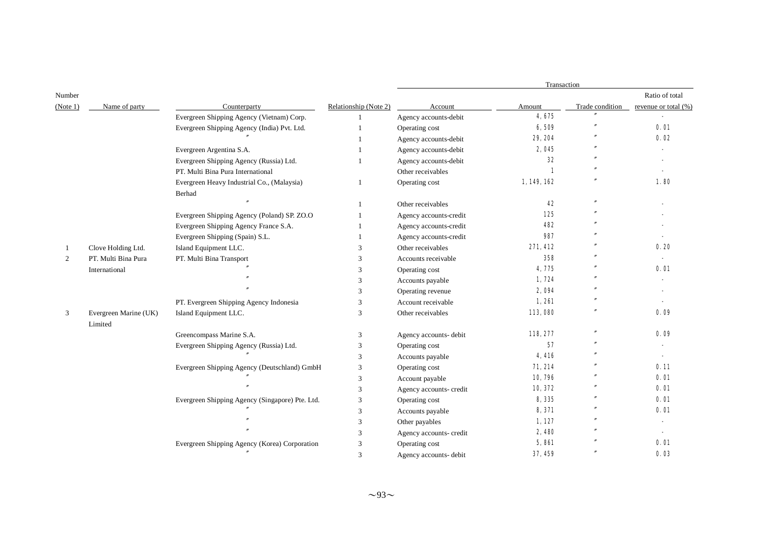| Number (Note 1) | Name of party | Counterparty | Relationship (Note 2) | Transaction | | | |
|---|---|---|---|---|---|---|---|
| | | | | Account | Amount | Trade condition | Ratio of total revenue or total (%) |
| | | Evergreen Shipping Agency (Vietnam) Corp. | 1 | Agency accounts-debit | 4,675 | 〃 | - |
| | | Evergreen Shipping Agency (India) Pvt. Ltd. | 1 | Operating cost | 6,509 | 〃 | 0.01 |
| | | 〃 | 1 | Agency accounts-debit | 29,204 | 〃 | 0.02 |
| | | Evergreen Argentina S.A. | 1 | Agency accounts-debit | 2,045 | 〃 | - |
| | | Evergreen Shipping Agency (Russia) Ltd. | 1 | Agency accounts-debit | 32 | 〃 | - |
| | | PT. Multi Bina Pura International | | Other receivables | 1 | 〃 | - |
| | | Evergreen Heavy Industrial Co., (Malaysia) Berhad | 1 | Operating cost | 1,149,162 | 〃 | 1.80 |
| | | 〃 | 1 | Other receivables | 42 | 〃 | - |
| | | Evergreen Shipping Agency (Poland) SP. ZO.O | 1 | Agency accounts-credit | 125 | 〃 | - |
| | | Evergreen Shipping Agency France S.A. | 1 | Agency accounts-credit | 482 | 〃 | - |
| | | Evergreen Shipping (Spain) S.L. | 1 | Agency accounts-credit | 987 | 〃 | - |
| 1 | Clove Holding Ltd. | Island Equipment LLC. | 3 | Other receivables | 271,412 | 〃 | 0.20 |
| 2 | PT. Multi Bina Pura International | PT. Multi Bina Transport | 3 | Accounts receivable | 358 | 〃 | - |
| | | 〃 | 3 | Operating cost | 4,775 | 〃 | 0.01 |
| | | 〃 | 3 | Accounts payable | 1,724 | 〃 | - |
| | | 〃 | 3 | Operating revenue | 2,094 | 〃 | - |
| | | PT. Evergreen Shipping Agency Indonesia | 3 | Account receivable | 1,261 | 〃 | - |
| 3 | Evergreen Marine (UK) Limited | Island Equipment LLC. | 3 | Other receivables | 113,080 | 〃 | 0.09 |
| | | Greencompass Marine S.A. | 3 | Agency accounts- debit | 118,277 | 〃 | 0.09 |
| | | Evergreen Shipping Agency (Russia) Ltd. | 3 | Operating cost | 57 | 〃 | - |
| | | 〃 | 3 | Accounts payable | 4,416 | 〃 | - |
| | | Evergreen Shipping Agency (Deutschland) GmbH | 3 | Operating cost | 71,214 | 〃 | 0.11 |
| | | 〃 | 3 | Account payable | 10,796 | 〃 | 0.01 |
| | | 〃 | 3 | Agency accounts- credit | 10,372 | 〃 | 0.01 |
| | | Evergreen Shipping Agency (Singapore) Pte. Ltd. | 3 | Operating cost | 8,335 | 〃 | 0.01 |
| | | 〃 | 3 | Accounts payable | 8,371 | 〃 | 0.01 |
| | | 〃 | 3 | Other payables | 1,127 | 〃 | - |
| | | 〃 | 3 | Agency accounts- credit | 2,480 | 〃 | - |
| | | Evergreen Shipping Agency (Korea) Corporation | 3 | Operating cost | 5,861 | 〃 | 0.01 |
| | | 〃 | 3 | Agency accounts- debit | 37,459 | 〃 | 0.03 |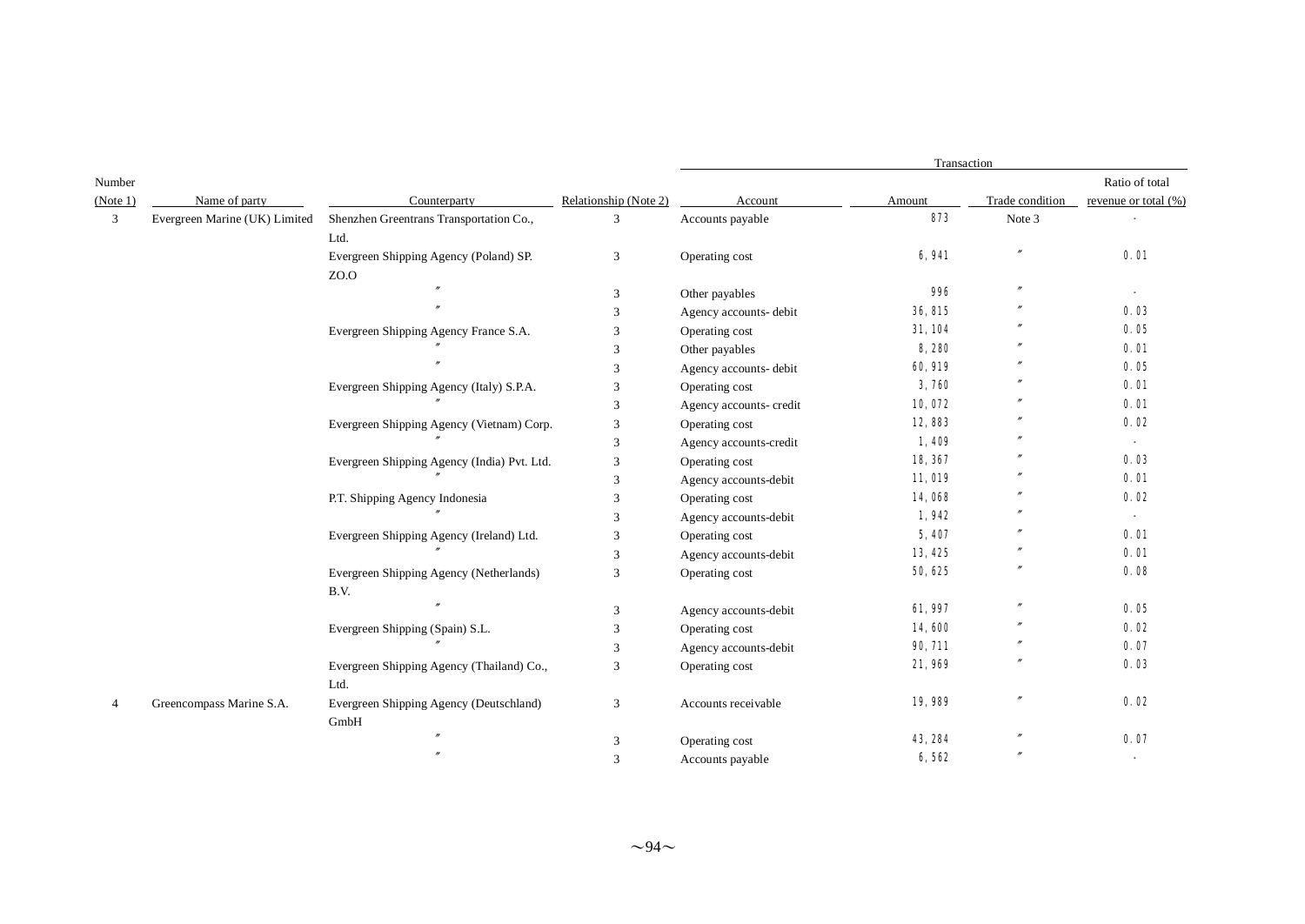| Number (Note 1) | Name of party | Counterparty | Relationship (Note 2) | Transaction | | | |
|---|---|---|---|---|---|---|---|
| | | | | Account | Amount | Trade condition | Ratio of total revenue or total (%) |
| 3 | Evergreen Marine (UK) Limited | Shenzhen Greentrans Transportation Co., Ltd. | 3 | Accounts payable | 873 | Note 3 | - |
| | | Evergreen Shipping Agency (Poland) SP. ZO.O | 3 | Operating cost | 6,941 | 〃 | 0.01 |
| | | 〃 | 3 | Other payables | 996 | 〃 | - |
| | | 〃 | 3 | Agency accounts- debit | 36,815 | 〃 | 0.03 |
| | | Evergreen Shipping Agency France S.A. | 3 | Operating cost | 31,104 | 〃 | 0.05 |
| | | 〃 | 3 | Other payables | 8,280 | 〃 | 0.01 |
| | | 〃 | 3 | Agency accounts- debit | 60,919 | 〃 | 0.05 |
| | | Evergreen Shipping Agency (Italy) S.P.A. | 3 | Operating cost | 3,760 | 〃 | 0.01 |
| | | 〃 | 3 | Agency accounts- credit | 10,072 | 〃 | 0.01 |
| | | Evergreen Shipping Agency (Vietnam) Corp. | 3 | Operating cost | 12,883 | 〃 | 0.02 |
| | | 〃 | 3 | Agency accounts-credit | 1,409 | 〃 | - |
| | | Evergreen Shipping Agency (India) Pvt. Ltd. | 3 | Operating cost | 18,367 | 〃 | 0.03 |
| | | 〃 | 3 | Agency accounts-debit | 11,019 | 〃 | 0.01 |
| | | P.T. Shipping Agency Indonesia | 3 | Operating cost | 14,068 | 〃 | 0.02 |
| | | 〃 | 3 | Agency accounts-debit | 1,942 | 〃 | - |
| | | Evergreen Shipping Agency (Ireland) Ltd. | 3 | Operating cost | 5,407 | 〃 | 0.01 |
| | | 〃 | 3 | Agency accounts-debit | 13,425 | 〃 | 0.01 |
| | | Evergreen Shipping Agency (Netherlands) B.V. | 3 | Operating cost | 50,625 | 〃 | 0.08 |
| | | 〃 | 3 | Agency accounts-debit | 61,997 | 〃 | 0.05 |
| | | Evergreen Shipping (Spain) S.L. | 3 | Operating cost | 14,600 | 〃 | 0.02 |
| | | 〃 | 3 | Agency accounts-debit | 90,711 | 〃 | 0.07 |
| | | Evergreen Shipping Agency (Thailand) Co., Ltd. | 3 | Operating cost | 21,969 | 〃 | 0.03 |
| 4 | Greencompass Marine S.A. | Evergreen Shipping Agency (Deutschland) GmbH | 3 | Accounts receivable | 19,989 | 〃 | 0.02 |
| | | 〃 | 3 | Operating cost | 43,284 | 〃 | 0.07 |
| | | 〃 | 3 | Accounts payable | 6,562 | 〃 | - |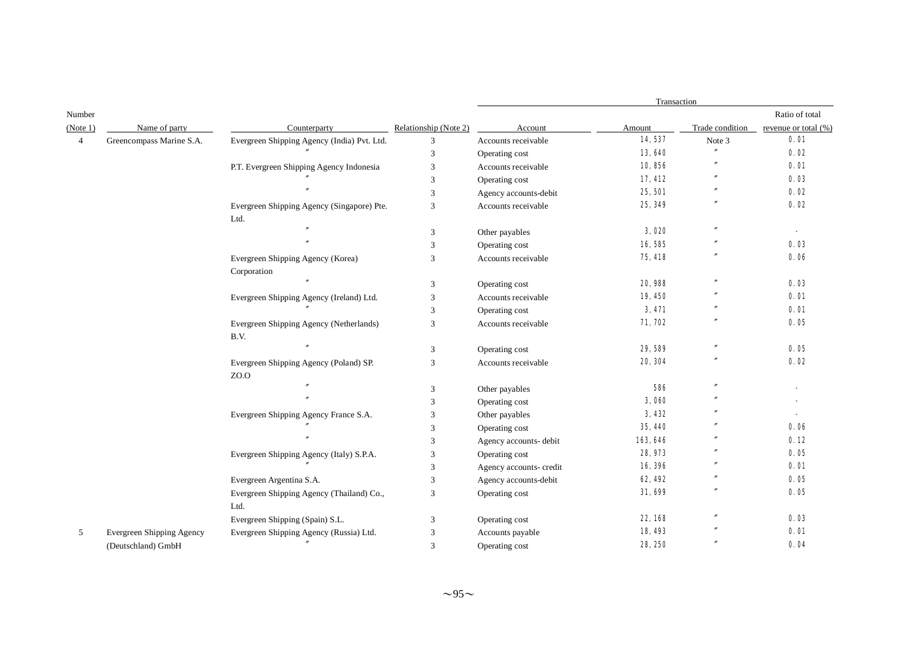| Number (Note 1) | Name of party | Counterparty | Relationship (Note 2) | Transaction | | | |
|---|---|---|---|---|---|---|---|
| | | | | Account | Amount | Trade condition | Ratio of total revenue or total (%) |
| 4 | Greencompass Marine S.A. | Evergreen Shipping Agency (India) Pvt. Ltd. | 3 | Accounts receivable | 14,537 | Note 3 | 0.01 |
| | | 〃 | 3 | Operating cost | 13,640 | 〃 | 0.02 |
| | | P.T. Evergreen Shipping Agency Indonesia | 3 | Accounts receivable | 10,856 | 〃 | 0.01 |
| | | 〃 | 3 | Operating cost | 17,412 | 〃 | 0.03 |
| | | 〃 | 3 | Agency accounts-debit | 25,501 | 〃 | 0.02 |
| | | Evergreen Shipping Agency (Singapore) Pte. Ltd. | 3 | Accounts receivable | 25,349 | 〃 | 0.02 |
| | | 〃 | 3 | Other payables | 3,020 | 〃 | - |
| | | 〃 | 3 | Operating cost | 16,585 | 〃 | 0.03 |
| | | Evergreen Shipping Agency (Korea) Corporation | 3 | Accounts receivable | 75,418 | 〃 | 0.06 |
| | | 〃 | 3 | Operating cost | 20,988 | 〃 | 0.03 |
| | | Evergreen Shipping Agency (Ireland) Ltd. | 3 | Accounts receivable | 19,450 | 〃 | 0.01 |
| | | 〃 | 3 | Operating cost | 3,471 | 〃 | 0.01 |
| | | Evergreen Shipping Agency (Netherlands) B.V. | 3 | Accounts receivable | 71,702 | 〃 | 0.05 |
| | | 〃 | 3 | Operating cost | 29,589 | 〃 | 0.05 |
| | | Evergreen Shipping Agency (Poland) SP. ZO.O | 3 | Accounts receivable | 20,304 | 〃 | 0.02 |
| | | 〃 | 3 | Other payables | 586 | 〃 | - |
| | | 〃 | 3 | Operating cost | 3,060 | 〃 | - |
| | | Evergreen Shipping Agency France S.A. | 3 | Other payables | 3,432 | 〃 | - |
| | | 〃 | 3 | Operating cost | 35,440 | 〃 | 0.06 |
| | | 〃 | 3 | Agency accounts- debit | 163,646 | 〃 | 0.12 |
| | | Evergreen Shipping Agency (Italy) S.P.A. | 3 | Operating cost | 28,973 | 〃 | 0.05 |
| | | 〃 | 3 | Agency accounts- credit | 16,396 | 〃 | 0.01 |
| | | Evergreen Argentina S.A. | 3 | Agency accounts-debit | 62,492 | 〃 | 0.05 |
| | | Evergreen Shipping Agency (Thailand) Co., Ltd. | 3 | Operating cost | 31,699 | 〃 | 0.05 |
| | | Evergreen Shipping (Spain) S.L. | 3 | Operating cost | 22,168 | 〃 | 0.03 |
| 5 | Evergreen Shipping Agency (Deutschland) GmbH | Evergreen Shipping Agency (Russia) Ltd. | 3 | Accounts payable | 18,493 | 〃 | 0.01 |
| | | 〃 | 3 | Operating cost | 28,250 | 〃 | 0.04 |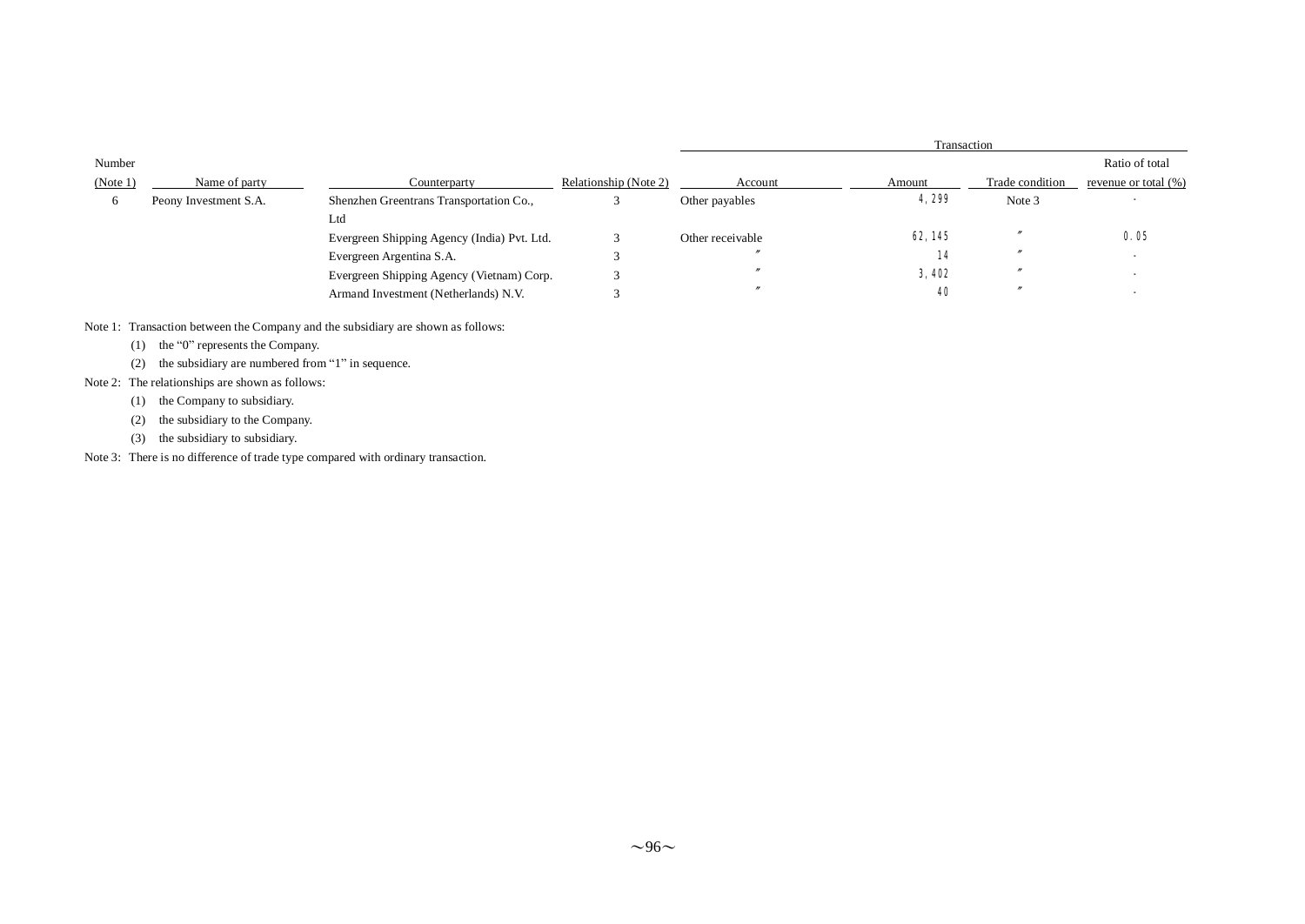| Number (Note 1) | Name of party | Counterparty | Relationship (Note 2) | Transaction | | | |
|---|---|---|---|---|---|---|---|
| | | | | Account | Amount | Trade condition | Ratio of total revenue or total (%) |
| 6 | Peony Investment S.A. | Shenzhen Greentrans Transportation Co., Ltd | 3 | Other payables | 4,299 | Note 3 | - |
| | | Evergreen Shipping Agency (India) Pvt. Ltd. | 3 | Other receivable | 62,145 | 〃 | 0.05 |
| | | Evergreen Argentina S.A. | 3 | 〃 | 14 | 〃 | - |
| | | Evergreen Shipping Agency (Vietnam) Corp. | 3 | 〃 | 3,402 | 〃 | - |
| | | Armand Investment (Netherlands) N.V. | 3 | 〃 | 40 | 〃 | - |

Note 1: Transaction between the Company and the subsidiary are shown as follows:

(1) the "0" represents the Company.

(2) the subsidiary are numbered from "1" in sequence.

Note 2: The relationships are shown as follows:

(1) the Company to subsidiary.

(2) the subsidiary to the Company.

(3) the subsidiary to subsidiary.

Note 3: There is no difference of trade type compared with ordinary transaction.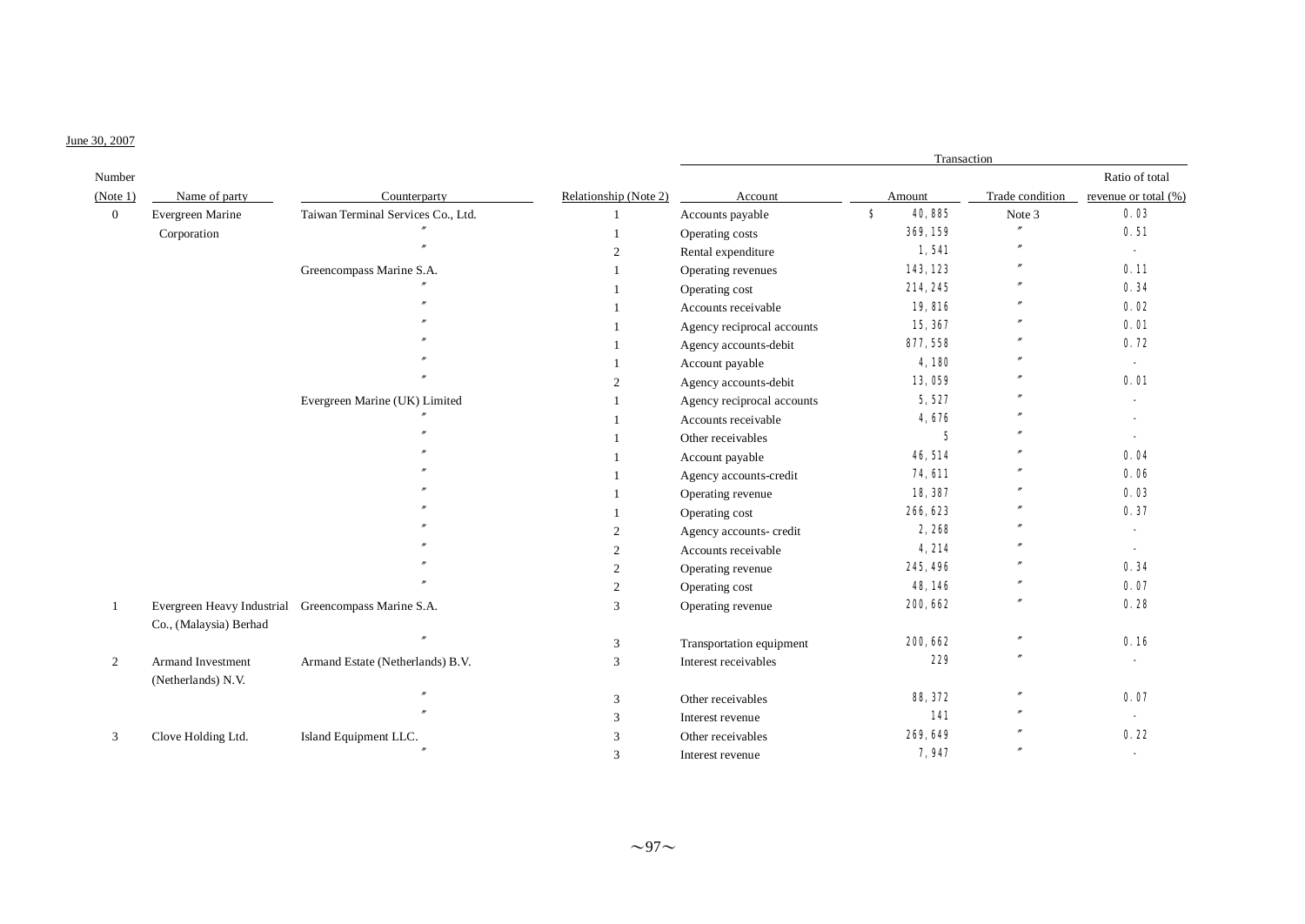June 30, 2007

| Number (Note 1) | Name of party | Counterparty | Relationship (Note 2) | Transaction | | | |
|---|---|---|---|---|---|---|---|
| | | | | Account | Amount | Trade condition | Ratio of total revenue or total (%) |
| 0 | Evergreen Marine Corporation | Taiwan Terminal Services Co., Ltd. | 1 | Accounts payable | $ 40,885 | Note 3 | 0.03 |
| | | 〃 | 1 | Operating costs | 369,159 | 〃 | 0.51 |
| | | 〃 | 2 | Rental expenditure | 1,541 | 〃 | - |
| | | Greencompass Marine S.A. | 1 | Operating revenues | 143,123 | 〃 | 0.11 |
| | | 〃 | 1 | Operating cost | 214,245 | 〃 | 0.34 |
| | | 〃 | 1 | Accounts receivable | 19,816 | 〃 | 0.02 |
| | | 〃 | 1 | Agency reciprocal accounts | 15,367 | 〃 | 0.01 |
| | | 〃 | 1 | Agency accounts-debit | 877,558 | 〃 | 0.72 |
| | | 〃 | 1 | Account payable | 4,180 | 〃 | - |
| | | 〃 | 2 | Agency accounts-debit | 13,059 | 〃 | 0.01 |
| | | Evergreen Marine (UK) Limited | 1 | Agency reciprocal accounts | 5,527 | 〃 | - |
| | | 〃 | 1 | Accounts receivable | 4,676 | 〃 | - |
| | | 〃 | 1 | Other receivables | 5 | 〃 | - |
| | | 〃 | 1 | Account payable | 46,514 | 〃 | 0.04 |
| | | 〃 | 1 | Agency accounts-credit | 74,611 | 〃 | 0.06 |
| | | 〃 | 1 | Operating revenue | 18,387 | 〃 | 0.03 |
| | | 〃 | 1 | Operating cost | 266,623 | 〃 | 0.37 |
| | | 〃 | 2 | Agency accounts- credit | 2,268 | 〃 | - |
| | | 〃 | 2 | Accounts receivable | 4,214 | 〃 | - |
| | | 〃 | 2 | Operating revenue | 245,496 | 〃 | 0.34 |
| | | 〃 | 2 | Operating cost | 48,146 | 〃 | 0.07 |
| 1 | Evergreen Heavy Industrial Co., (Malaysia) Berhad | Greencompass Marine S.A. | 3 | Operating revenue | 200,662 | 〃 | 0.28 |
| | | 〃 | 3 | Transportation equipment | 200,662 | 〃 | 0.16 |
| 2 | Armand Investment (Netherlands) N.V. | Armand Estate (Netherlands) B.V. | 3 | Interest receivables | 229 | 〃 | - |
| | | 〃 | 3 | Other receivables | 88,372 | 〃 | 0.07 |
| | | 〃 | 3 | Interest revenue | 141 | 〃 | - |
| 3 | Clove Holding Ltd. | Island Equipment LLC. | 3 | Other receivables | 269,649 | 〃 | 0.22 |
| | | 〃 | 3 | Interest revenue | 7,947 | 〃 | - |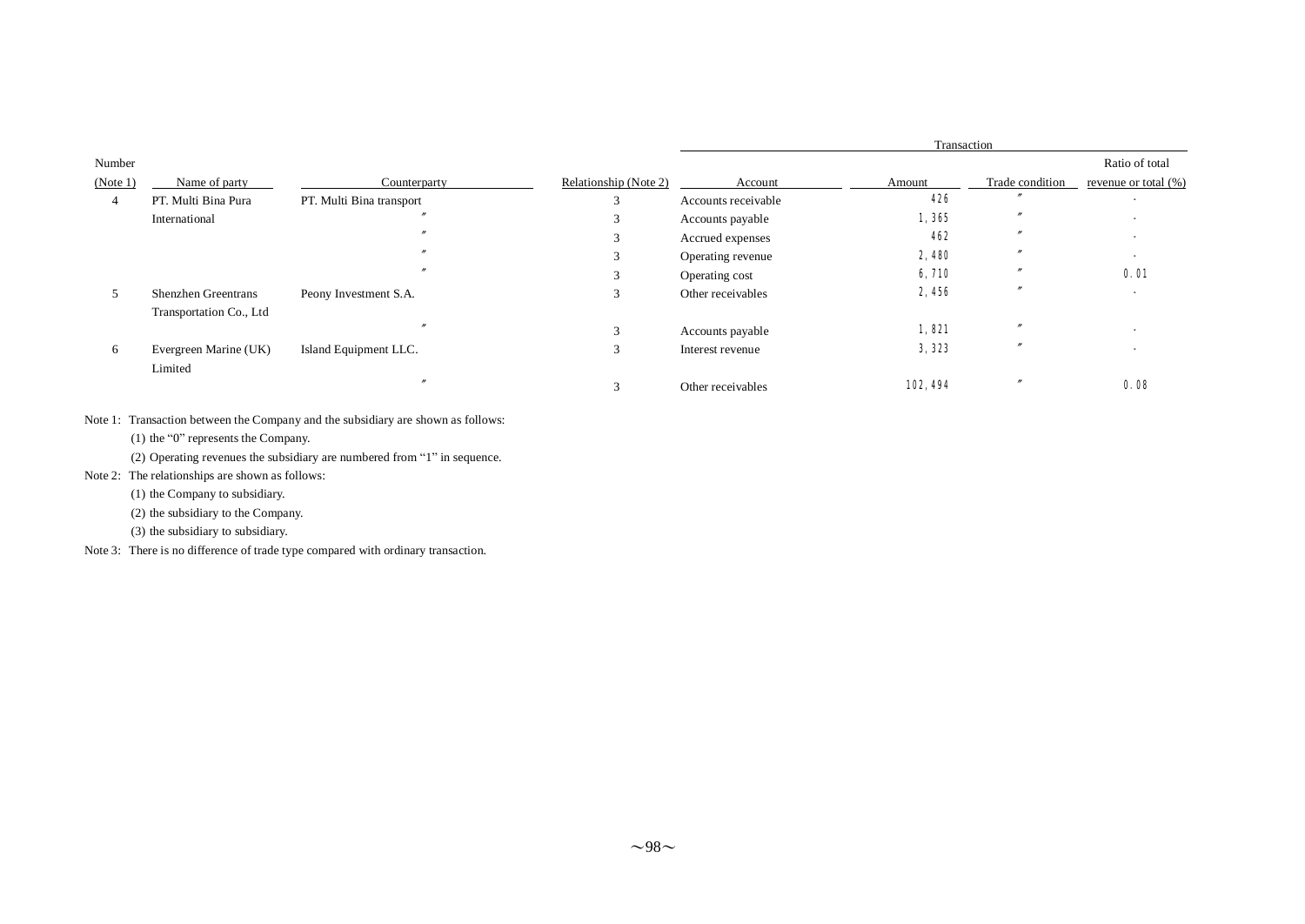| Number (Note 1) | Name of party | Counterparty | Relationship (Note 2) | Transaction | | | |
|---|---|---|---|---|---|---|---|
| | | | | Account | Amount | Trade condition | Ratio of total revenue or total (%) |
| 4 | PT. Multi Bina Pura International | PT. Multi Bina transport | 3 | Accounts receivable | 426 | 〃 | - |
| | | 〃 | 3 | Accounts payable | 1,365 | 〃 | - |
| | | 〃 | 3 | Accrued expenses | 462 | 〃 | - |
| | | 〃 | 3 | Operating revenue | 2,480 | 〃 | - |
| | | 〃 | 3 | Operating cost | 6,710 | 〃 | 0.01 |
| 5 | Shenzhen Greentrans Transportation Co., Ltd | Peony Investment S.A. | 3 | Other receivables | 2,456 | 〃 | - |
| | | 〃 | 3 | Accounts payable | 1,821 | 〃 | - |
| 6 | Evergreen Marine (UK) Limited | Island Equipment LLC. | 3 | Interest revenue | 3,323 | 〃 | - |
| | | 〃 | 3 | Other receivables | 102,494 | 〃 | 0.08 |

Note 1: Transaction between the Company and the subsidiary are shown as follows:

(1) the "0" represents the Company.

(2) Operating revenues the subsidiary are numbered from "1" in sequence.

Note 2: The relationships are shown as follows:

(1) the Company to subsidiary.

(2) the subsidiary to the Company.

(3) the subsidiary to subsidiary.

Note 3: There is no difference of trade type compared with ordinary transaction.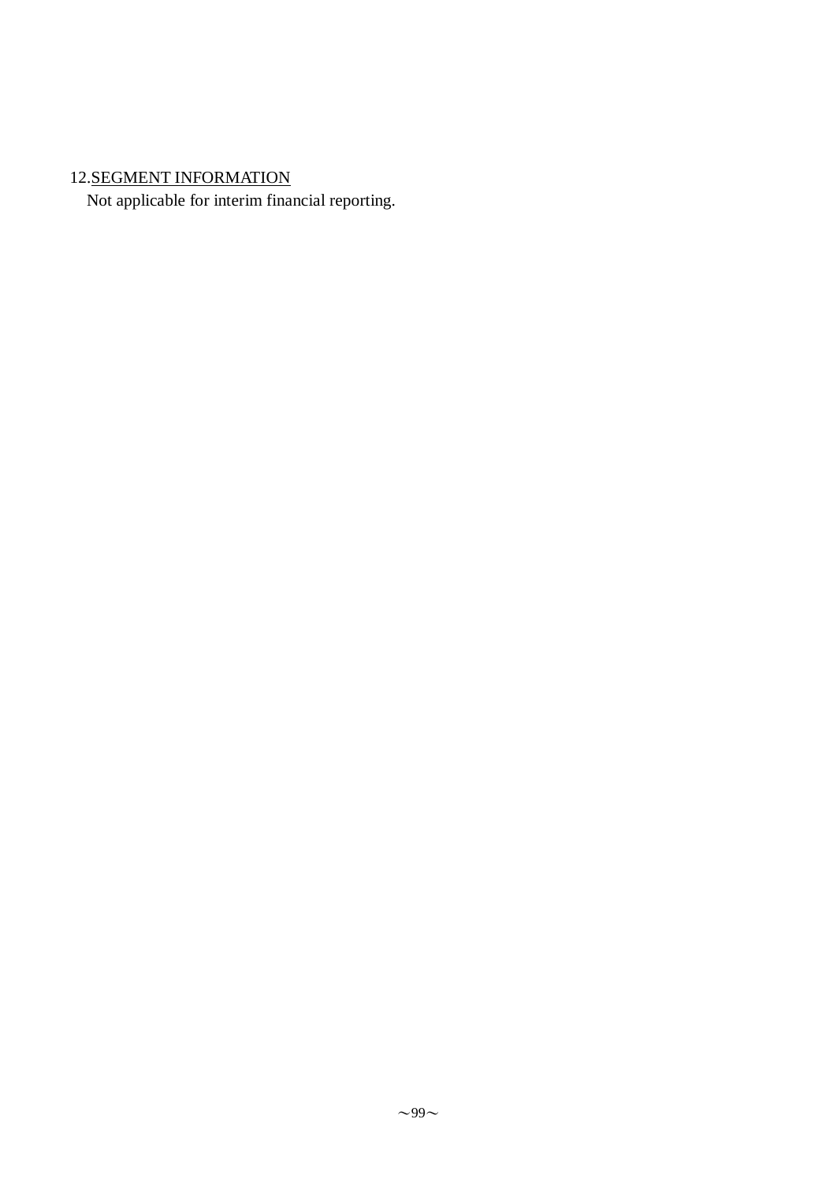12.<u>SEGMENT INFORMATION</u>

Not applicable for interim financial reporting.